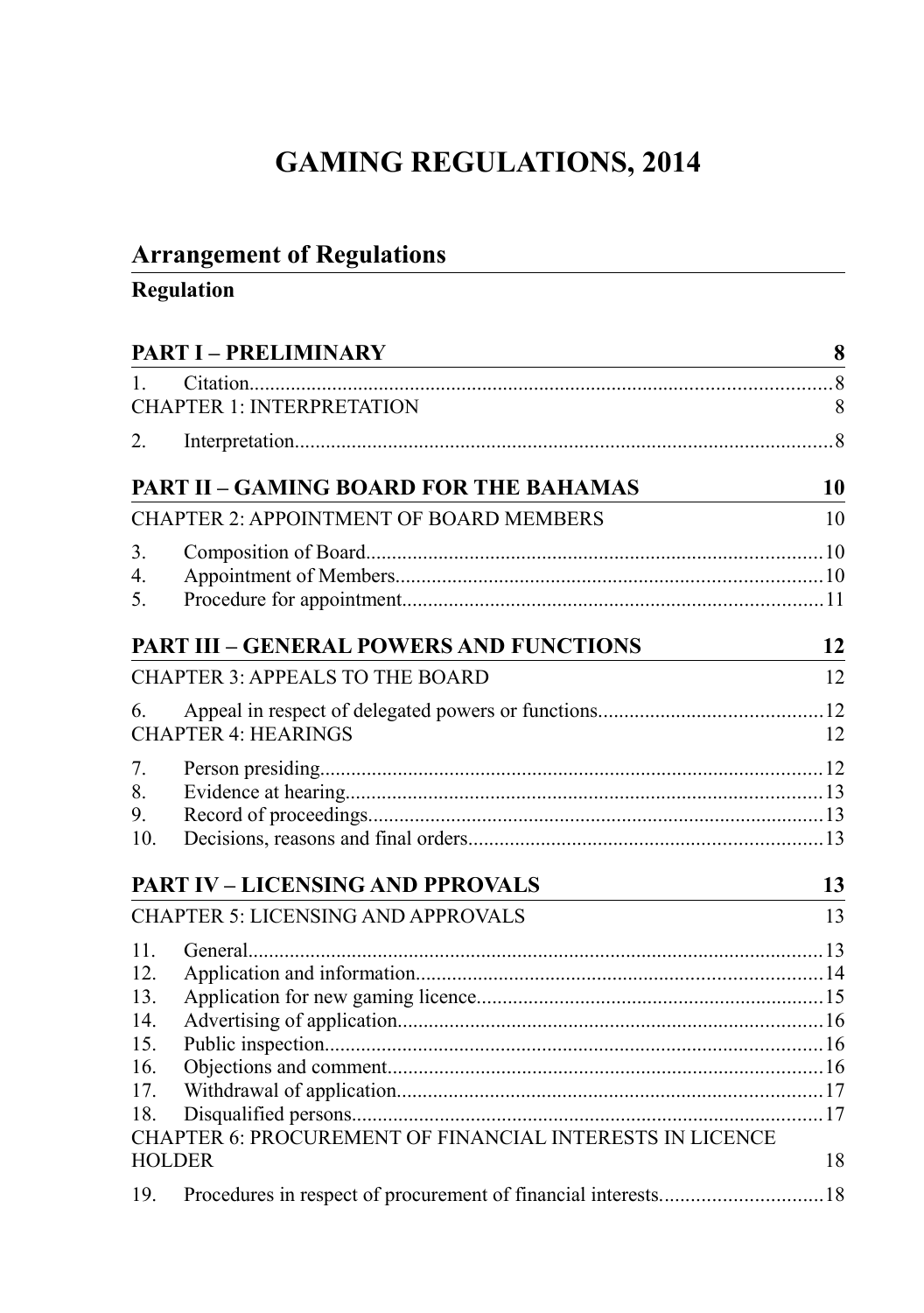# GAMING REGULATIONS, 2014

## Arrangement of Regulations

**Regulation**

**PART I – PRELIMINARY** 8

1. Citation 8

CHAPTER 1: INTERPRETATION 8

2. Interpretation 8

**PART II – GAMING BOARD FOR THE BAHAMAS** 10

CHAPTER 2: APPOINTMENT OF BOARD MEMBERS 10

3. Composition of Board 10
4. Appointment of Members 10
5. Procedure for appointment 11

**PART III – GENERAL POWERS AND FUNCTIONS** 12

CHAPTER 3: APPEALS TO THE BOARD 12

6. Appeal in respect of delegated powers or functions 12

CHAPTER 4: HEARINGS 12

7. Person presiding 12
8. Evidence at hearing 13
9. Record of proceedings 13
10. Decisions, reasons and final orders 13

**PART IV – LICENSING AND PPROVALS** 13

CHAPTER 5: LICENSING AND APPROVALS 13

11. General 13
12. Application and information 14
13. Application for new gaming licence 15
14. Advertising of application 16
15. Public inspection 16
16. Objections and comment 16
17. Withdrawal of application 17
18. Disqualified persons 17

CHAPTER 6: PROCUREMENT OF FINANCIAL INTERESTS IN LICENCE HOLDER 18

19. Procedures in respect of procurement of financial interests 18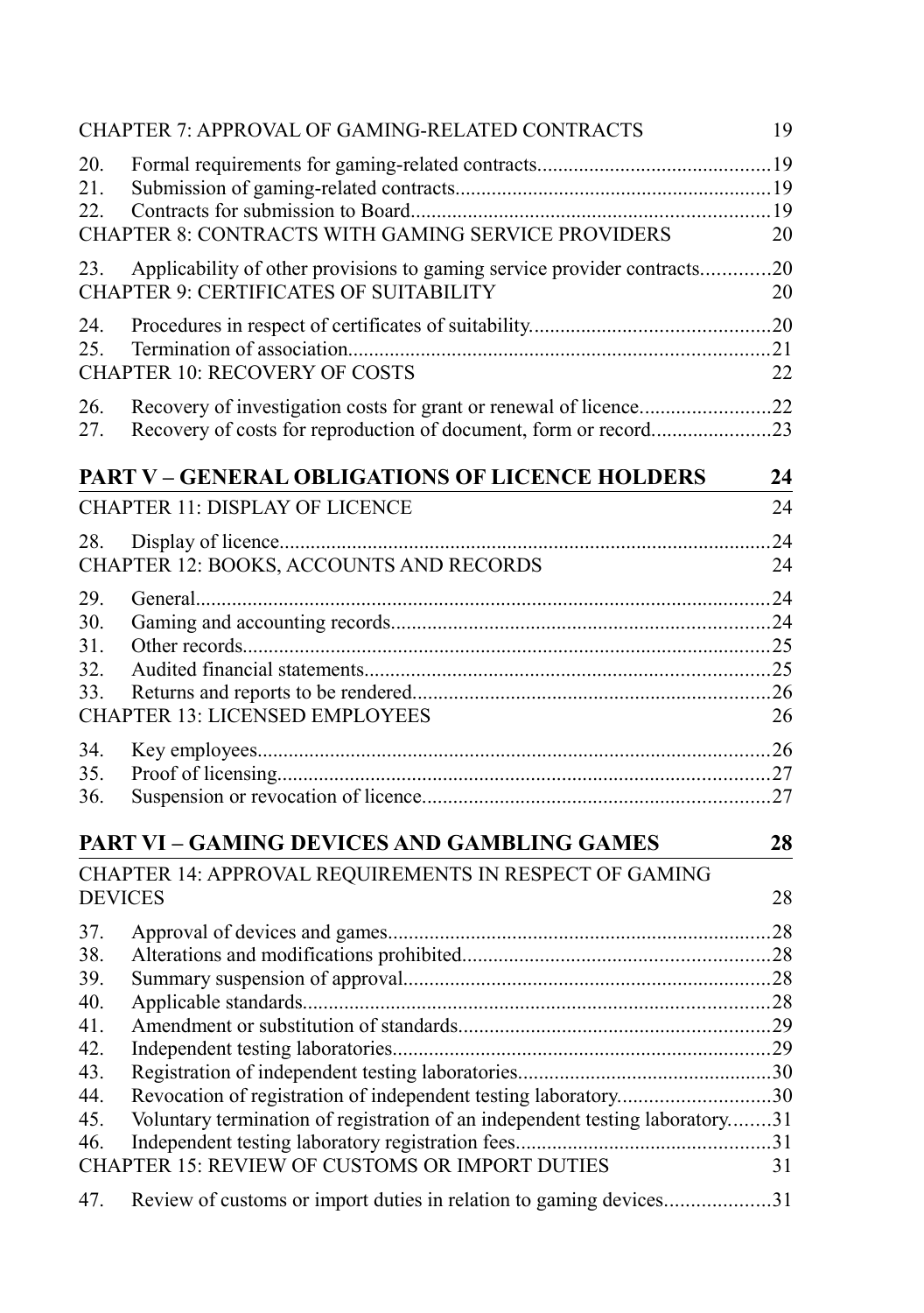CHAPTER 7: APPROVAL OF GAMING-RELATED CONTRACTS 19

20. Formal requirements for gaming-related contracts....19
21. Submission of gaming-related contracts....19
22. Contracts for submission to Board....19

CHAPTER 8: CONTRACTS WITH GAMING SERVICE PROVIDERS 20

23. Applicability of other provisions to gaming service provider contracts....20

CHAPTER 9: CERTIFICATES OF SUITABILITY 20

24. Procedures in respect of certificates of suitability....20
25. Termination of association....21

CHAPTER 10: RECOVERY OF COSTS 22

26. Recovery of investigation costs for grant or renewal of licence....22
27. Recovery of costs for reproduction of document, form or record....23

## PART V – GENERAL OBLIGATIONS OF LICENCE HOLDERS 24

CHAPTER 11: DISPLAY OF LICENCE 24

28. Display of licence....24

CHAPTER 12: BOOKS, ACCOUNTS AND RECORDS 24

29. General....24
30. Gaming and accounting records....24
31. Other records....25
32. Audited financial statements....25
33. Returns and reports to be rendered....26

CHAPTER 13: LICENSED EMPLOYEES 26

34. Key employees....26
35. Proof of licensing....27
36. Suspension or revocation of licence....27

## PART VI – GAMING DEVICES AND GAMBLING GAMES 28

CHAPTER 14: APPROVAL REQUIREMENTS IN RESPECT OF GAMING DEVICES 28

37. Approval of devices and games....28
38. Alterations and modifications prohibited....28
39. Summary suspension of approval....28
40. Applicable standards....28
41. Amendment or substitution of standards....29
42. Independent testing laboratories....29
43. Registration of independent testing laboratories....30
44. Revocation of registration of independent testing laboratory....30
45. Voluntary termination of registration of an independent testing laboratory....31
46. Independent testing laboratory registration fees....31

CHAPTER 15: REVIEW OF CUSTOMS OR IMPORT DUTIES 31

47. Review of customs or import duties in relation to gaming devices....31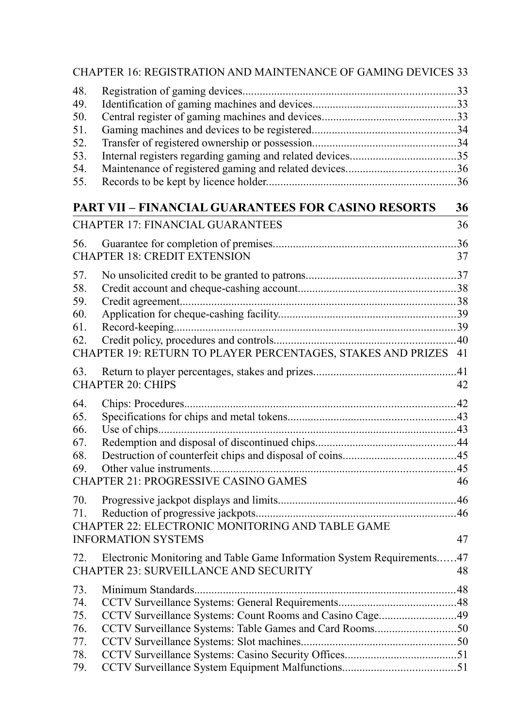CHAPTER 16: REGISTRATION AND MAINTENANCE OF GAMING DEVICES 33

48. Registration of gaming devices.........................................................................33
49. Identification of gaming machines and devices..................................................33
50. Central register of gaming machines and devices...............................................33
51. Gaming machines and devices to be registered..................................................34
52. Transfer of registered ownership or possession..................................................34
53. Internal registers regarding gaming and related devices.....................................35
54. Maintenance of registered gaming and related devices.......................................36
55. Records to be kept by licence holder.................................................................36

**PART VII – FINANCIAL GUARANTEES FOR CASINO RESORTS 36**

CHAPTER 17: FINANCIAL GUARANTEES 36

56. Guarantee for completion of premises...............................................................36

CHAPTER 18: CREDIT EXTENSION 37

57. No unsolicited credit to be granted to patrons....................................................37
58. Credit account and cheque-cashing account.......................................................38
59. Credit agreement.................................................................................................38
60. Application for cheque-cashing facility..............................................................39
61. Record-keeping...................................................................................................39
62. Credit policy, procedures and controls...............................................................40

CHAPTER 19: RETURN TO PLAYER PERCENTAGES, STAKES AND PRIZES 41

63. Return to player percentages, stakes and prizes.................................................41

CHAPTER 20: CHIPS 42

64. Chips: Procedures...............................................................................................42
65. Specifications for chips and metal tokens..........................................................43
66. Use of chips........................................................................................................43
67. Redemption and disposal of discontinued chips.................................................44
68. Destruction of counterfeit chips and disposal of coins.......................................45
69. Other value instruments.....................................................................................45

CHAPTER 21: PROGRESSIVE CASINO GAMES 46

70. Progressive jackpot displays and limits..............................................................46
71. Reduction of progressive jackpots......................................................................46

CHAPTER 22: ELECTRONIC MONITORING AND TABLE GAME INFORMATION SYSTEMS 47

72. Electronic Monitoring and Table Game Information System Requirements......47

CHAPTER 23: SURVEILLANCE AND SECURITY 48

73. Minimum Standards............................................................................................48
74. CCTV Surveillance Systems: General Requirements.........................................48
75. CCTV Surveillance Systems: Count Rooms and Casino Cage...........................49
76. CCTV Surveillance Systems: Table Games and Card Rooms............................50
77. CCTV Surveillance Systems: Slot machines......................................................50
78. CCTV Surveillance Systems: Casino Security Offices.......................................51
79. CCTV Surveillance System Equipment Malfunctions.......................................51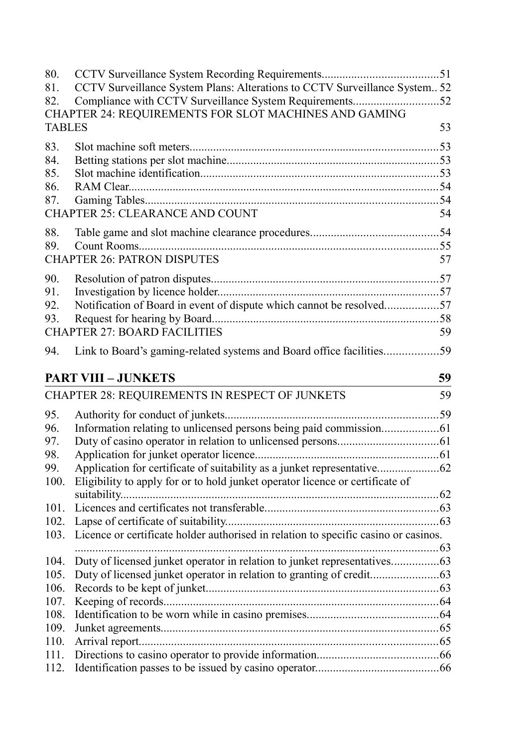80. CCTV Surveillance System Recording Requirements.......................................51
81. CCTV Surveillance System Plans: Alterations to CCTV Surveillance System.. 52
82. Compliance with CCTV Surveillance System Requirements.............................52

CHAPTER 24: REQUIREMENTS FOR SLOT MACHINES AND GAMING TABLES 53

83. Slot machine soft meters...................................................................................53
84. Betting stations per slot machine.......................................................................53
85. Slot machine identification................................................................................53
86. RAM Clear.........................................................................................................54
87. Gaming Tables...................................................................................................54

CHAPTER 25: CLEARANCE AND COUNT 54

88. Table game and slot machine clearance procedures...........................................54
89. Count Rooms.....................................................................................................55

CHAPTER 26: PATRON DISPUTES 57

90. Resolution of patron disputes............................................................................57
91. Investigation by licence holder..........................................................................57
92. Notification of Board in event of dispute which cannot be resolved..................57
93. Request for hearing by Board............................................................................58

CHAPTER 27: BOARD FACILITIES 59

94. Link to Board's gaming-related systems and Board office facilities..................59

**PART VIII – JUNKETS 59**

CHAPTER 28: REQUIREMENTS IN RESPECT OF JUNKETS 59

95. Authority for conduct of junkets........................................................................59
96. Information relating to unlicensed persons being paid commission...................61
97. Duty of casino operator in relation to unlicensed persons..................................61
98. Application for junket operator licence..............................................................61
99. Application for certificate of suitability as a junket representative....................62
100. Eligibility to apply for or to hold junket operator licence or certificate of suitability...........................................................................................................62
101. Licences and certificates not transferable..........................................................63
102. Lapse of certificate of suitability.......................................................................63
103. Licence or certificate holder authorised in relation to specific casino or casinos. ...........................................................................................................................63
104. Duty of licensed junket operator in relation to junket representatives................63
105. Duty of licensed junket operator in relation to granting of credit.......................63
106. Records to be kept of junket..............................................................................63
107. Keeping of records............................................................................................64
108. Identification to be worn while in casino premises............................................64
109. Junket agreements.............................................................................................65
110. Arrival report.....................................................................................................65
111. Directions to casino operator to provide information.........................................66
112. Identification passes to be issued by casino operator.........................................66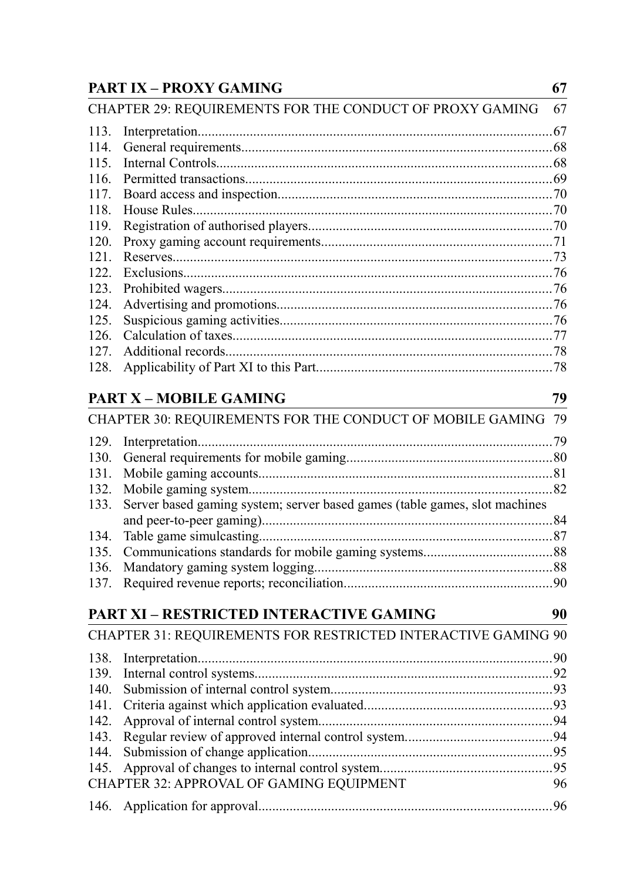**PART IX – PROXY GAMING** 67

CHAPTER 29: REQUIREMENTS FOR THE CONDUCT OF PROXY GAMING 67

113. Interpretation....67
114. General requirements....68
115. Internal Controls....68
116. Permitted transactions....69
117. Board access and inspection....70
118. House Rules....70
119. Registration of authorised players....70
120. Proxy gaming account requirements....71
121. Reserves....73
122. Exclusions....76
123. Prohibited wagers....76
124. Advertising and promotions....76
125. Suspicious gaming activities....76
126. Calculation of taxes....77
127. Additional records....78
128. Applicability of Part XI to this Part....78

**PART X – MOBILE GAMING** 79

CHAPTER 30: REQUIREMENTS FOR THE CONDUCT OF MOBILE GAMING 79

129. Interpretation....79
130. General requirements for mobile gaming....80
131. Mobile gaming accounts....81
132. Mobile gaming system....82
133. Server based gaming system; server based games (table games, slot machines and peer-to-peer gaming)....84
134. Table game simulcasting....87
135. Communications standards for mobile gaming systems....88
136. Mandatory gaming system logging....88
137. Required revenue reports; reconciliation....90

**PART XI – RESTRICTED INTERACTIVE GAMING** 90

CHAPTER 31: REQUIREMENTS FOR RESTRICTED INTERACTIVE GAMING 90

138. Interpretation....90
139. Internal control systems....92
140. Submission of internal control system....93
141. Criteria against which application evaluated....93
142. Approval of internal control system....94
143. Regular review of approved internal control system....94
144. Submission of change application....95
145. Approval of changes to internal control system....95

CHAPTER 32: APPROVAL OF GAMING EQUIPMENT 96

146. Application for approval....96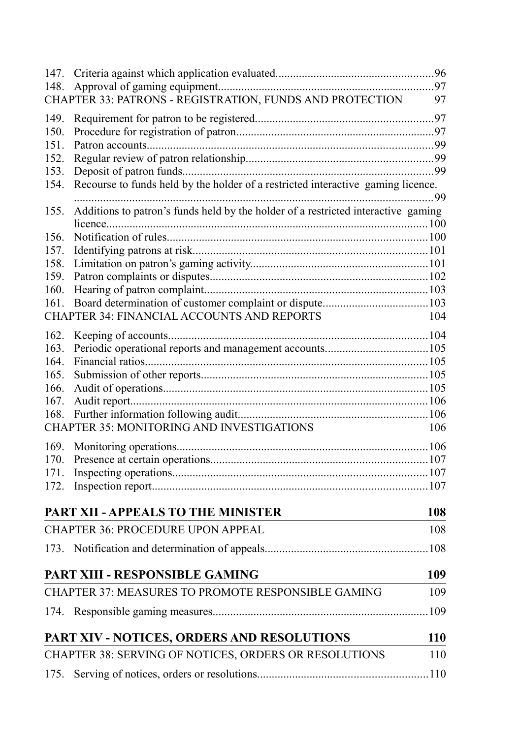147. Criteria against which application evaluated......................................................96
148. Approval of gaming equipment..........................................................................97

CHAPTER 33: PATRONS - REGISTRATION, FUNDS AND PROTECTION 97

149. Requirement for patron to be registered.............................................................97
150. Procedure for registration of patron...................................................................97
151. Patron accounts..................................................................................................99
152. Regular review of patron relationship................................................................99
153. Deposit of patron funds......................................................................................99
154. Recourse to funds held by the holder of a restricted interactive gaming licence. ...........................................................................................................................99
155. Additions to patron's funds held by the holder of a restricted interactive gaming licence..............................................................................................................100
156. Notification of rules..........................................................................................100
157. Identifying patrons at risk.................................................................................101
158. Limitation on patron's gaming activity.............................................................101
159. Patron complaints or disputes...........................................................................102
160. Hearing of patron complaint.............................................................................103
161. Board determination of customer complaint or dispute....................................103

CHAPTER 34: FINANCIAL ACCOUNTS AND REPORTS 104

162. Keeping of accounts.........................................................................................104
163. Periodic operational reports and management accounts...................................105
164. Financial ratios.................................................................................................105
165. Submission of other reports..............................................................................105
166. Audit of operations...........................................................................................105
167. Audit report......................................................................................................106
168. Further information following audit................................................................106

CHAPTER 35: MONITORING AND INVESTIGATIONS 106

169. Monitoring operations......................................................................................106
170. Presence at certain operations..........................................................................107
171. Inspecting operations.......................................................................................107
172. Inspection report..............................................................................................107

## PART XII - APPEALS TO THE MINISTER 108

CHAPTER 36: PROCEDURE UPON APPEAL 108

173. Notification and determination of appeals........................................................108

## PART XIII - RESPONSIBLE GAMING 109

CHAPTER 37: MEASURES TO PROMOTE RESPONSIBLE GAMING 109

174. Responsible gaming measures.........................................................................109

## PART XIV - NOTICES, ORDERS AND RESOLUTIONS 110

CHAPTER 38: SERVING OF NOTICES, ORDERS OR RESOLUTIONS 110

175. Serving of notices, orders or resolutions..........................................................110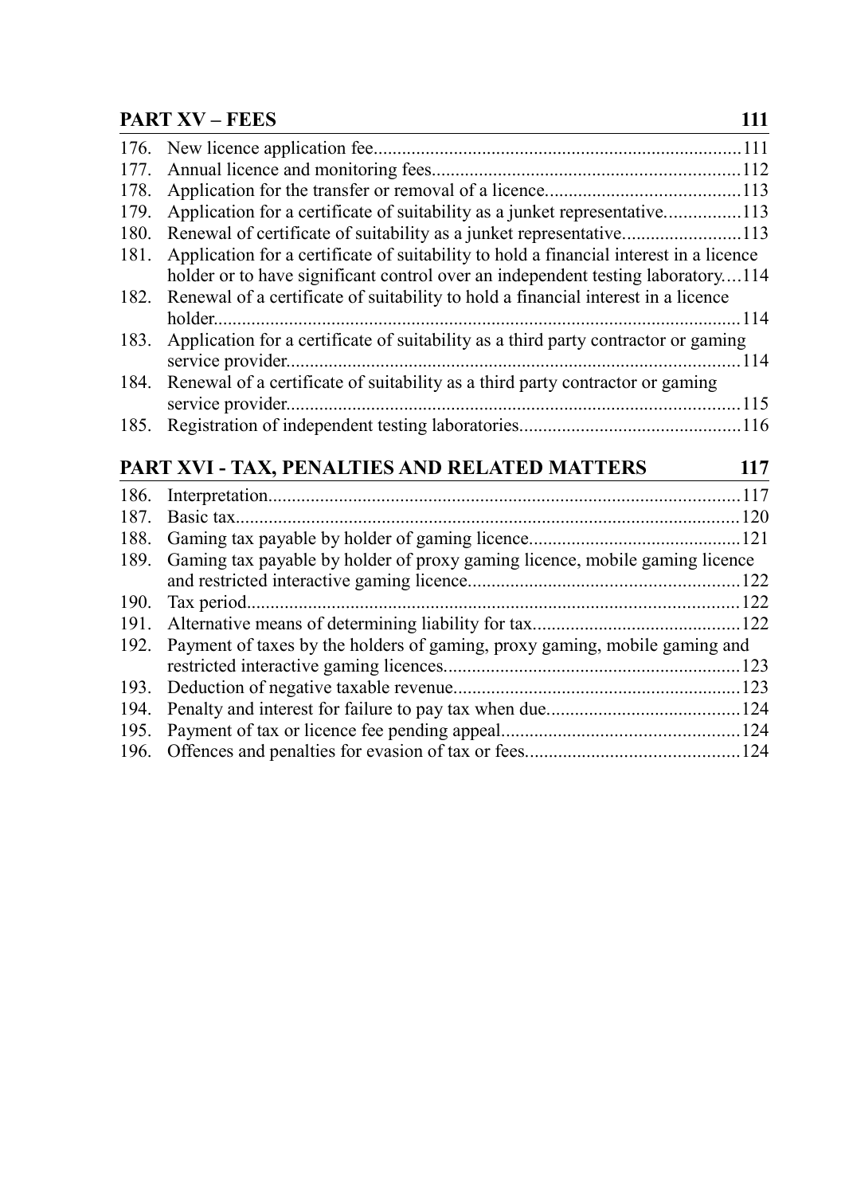## PART XV – FEES 111

176. New licence application fee.....111
177. Annual licence and monitoring fees.....112
178. Application for the transfer or removal of a licence.....113
179. Application for a certificate of suitability as a junket representative.....113
180. Renewal of certificate of suitability as a junket representative.....113
181. Application for a certificate of suitability to hold a financial interest in a licence holder or to have significant control over an independent testing laboratory.....114
182. Renewal of a certificate of suitability to hold a financial interest in a licence holder.....114
183. Application for a certificate of suitability as a third party contractor or gaming service provider.....114
184. Renewal of a certificate of suitability as a third party contractor or gaming service provider.....115
185. Registration of independent testing laboratories.....116

## PART XVI - TAX, PENALTIES AND RELATED MATTERS 117

186. Interpretation.....117
187. Basic tax.....120
188. Gaming tax payable by holder of gaming licence.....121
189. Gaming tax payable by holder of proxy gaming licence, mobile gaming licence and restricted interactive gaming licence.....122
190. Tax period.....122
191. Alternative means of determining liability for tax.....122
192. Payment of taxes by the holders of gaming, proxy gaming, mobile gaming and restricted interactive gaming licences.....123
193. Deduction of negative taxable revenue.....123
194. Penalty and interest for failure to pay tax when due.....124
195. Payment of tax or licence fee pending appeal.....124
196. Offences and penalties for evasion of tax or fees.....124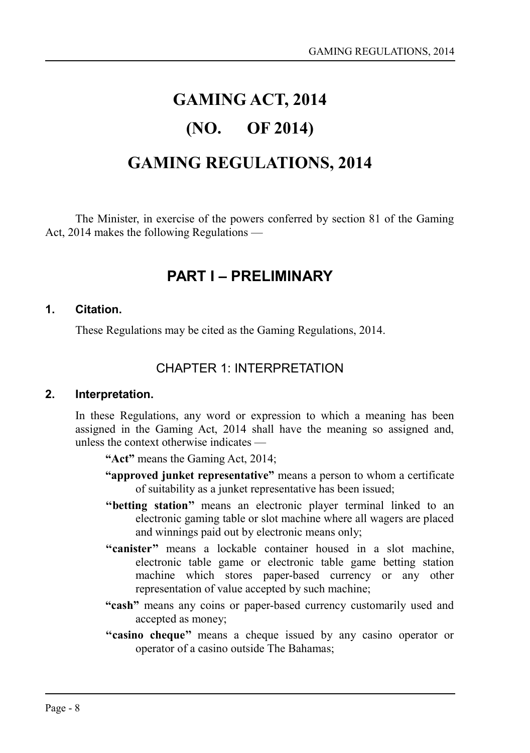# GAMING ACT, 2014

# (NO. OF 2014)

# GAMING REGULATIONS, 2014

The Minister, in exercise of the powers conferred by section 81 of the Gaming Act, 2014 makes the following Regulations —

## PART I – PRELIMINARY

### 1. Citation.

These Regulations may be cited as the Gaming Regulations, 2014.

## CHAPTER 1: INTERPRETATION

### 2. Interpretation.

In these Regulations, any word or expression to which a meaning has been assigned in the Gaming Act, 2014 shall have the meaning so assigned and, unless the context otherwise indicates —

**"Act"** means the Gaming Act, 2014;

**"approved junket representative"** means a person to whom a certificate of suitability as a junket representative has been issued;

**"betting station"** means an electronic player terminal linked to an electronic gaming table or slot machine where all wagers are placed and winnings paid out by electronic means only;

**"canister"** means a lockable container housed in a slot machine, electronic table game or electronic table game betting station machine which stores paper-based currency or any other representation of value accepted by such machine;

**"cash"** means any coins or paper-based currency customarily used and accepted as money;

**"casino cheque"** means a cheque issued by any casino operator or operator of a casino outside The Bahamas;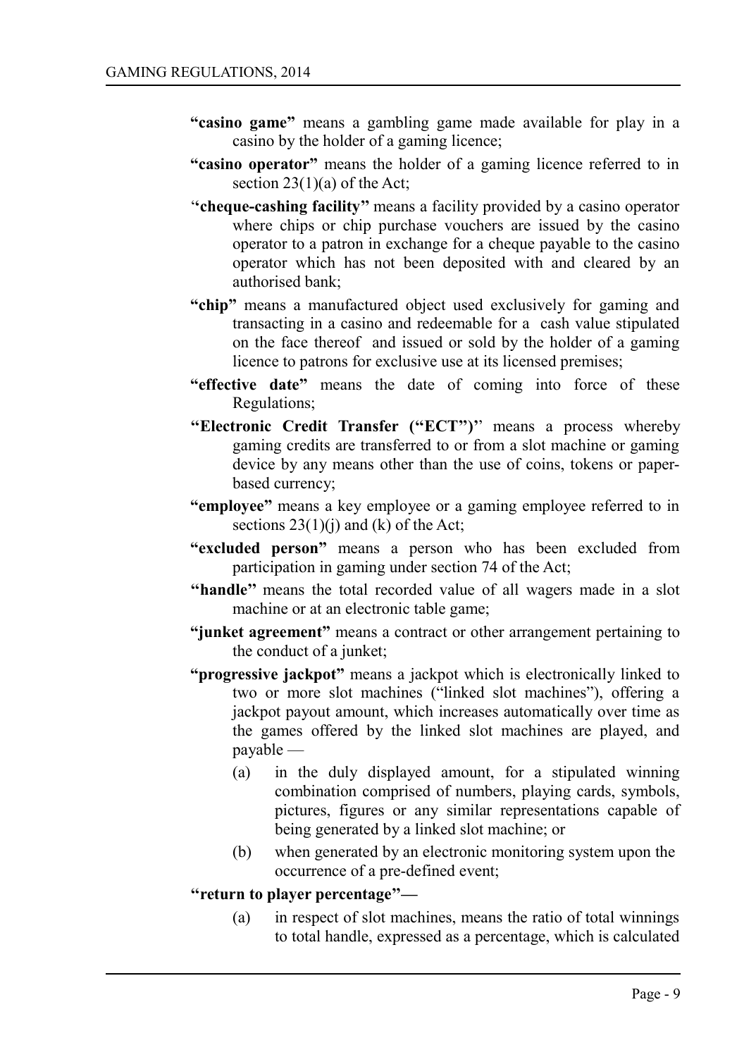**"casino game"** means a gambling game made available for play in a casino by the holder of a gaming licence;

**"casino operator"** means the holder of a gaming licence referred to in section 23(1)(a) of the Act;

"**cheque-cashing facility"** means a facility provided by a casino operator where chips or chip purchase vouchers are issued by the casino operator to a patron in exchange for a cheque payable to the casino operator which has not been deposited with and cleared by an authorised bank;

**"chip"** means a manufactured object used exclusively for gaming and transacting in a casino and redeemable for a cash value stipulated on the face thereof and issued or sold by the holder of a gaming licence to patrons for exclusive use at its licensed premises;

**"effective date"** means the date of coming into force of these Regulations;

**"Electronic Credit Transfer ("ECT")"** means a process whereby gaming credits are transferred to or from a slot machine or gaming device by any means other than the use of coins, tokens or paper-based currency;

**"employee"** means a key employee or a gaming employee referred to in sections 23(1)(j) and (k) of the Act;

**"excluded person"** means a person who has been excluded from participation in gaming under section 74 of the Act;

**"handle"** means the total recorded value of all wagers made in a slot machine or at an electronic table game;

**"junket agreement"** means a contract or other arrangement pertaining to the conduct of a junket;

**"progressive jackpot"** means a jackpot which is electronically linked to two or more slot machines ("linked slot machines"), offering a jackpot payout amount, which increases automatically over time as the games offered by the linked slot machines are played, and payable —

(a) in the duly displayed amount, for a stipulated winning combination comprised of numbers, playing cards, symbols, pictures, figures or any similar representations capable of being generated by a linked slot machine; or

(b) when generated by an electronic monitoring system upon the occurrence of a pre-defined event;

**"return to player percentage"—**

(a) in respect of slot machines, means the ratio of total winnings to total handle, expressed as a percentage, which is calculated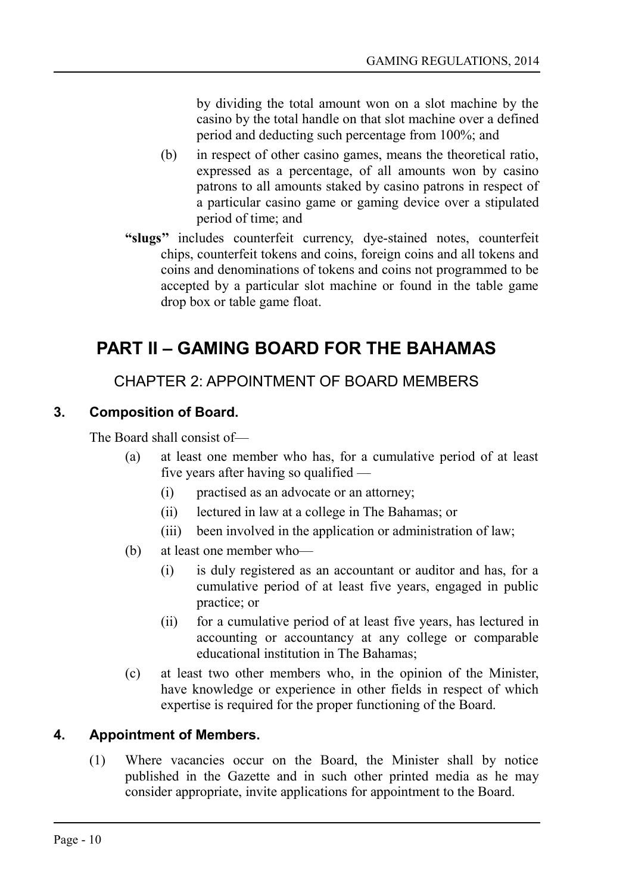by dividing the total amount won on a slot machine by the casino by the total handle on that slot machine over a defined period and deducting such percentage from 100%; and

(b) in respect of other casino games, means the theoretical ratio, expressed as a percentage, of all amounts won by casino patrons to all amounts staked by casino patrons in respect of a particular casino game or gaming device over a stipulated period of time; and

**"slugs"** includes counterfeit currency, dye-stained notes, counterfeit chips, counterfeit tokens and coins, foreign coins and all tokens and coins and denominations of tokens and coins not programmed to be accepted by a particular slot machine or found in the table game drop box or table game float.

# PART II – GAMING BOARD FOR THE BAHAMAS

## CHAPTER 2: APPOINTMENT OF BOARD MEMBERS

### 3. Composition of Board.

The Board shall consist of—

(a) at least one member who has, for a cumulative period of at least five years after having so qualified —

  (i) practised as an advocate or an attorney;

  (ii) lectured in law at a college in The Bahamas; or

  (iii) been involved in the application or administration of law;

(b) at least one member who—

  (i) is duly registered as an accountant or auditor and has, for a cumulative period of at least five years, engaged in public practice; or

  (ii) for a cumulative period of at least five years, has lectured in accounting or accountancy at any college or comparable educational institution in The Bahamas;

(c) at least two other members who, in the opinion of the Minister, have knowledge or experience in other fields in respect of which expertise is required for the proper functioning of the Board.

### 4. Appointment of Members.

(1) Where vacancies occur on the Board, the Minister shall by notice published in the Gazette and in such other printed media as he may consider appropriate, invite applications for appointment to the Board.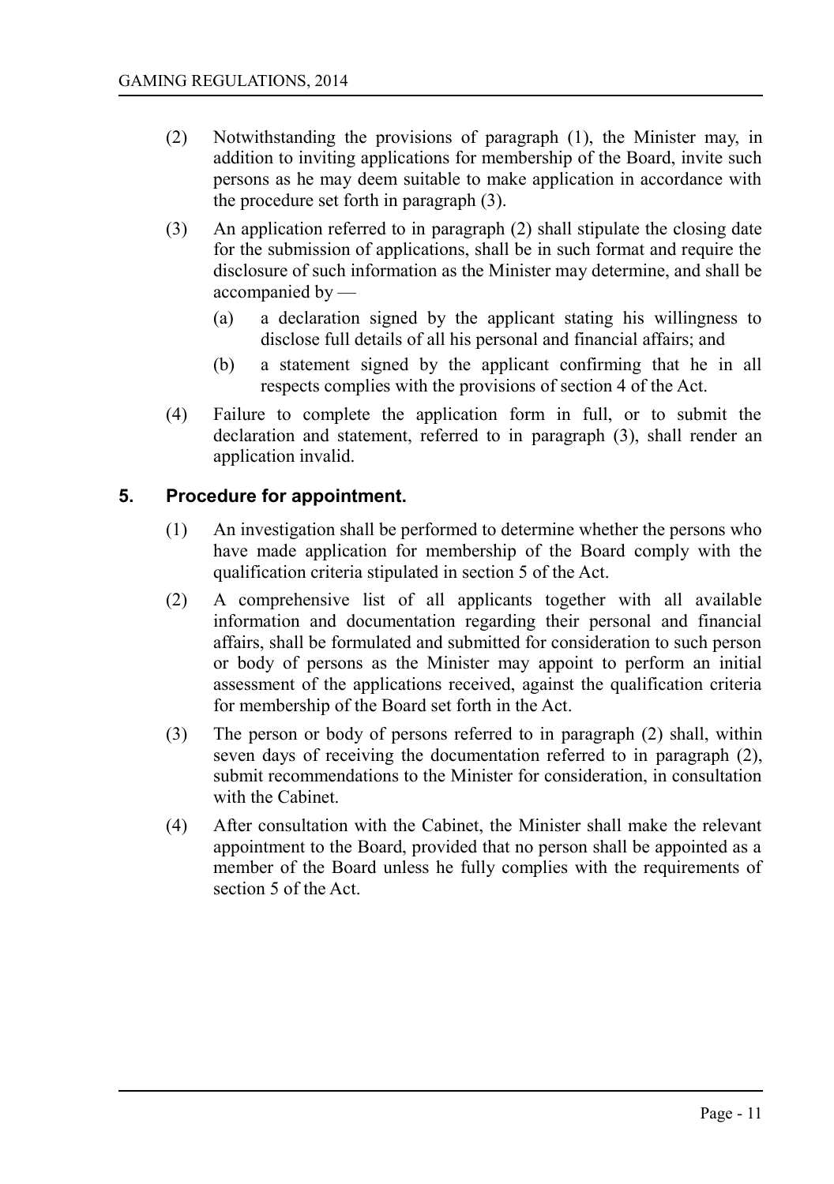(2) Notwithstanding the provisions of paragraph (1), the Minister may, in addition to inviting applications for membership of the Board, invite such persons as he may deem suitable to make application in accordance with the procedure set forth in paragraph (3).

(3) An application referred to in paragraph (2) shall stipulate the closing date for the submission of applications, shall be in such format and require the disclosure of such information as the Minister may determine, and shall be accompanied by —

(a) a declaration signed by the applicant stating his willingness to disclose full details of all his personal and financial affairs; and

(b) a statement signed by the applicant confirming that he in all respects complies with the provisions of section 4 of the Act.

(4) Failure to complete the application form in full, or to submit the declaration and statement, referred to in paragraph (3), shall render an application invalid.

## 5. Procedure for appointment.

(1) An investigation shall be performed to determine whether the persons who have made application for membership of the Board comply with the qualification criteria stipulated in section 5 of the Act.

(2) A comprehensive list of all applicants together with all available information and documentation regarding their personal and financial affairs, shall be formulated and submitted for consideration to such person or body of persons as the Minister may appoint to perform an initial assessment of the applications received, against the qualification criteria for membership of the Board set forth in the Act.

(3) The person or body of persons referred to in paragraph (2) shall, within seven days of receiving the documentation referred to in paragraph (2), submit recommendations to the Minister for consideration, in consultation with the Cabinet.

(4) After consultation with the Cabinet, the Minister shall make the relevant appointment to the Board, provided that no person shall be appointed as a member of the Board unless he fully complies with the requirements of section 5 of the Act.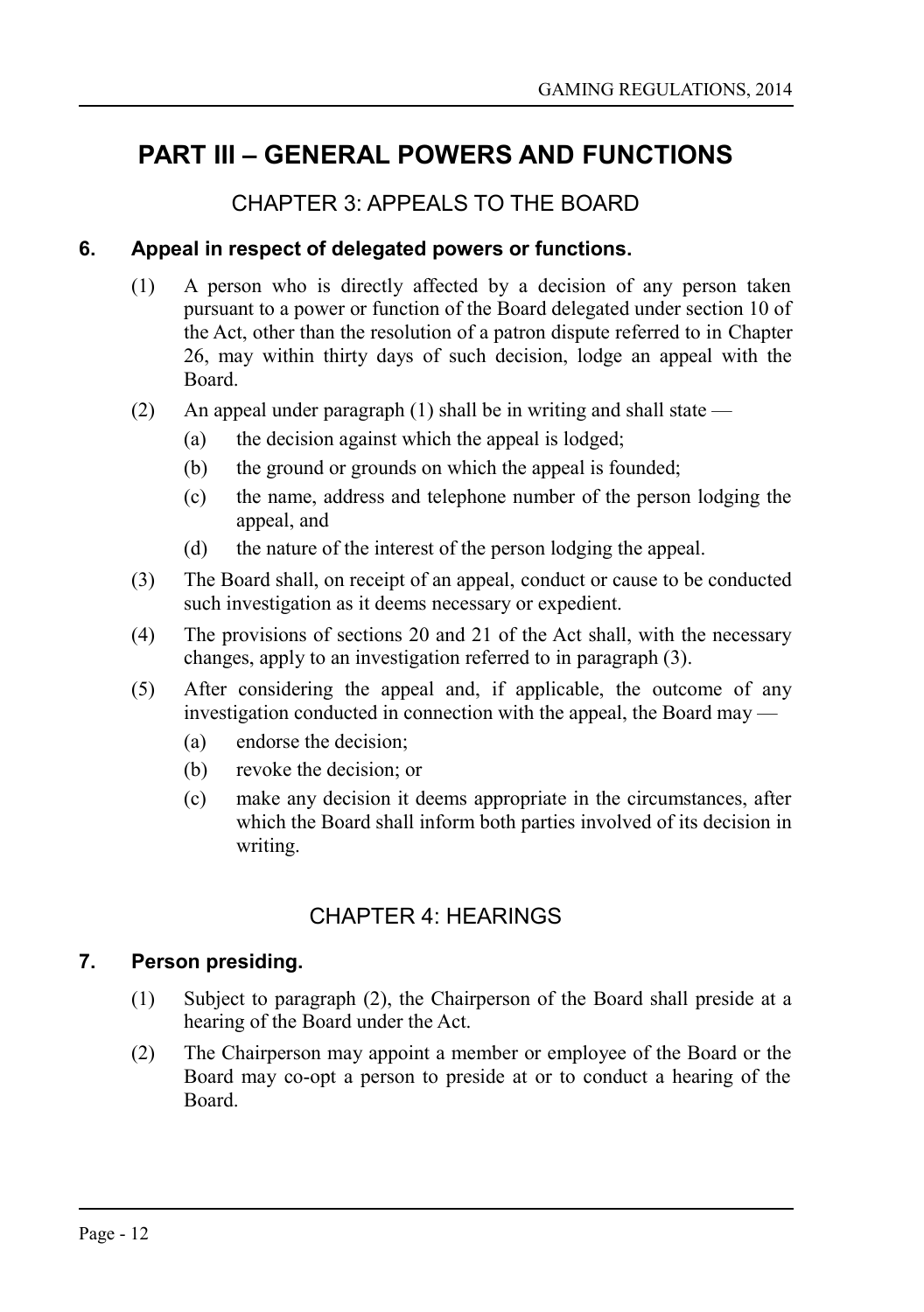# PART III – GENERAL POWERS AND FUNCTIONS

## CHAPTER 3: APPEALS TO THE BOARD

### 6. Appeal in respect of delegated powers or functions.

(1) A person who is directly affected by a decision of any person taken pursuant to a power or function of the Board delegated under section 10 of the Act, other than the resolution of a patron dispute referred to in Chapter 26, may within thirty days of such decision, lodge an appeal with the Board.

(2) An appeal under paragraph (1) shall be in writing and shall state —

- (a) the decision against which the appeal is lodged;
- (b) the ground or grounds on which the appeal is founded;
- (c) the name, address and telephone number of the person lodging the appeal, and
- (d) the nature of the interest of the person lodging the appeal.

(3) The Board shall, on receipt of an appeal, conduct or cause to be conducted such investigation as it deems necessary or expedient.

(4) The provisions of sections 20 and 21 of the Act shall, with the necessary changes, apply to an investigation referred to in paragraph (3).

(5) After considering the appeal and, if applicable, the outcome of any investigation conducted in connection with the appeal, the Board may —

- (a) endorse the decision;
- (b) revoke the decision; or
- (c) make any decision it deems appropriate in the circumstances, after which the Board shall inform both parties involved of its decision in writing.

## CHAPTER 4: HEARINGS

### 7. Person presiding.

(1) Subject to paragraph (2), the Chairperson of the Board shall preside at a hearing of the Board under the Act.

(2) The Chairperson may appoint a member or employee of the Board or the Board may co-opt a person to preside at or to conduct a hearing of the Board.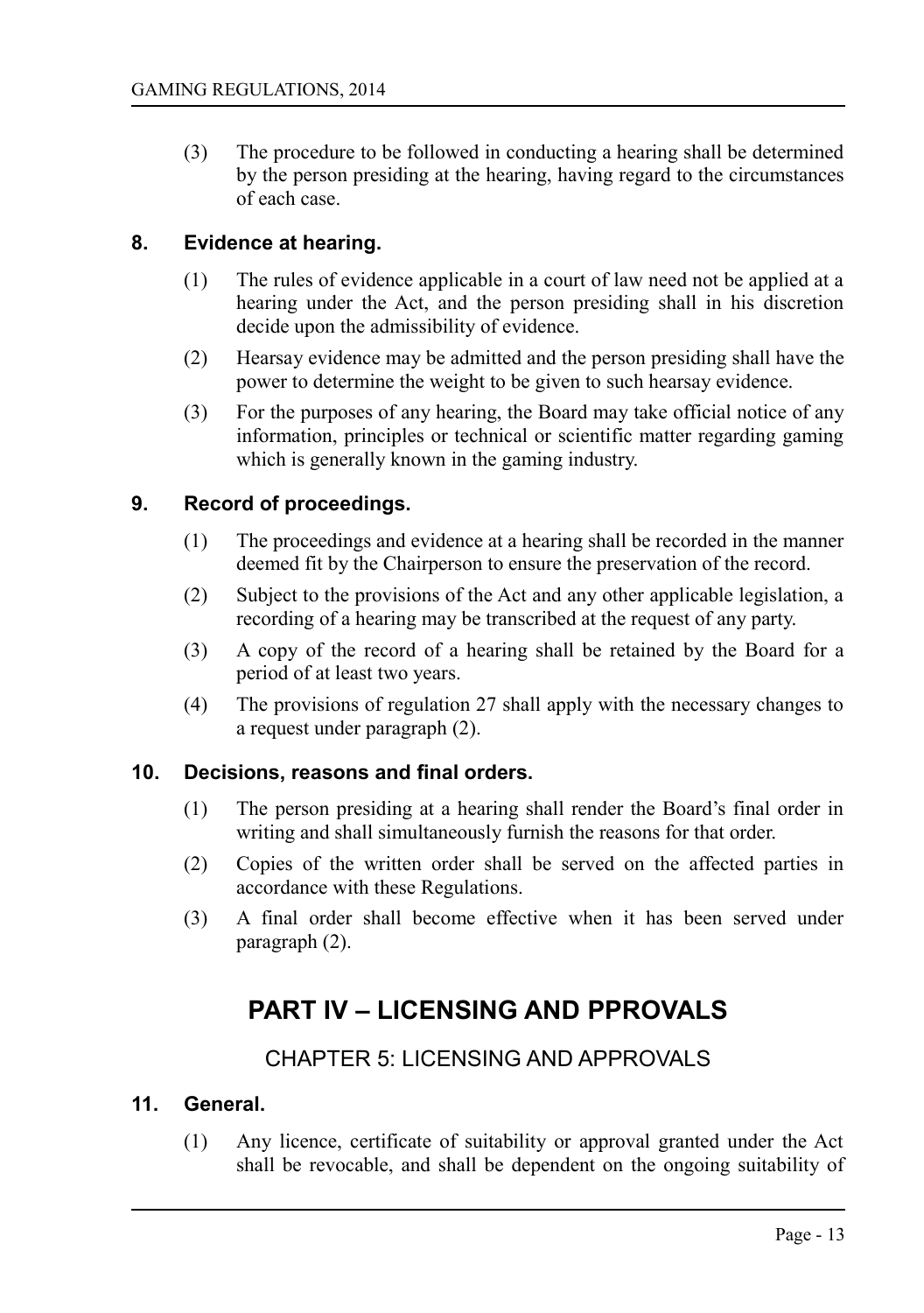(3) The procedure to be followed in conducting a hearing shall be determined by the person presiding at the hearing, having regard to the circumstances of each case.

### 8. Evidence at hearing.

(1) The rules of evidence applicable in a court of law need not be applied at a hearing under the Act, and the person presiding shall in his discretion decide upon the admissibility of evidence.

(2) Hearsay evidence may be admitted and the person presiding shall have the power to determine the weight to be given to such hearsay evidence.

(3) For the purposes of any hearing, the Board may take official notice of any information, principles or technical or scientific matter regarding gaming which is generally known in the gaming industry.

### 9. Record of proceedings.

(1) The proceedings and evidence at a hearing shall be recorded in the manner deemed fit by the Chairperson to ensure the preservation of the record.

(2) Subject to the provisions of the Act and any other applicable legislation, a recording of a hearing may be transcribed at the request of any party.

(3) A copy of the record of a hearing shall be retained by the Board for a period of at least two years.

(4) The provisions of regulation 27 shall apply with the necessary changes to a request under paragraph (2).

### 10. Decisions, reasons and final orders.

(1) The person presiding at a hearing shall render the Board's final order in writing and shall simultaneously furnish the reasons for that order.

(2) Copies of the written order shall be served on the affected parties in accordance with these Regulations.

(3) A final order shall become effective when it has been served under paragraph (2).

# PART IV – LICENSING AND PPROVALS

## CHAPTER 5: LICENSING AND APPROVALS

### 11. General.

(1) Any licence, certificate of suitability or approval granted under the Act shall be revocable, and shall be dependent on the ongoing suitability of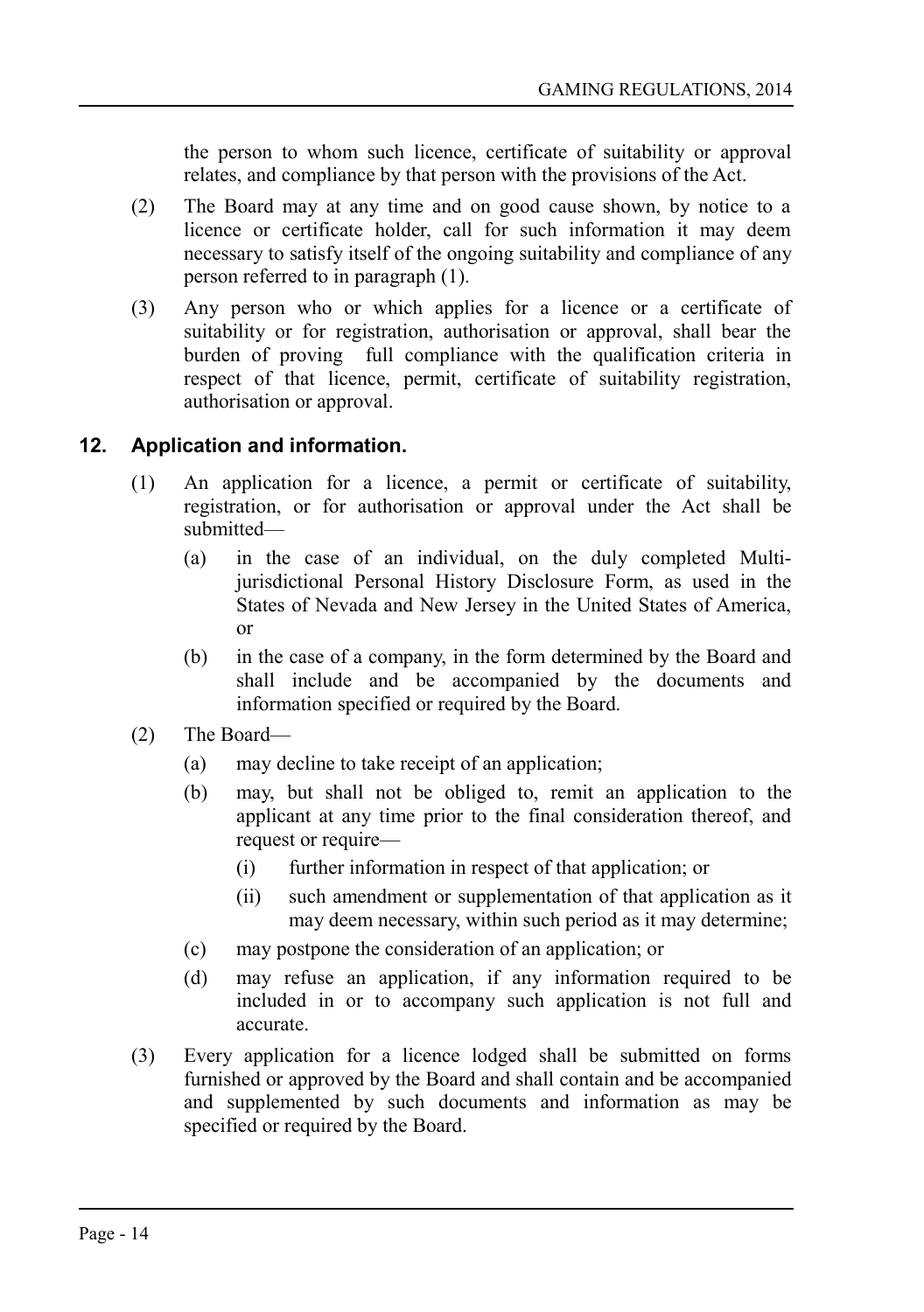the person to whom such licence, certificate of suitability or approval relates, and compliance by that person with the provisions of the Act.

(2) The Board may at any time and on good cause shown, by notice to a licence or certificate holder, call for such information it may deem necessary to satisfy itself of the ongoing suitability and compliance of any person referred to in paragraph (1).

(3) Any person who or which applies for a licence or a certificate of suitability or for registration, authorisation or approval, shall bear the burden of proving full compliance with the qualification criteria in respect of that licence, permit, certificate of suitability registration, authorisation or approval.

## 12. Application and information.

(1) An application for a licence, a permit or certificate of suitability, registration, or for authorisation or approval under the Act shall be submitted—

- (a) in the case of an individual, on the duly completed Multi-jurisdictional Personal History Disclosure Form, as used in the States of Nevada and New Jersey in the United States of America, or
- (b) in the case of a company, in the form determined by the Board and shall include and be accompanied by the documents and information specified or required by the Board.

(2) The Board—

- (a) may decline to take receipt of an application;
- (b) may, but shall not be obliged to, remit an application to the applicant at any time prior to the final consideration thereof, and request or require—
  - (i) further information in respect of that application; or
  - (ii) such amendment or supplementation of that application as it may deem necessary, within such period as it may determine;
- (c) may postpone the consideration of an application; or
- (d) may refuse an application, if any information required to be included in or to accompany such application is not full and accurate.

(3) Every application for a licence lodged shall be submitted on forms furnished or approved by the Board and shall contain and be accompanied and supplemented by such documents and information as may be specified or required by the Board.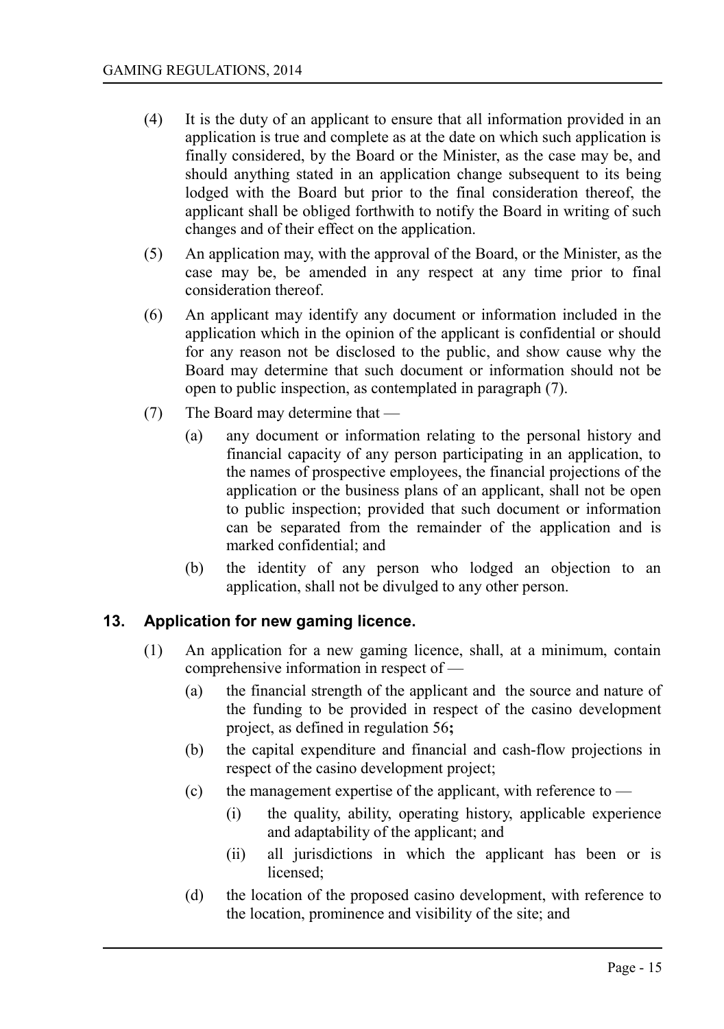(4) It is the duty of an applicant to ensure that all information provided in an application is true and complete as at the date on which such application is finally considered, by the Board or the Minister, as the case may be, and should anything stated in an application change subsequent to its being lodged with the Board but prior to the final consideration thereof, the applicant shall be obliged forthwith to notify the Board in writing of such changes and of their effect on the application.

(5) An application may, with the approval of the Board, or the Minister, as the case may be, be amended in any respect at any time prior to final consideration thereof.

(6) An applicant may identify any document or information included in the application which in the opinion of the applicant is confidential or should for any reason not be disclosed to the public, and show cause why the Board may determine that such document or information should not be open to public inspection, as contemplated in paragraph (7).

(7) The Board may determine that —

(a) any document or information relating to the personal history and financial capacity of any person participating in an application, to the names of prospective employees, the financial projections of the application or the business plans of an applicant, shall not be open to public inspection; provided that such document or information can be separated from the remainder of the application and is marked confidential; and

(b) the identity of any person who lodged an objection to an application, shall not be divulged to any other person.

## 13. Application for new gaming licence.

(1) An application for a new gaming licence, shall, at a minimum, contain comprehensive information in respect of —

(a) the financial strength of the applicant and the source and nature of the funding to be provided in respect of the casino development project, as defined in regulation 56**;**

(b) the capital expenditure and financial and cash-flow projections in respect of the casino development project;

(c) the management expertise of the applicant, with reference to —

(i) the quality, ability, operating history, applicable experience and adaptability of the applicant; and

(ii) all jurisdictions in which the applicant has been or is licensed;

(d) the location of the proposed casino development, with reference to the location, prominence and visibility of the site; and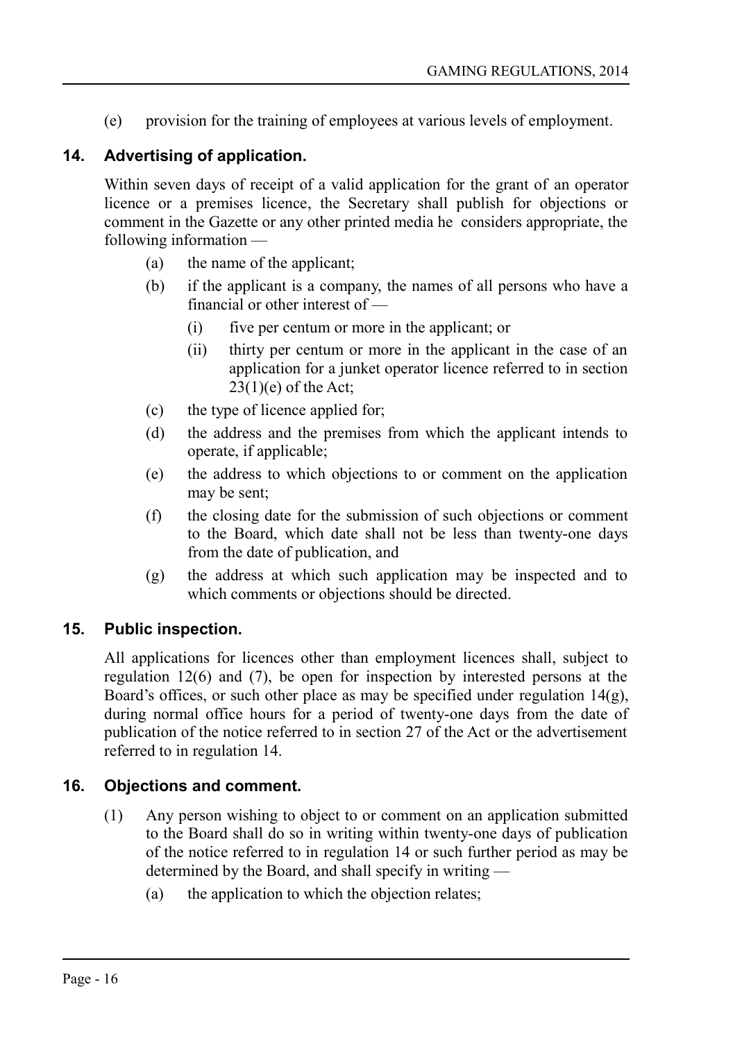(e) provision for the training of employees at various levels of employment.

## 14. Advertising of application.

Within seven days of receipt of a valid application for the grant of an operator licence or a premises licence, the Secretary shall publish for objections or comment in the Gazette or any other printed media he considers appropriate, the following information —

(a) the name of the applicant;

(b) if the applicant is a company, the names of all persons who have a financial or other interest of —

  (i) five per centum or more in the applicant; or

  (ii) thirty per centum or more in the applicant in the case of an application for a junket operator licence referred to in section 23(1)(e) of the Act;

(c) the type of licence applied for;

(d) the address and the premises from which the applicant intends to operate, if applicable;

(e) the address to which objections to or comment on the application may be sent;

(f) the closing date for the submission of such objections or comment to the Board, which date shall not be less than twenty-one days from the date of publication, and

(g) the address at which such application may be inspected and to which comments or objections should be directed.

## 15. Public inspection.

All applications for licences other than employment licences shall, subject to regulation 12(6) and (7), be open for inspection by interested persons at the Board's offices, or such other place as may be specified under regulation 14(g), during normal office hours for a period of twenty-one days from the date of publication of the notice referred to in section 27 of the Act or the advertisement referred to in regulation 14.

## 16. Objections and comment.

(1) Any person wishing to object to or comment on an application submitted to the Board shall do so in writing within twenty-one days of publication of the notice referred to in regulation 14 or such further period as may be determined by the Board, and shall specify in writing —

  (a) the application to which the objection relates;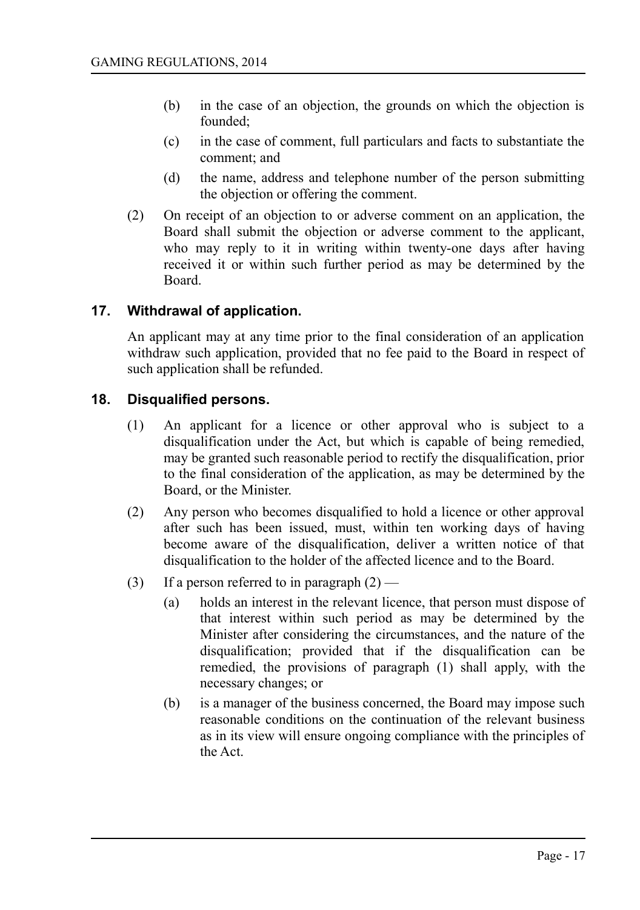(b) in the case of an objection, the grounds on which the objection is founded;

(c) in the case of comment, full particulars and facts to substantiate the comment; and

(d) the name, address and telephone number of the person submitting the objection or offering the comment.

(2) On receipt of an objection to or adverse comment on an application, the Board shall submit the objection or adverse comment to the applicant, who may reply to it in writing within twenty-one days after having received it or within such further period as may be determined by the Board.

## 17. Withdrawal of application.

An applicant may at any time prior to the final consideration of an application withdraw such application, provided that no fee paid to the Board in respect of such application shall be refunded.

## 18. Disqualified persons.

(1) An applicant for a licence or other approval who is subject to a disqualification under the Act, but which is capable of being remedied, may be granted such reasonable period to rectify the disqualification, prior to the final consideration of the application, as may be determined by the Board, or the Minister.

(2) Any person who becomes disqualified to hold a licence or other approval after such has been issued, must, within ten working days of having become aware of the disqualification, deliver a written notice of that disqualification to the holder of the affected licence and to the Board.

(3) If a person referred to in paragraph (2) —

(a) holds an interest in the relevant licence, that person must dispose of that interest within such period as may be determined by the Minister after considering the circumstances, and the nature of the disqualification; provided that if the disqualification can be remedied, the provisions of paragraph (1) shall apply, with the necessary changes; or

(b) is a manager of the business concerned, the Board may impose such reasonable conditions on the continuation of the relevant business as in its view will ensure ongoing compliance with the principles of the Act.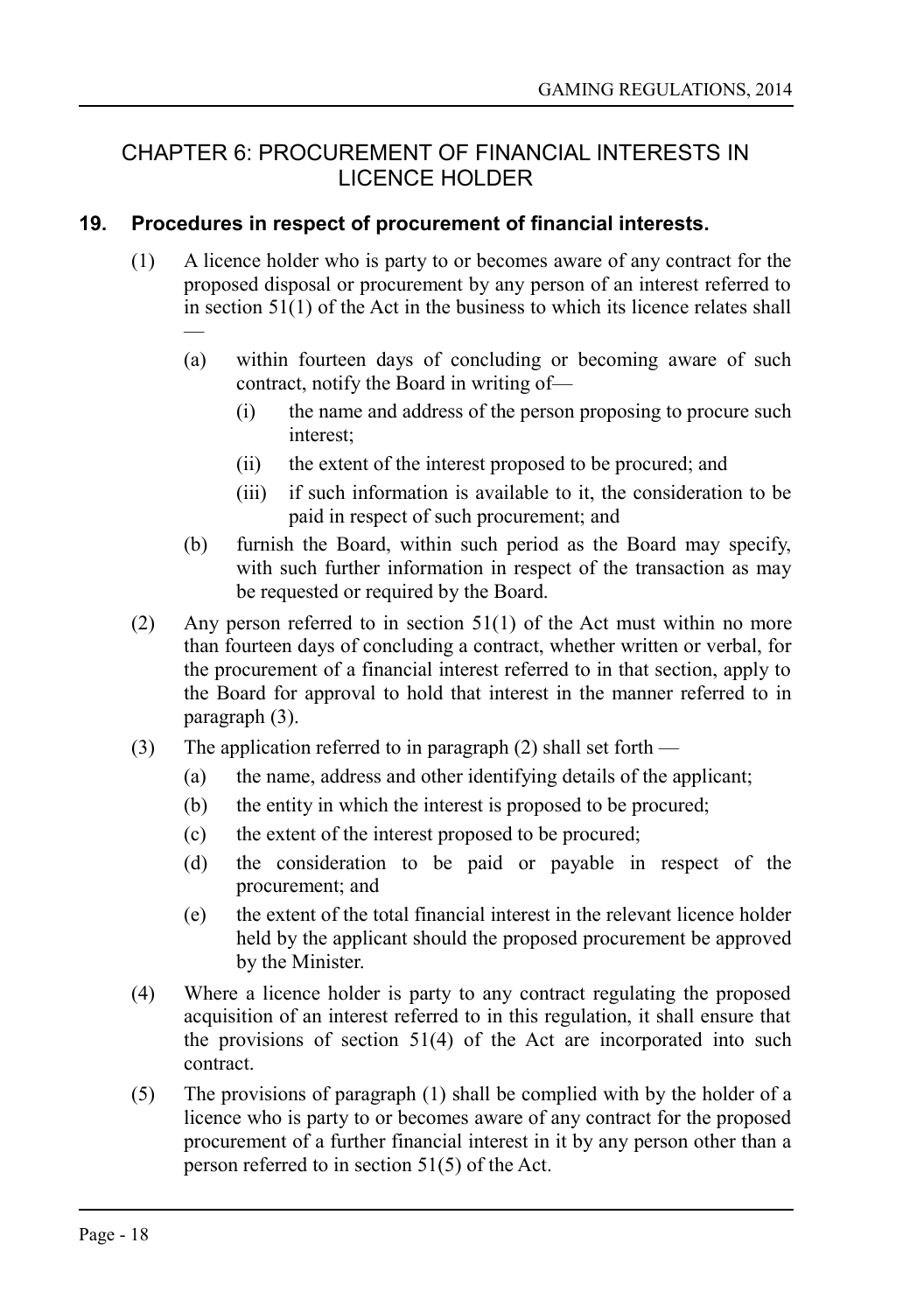## CHAPTER 6: PROCUREMENT OF FINANCIAL INTERESTS IN LICENCE HOLDER

### 19. Procedures in respect of procurement of financial interests.

(1) A licence holder who is party to or becomes aware of any contract for the proposed disposal or procurement by any person of an interest referred to in section 51(1) of the Act in the business to which its licence relates shall —

  (a) within fourteen days of concluding or becoming aware of such contract, notify the Board in writing of—

    (i) the name and address of the person proposing to procure such interest;

    (ii) the extent of the interest proposed to be procured; and

    (iii) if such information is available to it, the consideration to be paid in respect of such procurement; and

  (b) furnish the Board, within such period as the Board may specify, with such further information in respect of the transaction as may be requested or required by the Board.

(2) Any person referred to in section 51(1) of the Act must within no more than fourteen days of concluding a contract, whether written or verbal, for the procurement of a financial interest referred to in that section, apply to the Board for approval to hold that interest in the manner referred to in paragraph (3).

(3) The application referred to in paragraph (2) shall set forth —

  (a) the name, address and other identifying details of the applicant;

  (b) the entity in which the interest is proposed to be procured;

  (c) the extent of the interest proposed to be procured;

  (d) the consideration to be paid or payable in respect of the procurement; and

  (e) the extent of the total financial interest in the relevant licence holder held by the applicant should the proposed procurement be approved by the Minister.

(4) Where a licence holder is party to any contract regulating the proposed acquisition of an interest referred to in this regulation, it shall ensure that the provisions of section 51(4) of the Act are incorporated into such contract.

(5) The provisions of paragraph (1) shall be complied with by the holder of a licence who is party to or becomes aware of any contract for the proposed procurement of a further financial interest in it by any person other than a person referred to in section 51(5) of the Act.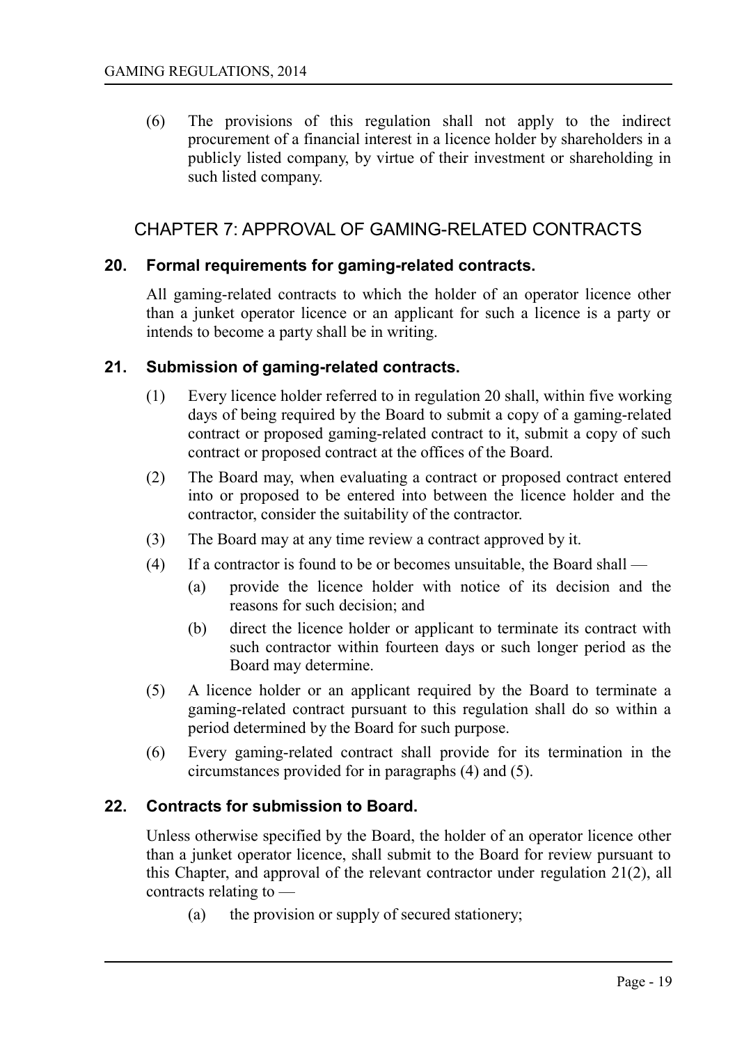(6) The provisions of this regulation shall not apply to the indirect procurement of a financial interest in a licence holder by shareholders in a publicly listed company, by virtue of their investment or shareholding in such listed company.

## CHAPTER 7: APPROVAL OF GAMING-RELATED CONTRACTS

### 20. Formal requirements for gaming-related contracts.

All gaming-related contracts to which the holder of an operator licence other than a junket operator licence or an applicant for such a licence is a party or intends to become a party shall be in writing.

### 21. Submission of gaming-related contracts.

(1) Every licence holder referred to in regulation 20 shall, within five working days of being required by the Board to submit a copy of a gaming-related contract or proposed gaming-related contract to it, submit a copy of such contract or proposed contract at the offices of the Board.

(2) The Board may, when evaluating a contract or proposed contract entered into or proposed to be entered into between the licence holder and the contractor, consider the suitability of the contractor.

(3) The Board may at any time review a contract approved by it.

(4) If a contractor is found to be or becomes unsuitable, the Board shall —

(a) provide the licence holder with notice of its decision and the reasons for such decision; and

(b) direct the licence holder or applicant to terminate its contract with such contractor within fourteen days or such longer period as the Board may determine.

(5) A licence holder or an applicant required by the Board to terminate a gaming-related contract pursuant to this regulation shall do so within a period determined by the Board for such purpose.

(6) Every gaming-related contract shall provide for its termination in the circumstances provided for in paragraphs (4) and (5).

### 22. Contracts for submission to Board.

Unless otherwise specified by the Board, the holder of an operator licence other than a junket operator licence, shall submit to the Board for review pursuant to this Chapter, and approval of the relevant contractor under regulation 21(2), all contracts relating to —

(a) the provision or supply of secured stationery;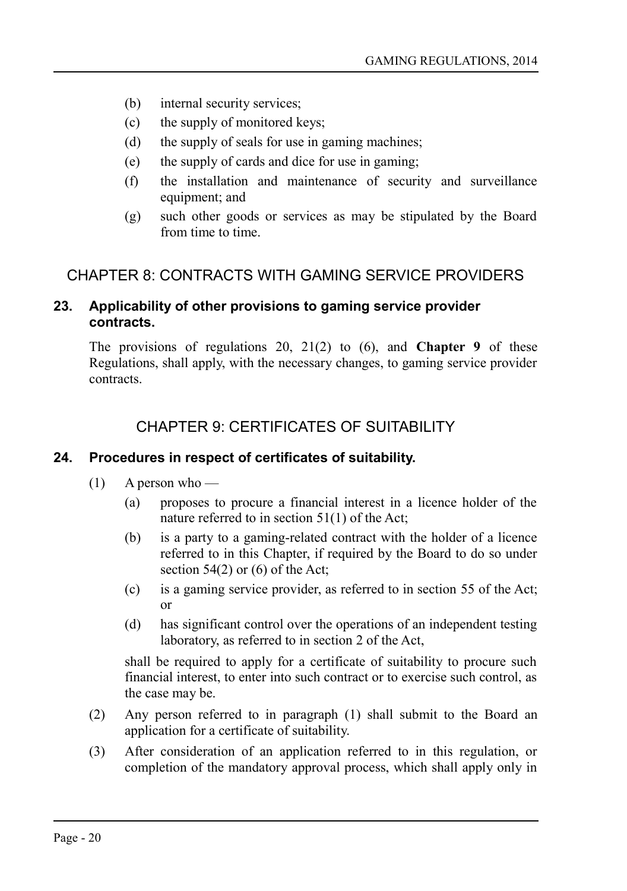(b) internal security services;

(c) the supply of monitored keys;

(d) the supply of seals for use in gaming machines;

(e) the supply of cards and dice for use in gaming;

(f) the installation and maintenance of security and surveillance equipment; and

(g) such other goods or services as may be stipulated by the Board from time to time.

## CHAPTER 8: CONTRACTS WITH GAMING SERVICE PROVIDERS

### 23. Applicability of other provisions to gaming service provider contracts.

The provisions of regulations 20, 21(2) to (6), and **Chapter 9** of these Regulations, shall apply, with the necessary changes, to gaming service provider contracts.

## CHAPTER 9: CERTIFICATES OF SUITABILITY

### 24. Procedures in respect of certificates of suitability.

(1) A person who —

(a) proposes to procure a financial interest in a licence holder of the nature referred to in section 51(1) of the Act;

(b) is a party to a gaming-related contract with the holder of a licence referred to in this Chapter, if required by the Board to do so under section 54(2) or (6) of the Act;

(c) is a gaming service provider, as referred to in section 55 of the Act; or

(d) has significant control over the operations of an independent testing laboratory, as referred to in section 2 of the Act,

shall be required to apply for a certificate of suitability to procure such financial interest, to enter into such contract or to exercise such control, as the case may be.

(2) Any person referred to in paragraph (1) shall submit to the Board an application for a certificate of suitability.

(3) After consideration of an application referred to in this regulation, or completion of the mandatory approval process, which shall apply only in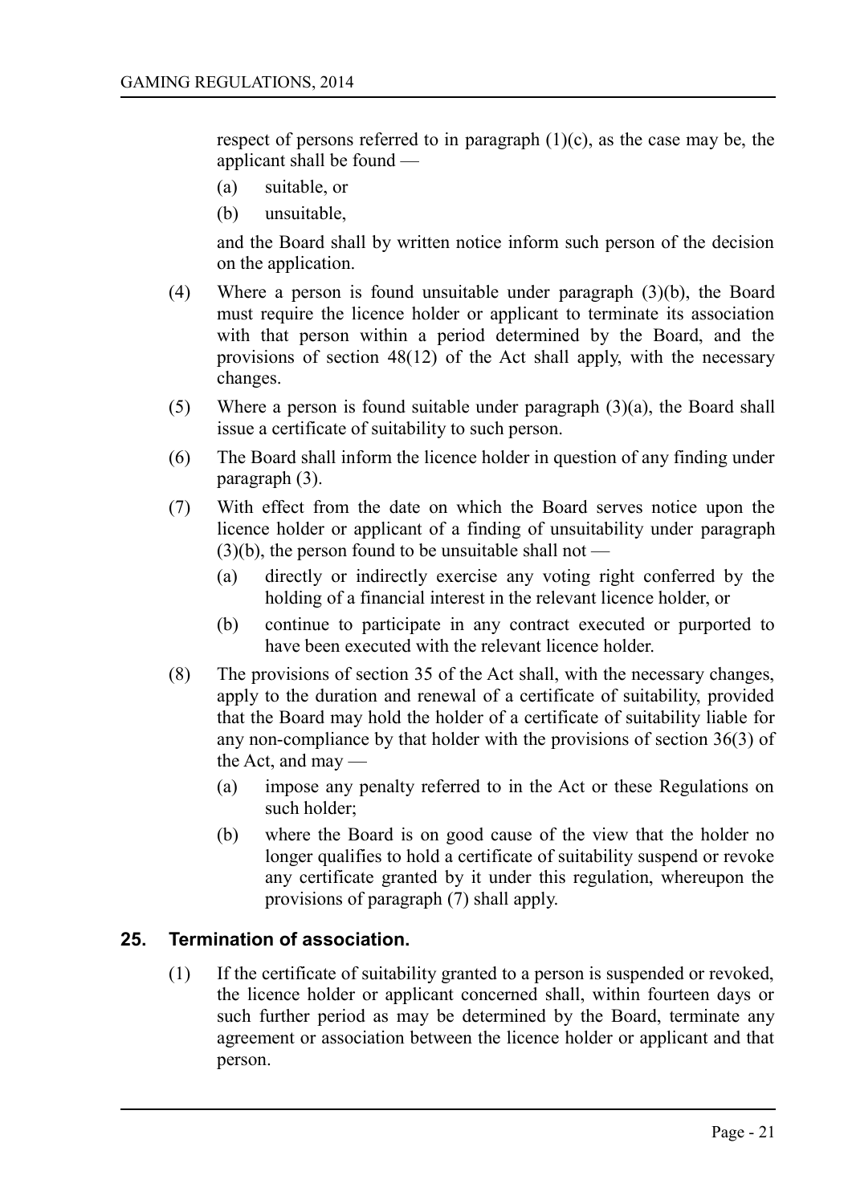respect of persons referred to in paragraph (1)(c), as the case may be, the applicant shall be found —

(a) suitable, or

(b) unsuitable,

and the Board shall by written notice inform such person of the decision on the application.

(4) Where a person is found unsuitable under paragraph (3)(b), the Board must require the licence holder or applicant to terminate its association with that person within a period determined by the Board, and the provisions of section 48(12) of the Act shall apply, with the necessary changes.

(5) Where a person is found suitable under paragraph (3)(a), the Board shall issue a certificate of suitability to such person.

(6) The Board shall inform the licence holder in question of any finding under paragraph (3).

(7) With effect from the date on which the Board serves notice upon the licence holder or applicant of a finding of unsuitability under paragraph (3)(b), the person found to be unsuitable shall not —

(a) directly or indirectly exercise any voting right conferred by the holding of a financial interest in the relevant licence holder, or

(b) continue to participate in any contract executed or purported to have been executed with the relevant licence holder.

(8) The provisions of section 35 of the Act shall, with the necessary changes, apply to the duration and renewal of a certificate of suitability, provided that the Board may hold the holder of a certificate of suitability liable for any non-compliance by that holder with the provisions of section 36(3) of the Act, and may —

(a) impose any penalty referred to in the Act or these Regulations on such holder;

(b) where the Board is on good cause of the view that the holder no longer qualifies to hold a certificate of suitability suspend or revoke any certificate granted by it under this regulation, whereupon the provisions of paragraph (7) shall apply.

## 25. Termination of association.

(1) If the certificate of suitability granted to a person is suspended or revoked, the licence holder or applicant concerned shall, within fourteen days or such further period as may be determined by the Board, terminate any agreement or association between the licence holder or applicant and that person.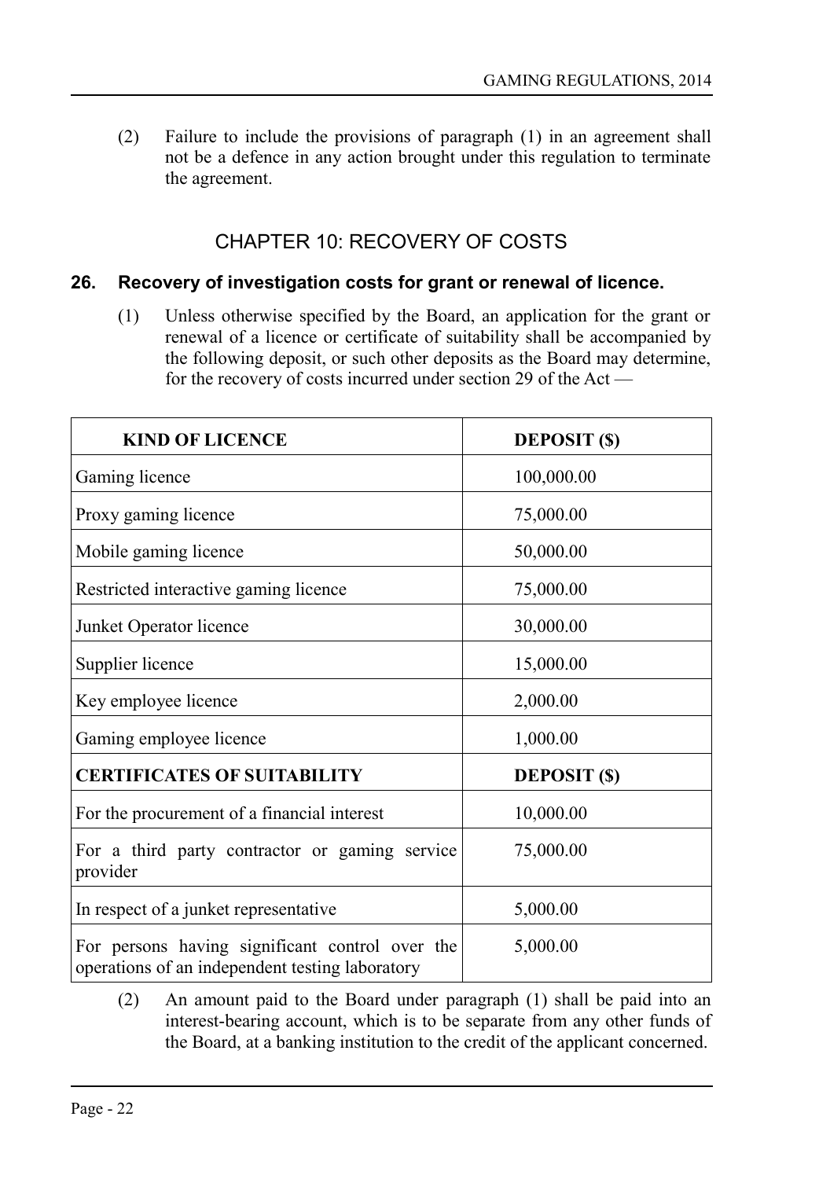(2) Failure to include the provisions of paragraph (1) in an agreement shall not be a defence in any action brought under this regulation to terminate the agreement.

## CHAPTER 10: RECOVERY OF COSTS

### 26. Recovery of investigation costs for grant or renewal of licence.

(1) Unless otherwise specified by the Board, an application for the grant or renewal of a licence or certificate of suitability shall be accompanied by the following deposit, or such other deposits as the Board may determine, for the recovery of costs incurred under section 29 of the Act —

| KIND OF LICENCE | DEPOSIT ($) |
|---|---|
| Gaming licence | 100,000.00 |
| Proxy gaming licence | 75,000.00 |
| Mobile gaming licence | 50,000.00 |
| Restricted interactive gaming licence | 75,000.00 |
| Junket Operator licence | 30,000.00 |
| Supplier licence | 15,000.00 |
| Key employee licence | 2,000.00 |
| Gaming employee licence | 1,000.00 |
| **CERTIFICATES OF SUITABILITY** | **DEPOSIT ($)** |
| For the procurement of a financial interest | 10,000.00 |
| For a third party contractor or gaming service provider | 75,000.00 |
| In respect of a junket representative | 5,000.00 |
| For persons having significant control over the operations of an independent testing laboratory | 5,000.00 |

(2) An amount paid to the Board under paragraph (1) shall be paid into an interest-bearing account, which is to be separate from any other funds of the Board, at a banking institution to the credit of the applicant concerned.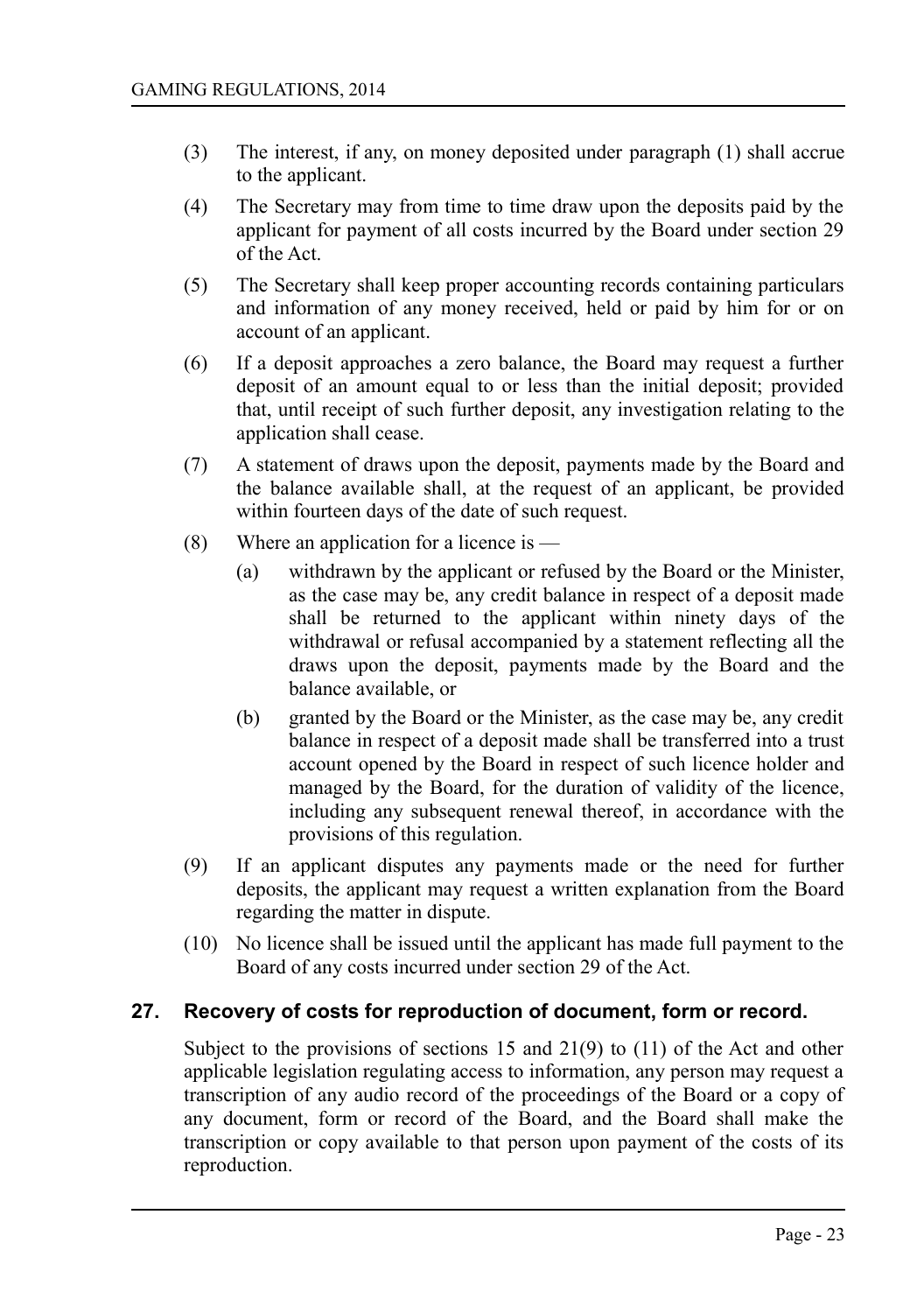(3) The interest, if any, on money deposited under paragraph (1) shall accrue to the applicant.

(4) The Secretary may from time to time draw upon the deposits paid by the applicant for payment of all costs incurred by the Board under section 29 of the Act.

(5) The Secretary shall keep proper accounting records containing particulars and information of any money received, held or paid by him for or on account of an applicant.

(6) If a deposit approaches a zero balance, the Board may request a further deposit of an amount equal to or less than the initial deposit; provided that, until receipt of such further deposit, any investigation relating to the application shall cease.

(7) A statement of draws upon the deposit, payments made by the Board and the balance available shall, at the request of an applicant, be provided within fourteen days of the date of such request.

(8) Where an application for a licence is —

   (a) withdrawn by the applicant or refused by the Board or the Minister, as the case may be, any credit balance in respect of a deposit made shall be returned to the applicant within ninety days of the withdrawal or refusal accompanied by a statement reflecting all the draws upon the deposit, payments made by the Board and the balance available, or

   (b) granted by the Board or the Minister, as the case may be, any credit balance in respect of a deposit made shall be transferred into a trust account opened by the Board in respect of such licence holder and managed by the Board, for the duration of validity of the licence, including any subsequent renewal thereof, in accordance with the provisions of this regulation.

(9) If an applicant disputes any payments made or the need for further deposits, the applicant may request a written explanation from the Board regarding the matter in dispute.

(10) No licence shall be issued until the applicant has made full payment to the Board of any costs incurred under section 29 of the Act.

## 27. Recovery of costs for reproduction of document, form or record.

Subject to the provisions of sections 15 and 21(9) to (11) of the Act and other applicable legislation regulating access to information, any person may request a transcription of any audio record of the proceedings of the Board or a copy of any document, form or record of the Board, and the Board shall make the transcription or copy available to that person upon payment of the costs of its reproduction.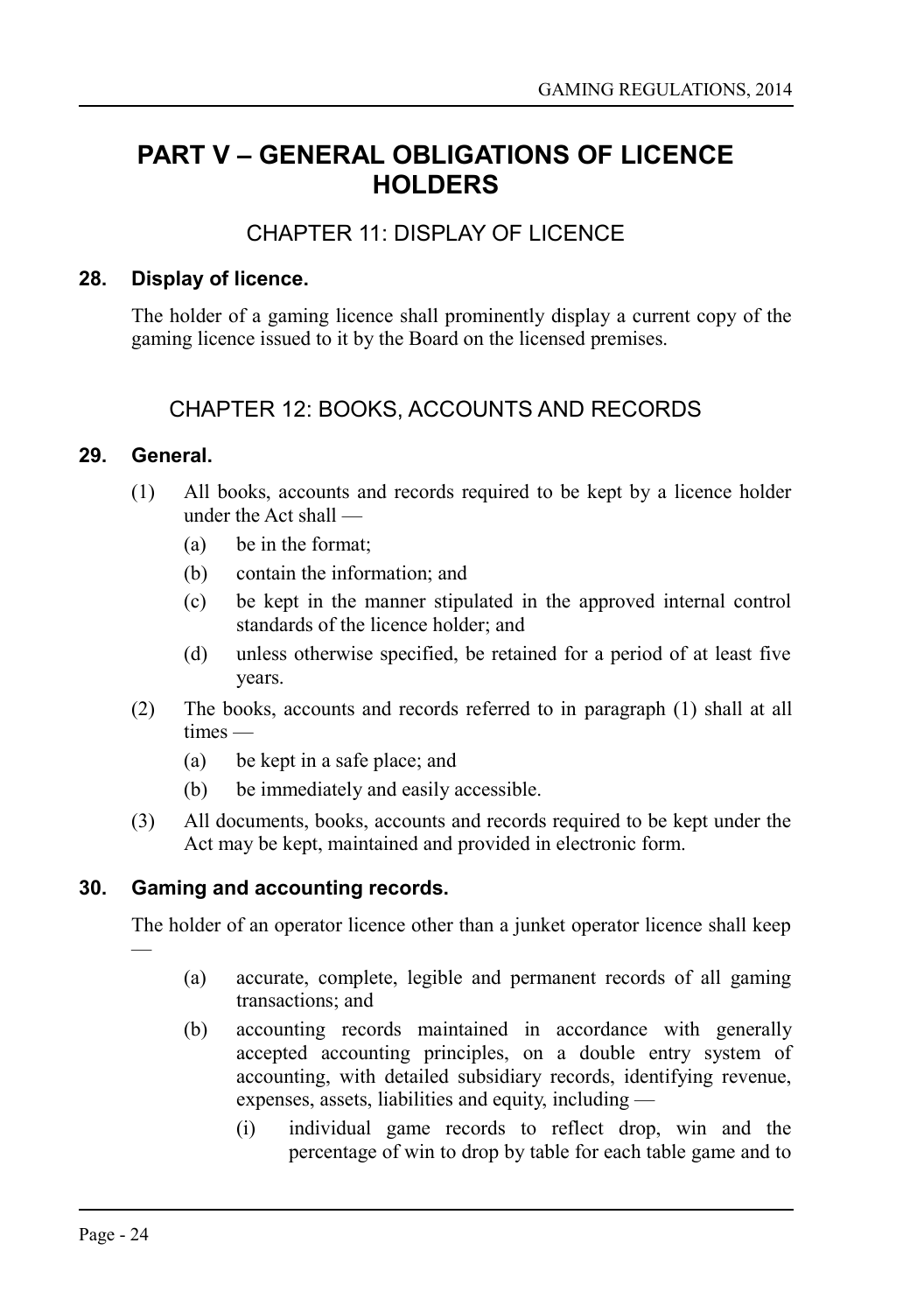# PART V – GENERAL OBLIGATIONS OF LICENCE HOLDERS

## CHAPTER 11: DISPLAY OF LICENCE

### 28. Display of licence.

The holder of a gaming licence shall prominently display a current copy of the gaming licence issued to it by the Board on the licensed premises.

## CHAPTER 12: BOOKS, ACCOUNTS AND RECORDS

### 29. General.

(1) All books, accounts and records required to be kept by a licence holder under the Act shall —

(a) be in the format;

(b) contain the information; and

(c) be kept in the manner stipulated in the approved internal control standards of the licence holder; and

(d) unless otherwise specified, be retained for a period of at least five years.

(2) The books, accounts and records referred to in paragraph (1) shall at all times —

(a) be kept in a safe place; and

(b) be immediately and easily accessible.

(3) All documents, books, accounts and records required to be kept under the Act may be kept, maintained and provided in electronic form.

### 30. Gaming and accounting records.

The holder of an operator licence other than a junket operator licence shall keep —

(a) accurate, complete, legible and permanent records of all gaming transactions; and

(b) accounting records maintained in accordance with generally accepted accounting principles, on a double entry system of accounting, with detailed subsidiary records, identifying revenue, expenses, assets, liabilities and equity, including —

(i) individual game records to reflect drop, win and the percentage of win to drop by table for each table game and to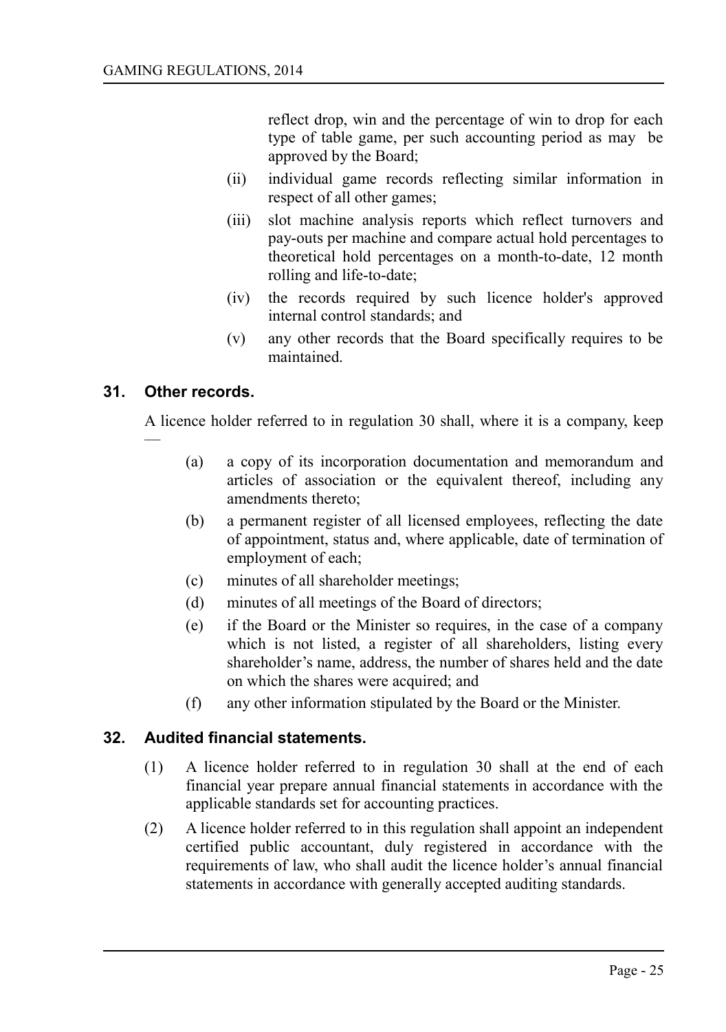reflect drop, win and the percentage of win to drop for each type of table game, per such accounting period as may be approved by the Board;

(ii) individual game records reflecting similar information in respect of all other games;

(iii) slot machine analysis reports which reflect turnovers and pay-outs per machine and compare actual hold percentages to theoretical hold percentages on a month-to-date, 12 month rolling and life-to-date;

(iv) the records required by such licence holder's approved internal control standards; and

(v) any other records that the Board specifically requires to be maintained.

## 31. Other records.

A licence holder referred to in regulation 30 shall, where it is a company, keep —

(a) a copy of its incorporation documentation and memorandum and articles of association or the equivalent thereof, including any amendments thereto;

(b) a permanent register of all licensed employees, reflecting the date of appointment, status and, where applicable, date of termination of employment of each;

(c) minutes of all shareholder meetings;

(d) minutes of all meetings of the Board of directors;

(e) if the Board or the Minister so requires, in the case of a company which is not listed, a register of all shareholders, listing every shareholder's name, address, the number of shares held and the date on which the shares were acquired; and

(f) any other information stipulated by the Board or the Minister.

## 32. Audited financial statements.

(1) A licence holder referred to in regulation 30 shall at the end of each financial year prepare annual financial statements in accordance with the applicable standards set for accounting practices.

(2) A licence holder referred to in this regulation shall appoint an independent certified public accountant, duly registered in accordance with the requirements of law, who shall audit the licence holder's annual financial statements in accordance with generally accepted auditing standards.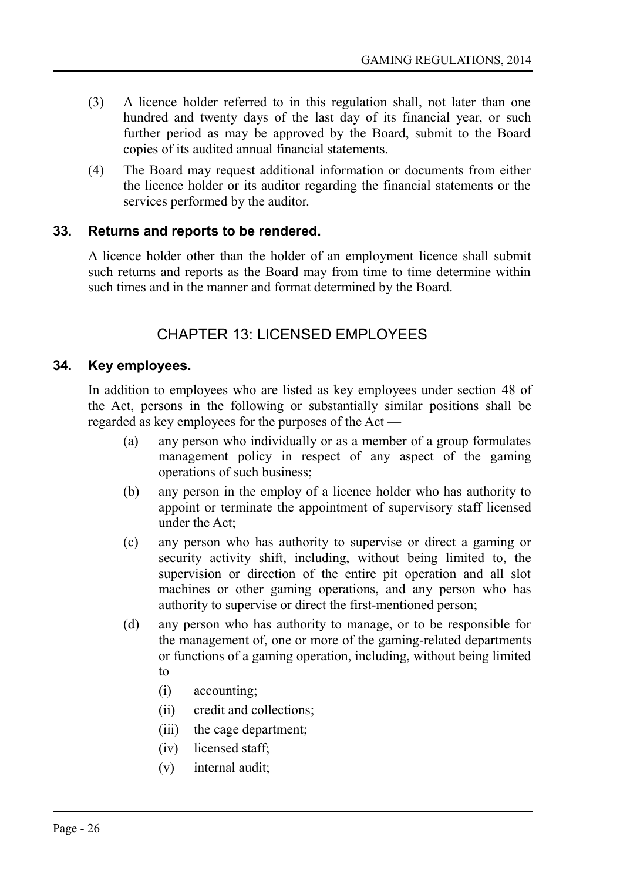(3) A licence holder referred to in this regulation shall, not later than one hundred and twenty days of the last day of its financial year, or such further period as may be approved by the Board, submit to the Board copies of its audited annual financial statements.

(4) The Board may request additional information or documents from either the licence holder or its auditor regarding the financial statements or the services performed by the auditor.

### 33. Returns and reports to be rendered.

A licence holder other than the holder of an employment licence shall submit such returns and reports as the Board may from time to time determine within such times and in the manner and format determined by the Board.

## CHAPTER 13: LICENSED EMPLOYEES

### 34. Key employees.

In addition to employees who are listed as key employees under section 48 of the Act, persons in the following or substantially similar positions shall be regarded as key employees for the purposes of the Act —

(a) any person who individually or as a member of a group formulates management policy in respect of any aspect of the gaming operations of such business;

(b) any person in the employ of a licence holder who has authority to appoint or terminate the appointment of supervisory staff licensed under the Act;

(c) any person who has authority to supervise or direct a gaming or security activity shift, including, without being limited to, the supervision or direction of the entire pit operation and all slot machines or other gaming operations, and any person who has authority to supervise or direct the first-mentioned person;

(d) any person who has authority to manage, or to be responsible for the management of, one or more of the gaming-related departments or functions of a gaming operation, including, without being limited to —

(i) accounting;

(ii) credit and collections;

(iii) the cage department;

(iv) licensed staff;

(v) internal audit;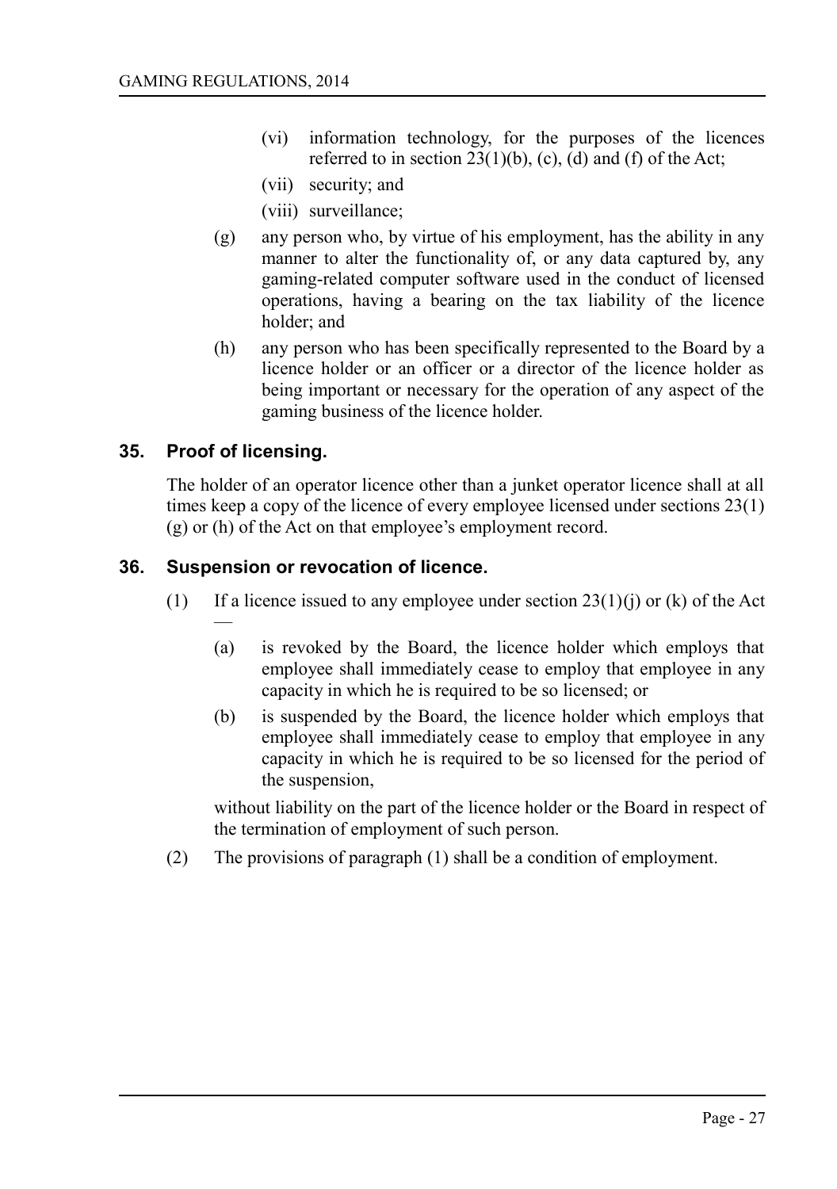- (vi) information technology, for the purposes of the licences referred to in section 23(1)(b), (c), (d) and (f) of the Act;
- (vii) security; and
- (viii) surveillance;

(g) any person who, by virtue of his employment, has the ability in any manner to alter the functionality of, or any data captured by, any gaming-related computer software used in the conduct of licensed operations, having a bearing on the tax liability of the licence holder; and

(h) any person who has been specifically represented to the Board by a licence holder or an officer or a director of the licence holder as being important or necessary for the operation of any aspect of the gaming business of the licence holder.

## 35. Proof of licensing.

The holder of an operator licence other than a junket operator licence shall at all times keep a copy of the licence of every employee licensed under sections 23(1)(g) or (h) of the Act on that employee's employment record.

## 36. Suspension or revocation of licence.

(1) If a licence issued to any employee under section 23(1)(j) or (k) of the Act —

(a) is revoked by the Board, the licence holder which employs that employee shall immediately cease to employ that employee in any capacity in which he is required to be so licensed; or

(b) is suspended by the Board, the licence holder which employs that employee shall immediately cease to employ that employee in any capacity in which he is required to be so licensed for the period of the suspension,

without liability on the part of the licence holder or the Board in respect of the termination of employment of such person.

(2) The provisions of paragraph (1) shall be a condition of employment.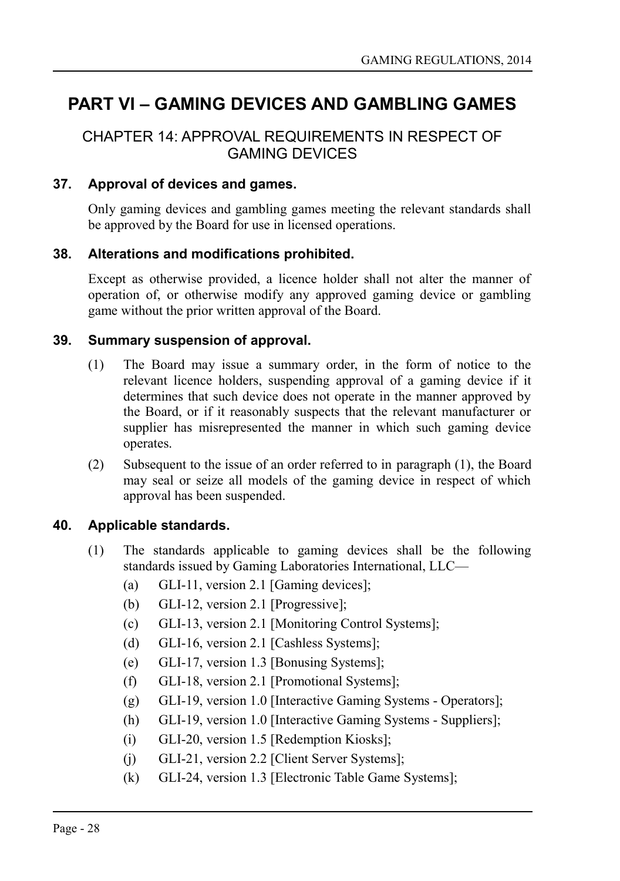# PART VI – GAMING DEVICES AND GAMBLING GAMES

## CHAPTER 14: APPROVAL REQUIREMENTS IN RESPECT OF GAMING DEVICES

### 37. Approval of devices and games.

Only gaming devices and gambling games meeting the relevant standards shall be approved by the Board for use in licensed operations.

### 38. Alterations and modifications prohibited.

Except as otherwise provided, a licence holder shall not alter the manner of operation of, or otherwise modify any approved gaming device or gambling game without the prior written approval of the Board.

### 39. Summary suspension of approval.

(1) The Board may issue a summary order, in the form of notice to the relevant licence holders, suspending approval of a gaming device if it determines that such device does not operate in the manner approved by the Board, or if it reasonably suspects that the relevant manufacturer or supplier has misrepresented the manner in which such gaming device operates.

(2) Subsequent to the issue of an order referred to in paragraph (1), the Board may seal or seize all models of the gaming device in respect of which approval has been suspended.

### 40. Applicable standards.

(1) The standards applicable to gaming devices shall be the following standards issued by Gaming Laboratories International, LLC—

- (a) GLI-11, version 2.1 [Gaming devices];
- (b) GLI-12, version 2.1 [Progressive];
- (c) GLI-13, version 2.1 [Monitoring Control Systems];
- (d) GLI-16, version 2.1 [Cashless Systems];
- (e) GLI-17, version 1.3 [Bonusing Systems];
- (f) GLI-18, version 2.1 [Promotional Systems];
- (g) GLI-19, version 1.0 [Interactive Gaming Systems - Operators];
- (h) GLI-19, version 1.0 [Interactive Gaming Systems - Suppliers];
- (i) GLI-20, version 1.5 [Redemption Kiosks];
- (j) GLI-21, version 2.2 [Client Server Systems];
- (k) GLI-24, version 1.3 [Electronic Table Game Systems];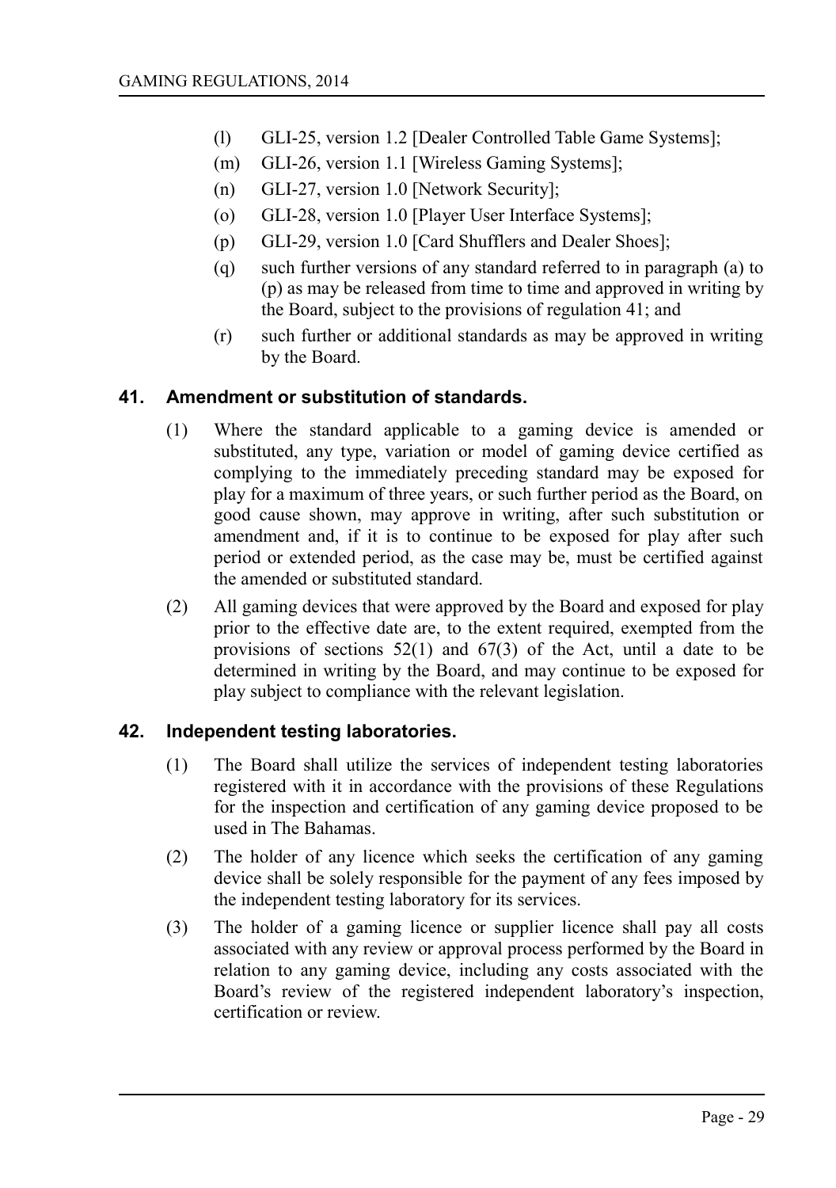(l) GLI-25, version 1.2 [Dealer Controlled Table Game Systems];

(m) GLI-26, version 1.1 [Wireless Gaming Systems];

(n) GLI-27, version 1.0 [Network Security];

(o) GLI-28, version 1.0 [Player User Interface Systems];

(p) GLI-29, version 1.0 [Card Shufflers and Dealer Shoes];

(q) such further versions of any standard referred to in paragraph (a) to (p) as may be released from time to time and approved in writing by the Board, subject to the provisions of regulation 41; and

(r) such further or additional standards as may be approved in writing by the Board.

## 41. Amendment or substitution of standards.

(1) Where the standard applicable to a gaming device is amended or substituted, any type, variation or model of gaming device certified as complying to the immediately preceding standard may be exposed for play for a maximum of three years, or such further period as the Board, on good cause shown, may approve in writing, after such substitution or amendment and, if it is to continue to be exposed for play after such period or extended period, as the case may be, must be certified against the amended or substituted standard.

(2) All gaming devices that were approved by the Board and exposed for play prior to the effective date are, to the extent required, exempted from the provisions of sections 52(1) and 67(3) of the Act, until a date to be determined in writing by the Board, and may continue to be exposed for play subject to compliance with the relevant legislation.

## 42. Independent testing laboratories.

(1) The Board shall utilize the services of independent testing laboratories registered with it in accordance with the provisions of these Regulations for the inspection and certification of any gaming device proposed to be used in The Bahamas.

(2) The holder of any licence which seeks the certification of any gaming device shall be solely responsible for the payment of any fees imposed by the independent testing laboratory for its services.

(3) The holder of a gaming licence or supplier licence shall pay all costs associated with any review or approval process performed by the Board in relation to any gaming device, including any costs associated with the Board's review of the registered independent laboratory's inspection, certification or review.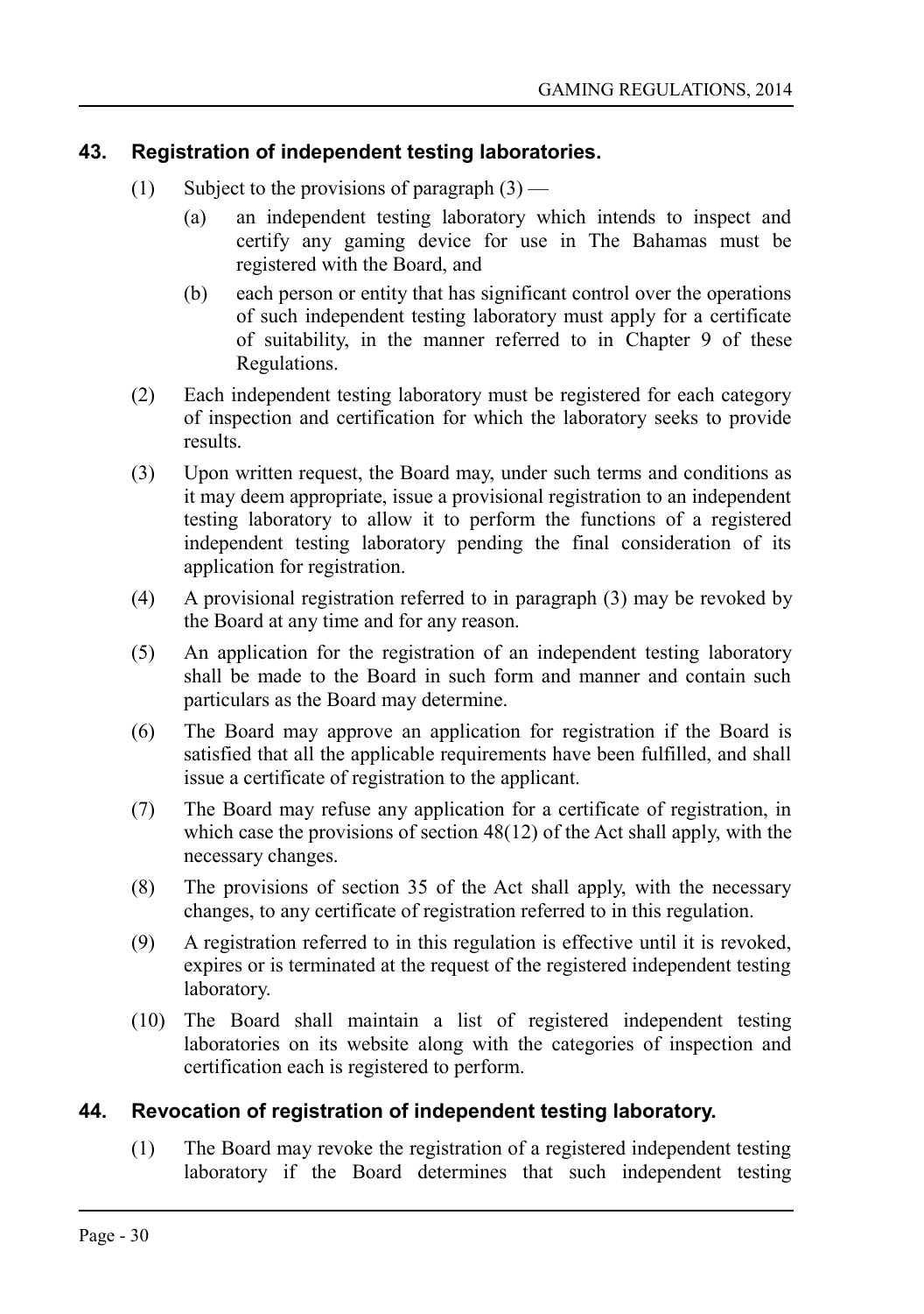## 43. Registration of independent testing laboratories.

(1) Subject to the provisions of paragraph (3) —

(a) an independent testing laboratory which intends to inspect and certify any gaming device for use in The Bahamas must be registered with the Board, and

(b) each person or entity that has significant control over the operations of such independent testing laboratory must apply for a certificate of suitability, in the manner referred to in Chapter 9 of these Regulations.

(2) Each independent testing laboratory must be registered for each category of inspection and certification for which the laboratory seeks to provide results.

(3) Upon written request, the Board may, under such terms and conditions as it may deem appropriate, issue a provisional registration to an independent testing laboratory to allow it to perform the functions of a registered independent testing laboratory pending the final consideration of its application for registration.

(4) A provisional registration referred to in paragraph (3) may be revoked by the Board at any time and for any reason.

(5) An application for the registration of an independent testing laboratory shall be made to the Board in such form and manner and contain such particulars as the Board may determine.

(6) The Board may approve an application for registration if the Board is satisfied that all the applicable requirements have been fulfilled, and shall issue a certificate of registration to the applicant.

(7) The Board may refuse any application for a certificate of registration, in which case the provisions of section 48(12) of the Act shall apply, with the necessary changes.

(8) The provisions of section 35 of the Act shall apply, with the necessary changes, to any certificate of registration referred to in this regulation.

(9) A registration referred to in this regulation is effective until it is revoked, expires or is terminated at the request of the registered independent testing laboratory.

(10) The Board shall maintain a list of registered independent testing laboratories on its website along with the categories of inspection and certification each is registered to perform.

## 44. Revocation of registration of independent testing laboratory.

(1) The Board may revoke the registration of a registered independent testing laboratory if the Board determines that such independent testing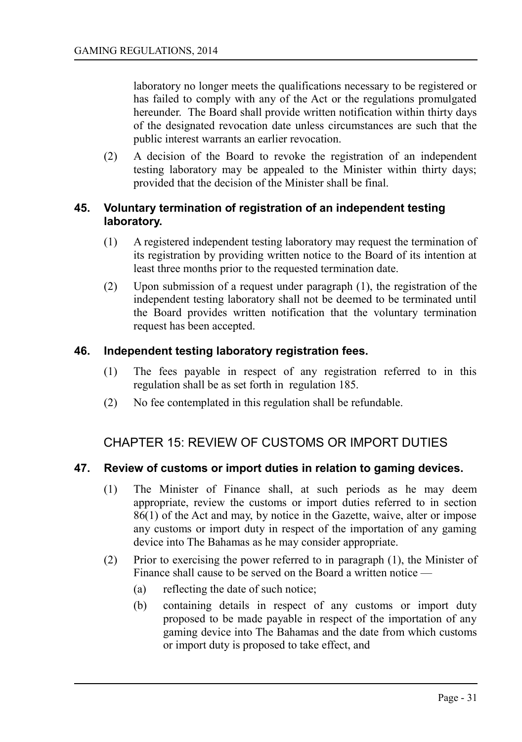laboratory no longer meets the qualifications necessary to be registered or has failed to comply with any of the Act or the regulations promulgated hereunder. The Board shall provide written notification within thirty days of the designated revocation date unless circumstances are such that the public interest warrants an earlier revocation.

(2) A decision of the Board to revoke the registration of an independent testing laboratory may be appealed to the Minister within thirty days; provided that the decision of the Minister shall be final.

### 45. Voluntary termination of registration of an independent testing laboratory.

(1) A registered independent testing laboratory may request the termination of its registration by providing written notice to the Board of its intention at least three months prior to the requested termination date.

(2) Upon submission of a request under paragraph (1), the registration of the independent testing laboratory shall not be deemed to be terminated until the Board provides written notification that the voluntary termination request has been accepted.

### 46. Independent testing laboratory registration fees.

(1) The fees payable in respect of any registration referred to in this regulation shall be as set forth in regulation 185.

(2) No fee contemplated in this regulation shall be refundable.

## CHAPTER 15: REVIEW OF CUSTOMS OR IMPORT DUTIES

### 47. Review of customs or import duties in relation to gaming devices.

(1) The Minister of Finance shall, at such periods as he may deem appropriate, review the customs or import duties referred to in section 86(1) of the Act and may, by notice in the Gazette, waive, alter or impose any customs or import duty in respect of the importation of any gaming device into The Bahamas as he may consider appropriate.

(2) Prior to exercising the power referred to in paragraph (1), the Minister of Finance shall cause to be served on the Board a written notice —

(a) reflecting the date of such notice;

(b) containing details in respect of any customs or import duty proposed to be made payable in respect of the importation of any gaming device into The Bahamas and the date from which customs or import duty is proposed to take effect, and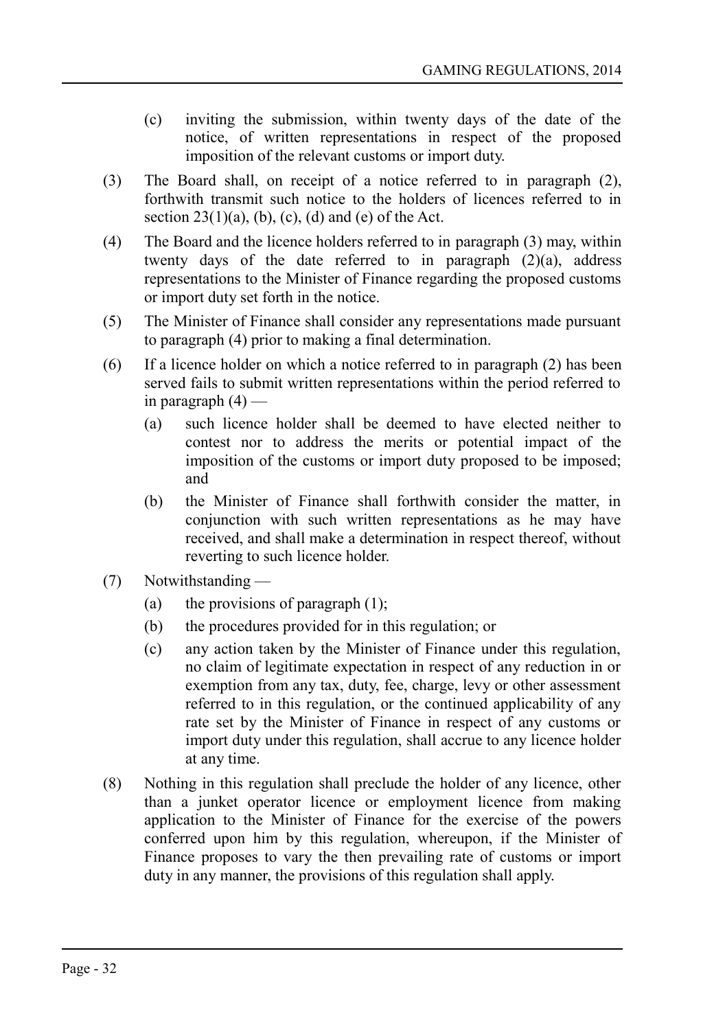(c) inviting the submission, within twenty days of the date of the notice, of written representations in respect of the proposed imposition of the relevant customs or import duty.

(3) The Board shall, on receipt of a notice referred to in paragraph (2), forthwith transmit such notice to the holders of licences referred to in section 23(1)(a), (b), (c), (d) and (e) of the Act.

(4) The Board and the licence holders referred to in paragraph (3) may, within twenty days of the date referred to in paragraph (2)(a), address representations to the Minister of Finance regarding the proposed customs or import duty set forth in the notice.

(5) The Minister of Finance shall consider any representations made pursuant to paragraph (4) prior to making a final determination.

(6) If a licence holder on which a notice referred to in paragraph (2) has been served fails to submit written representations within the period referred to in paragraph (4) —

   (a) such licence holder shall be deemed to have elected neither to contest nor to address the merits or potential impact of the imposition of the customs or import duty proposed to be imposed; and

   (b) the Minister of Finance shall forthwith consider the matter, in conjunction with such written representations as he may have received, and shall make a determination in respect thereof, without reverting to such licence holder.

(7) Notwithstanding —

   (a) the provisions of paragraph (1);

   (b) the procedures provided for in this regulation; or

   (c) any action taken by the Minister of Finance under this regulation, no claim of legitimate expectation in respect of any reduction in or exemption from any tax, duty, fee, charge, levy or other assessment referred to in this regulation, or the continued applicability of any rate set by the Minister of Finance in respect of any customs or import duty under this regulation, shall accrue to any licence holder at any time.

(8) Nothing in this regulation shall preclude the holder of any licence, other than a junket operator licence or employment licence from making application to the Minister of Finance for the exercise of the powers conferred upon him by this regulation, whereupon, if the Minister of Finance proposes to vary the then prevailing rate of customs or import duty in any manner, the provisions of this regulation shall apply.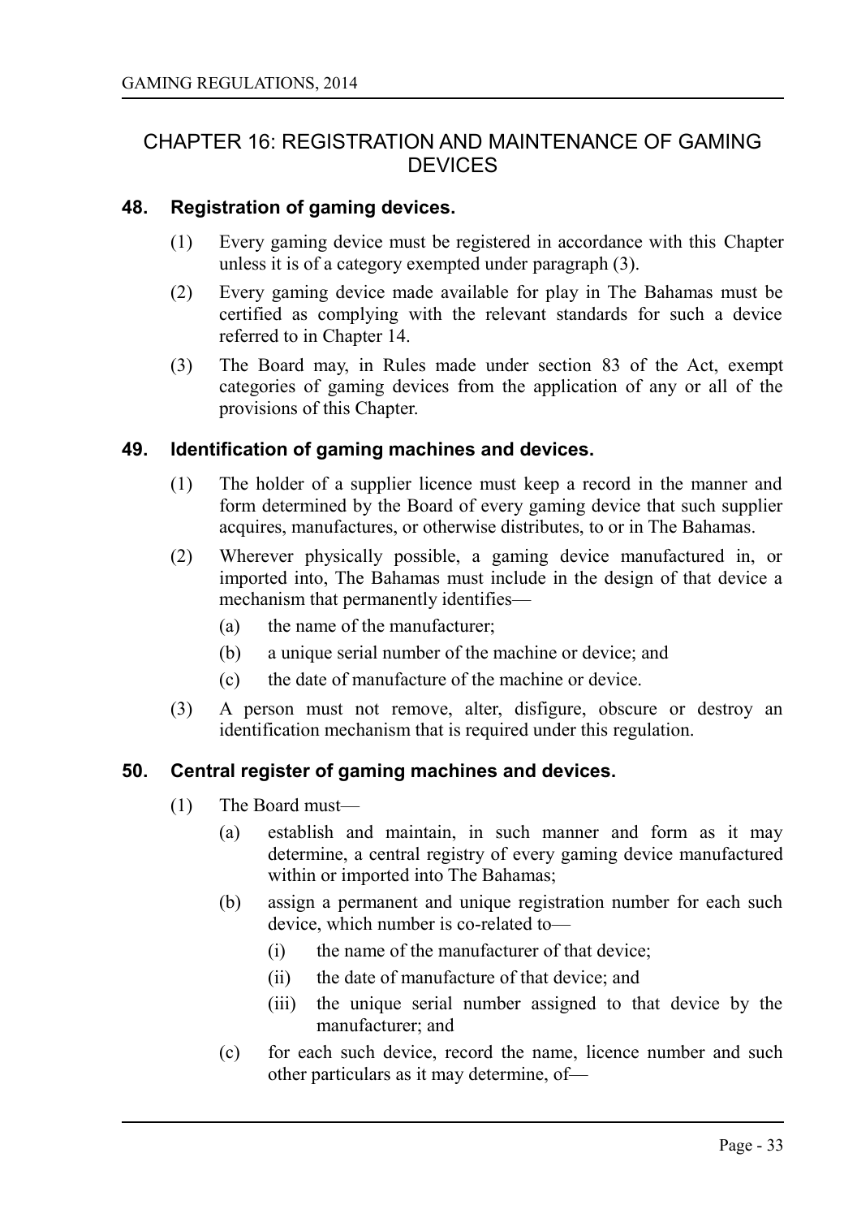## CHAPTER 16: REGISTRATION AND MAINTENANCE OF GAMING DEVICES

### 48. Registration of gaming devices.

(1) Every gaming device must be registered in accordance with this Chapter unless it is of a category exempted under paragraph (3).

(2) Every gaming device made available for play in The Bahamas must be certified as complying with the relevant standards for such a device referred to in Chapter 14.

(3) The Board may, in Rules made under section 83 of the Act, exempt categories of gaming devices from the application of any or all of the provisions of this Chapter.

### 49. Identification of gaming machines and devices.

(1) The holder of a supplier licence must keep a record in the manner and form determined by the Board of every gaming device that such supplier acquires, manufactures, or otherwise distributes, to or in The Bahamas.

(2) Wherever physically possible, a gaming device manufactured in, or imported into, The Bahamas must include in the design of that device a mechanism that permanently identifies—

- (a) the name of the manufacturer;
- (b) a unique serial number of the machine or device; and
- (c) the date of manufacture of the machine or device.

(3) A person must not remove, alter, disfigure, obscure or destroy an identification mechanism that is required under this regulation.

### 50. Central register of gaming machines and devices.

(1) The Board must—

- (a) establish and maintain, in such manner and form as it may determine, a central registry of every gaming device manufactured within or imported into The Bahamas;
- (b) assign a permanent and unique registration number for each such device, which number is co-related to—
  - (i) the name of the manufacturer of that device;
  - (ii) the date of manufacture of that device; and
  - (iii) the unique serial number assigned to that device by the manufacturer; and
- (c) for each such device, record the name, licence number and such other particulars as it may determine, of—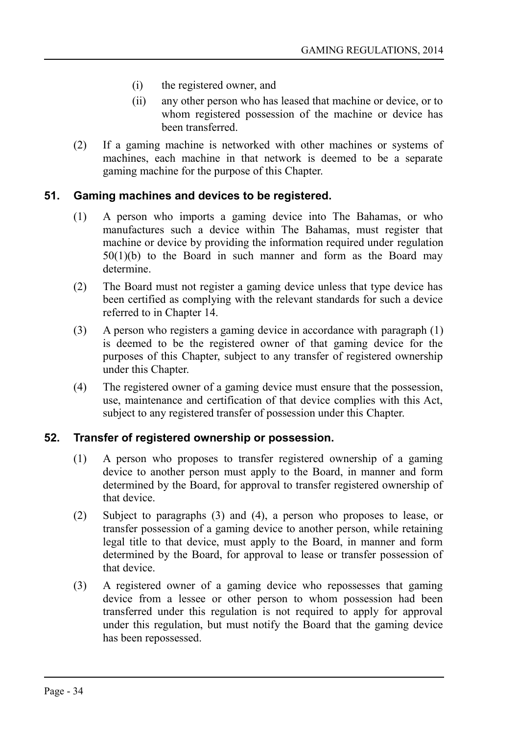(i) the registered owner, and

(ii) any other person who has leased that machine or device, or to whom registered possession of the machine or device has been transferred.

(2) If a gaming machine is networked with other machines or systems of machines, each machine in that network is deemed to be a separate gaming machine for the purpose of this Chapter.

### 51. Gaming machines and devices to be registered.

(1) A person who imports a gaming device into The Bahamas, or who manufactures such a device within The Bahamas, must register that machine or device by providing the information required under regulation 50(1)(b) to the Board in such manner and form as the Board may determine.

(2) The Board must not register a gaming device unless that type device has been certified as complying with the relevant standards for such a device referred to in Chapter 14.

(3) A person who registers a gaming device in accordance with paragraph (1) is deemed to be the registered owner of that gaming device for the purposes of this Chapter, subject to any transfer of registered ownership under this Chapter.

(4) The registered owner of a gaming device must ensure that the possession, use, maintenance and certification of that device complies with this Act, subject to any registered transfer of possession under this Chapter.

### 52. Transfer of registered ownership or possession.

(1) A person who proposes to transfer registered ownership of a gaming device to another person must apply to the Board, in manner and form determined by the Board, for approval to transfer registered ownership of that device.

(2) Subject to paragraphs (3) and (4), a person who proposes to lease, or transfer possession of a gaming device to another person, while retaining legal title to that device, must apply to the Board, in manner and form determined by the Board, for approval to lease or transfer possession of that device.

(3) A registered owner of a gaming device who repossesses that gaming device from a lessee or other person to whom possession had been transferred under this regulation is not required to apply for approval under this regulation, but must notify the Board that the gaming device has been repossessed.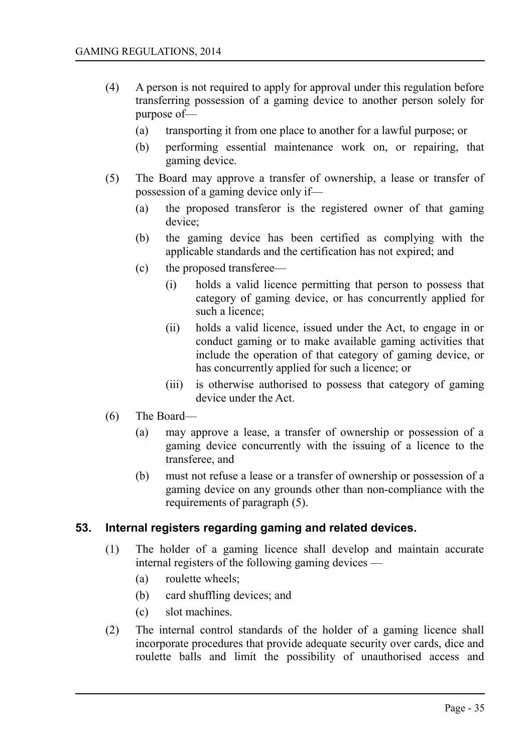(4) A person is not required to apply for approval under this regulation before transferring possession of a gaming device to another person solely for purpose of—

(a) transporting it from one place to another for a lawful purpose; or

(b) performing essential maintenance work on, or repairing, that gaming device.

(5) The Board may approve a transfer of ownership, a lease or transfer of possession of a gaming device only if—

(a) the proposed transferor is the registered owner of that gaming device;

(b) the gaming device has been certified as complying with the applicable standards and the certification has not expired; and

(c) the proposed transferee—

(i) holds a valid licence permitting that person to possess that category of gaming device, or has concurrently applied for such a licence;

(ii) holds a valid licence, issued under the Act, to engage in or conduct gaming or to make available gaming activities that include the operation of that category of gaming device, or has concurrently applied for such a licence; or

(iii) is otherwise authorised to possess that category of gaming device under the Act.

(6) The Board—

(a) may approve a lease, a transfer of ownership or possession of a gaming device concurrently with the issuing of a licence to the transferee, and

(b) must not refuse a lease or a transfer of ownership or possession of a gaming device on any grounds other than non-compliance with the requirements of paragraph (5).

## 53. Internal registers regarding gaming and related devices.

(1) The holder of a gaming licence shall develop and maintain accurate internal registers of the following gaming devices —

(a) roulette wheels;

(b) card shuffling devices; and

(c) slot machines.

(2) The internal control standards of the holder of a gaming licence shall incorporate procedures that provide adequate security over cards, dice and roulette balls and limit the possibility of unauthorised access and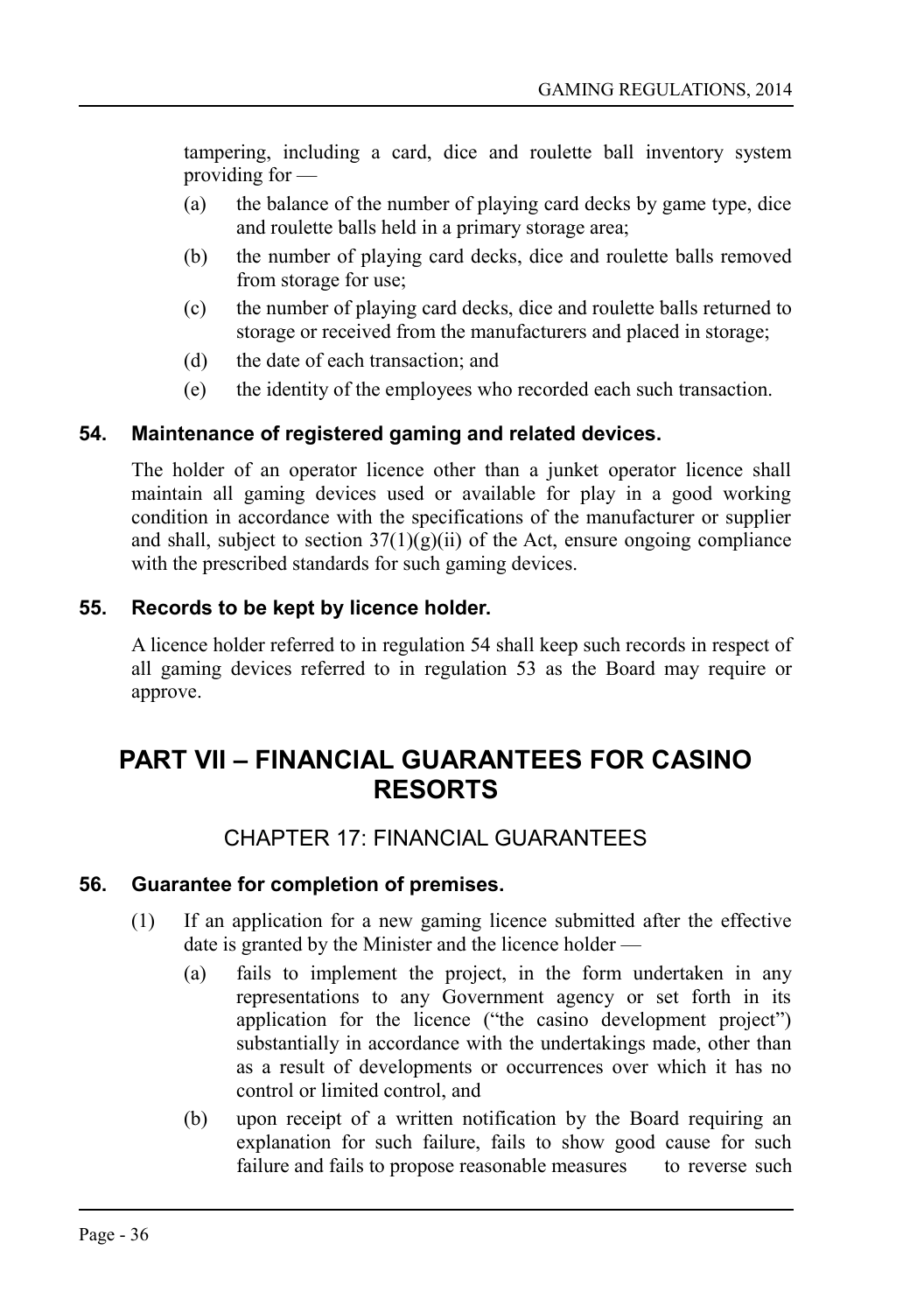tampering, including a card, dice and roulette ball inventory system providing for —

(a) the balance of the number of playing card decks by game type, dice and roulette balls held in a primary storage area;

(b) the number of playing card decks, dice and roulette balls removed from storage for use;

(c) the number of playing card decks, dice and roulette balls returned to storage or received from the manufacturers and placed in storage;

(d) the date of each transaction; and

(e) the identity of the employees who recorded each such transaction.

### 54. Maintenance of registered gaming and related devices.

The holder of an operator licence other than a junket operator licence shall maintain all gaming devices used or available for play in a good working condition in accordance with the specifications of the manufacturer or supplier and shall, subject to section 37(1)(g)(ii) of the Act, ensure ongoing compliance with the prescribed standards for such gaming devices.

### 55. Records to be kept by licence holder.

A licence holder referred to in regulation 54 shall keep such records in respect of all gaming devices referred to in regulation 53 as the Board may require or approve.

# PART VII – FINANCIAL GUARANTEES FOR CASINO RESORTS

## CHAPTER 17: FINANCIAL GUARANTEES

### 56. Guarantee for completion of premises.

(1) If an application for a new gaming licence submitted after the effective date is granted by the Minister and the licence holder —

(a) fails to implement the project, in the form undertaken in any representations to any Government agency or set forth in its application for the licence ("the casino development project") substantially in accordance with the undertakings made, other than as a result of developments or occurrences over which it has no control or limited control, and

(b) upon receipt of a written notification by the Board requiring an explanation for such failure, fails to show good cause for such failure and fails to propose reasonable measures to reverse such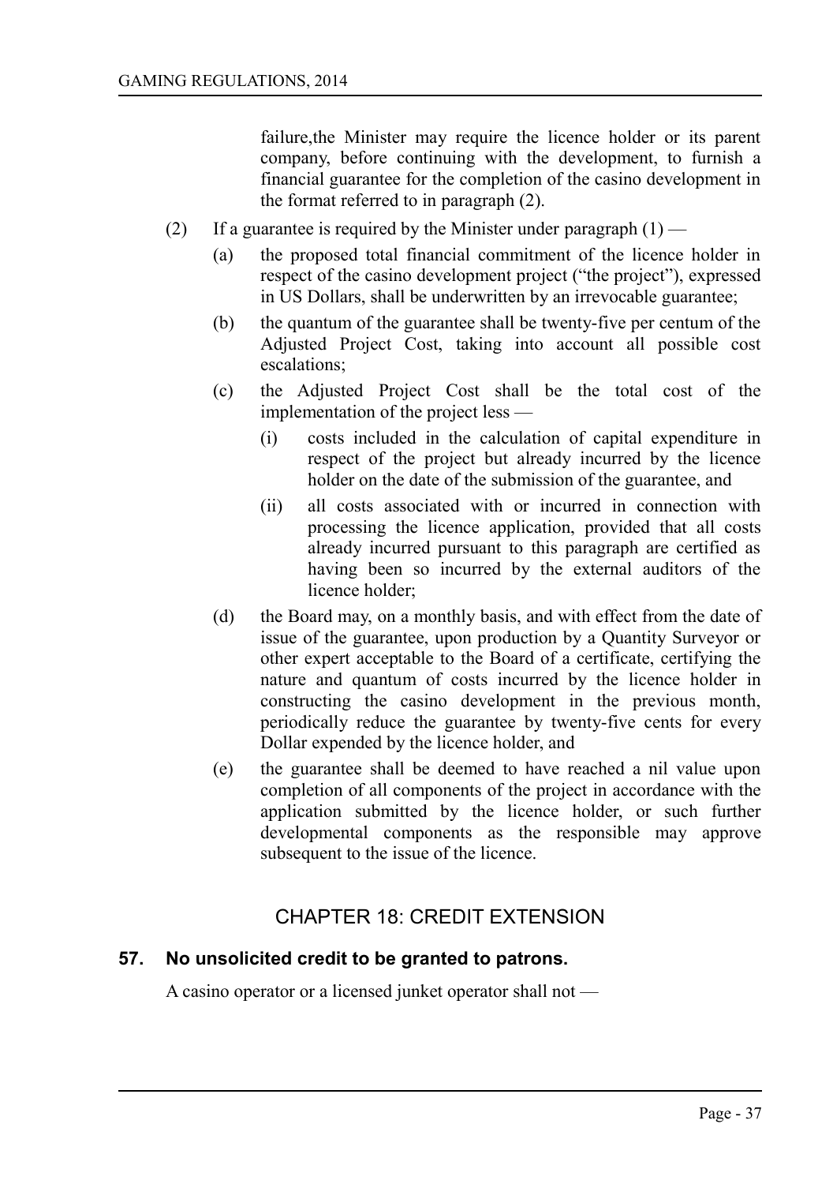failure,the Minister may require the licence holder or its parent company, before continuing with the development, to furnish a financial guarantee for the completion of the casino development in the format referred to in paragraph (2).

(2) If a guarantee is required by the Minister under paragraph (1) —

(a) the proposed total financial commitment of the licence holder in respect of the casino development project ("the project"), expressed in US Dollars, shall be underwritten by an irrevocable guarantee;

(b) the quantum of the guarantee shall be twenty-five per centum of the Adjusted Project Cost, taking into account all possible cost escalations;

(c) the Adjusted Project Cost shall be the total cost of the implementation of the project less —

(i) costs included in the calculation of capital expenditure in respect of the project but already incurred by the licence holder on the date of the submission of the guarantee, and

(ii) all costs associated with or incurred in connection with processing the licence application, provided that all costs already incurred pursuant to this paragraph are certified as having been so incurred by the external auditors of the licence holder;

(d) the Board may, on a monthly basis, and with effect from the date of issue of the guarantee, upon production by a Quantity Surveyor or other expert acceptable to the Board of a certificate, certifying the nature and quantum of costs incurred by the licence holder in constructing the casino development in the previous month, periodically reduce the guarantee by twenty-five cents for every Dollar expended by the licence holder, and

(e) the guarantee shall be deemed to have reached a nil value upon completion of all components of the project in accordance with the application submitted by the licence holder, or such further developmental components as the responsible may approve subsequent to the issue of the licence.

## CHAPTER 18: CREDIT EXTENSION

### 57. No unsolicited credit to be granted to patrons.

A casino operator or a licensed junket operator shall not —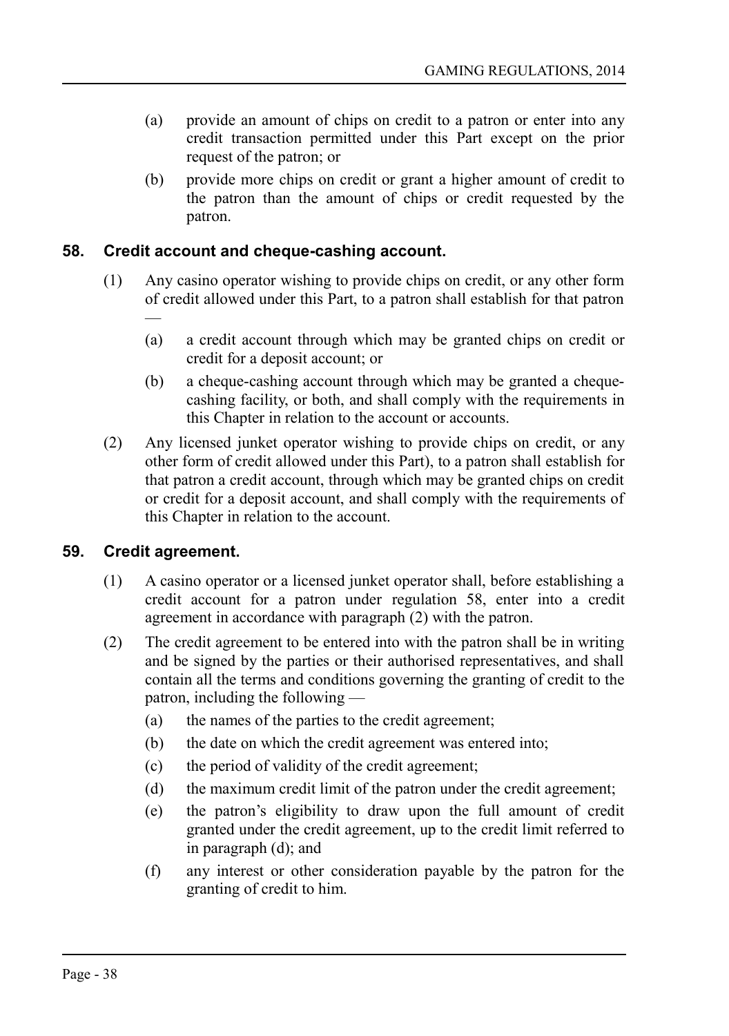(a) provide an amount of chips on credit to a patron or enter into any credit transaction permitted under this Part except on the prior request of the patron; or

(b) provide more chips on credit or grant a higher amount of credit to the patron than the amount of chips or credit requested by the patron.

## 58. Credit account and cheque-cashing account.

(1) Any casino operator wishing to provide chips on credit, or any other form of credit allowed under this Part, to a patron shall establish for that patron —

(a) a credit account through which may be granted chips on credit or credit for a deposit account; or

(b) a cheque-cashing account through which may be granted a cheque-cashing facility, or both, and shall comply with the requirements in this Chapter in relation to the account or accounts.

(2) Any licensed junket operator wishing to provide chips on credit, or any other form of credit allowed under this Part), to a patron shall establish for that patron a credit account, through which may be granted chips on credit or credit for a deposit account, and shall comply with the requirements of this Chapter in relation to the account.

## 59. Credit agreement.

(1) A casino operator or a licensed junket operator shall, before establishing a credit account for a patron under regulation 58, enter into a credit agreement in accordance with paragraph (2) with the patron.

(2) The credit agreement to be entered into with the patron shall be in writing and be signed by the parties or their authorised representatives, and shall contain all the terms and conditions governing the granting of credit to the patron, including the following —

(a) the names of the parties to the credit agreement;

(b) the date on which the credit agreement was entered into;

(c) the period of validity of the credit agreement;

(d) the maximum credit limit of the patron under the credit agreement;

(e) the patron's eligibility to draw upon the full amount of credit granted under the credit agreement, up to the credit limit referred to in paragraph (d); and

(f) any interest or other consideration payable by the patron for the granting of credit to him.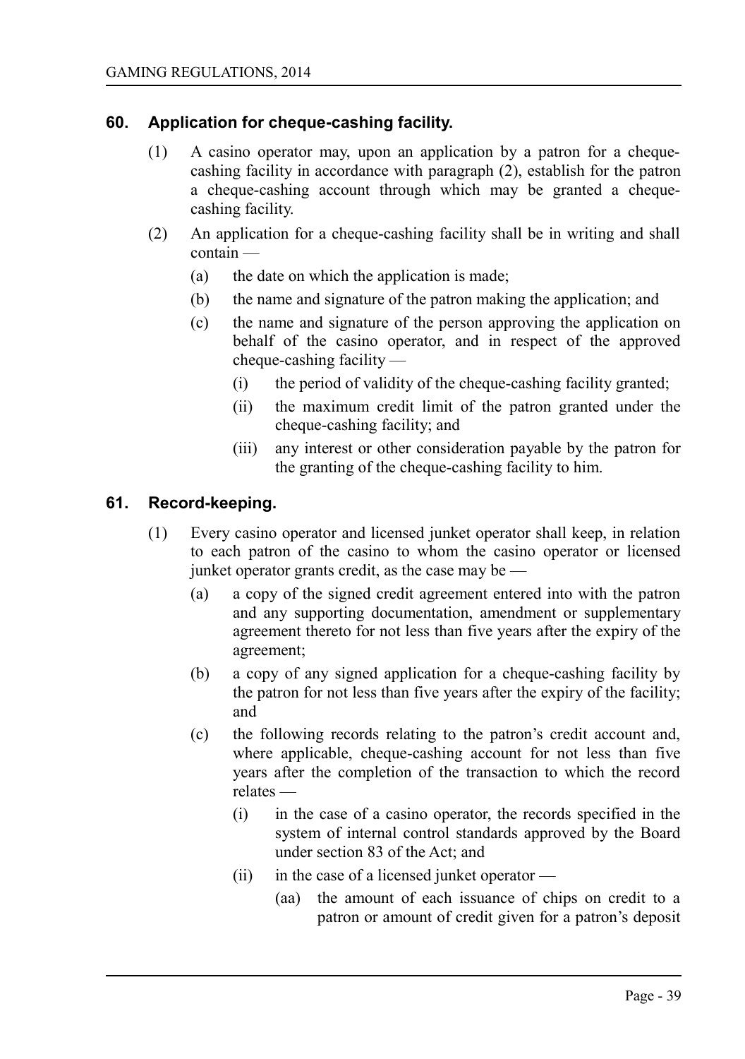## 60. Application for cheque-cashing facility.

(1) A casino operator may, upon an application by a patron for a cheque-cashing facility in accordance with paragraph (2), establish for the patron a cheque-cashing account through which may be granted a cheque-cashing facility.

(2) An application for a cheque-cashing facility shall be in writing and shall contain —

- (a) the date on which the application is made;
- (b) the name and signature of the patron making the application; and
- (c) the name and signature of the person approving the application on behalf of the casino operator, and in respect of the approved cheque-cashing facility —
  - (i) the period of validity of the cheque-cashing facility granted;
  - (ii) the maximum credit limit of the patron granted under the cheque-cashing facility; and
  - (iii) any interest or other consideration payable by the patron for the granting of the cheque-cashing facility to him.

## 61. Record-keeping.

(1) Every casino operator and licensed junket operator shall keep, in relation to each patron of the casino to whom the casino operator or licensed junket operator grants credit, as the case may be —

- (a) a copy of the signed credit agreement entered into with the patron and any supporting documentation, amendment or supplementary agreement thereto for not less than five years after the expiry of the agreement;
- (b) a copy of any signed application for a cheque-cashing facility by the patron for not less than five years after the expiry of the facility; and
- (c) the following records relating to the patron's credit account and, where applicable, cheque-cashing account for not less than five years after the completion of the transaction to which the record relates —
  - (i) in the case of a casino operator, the records specified in the system of internal control standards approved by the Board under section 83 of the Act; and
  - (ii) in the case of a licensed junket operator —
    - (aa) the amount of each issuance of chips on credit to a patron or amount of credit given for a patron's deposit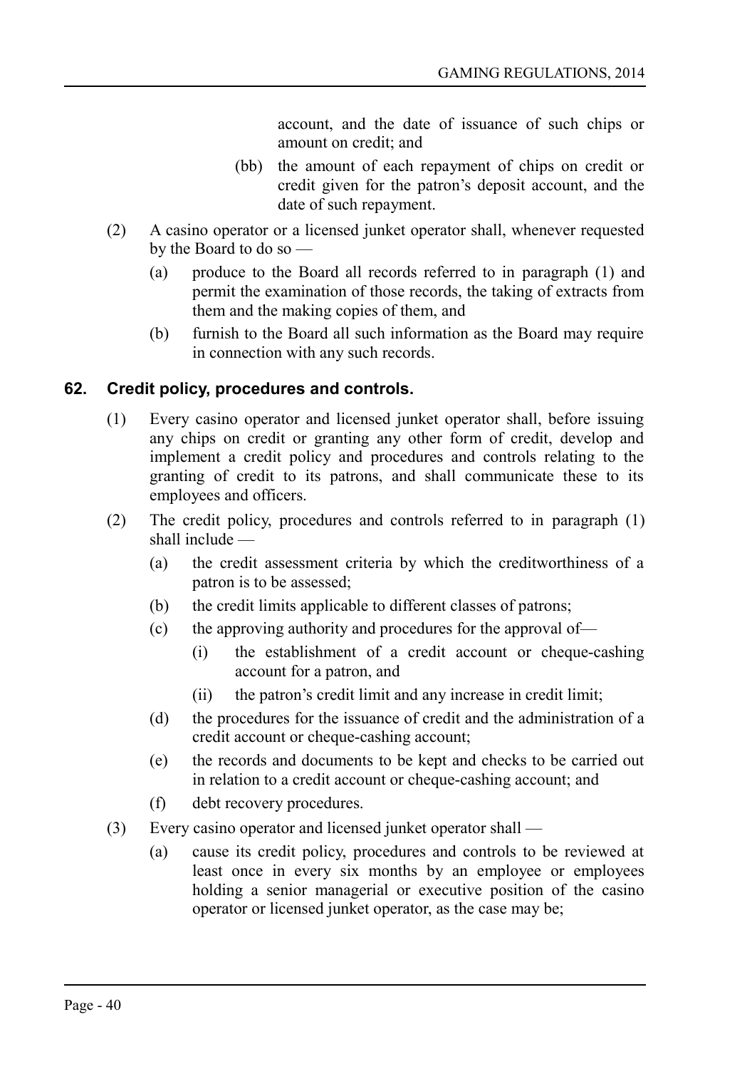account, and the date of issuance of such chips or amount on credit; and

(bb) the amount of each repayment of chips on credit or credit given for the patron's deposit account, and the date of such repayment.

(2) A casino operator or a licensed junket operator shall, whenever requested by the Board to do so —

(a) produce to the Board all records referred to in paragraph (1) and permit the examination of those records, the taking of extracts from them and the making copies of them, and

(b) furnish to the Board all such information as the Board may require in connection with any such records.

## 62. Credit policy, procedures and controls.

(1) Every casino operator and licensed junket operator shall, before issuing any chips on credit or granting any other form of credit, develop and implement a credit policy and procedures and controls relating to the granting of credit to its patrons, and shall communicate these to its employees and officers.

(2) The credit policy, procedures and controls referred to in paragraph (1) shall include —

(a) the credit assessment criteria by which the creditworthiness of a patron is to be assessed;

(b) the credit limits applicable to different classes of patrons;

(c) the approving authority and procedures for the approval of—

(i) the establishment of a credit account or cheque-cashing account for a patron, and

(ii) the patron's credit limit and any increase in credit limit;

(d) the procedures for the issuance of credit and the administration of a credit account or cheque-cashing account;

(e) the records and documents to be kept and checks to be carried out in relation to a credit account or cheque-cashing account; and

(f) debt recovery procedures.

(3) Every casino operator and licensed junket operator shall —

(a) cause its credit policy, procedures and controls to be reviewed at least once in every six months by an employee or employees holding a senior managerial or executive position of the casino operator or licensed junket operator, as the case may be;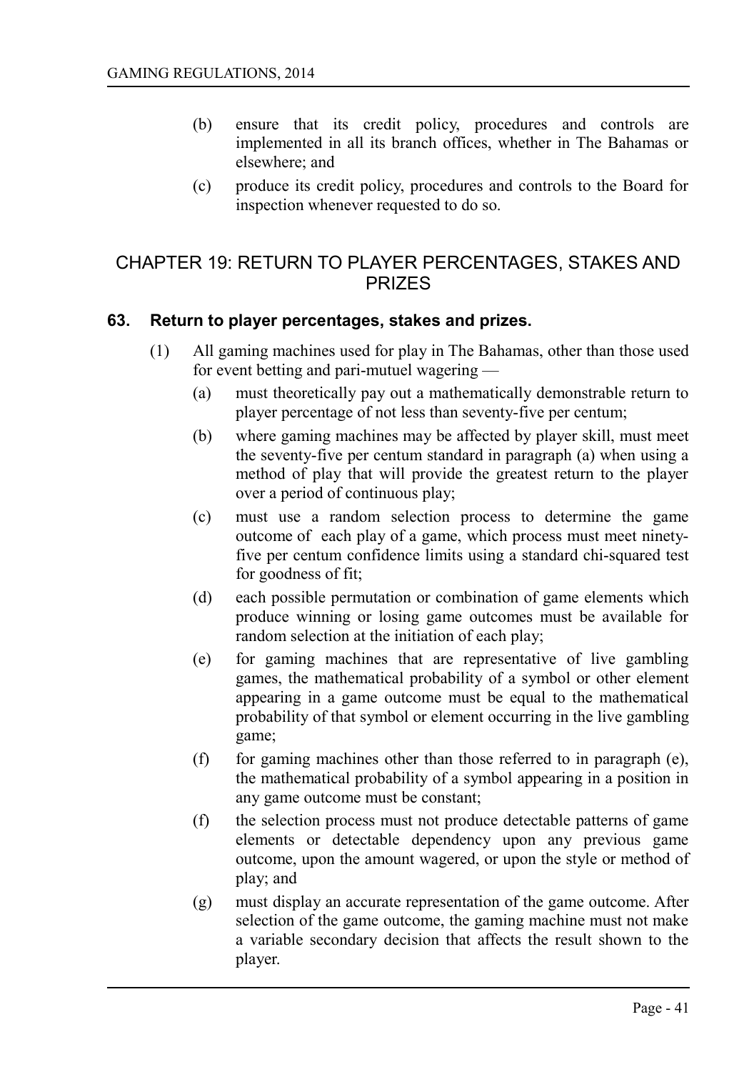(b) ensure that its credit policy, procedures and controls are implemented in all its branch offices, whether in The Bahamas or elsewhere; and

(c) produce its credit policy, procedures and controls to the Board for inspection whenever requested to do so.

## CHAPTER 19: RETURN TO PLAYER PERCENTAGES, STAKES AND PRIZES

### 63. Return to player percentages, stakes and prizes.

(1) All gaming machines used for play in The Bahamas, other than those used for event betting and pari-mutuel wagering —

(a) must theoretically pay out a mathematically demonstrable return to player percentage of not less than seventy-five per centum;

(b) where gaming machines may be affected by player skill, must meet the seventy-five per centum standard in paragraph (a) when using a method of play that will provide the greatest return to the player over a period of continuous play;

(c) must use a random selection process to determine the game outcome of each play of a game, which process must meet ninety-five per centum confidence limits using a standard chi-squared test for goodness of fit;

(d) each possible permutation or combination of game elements which produce winning or losing game outcomes must be available for random selection at the initiation of each play;

(e) for gaming machines that are representative of live gambling games, the mathematical probability of a symbol or other element appearing in a game outcome must be equal to the mathematical probability of that symbol or element occurring in the live gambling game;

(f) for gaming machines other than those referred to in paragraph (e), the mathematical probability of a symbol appearing in a position in any game outcome must be constant;

(f) the selection process must not produce detectable patterns of game elements or detectable dependency upon any previous game outcome, upon the amount wagered, or upon the style or method of play; and

(g) must display an accurate representation of the game outcome. After selection of the game outcome, the gaming machine must not make a variable secondary decision that affects the result shown to the player.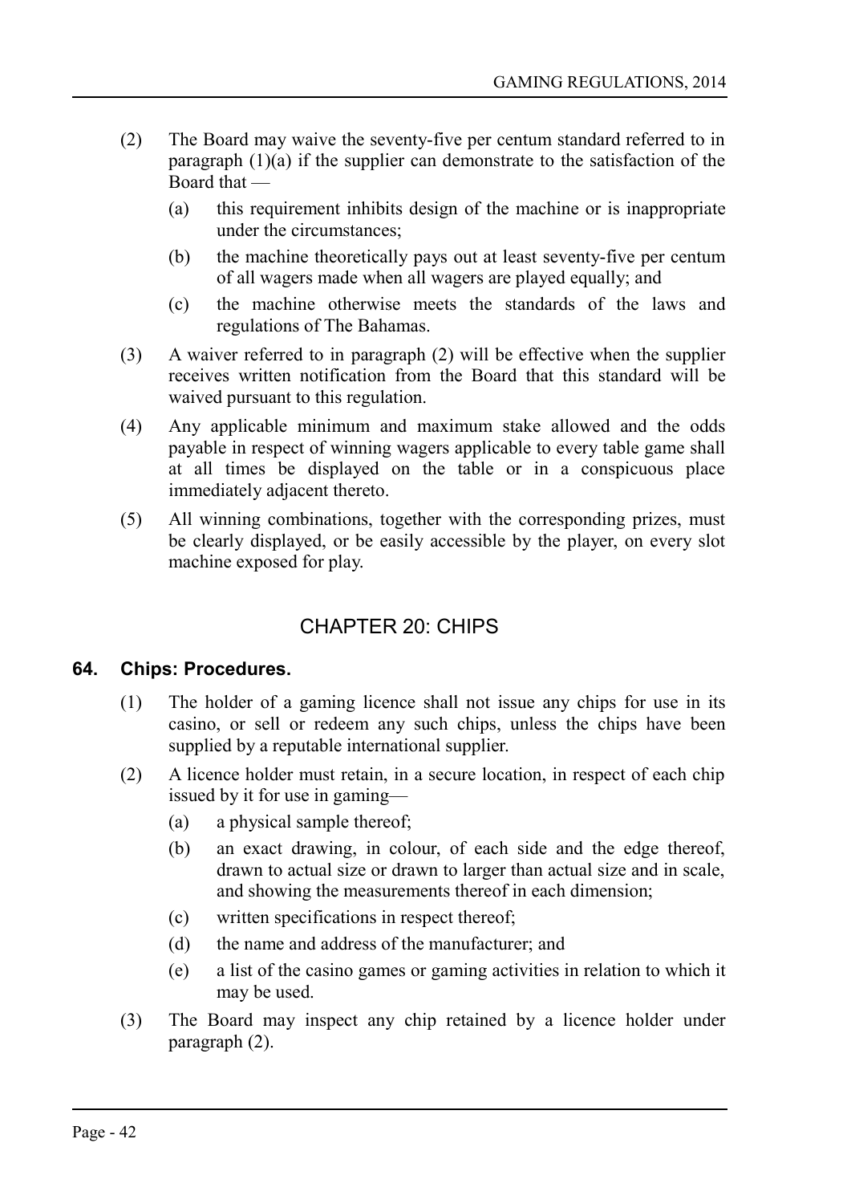(2) The Board may waive the seventy-five per centum standard referred to in paragraph (1)(a) if the supplier can demonstrate to the satisfaction of the Board that —

   (a) this requirement inhibits design of the machine or is inappropriate under the circumstances;

   (b) the machine theoretically pays out at least seventy-five per centum of all wagers made when all wagers are played equally; and

   (c) the machine otherwise meets the standards of the laws and regulations of The Bahamas.

(3) A waiver referred to in paragraph (2) will be effective when the supplier receives written notification from the Board that this standard will be waived pursuant to this regulation.

(4) Any applicable minimum and maximum stake allowed and the odds payable in respect of winning wagers applicable to every table game shall at all times be displayed on the table or in a conspicuous place immediately adjacent thereto.

(5) All winning combinations, together with the corresponding prizes, must be clearly displayed, or be easily accessible by the player, on every slot machine exposed for play.

## CHAPTER 20: CHIPS

### 64. Chips: Procedures.

(1) The holder of a gaming licence shall not issue any chips for use in its casino, or sell or redeem any such chips, unless the chips have been supplied by a reputable international supplier.

(2) A licence holder must retain, in a secure location, in respect of each chip issued by it for use in gaming—

   (a) a physical sample thereof;

   (b) an exact drawing, in colour, of each side and the edge thereof, drawn to actual size or drawn to larger than actual size and in scale, and showing the measurements thereof in each dimension;

   (c) written specifications in respect thereof;

   (d) the name and address of the manufacturer; and

   (e) a list of the casino games or gaming activities in relation to which it may be used.

(3) The Board may inspect any chip retained by a licence holder under paragraph (2).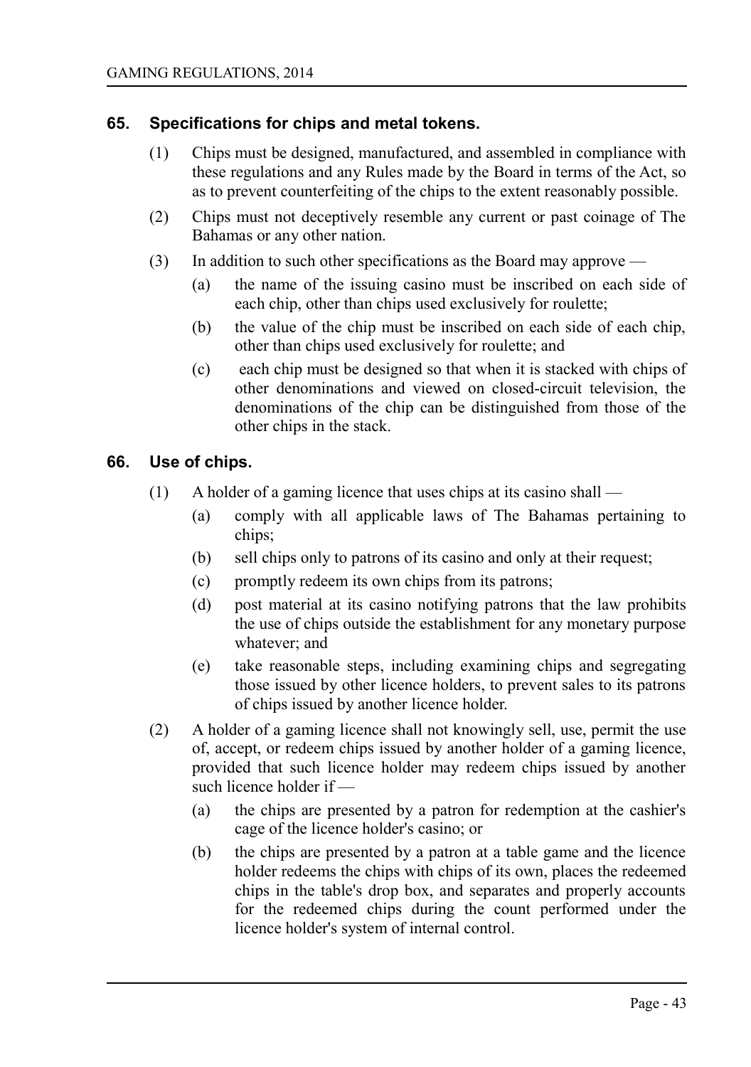## 65. Specifications for chips and metal tokens.

(1) Chips must be designed, manufactured, and assembled in compliance with these regulations and any Rules made by the Board in terms of the Act, so as to prevent counterfeiting of the chips to the extent reasonably possible.

(2) Chips must not deceptively resemble any current or past coinage of The Bahamas or any other nation.

(3) In addition to such other specifications as the Board may approve —

(a) the name of the issuing casino must be inscribed on each side of each chip, other than chips used exclusively for roulette;

(b) the value of the chip must be inscribed on each side of each chip, other than chips used exclusively for roulette; and

(c) each chip must be designed so that when it is stacked with chips of other denominations and viewed on closed-circuit television, the denominations of the chip can be distinguished from those of the other chips in the stack.

## 66. Use of chips.

(1) A holder of a gaming licence that uses chips at its casino shall —

(a) comply with all applicable laws of The Bahamas pertaining to chips;

(b) sell chips only to patrons of its casino and only at their request;

(c) promptly redeem its own chips from its patrons;

(d) post material at its casino notifying patrons that the law prohibits the use of chips outside the establishment for any monetary purpose whatever; and

(e) take reasonable steps, including examining chips and segregating those issued by other licence holders, to prevent sales to its patrons of chips issued by another licence holder.

(2) A holder of a gaming licence shall not knowingly sell, use, permit the use of, accept, or redeem chips issued by another holder of a gaming licence, provided that such licence holder may redeem chips issued by another such licence holder if —

(a) the chips are presented by a patron for redemption at the cashier's cage of the licence holder's casino; or

(b) the chips are presented by a patron at a table game and the licence holder redeems the chips with chips of its own, places the redeemed chips in the table's drop box, and separates and properly accounts for the redeemed chips during the count performed under the licence holder's system of internal control.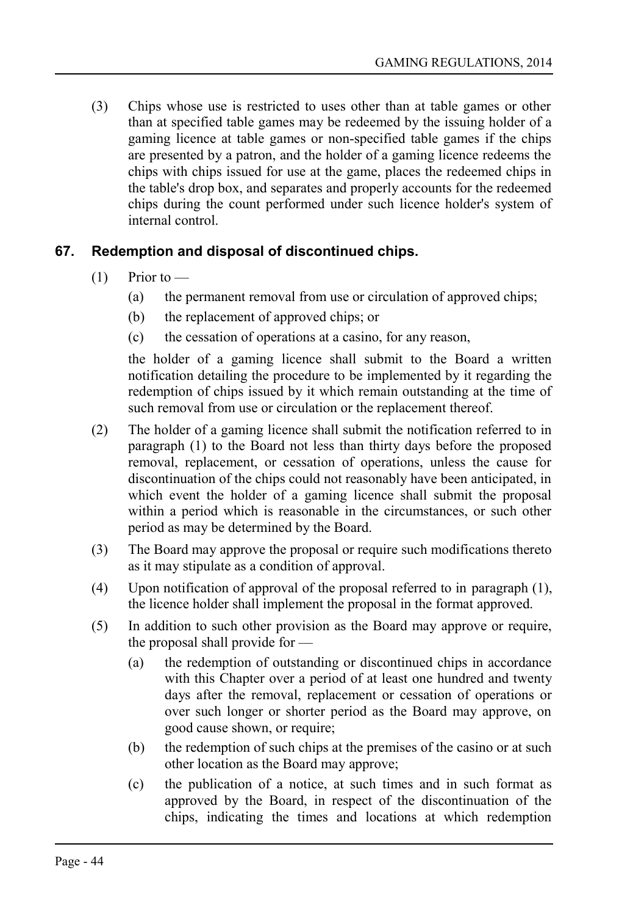(3) Chips whose use is restricted to uses other than at table games or other than at specified table games may be redeemed by the issuing holder of a gaming licence at table games or non-specified table games if the chips are presented by a patron, and the holder of a gaming licence redeems the chips with chips issued for use at the game, places the redeemed chips in the table's drop box, and separates and properly accounts for the redeemed chips during the count performed under such licence holder's system of internal control.

## 67. Redemption and disposal of discontinued chips.

(1) Prior to —

(a) the permanent removal from use or circulation of approved chips;

(b) the replacement of approved chips; or

(c) the cessation of operations at a casino, for any reason,

the holder of a gaming licence shall submit to the Board a written notification detailing the procedure to be implemented by it regarding the redemption of chips issued by it which remain outstanding at the time of such removal from use or circulation or the replacement thereof.

(2) The holder of a gaming licence shall submit the notification referred to in paragraph (1) to the Board not less than thirty days before the proposed removal, replacement, or cessation of operations, unless the cause for discontinuation of the chips could not reasonably have been anticipated, in which event the holder of a gaming licence shall submit the proposal within a period which is reasonable in the circumstances, or such other period as may be determined by the Board.

(3) The Board may approve the proposal or require such modifications thereto as it may stipulate as a condition of approval.

(4) Upon notification of approval of the proposal referred to in paragraph (1), the licence holder shall implement the proposal in the format approved.

(5) In addition to such other provision as the Board may approve or require, the proposal shall provide for —

(a) the redemption of outstanding or discontinued chips in accordance with this Chapter over a period of at least one hundred and twenty days after the removal, replacement or cessation of operations or over such longer or shorter period as the Board may approve, on good cause shown, or require;

(b) the redemption of such chips at the premises of the casino or at such other location as the Board may approve;

(c) the publication of a notice, at such times and in such format as approved by the Board, in respect of the discontinuation of the chips, indicating the times and locations at which redemption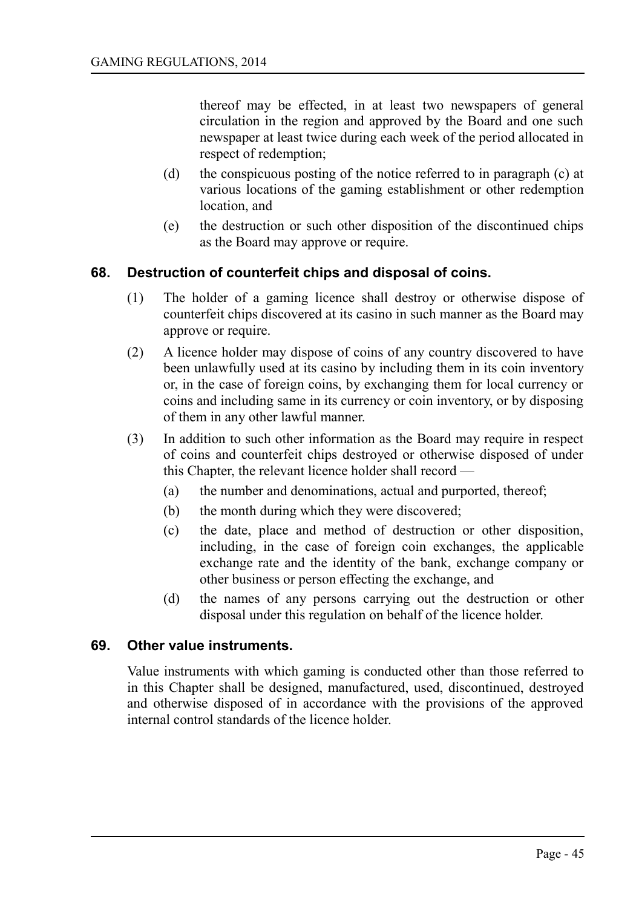thereof may be effected, in at least two newspapers of general circulation in the region and approved by the Board and one such newspaper at least twice during each week of the period allocated in respect of redemption;

(d) the conspicuous posting of the notice referred to in paragraph (c) at various locations of the gaming establishment or other redemption location, and

(e) the destruction or such other disposition of the discontinued chips as the Board may approve or require.

### 68. Destruction of counterfeit chips and disposal of coins.

(1) The holder of a gaming licence shall destroy or otherwise dispose of counterfeit chips discovered at its casino in such manner as the Board may approve or require.

(2) A licence holder may dispose of coins of any country discovered to have been unlawfully used at its casino by including them in its coin inventory or, in the case of foreign coins, by exchanging them for local currency or coins and including same in its currency or coin inventory, or by disposing of them in any other lawful manner.

(3) In addition to such other information as the Board may require in respect of coins and counterfeit chips destroyed or otherwise disposed of under this Chapter, the relevant licence holder shall record —

(a) the number and denominations, actual and purported, thereof;

(b) the month during which they were discovered;

(c) the date, place and method of destruction or other disposition, including, in the case of foreign coin exchanges, the applicable exchange rate and the identity of the bank, exchange company or other business or person effecting the exchange, and

(d) the names of any persons carrying out the destruction or other disposal under this regulation on behalf of the licence holder.

### 69. Other value instruments.

Value instruments with which gaming is conducted other than those referred to in this Chapter shall be designed, manufactured, used, discontinued, destroyed and otherwise disposed of in accordance with the provisions of the approved internal control standards of the licence holder.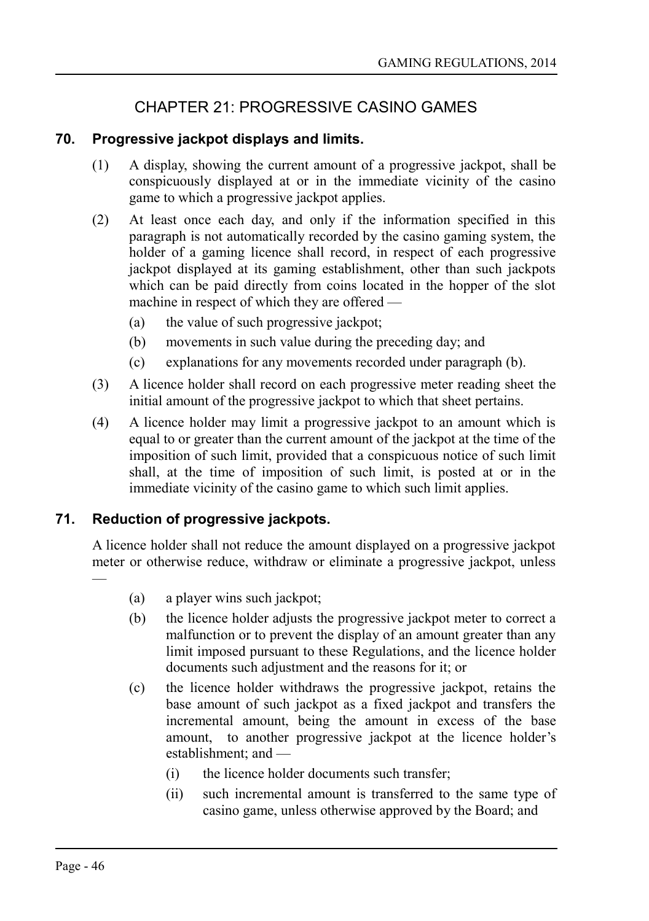## CHAPTER 21: PROGRESSIVE CASINO GAMES

### 70. Progressive jackpot displays and limits.

(1) A display, showing the current amount of a progressive jackpot, shall be conspicuously displayed at or in the immediate vicinity of the casino game to which a progressive jackpot applies.

(2) At least once each day, and only if the information specified in this paragraph is not automatically recorded by the casino gaming system, the holder of a gaming licence shall record, in respect of each progressive jackpot displayed at its gaming establishment, other than such jackpots which can be paid directly from coins located in the hopper of the slot machine in respect of which they are offered —

(a) the value of such progressive jackpot;

(b) movements in such value during the preceding day; and

(c) explanations for any movements recorded under paragraph (b).

(3) A licence holder shall record on each progressive meter reading sheet the initial amount of the progressive jackpot to which that sheet pertains.

(4) A licence holder may limit a progressive jackpot to an amount which is equal to or greater than the current amount of the jackpot at the time of the imposition of such limit, provided that a conspicuous notice of such limit shall, at the time of imposition of such limit, is posted at or in the immediate vicinity of the casino game to which such limit applies.

### 71. Reduction of progressive jackpots.

A licence holder shall not reduce the amount displayed on a progressive jackpot meter or otherwise reduce, withdraw or eliminate a progressive jackpot, unless —

(a) a player wins such jackpot;

(b) the licence holder adjusts the progressive jackpot meter to correct a malfunction or to prevent the display of an amount greater than any limit imposed pursuant to these Regulations, and the licence holder documents such adjustment and the reasons for it; or

(c) the licence holder withdraws the progressive jackpot, retains the base amount of such jackpot as a fixed jackpot and transfers the incremental amount, being the amount in excess of the base amount, to another progressive jackpot at the licence holder's establishment; and —

(i) the licence holder documents such transfer;

(ii) such incremental amount is transferred to the same type of casino game, unless otherwise approved by the Board; and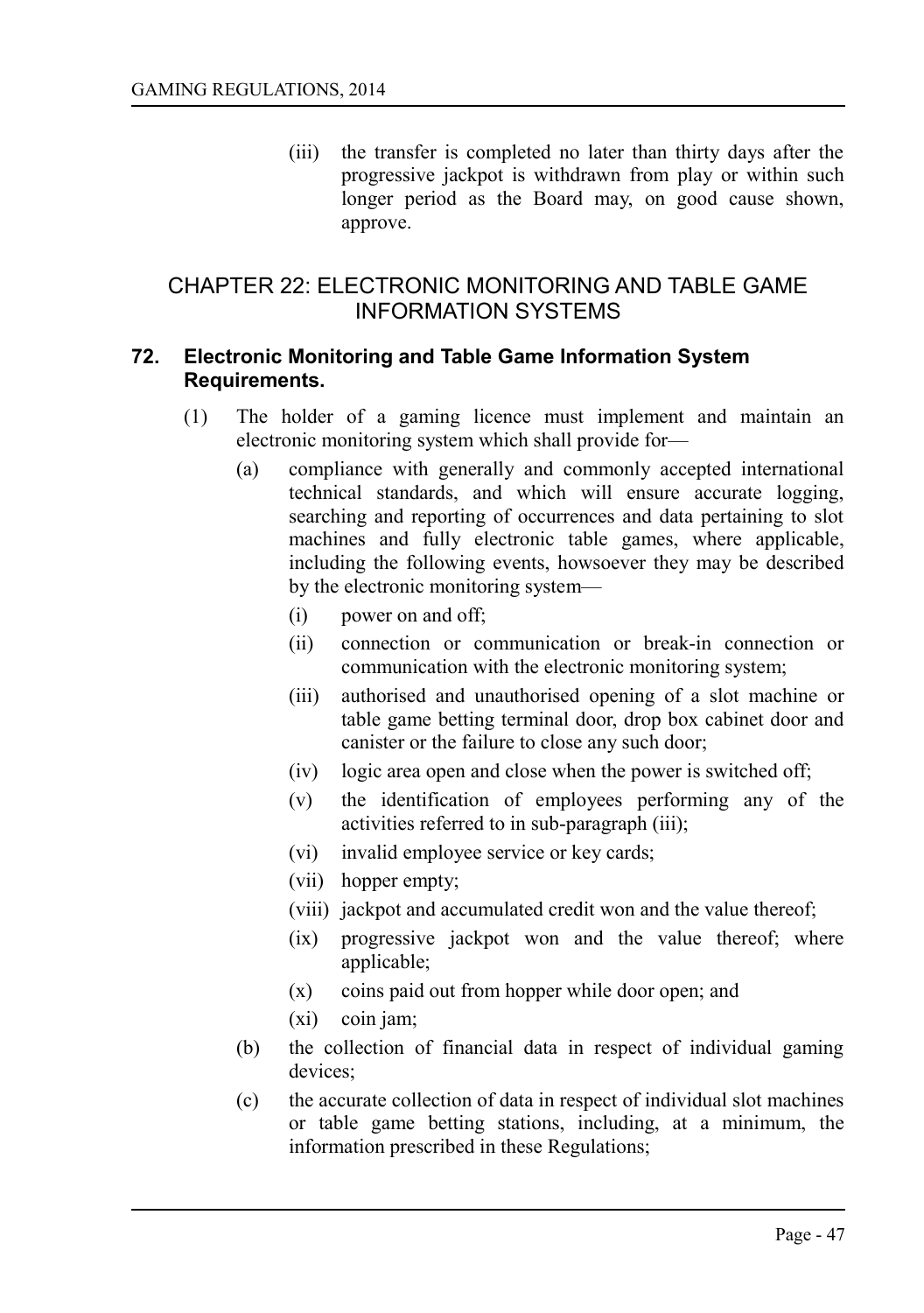(iii) the transfer is completed no later than thirty days after the progressive jackpot is withdrawn from play or within such longer period as the Board may, on good cause shown, approve.

## CHAPTER 22: ELECTRONIC MONITORING AND TABLE GAME INFORMATION SYSTEMS

### 72. Electronic Monitoring and Table Game Information System Requirements.

(1) The holder of a gaming licence must implement and maintain an electronic monitoring system which shall provide for—

(a) compliance with generally and commonly accepted international technical standards, and which will ensure accurate logging, searching and reporting of occurrences and data pertaining to slot machines and fully electronic table games, where applicable, including the following events, howsoever they may be described by the electronic monitoring system—

(i) power on and off;

(ii) connection or communication or break-in connection or communication with the electronic monitoring system;

(iii) authorised and unauthorised opening of a slot machine or table game betting terminal door, drop box cabinet door and canister or the failure to close any such door;

(iv) logic area open and close when the power is switched off;

(v) the identification of employees performing any of the activities referred to in sub-paragraph (iii);

(vi) invalid employee service or key cards;

(vii) hopper empty;

(viii) jackpot and accumulated credit won and the value thereof;

(ix) progressive jackpot won and the value thereof; where applicable;

(x) coins paid out from hopper while door open; and

(xi) coin jam;

(b) the collection of financial data in respect of individual gaming devices;

(c) the accurate collection of data in respect of individual slot machines or table game betting stations, including, at a minimum, the information prescribed in these Regulations;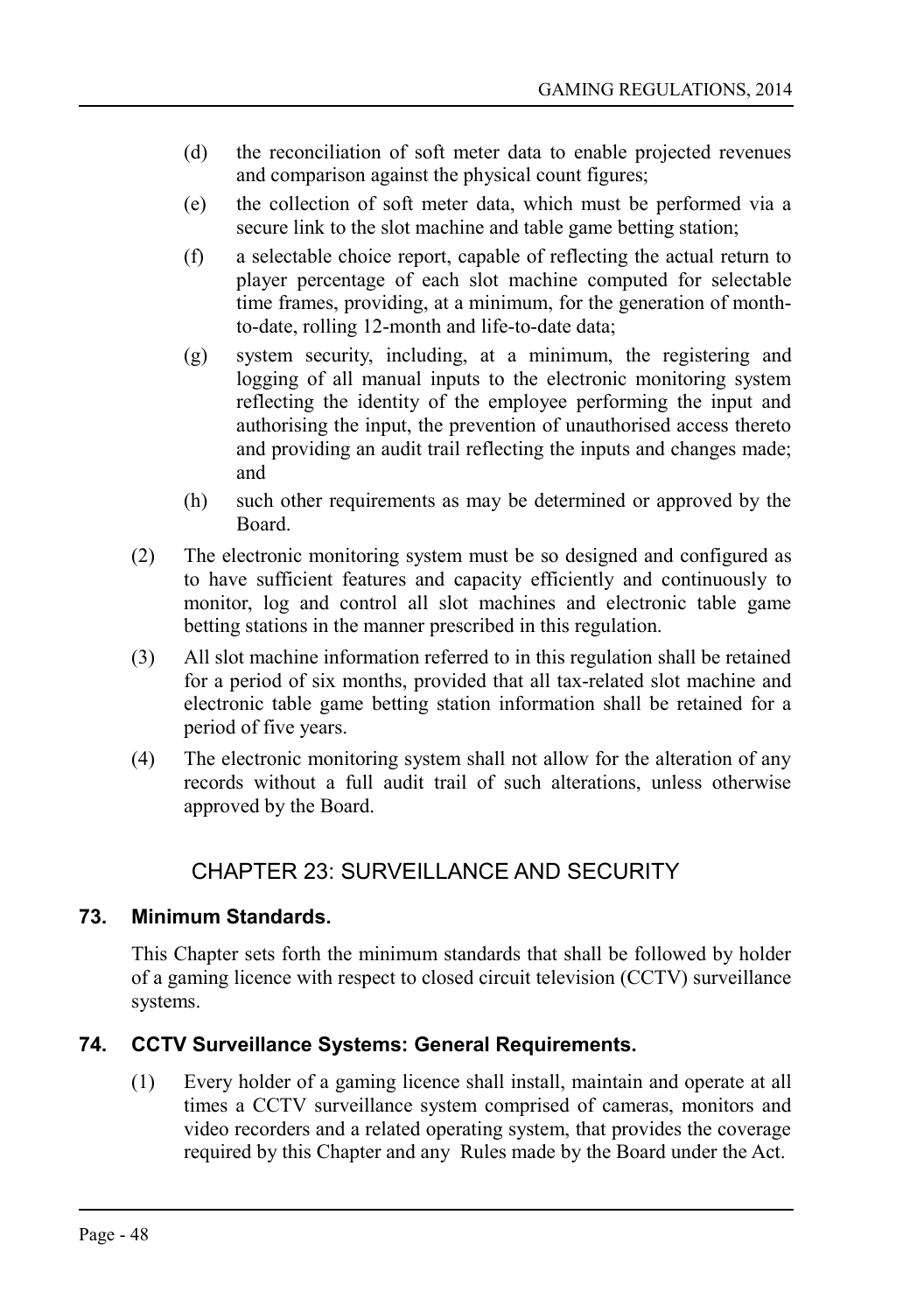(d) the reconciliation of soft meter data to enable projected revenues and comparison against the physical count figures;

(e) the collection of soft meter data, which must be performed via a secure link to the slot machine and table game betting station;

(f) a selectable choice report, capable of reflecting the actual return to player percentage of each slot machine computed for selectable time frames, providing, at a minimum, for the generation of month-to-date, rolling 12-month and life-to-date data;

(g) system security, including, at a minimum, the registering and logging of all manual inputs to the electronic monitoring system reflecting the identity of the employee performing the input and authorising the input, the prevention of unauthorised access thereto and providing an audit trail reflecting the inputs and changes made; and

(h) such other requirements as may be determined or approved by the Board.

(2) The electronic monitoring system must be so designed and configured as to have sufficient features and capacity efficiently and continuously to monitor, log and control all slot machines and electronic table game betting stations in the manner prescribed in this regulation.

(3) All slot machine information referred to in this regulation shall be retained for a period of six months, provided that all tax-related slot machine and electronic table game betting station information shall be retained for a period of five years.

(4) The electronic monitoring system shall not allow for the alteration of any records without a full audit trail of such alterations, unless otherwise approved by the Board.

## CHAPTER 23: SURVEILLANCE AND SECURITY

### 73. Minimum Standards.

This Chapter sets forth the minimum standards that shall be followed by holder of a gaming licence with respect to closed circuit television (CCTV) surveillance systems.

### 74. CCTV Surveillance Systems: General Requirements.

(1) Every holder of a gaming licence shall install, maintain and operate at all times a CCTV surveillance system comprised of cameras, monitors and video recorders and a related operating system, that provides the coverage required by this Chapter and any Rules made by the Board under the Act.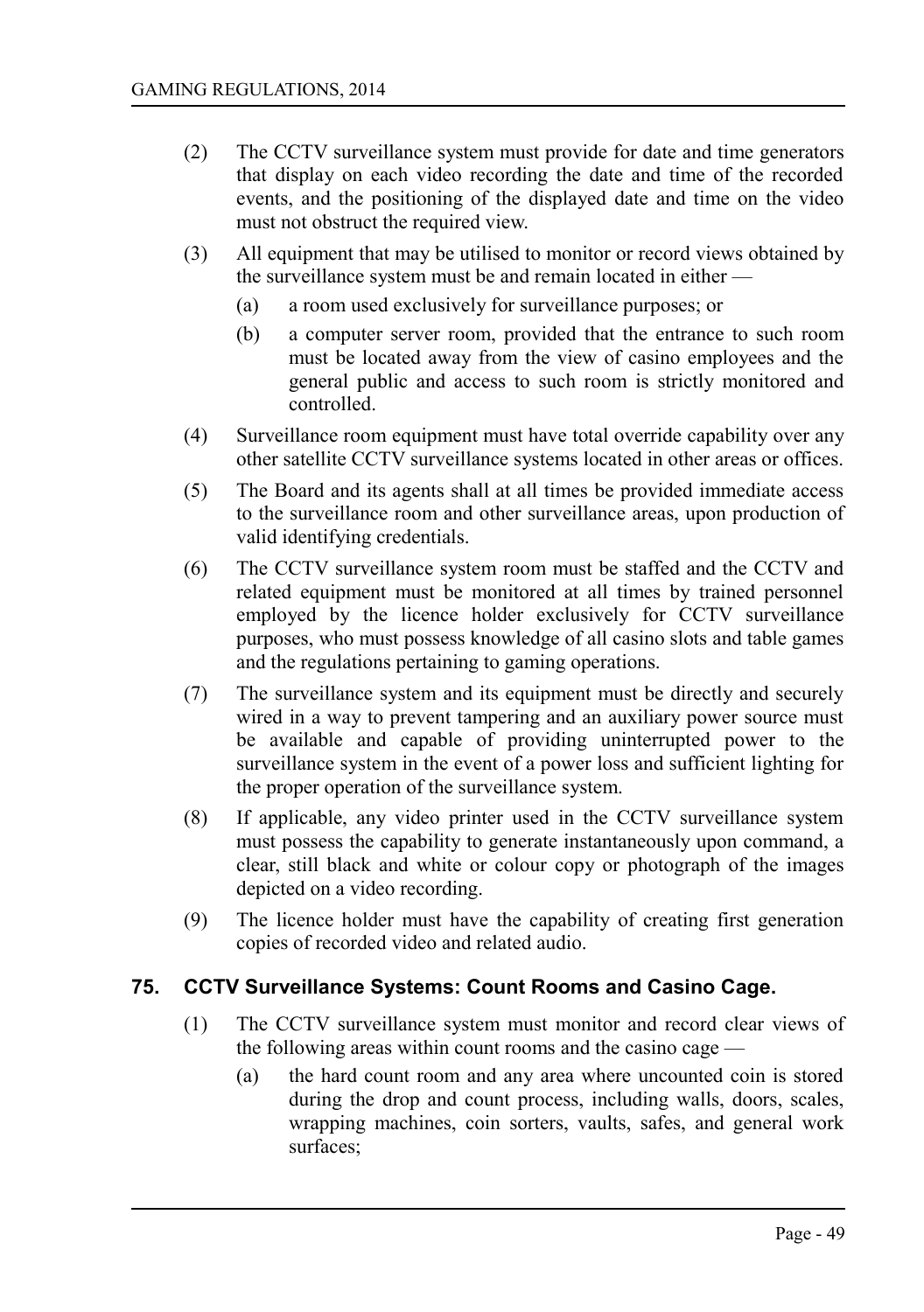(2) The CCTV surveillance system must provide for date and time generators that display on each video recording the date and time of the recorded events, and the positioning of the displayed date and time on the video must not obstruct the required view.

(3) All equipment that may be utilised to monitor or record views obtained by the surveillance system must be and remain located in either —

(a) a room used exclusively for surveillance purposes; or

(b) a computer server room, provided that the entrance to such room must be located away from the view of casino employees and the general public and access to such room is strictly monitored and controlled.

(4) Surveillance room equipment must have total override capability over any other satellite CCTV surveillance systems located in other areas or offices.

(5) The Board and its agents shall at all times be provided immediate access to the surveillance room and other surveillance areas, upon production of valid identifying credentials.

(6) The CCTV surveillance system room must be staffed and the CCTV and related equipment must be monitored at all times by trained personnel employed by the licence holder exclusively for CCTV surveillance purposes, who must possess knowledge of all casino slots and table games and the regulations pertaining to gaming operations.

(7) The surveillance system and its equipment must be directly and securely wired in a way to prevent tampering and an auxiliary power source must be available and capable of providing uninterrupted power to the surveillance system in the event of a power loss and sufficient lighting for the proper operation of the surveillance system.

(8) If applicable, any video printer used in the CCTV surveillance system must possess the capability to generate instantaneously upon command, a clear, still black and white or colour copy or photograph of the images depicted on a video recording.

(9) The licence holder must have the capability of creating first generation copies of recorded video and related audio.

## 75. CCTV Surveillance Systems: Count Rooms and Casino Cage.

(1) The CCTV surveillance system must monitor and record clear views of the following areas within count rooms and the casino cage —

(a) the hard count room and any area where uncounted coin is stored during the drop and count process, including walls, doors, scales, wrapping machines, coin sorters, vaults, safes, and general work surfaces;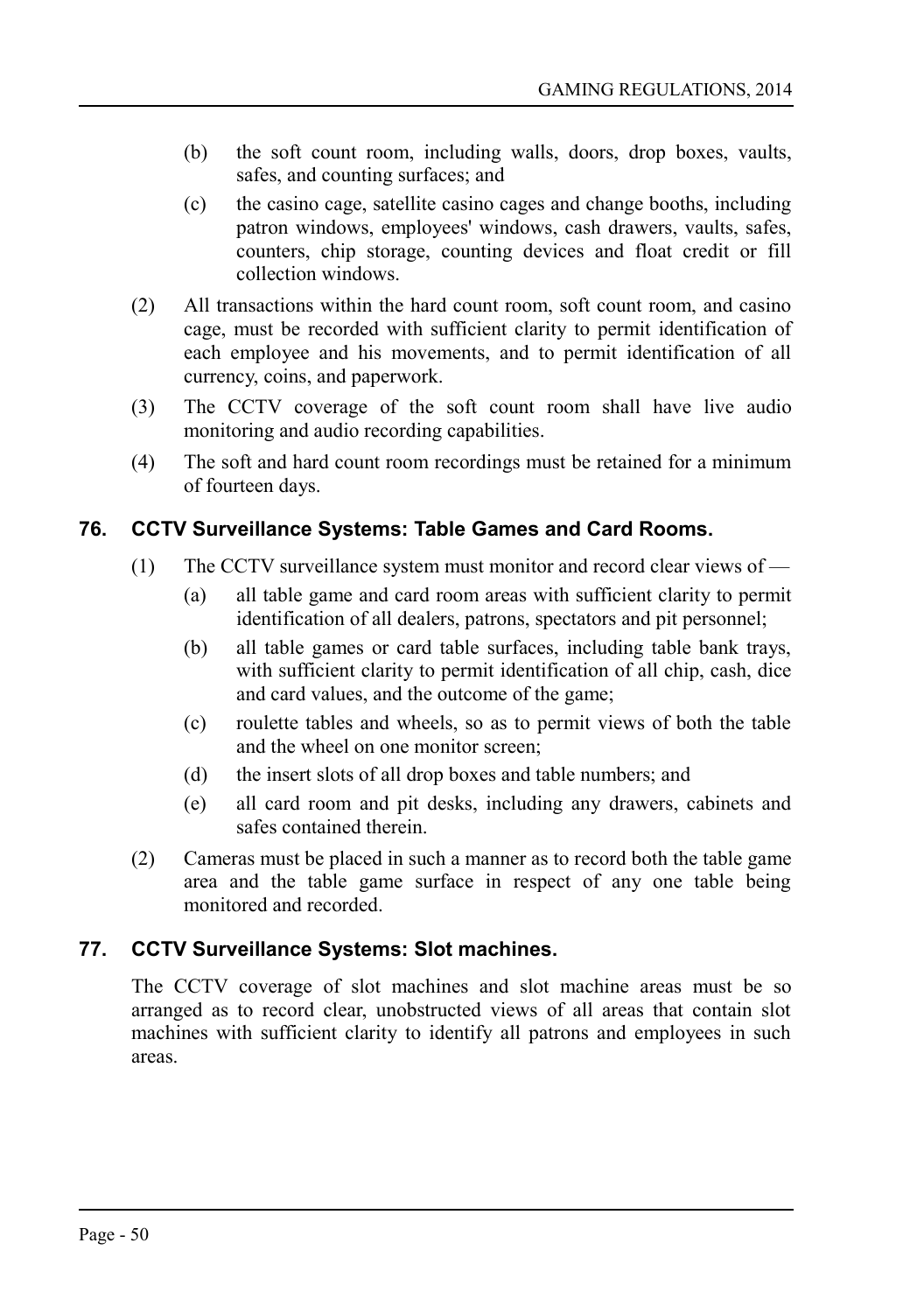(b) the soft count room, including walls, doors, drop boxes, vaults, safes, and counting surfaces; and

(c) the casino cage, satellite casino cages and change booths, including patron windows, employees' windows, cash drawers, vaults, safes, counters, chip storage, counting devices and float credit or fill collection windows.

(2) All transactions within the hard count room, soft count room, and casino cage, must be recorded with sufficient clarity to permit identification of each employee and his movements, and to permit identification of all currency, coins, and paperwork.

(3) The CCTV coverage of the soft count room shall have live audio monitoring and audio recording capabilities.

(4) The soft and hard count room recordings must be retained for a minimum of fourteen days.

## 76. CCTV Surveillance Systems: Table Games and Card Rooms.

(1) The CCTV surveillance system must monitor and record clear views of —

(a) all table game and card room areas with sufficient clarity to permit identification of all dealers, patrons, spectators and pit personnel;

(b) all table games or card table surfaces, including table bank trays, with sufficient clarity to permit identification of all chip, cash, dice and card values, and the outcome of the game;

(c) roulette tables and wheels, so as to permit views of both the table and the wheel on one monitor screen;

(d) the insert slots of all drop boxes and table numbers; and

(e) all card room and pit desks, including any drawers, cabinets and safes contained therein.

(2) Cameras must be placed in such a manner as to record both the table game area and the table game surface in respect of any one table being monitored and recorded.

## 77. CCTV Surveillance Systems: Slot machines.

The CCTV coverage of slot machines and slot machine areas must be so arranged as to record clear, unobstructed views of all areas that contain slot machines with sufficient clarity to identify all patrons and employees in such areas.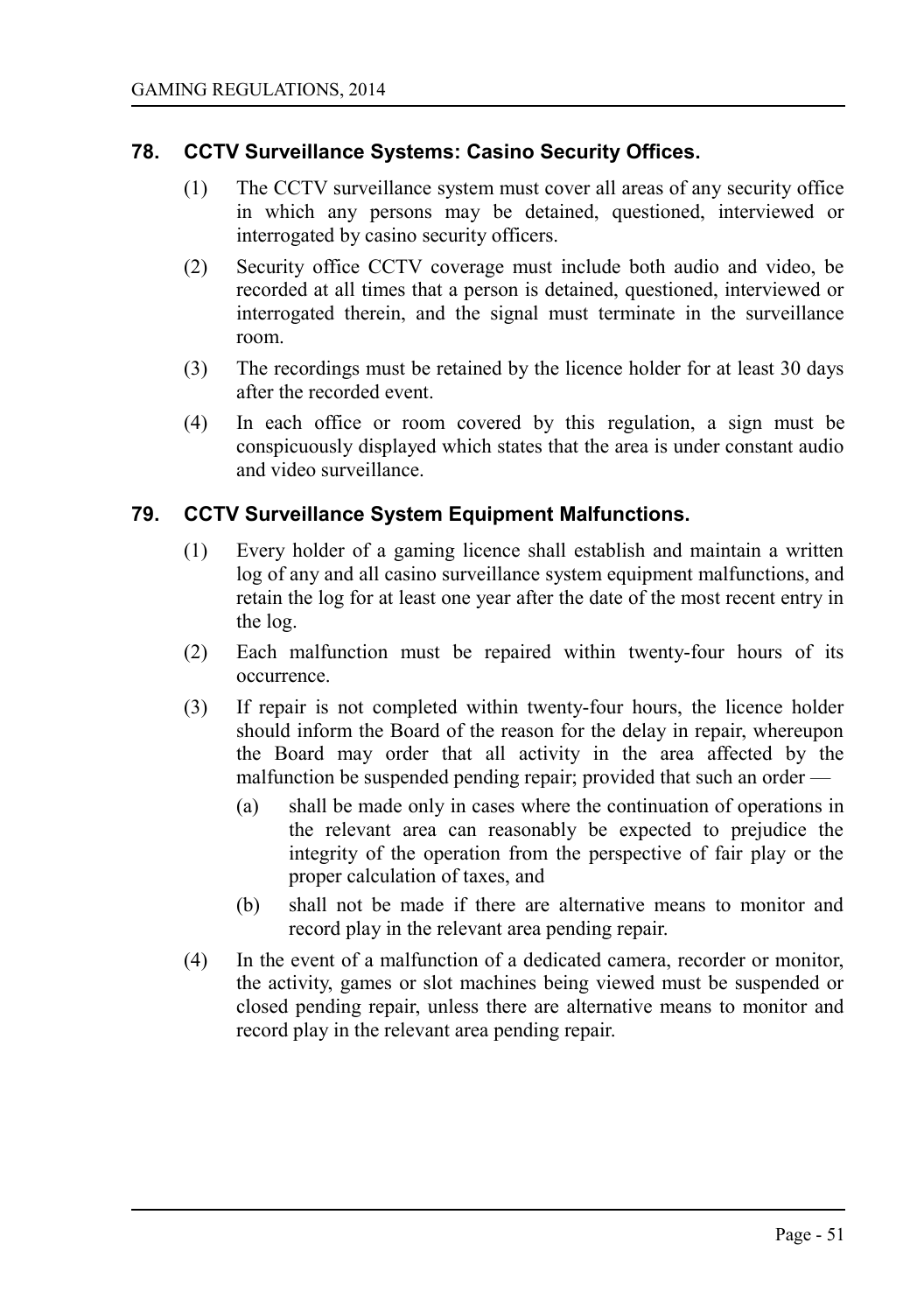## 78. CCTV Surveillance Systems: Casino Security Offices.

(1) The CCTV surveillance system must cover all areas of any security office in which any persons may be detained, questioned, interviewed or interrogated by casino security officers.

(2) Security office CCTV coverage must include both audio and video, be recorded at all times that a person is detained, questioned, interviewed or interrogated therein, and the signal must terminate in the surveillance room.

(3) The recordings must be retained by the licence holder for at least 30 days after the recorded event.

(4) In each office or room covered by this regulation, a sign must be conspicuously displayed which states that the area is under constant audio and video surveillance.

## 79. CCTV Surveillance System Equipment Malfunctions.

(1) Every holder of a gaming licence shall establish and maintain a written log of any and all casino surveillance system equipment malfunctions, and retain the log for at least one year after the date of the most recent entry in the log.

(2) Each malfunction must be repaired within twenty-four hours of its occurrence.

(3) If repair is not completed within twenty-four hours, the licence holder should inform the Board of the reason for the delay in repair, whereupon the Board may order that all activity in the area affected by the malfunction be suspended pending repair; provided that such an order —

  (a) shall be made only in cases where the continuation of operations in the relevant area can reasonably be expected to prejudice the integrity of the operation from the perspective of fair play or the proper calculation of taxes, and

  (b) shall not be made if there are alternative means to monitor and record play in the relevant area pending repair.

(4) In the event of a malfunction of a dedicated camera, recorder or monitor, the activity, games or slot machines being viewed must be suspended or closed pending repair, unless there are alternative means to monitor and record play in the relevant area pending repair.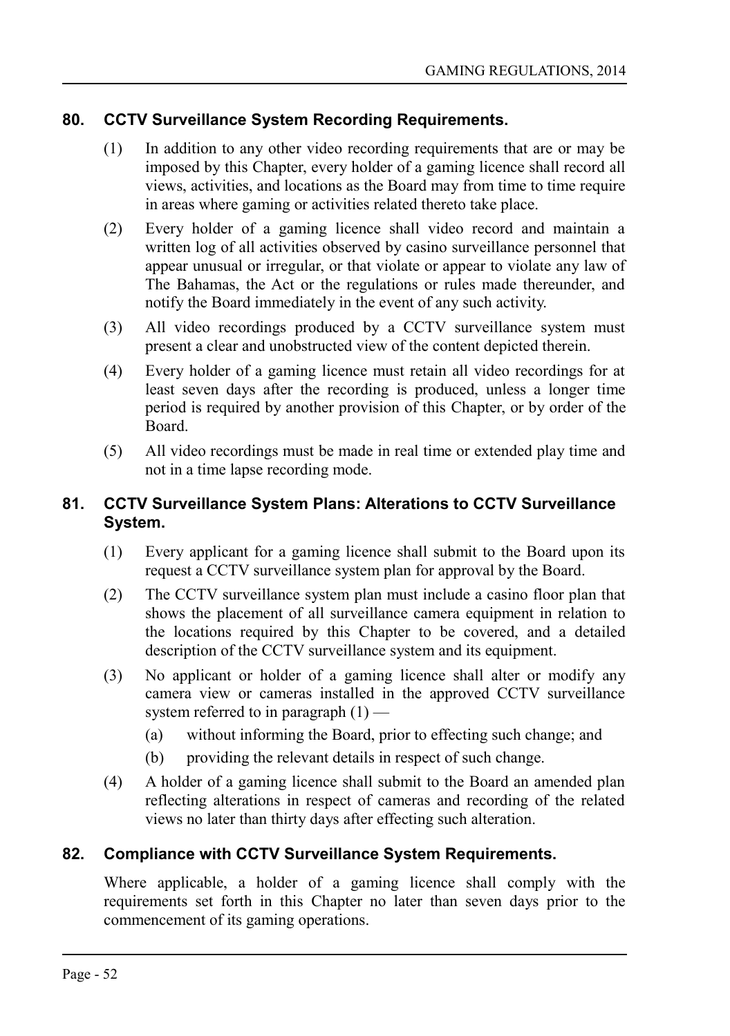## 80. CCTV Surveillance System Recording Requirements.

(1) In addition to any other video recording requirements that are or may be imposed by this Chapter, every holder of a gaming licence shall record all views, activities, and locations as the Board may from time to time require in areas where gaming or activities related thereto take place.

(2) Every holder of a gaming licence shall video record and maintain a written log of all activities observed by casino surveillance personnel that appear unusual or irregular, or that violate or appear to violate any law of The Bahamas, the Act or the regulations or rules made thereunder, and notify the Board immediately in the event of any such activity.

(3) All video recordings produced by a CCTV surveillance system must present a clear and unobstructed view of the content depicted therein.

(4) Every holder of a gaming licence must retain all video recordings for at least seven days after the recording is produced, unless a longer time period is required by another provision of this Chapter, or by order of the Board.

(5) All video recordings must be made in real time or extended play time and not in a time lapse recording mode.

## 81. CCTV Surveillance System Plans: Alterations to CCTV Surveillance System.

(1) Every applicant for a gaming licence shall submit to the Board upon its request a CCTV surveillance system plan for approval by the Board.

(2) The CCTV surveillance system plan must include a casino floor plan that shows the placement of all surveillance camera equipment in relation to the locations required by this Chapter to be covered, and a detailed description of the CCTV surveillance system and its equipment.

(3) No applicant or holder of a gaming licence shall alter or modify any camera view or cameras installed in the approved CCTV surveillance system referred to in paragraph (1) —

(a) without informing the Board, prior to effecting such change; and

(b) providing the relevant details in respect of such change.

(4) A holder of a gaming licence shall submit to the Board an amended plan reflecting alterations in respect of cameras and recording of the related views no later than thirty days after effecting such alteration.

## 82. Compliance with CCTV Surveillance System Requirements.

Where applicable, a holder of a gaming licence shall comply with the requirements set forth in this Chapter no later than seven days prior to the commencement of its gaming operations.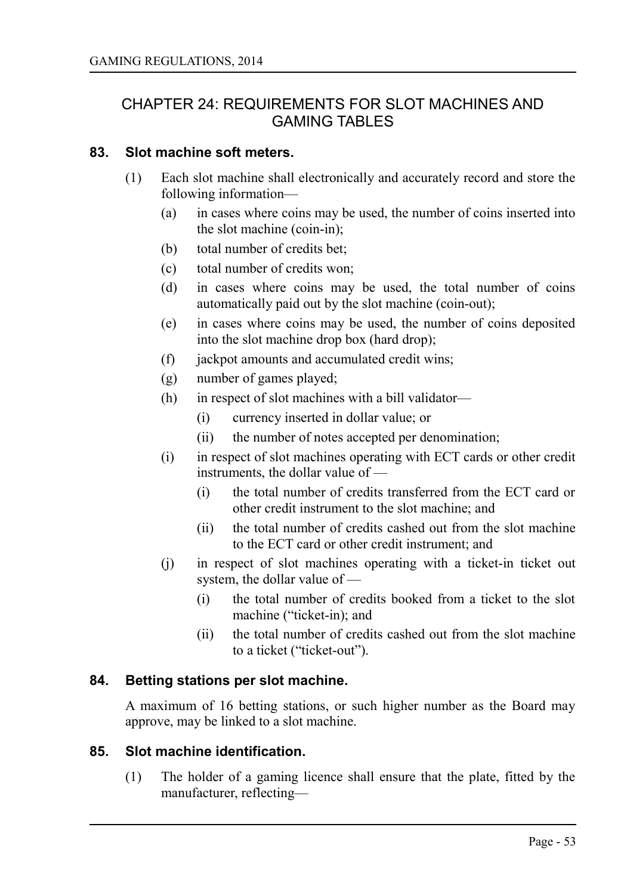## CHAPTER 24: REQUIREMENTS FOR SLOT MACHINES AND GAMING TABLES

### 83. Slot machine soft meters.

(1) Each slot machine shall electronically and accurately record and store the following information—

(a) in cases where coins may be used, the number of coins inserted into the slot machine (coin-in);

(b) total number of credits bet;

(c) total number of credits won;

(d) in cases where coins may be used, the total number of coins automatically paid out by the slot machine (coin-out);

(e) in cases where coins may be used, the number of coins deposited into the slot machine drop box (hard drop);

(f) jackpot amounts and accumulated credit wins;

(g) number of games played;

(h) in respect of slot machines with a bill validator—

(i) currency inserted in dollar value; or

(ii) the number of notes accepted per denomination;

(i) in respect of slot machines operating with ECT cards or other credit instruments, the dollar value of —

(i) the total number of credits transferred from the ECT card or other credit instrument to the slot machine; and

(ii) the total number of credits cashed out from the slot machine to the ECT card or other credit instrument; and

(j) in respect of slot machines operating with a ticket-in ticket out system, the dollar value of —

(i) the total number of credits booked from a ticket to the slot machine ("ticket-in); and

(ii) the total number of credits cashed out from the slot machine to a ticket ("ticket-out").

### 84. Betting stations per slot machine.

A maximum of 16 betting stations, or such higher number as the Board may approve, may be linked to a slot machine.

### 85. Slot machine identification.

(1) The holder of a gaming licence shall ensure that the plate, fitted by the manufacturer, reflecting—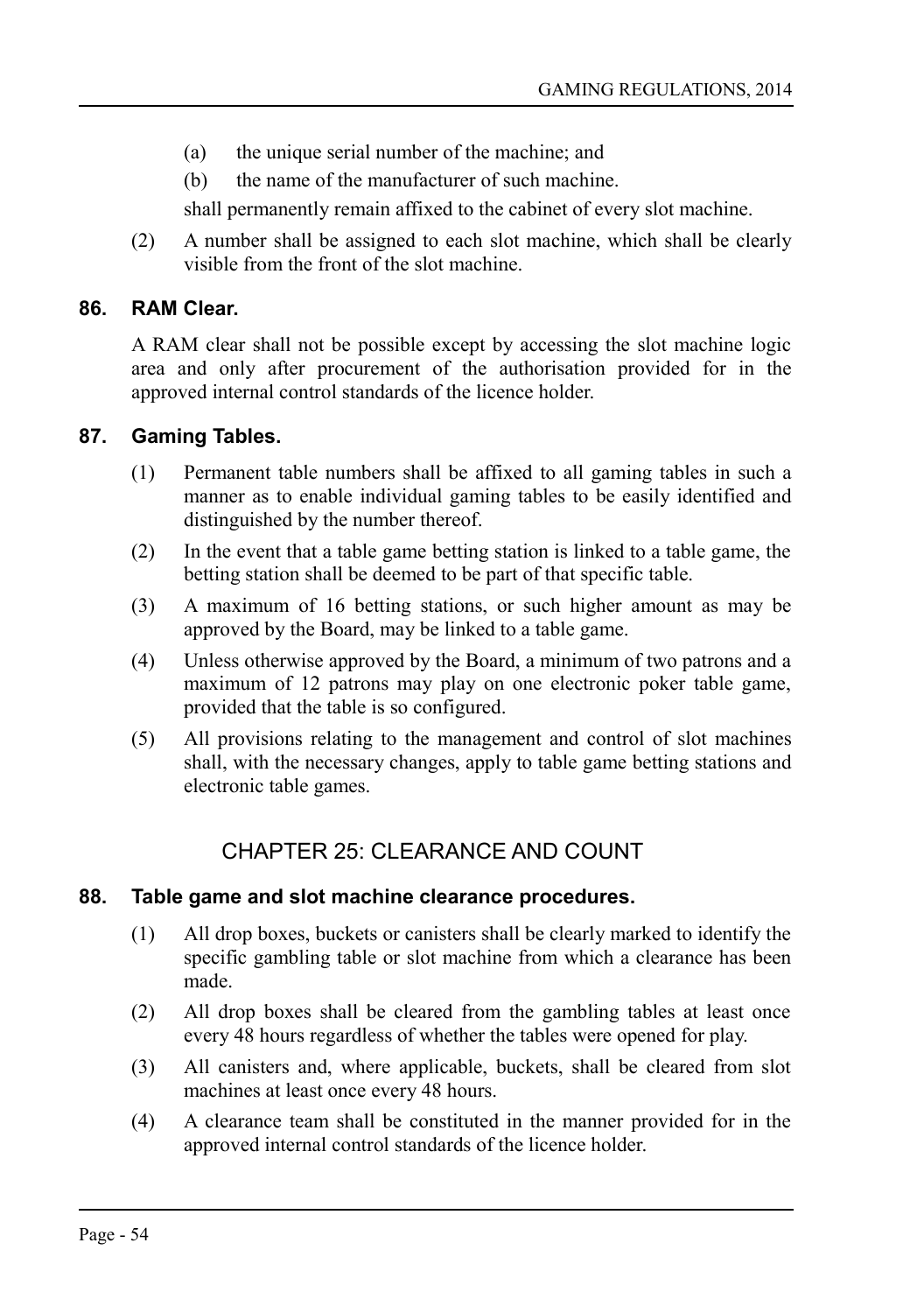(a) the unique serial number of the machine; and

(b) the name of the manufacturer of such machine.

shall permanently remain affixed to the cabinet of every slot machine.

(2) A number shall be assigned to each slot machine, which shall be clearly visible from the front of the slot machine.

### 86. RAM Clear.

A RAM clear shall not be possible except by accessing the slot machine logic area and only after procurement of the authorisation provided for in the approved internal control standards of the licence holder.

### 87. Gaming Tables.

(1) Permanent table numbers shall be affixed to all gaming tables in such a manner as to enable individual gaming tables to be easily identified and distinguished by the number thereof.

(2) In the event that a table game betting station is linked to a table game, the betting station shall be deemed to be part of that specific table.

(3) A maximum of 16 betting stations, or such higher amount as may be approved by the Board, may be linked to a table game.

(4) Unless otherwise approved by the Board, a minimum of two patrons and a maximum of 12 patrons may play on one electronic poker table game, provided that the table is so configured.

(5) All provisions relating to the management and control of slot machines shall, with the necessary changes, apply to table game betting stations and electronic table games.

## CHAPTER 25: CLEARANCE AND COUNT

### 88. Table game and slot machine clearance procedures.

(1) All drop boxes, buckets or canisters shall be clearly marked to identify the specific gambling table or slot machine from which a clearance has been made.

(2) All drop boxes shall be cleared from the gambling tables at least once every 48 hours regardless of whether the tables were opened for play.

(3) All canisters and, where applicable, buckets, shall be cleared from slot machines at least once every 48 hours.

(4) A clearance team shall be constituted in the manner provided for in the approved internal control standards of the licence holder.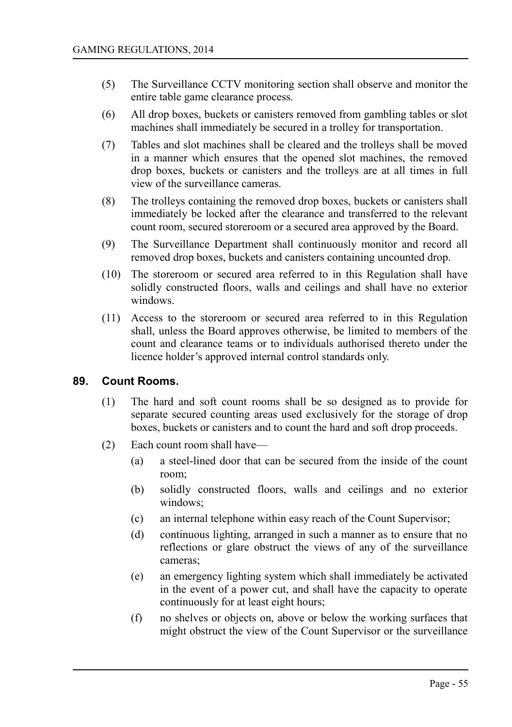(5) The Surveillance CCTV monitoring section shall observe and monitor the entire table game clearance process.

(6) All drop boxes, buckets or canisters removed from gambling tables or slot machines shall immediately be secured in a trolley for transportation.

(7) Tables and slot machines shall be cleared and the trolleys shall be moved in a manner which ensures that the opened slot machines, the removed drop boxes, buckets or canisters and the trolleys are at all times in full view of the surveillance cameras.

(8) The trolleys containing the removed drop boxes, buckets or canisters shall immediately be locked after the clearance and transferred to the relevant count room, secured storeroom or a secured area approved by the Board.

(9) The Surveillance Department shall continuously monitor and record all removed drop boxes, buckets and canisters containing uncounted drop.

(10) The storeroom or secured area referred to in this Regulation shall have solidly constructed floors, walls and ceilings and shall have no exterior windows.

(11) Access to the storeroom or secured area referred to in this Regulation shall, unless the Board approves otherwise, be limited to members of the count and clearance teams or to individuals authorised thereto under the licence holder's approved internal control standards only.

## 89. Count Rooms.

(1) The hard and soft count rooms shall be so designed as to provide for separate secured counting areas used exclusively for the storage of drop boxes, buckets or canisters and to count the hard and soft drop proceeds.

(2) Each count room shall have—

(a) a steel-lined door that can be secured from the inside of the count room;

(b) solidly constructed floors, walls and ceilings and no exterior windows;

(c) an internal telephone within easy reach of the Count Supervisor;

(d) continuous lighting, arranged in such a manner as to ensure that no reflections or glare obstruct the views of any of the surveillance cameras;

(e) an emergency lighting system which shall immediately be activated in the event of a power cut, and shall have the capacity to operate continuously for at least eight hours;

(f) no shelves or objects on, above or below the working surfaces that might obstruct the view of the Count Supervisor or the surveillance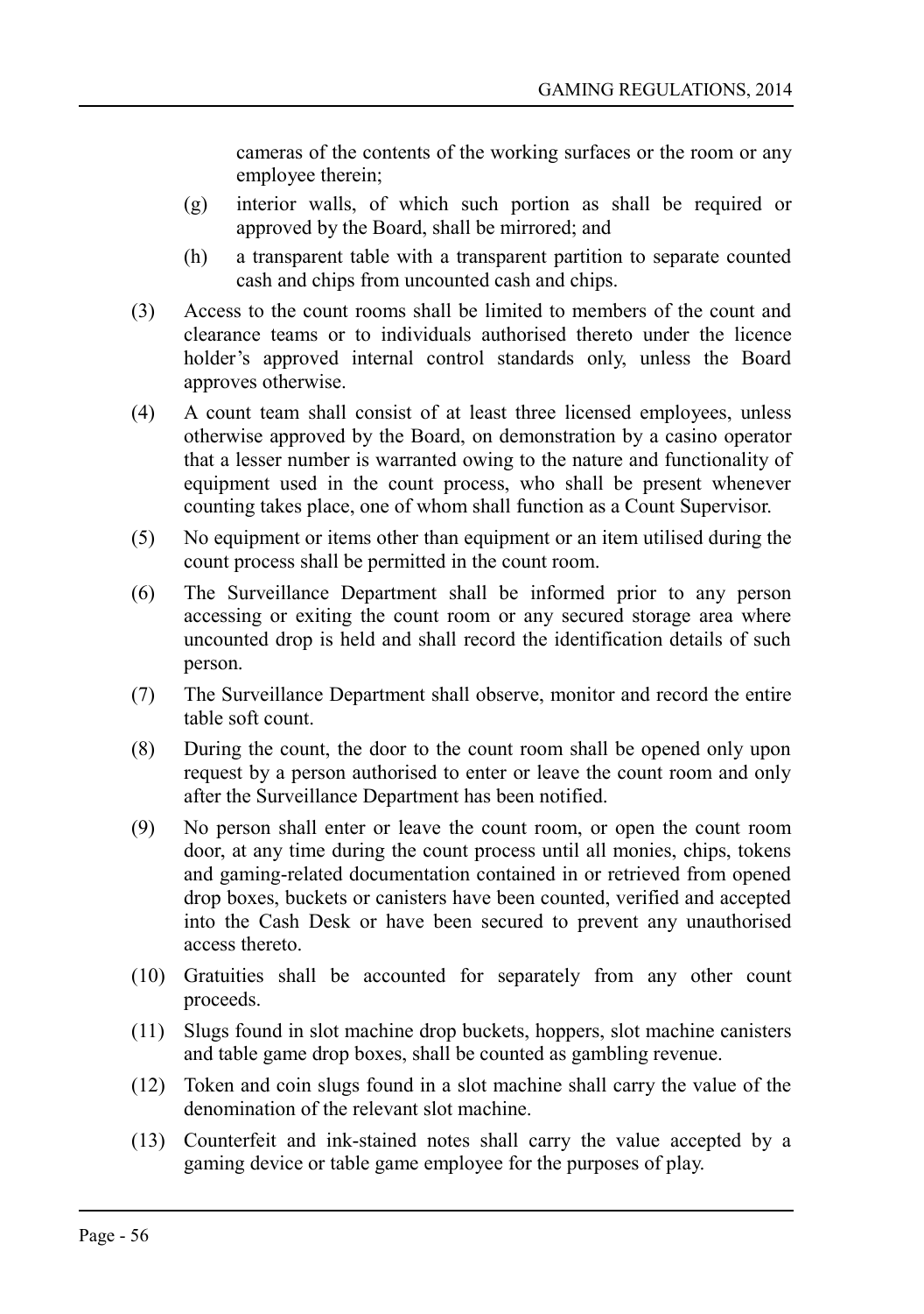cameras of the contents of the working surfaces or the room or any employee therein;

(g) interior walls, of which such portion as shall be required or approved by the Board, shall be mirrored; and

(h) a transparent table with a transparent partition to separate counted cash and chips from uncounted cash and chips.

(3) Access to the count rooms shall be limited to members of the count and clearance teams or to individuals authorised thereto under the licence holder's approved internal control standards only, unless the Board approves otherwise.

(4) A count team shall consist of at least three licensed employees, unless otherwise approved by the Board, on demonstration by a casino operator that a lesser number is warranted owing to the nature and functionality of equipment used in the count process, who shall be present whenever counting takes place, one of whom shall function as a Count Supervisor.

(5) No equipment or items other than equipment or an item utilised during the count process shall be permitted in the count room.

(6) The Surveillance Department shall be informed prior to any person accessing or exiting the count room or any secured storage area where uncounted drop is held and shall record the identification details of such person.

(7) The Surveillance Department shall observe, monitor and record the entire table soft count.

(8) During the count, the door to the count room shall be opened only upon request by a person authorised to enter or leave the count room and only after the Surveillance Department has been notified.

(9) No person shall enter or leave the count room, or open the count room door, at any time during the count process until all monies, chips, tokens and gaming-related documentation contained in or retrieved from opened drop boxes, buckets or canisters have been counted, verified and accepted into the Cash Desk or have been secured to prevent any unauthorised access thereto.

(10) Gratuities shall be accounted for separately from any other count proceeds.

(11) Slugs found in slot machine drop buckets, hoppers, slot machine canisters and table game drop boxes, shall be counted as gambling revenue.

(12) Token and coin slugs found in a slot machine shall carry the value of the denomination of the relevant slot machine.

(13) Counterfeit and ink-stained notes shall carry the value accepted by a gaming device or table game employee for the purposes of play.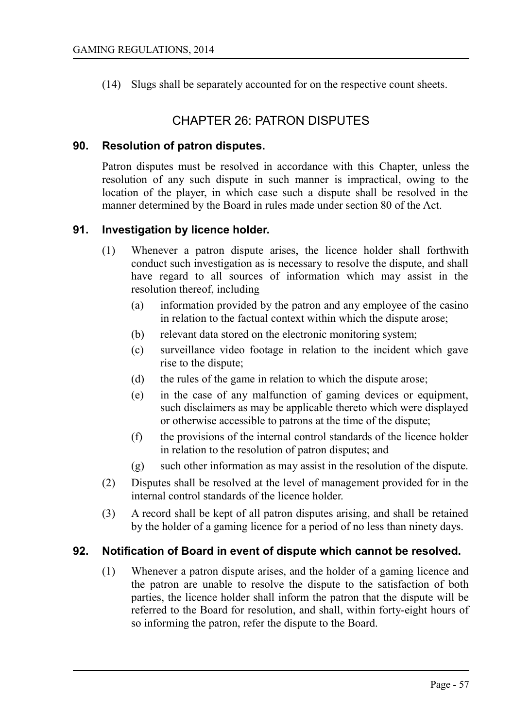(14) Slugs shall be separately accounted for on the respective count sheets.

## CHAPTER 26: PATRON DISPUTES

### 90. Resolution of patron disputes.

Patron disputes must be resolved in accordance with this Chapter, unless the resolution of any such dispute in such manner is impractical, owing to the location of the player, in which case such a dispute shall be resolved in the manner determined by the Board in rules made under section 80 of the Act.

### 91. Investigation by licence holder.

(1) Whenever a patron dispute arises, the licence holder shall forthwith conduct such investigation as is necessary to resolve the dispute, and shall have regard to all sources of information which may assist in the resolution thereof, including —

(a) information provided by the patron and any employee of the casino in relation to the factual context within which the dispute arose;

(b) relevant data stored on the electronic monitoring system;

(c) surveillance video footage in relation to the incident which gave rise to the dispute;

(d) the rules of the game in relation to which the dispute arose;

(e) in the case of any malfunction of gaming devices or equipment, such disclaimers as may be applicable thereto which were displayed or otherwise accessible to patrons at the time of the dispute;

(f) the provisions of the internal control standards of the licence holder in relation to the resolution of patron disputes; and

(g) such other information as may assist in the resolution of the dispute.

(2) Disputes shall be resolved at the level of management provided for in the internal control standards of the licence holder.

(3) A record shall be kept of all patron disputes arising, and shall be retained by the holder of a gaming licence for a period of no less than ninety days.

### 92. Notification of Board in event of dispute which cannot be resolved.

(1) Whenever a patron dispute arises, and the holder of a gaming licence and the patron are unable to resolve the dispute to the satisfaction of both parties, the licence holder shall inform the patron that the dispute will be referred to the Board for resolution, and shall, within forty-eight hours of so informing the patron, refer the dispute to the Board.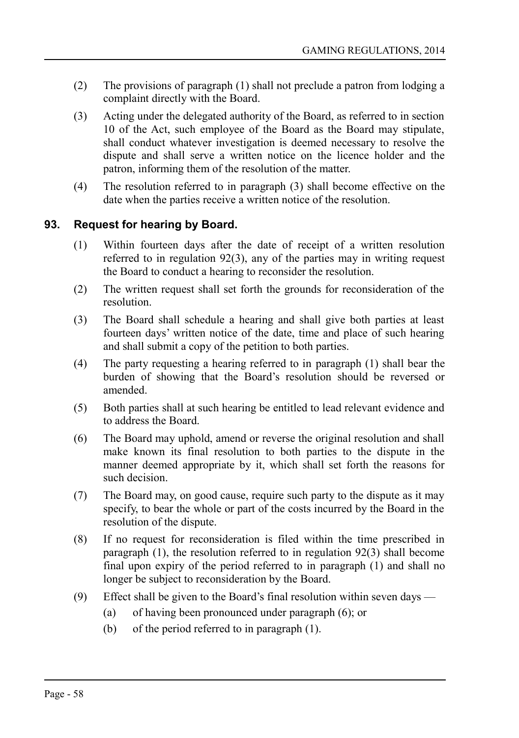(2) The provisions of paragraph (1) shall not preclude a patron from lodging a complaint directly with the Board.

(3) Acting under the delegated authority of the Board, as referred to in section 10 of the Act, such employee of the Board as the Board may stipulate, shall conduct whatever investigation is deemed necessary to resolve the dispute and shall serve a written notice on the licence holder and the patron, informing them of the resolution of the matter.

(4) The resolution referred to in paragraph (3) shall become effective on the date when the parties receive a written notice of the resolution.

## 93. Request for hearing by Board.

(1) Within fourteen days after the date of receipt of a written resolution referred to in regulation 92(3), any of the parties may in writing request the Board to conduct a hearing to reconsider the resolution.

(2) The written request shall set forth the grounds for reconsideration of the resolution.

(3) The Board shall schedule a hearing and shall give both parties at least fourteen days' written notice of the date, time and place of such hearing and shall submit a copy of the petition to both parties.

(4) The party requesting a hearing referred to in paragraph (1) shall bear the burden of showing that the Board's resolution should be reversed or amended.

(5) Both parties shall at such hearing be entitled to lead relevant evidence and to address the Board.

(6) The Board may uphold, amend or reverse the original resolution and shall make known its final resolution to both parties to the dispute in the manner deemed appropriate by it, which shall set forth the reasons for such decision.

(7) The Board may, on good cause, require such party to the dispute as it may specify, to bear the whole or part of the costs incurred by the Board in the resolution of the dispute.

(8) If no request for reconsideration is filed within the time prescribed in paragraph (1), the resolution referred to in regulation 92(3) shall become final upon expiry of the period referred to in paragraph (1) and shall no longer be subject to reconsideration by the Board.

(9) Effect shall be given to the Board's final resolution within seven days —

  (a) of having been pronounced under paragraph (6); or

  (b) of the period referred to in paragraph (1).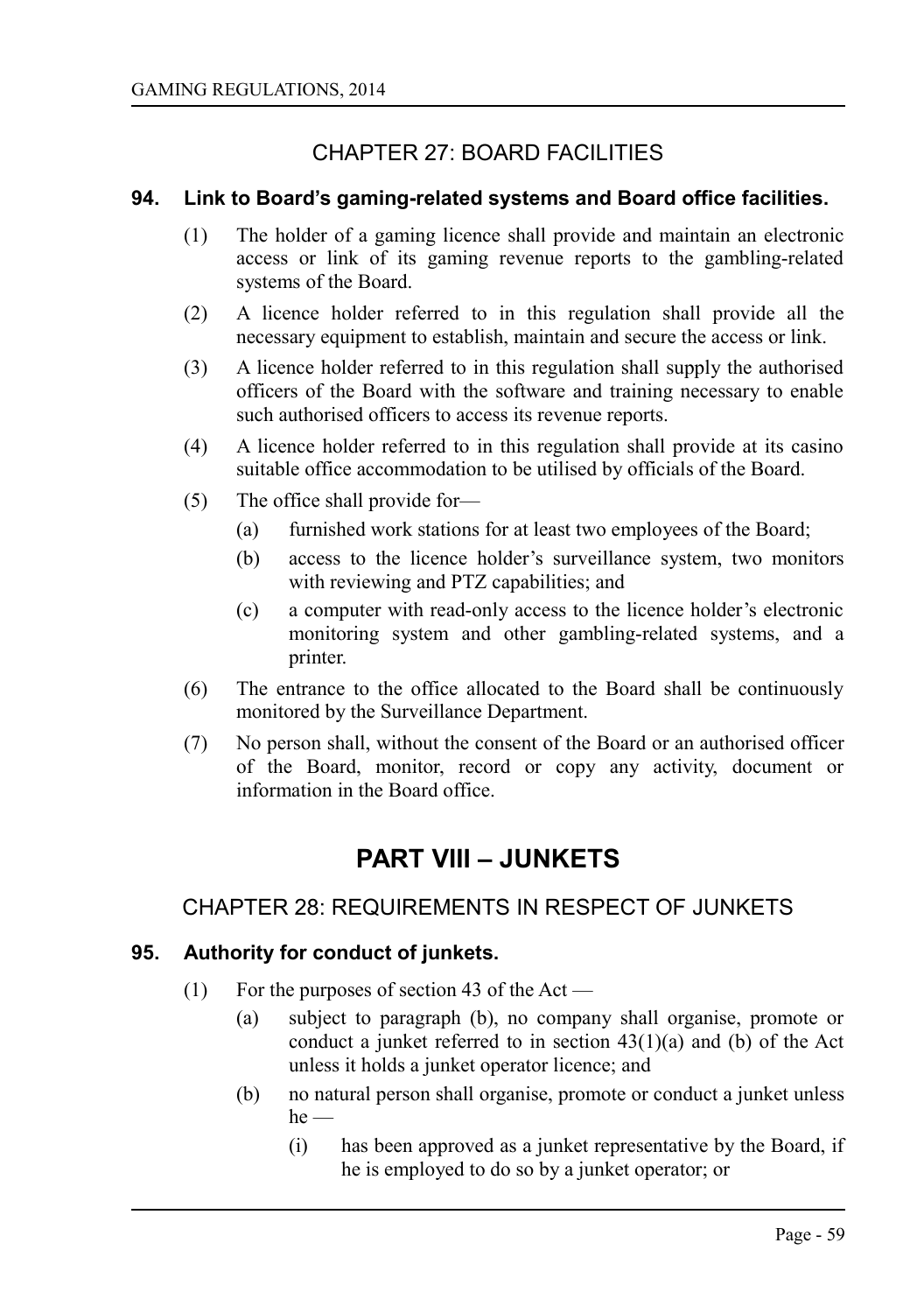## CHAPTER 27: BOARD FACILITIES

### 94. Link to Board's gaming-related systems and Board office facilities.

(1) The holder of a gaming licence shall provide and maintain an electronic access or link of its gaming revenue reports to the gambling-related systems of the Board.

(2) A licence holder referred to in this regulation shall provide all the necessary equipment to establish, maintain and secure the access or link.

(3) A licence holder referred to in this regulation shall supply the authorised officers of the Board with the software and training necessary to enable such authorised officers to access its revenue reports.

(4) A licence holder referred to in this regulation shall provide at its casino suitable office accommodation to be utilised by officials of the Board.

(5) The office shall provide for—

- (a) furnished work stations for at least two employees of the Board;
- (b) access to the licence holder's surveillance system, two monitors with reviewing and PTZ capabilities; and
- (c) a computer with read-only access to the licence holder's electronic monitoring system and other gambling-related systems, and a printer.

(6) The entrance to the office allocated to the Board shall be continuously monitored by the Surveillance Department.

(7) No person shall, without the consent of the Board or an authorised officer of the Board, monitor, record or copy any activity, document or information in the Board office.

# PART VIII – JUNKETS

## CHAPTER 28: REQUIREMENTS IN RESPECT OF JUNKETS

### 95. Authority for conduct of junkets.

(1) For the purposes of section 43 of the Act —

- (a) subject to paragraph (b), no company shall organise, promote or conduct a junket referred to in section 43(1)(a) and (b) of the Act unless it holds a junket operator licence; and
- (b) no natural person shall organise, promote or conduct a junket unless he —
  - (i) has been approved as a junket representative by the Board, if he is employed to do so by a junket operator; or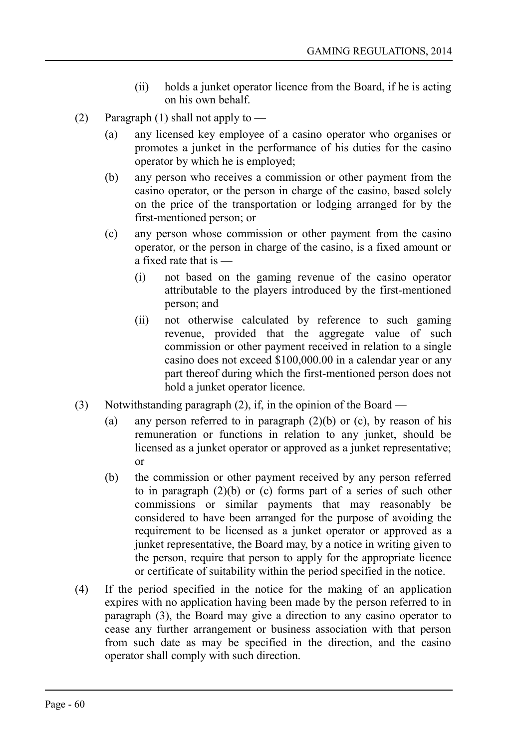(ii) holds a junket operator licence from the Board, if he is acting on his own behalf.

(2) Paragraph (1) shall not apply to —

(a) any licensed key employee of a casino operator who organises or promotes a junket in the performance of his duties for the casino operator by which he is employed;

(b) any person who receives a commission or other payment from the casino operator, or the person in charge of the casino, based solely on the price of the transportation or lodging arranged for by the first-mentioned person; or

(c) any person whose commission or other payment from the casino operator, or the person in charge of the casino, is a fixed amount or a fixed rate that is —

(i) not based on the gaming revenue of the casino operator attributable to the players introduced by the first-mentioned person; and

(ii) not otherwise calculated by reference to such gaming revenue, provided that the aggregate value of such commission or other payment received in relation to a single casino does not exceed $100,000.00 in a calendar year or any part thereof during which the first-mentioned person does not hold a junket operator licence.

(3) Notwithstanding paragraph (2), if, in the opinion of the Board —

(a) any person referred to in paragraph (2)(b) or (c), by reason of his remuneration or functions in relation to any junket, should be licensed as a junket operator or approved as a junket representative; or

(b) the commission or other payment received by any person referred to in paragraph (2)(b) or (c) forms part of a series of such other commissions or similar payments that may reasonably be considered to have been arranged for the purpose of avoiding the requirement to be licensed as a junket operator or approved as a junket representative, the Board may, by a notice in writing given to the person, require that person to apply for the appropriate licence or certificate of suitability within the period specified in the notice.

(4) If the period specified in the notice for the making of an application expires with no application having been made by the person referred to in paragraph (3), the Board may give a direction to any casino operator to cease any further arrangement or business association with that person from such date as may be specified in the direction, and the casino operator shall comply with such direction.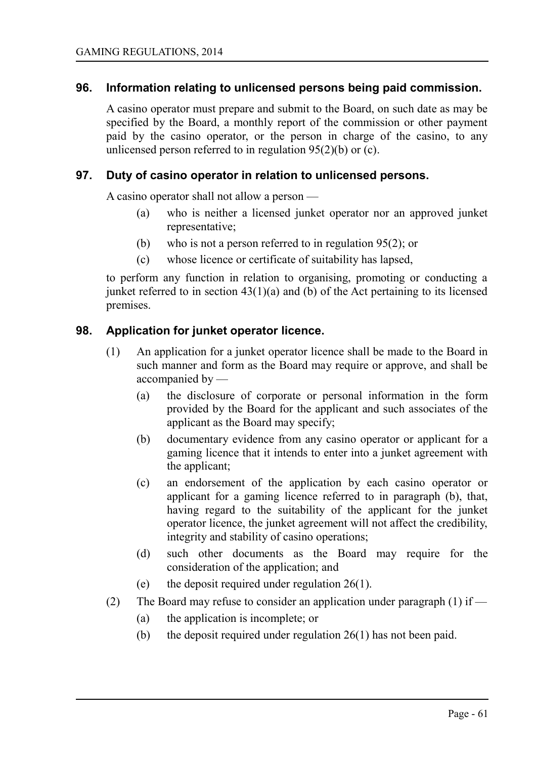### 96. Information relating to unlicensed persons being paid commission.

A casino operator must prepare and submit to the Board, on such date as may be specified by the Board, a monthly report of the commission or other payment paid by the casino operator, or the person in charge of the casino, to any unlicensed person referred to in regulation 95(2)(b) or (c).

### 97. Duty of casino operator in relation to unlicensed persons.

A casino operator shall not allow a person —

- (a) who is neither a licensed junket operator nor an approved junket representative;
- (b) who is not a person referred to in regulation 95(2); or
- (c) whose licence or certificate of suitability has lapsed,

to perform any function in relation to organising, promoting or conducting a junket referred to in section 43(1)(a) and (b) of the Act pertaining to its licensed premises.

### 98. Application for junket operator licence.

(1) An application for a junket operator licence shall be made to the Board in such manner and form as the Board may require or approve, and shall be accompanied by —

- (a) the disclosure of corporate or personal information in the form provided by the Board for the applicant and such associates of the applicant as the Board may specify;
- (b) documentary evidence from any casino operator or applicant for a gaming licence that it intends to enter into a junket agreement with the applicant;
- (c) an endorsement of the application by each casino operator or applicant for a gaming licence referred to in paragraph (b), that, having regard to the suitability of the applicant for the junket operator licence, the junket agreement will not affect the credibility, integrity and stability of casino operations;
- (d) such other documents as the Board may require for the consideration of the application; and
- (e) the deposit required under regulation 26(1).

(2) The Board may refuse to consider an application under paragraph (1) if —

- (a) the application is incomplete; or
- (b) the deposit required under regulation 26(1) has not been paid.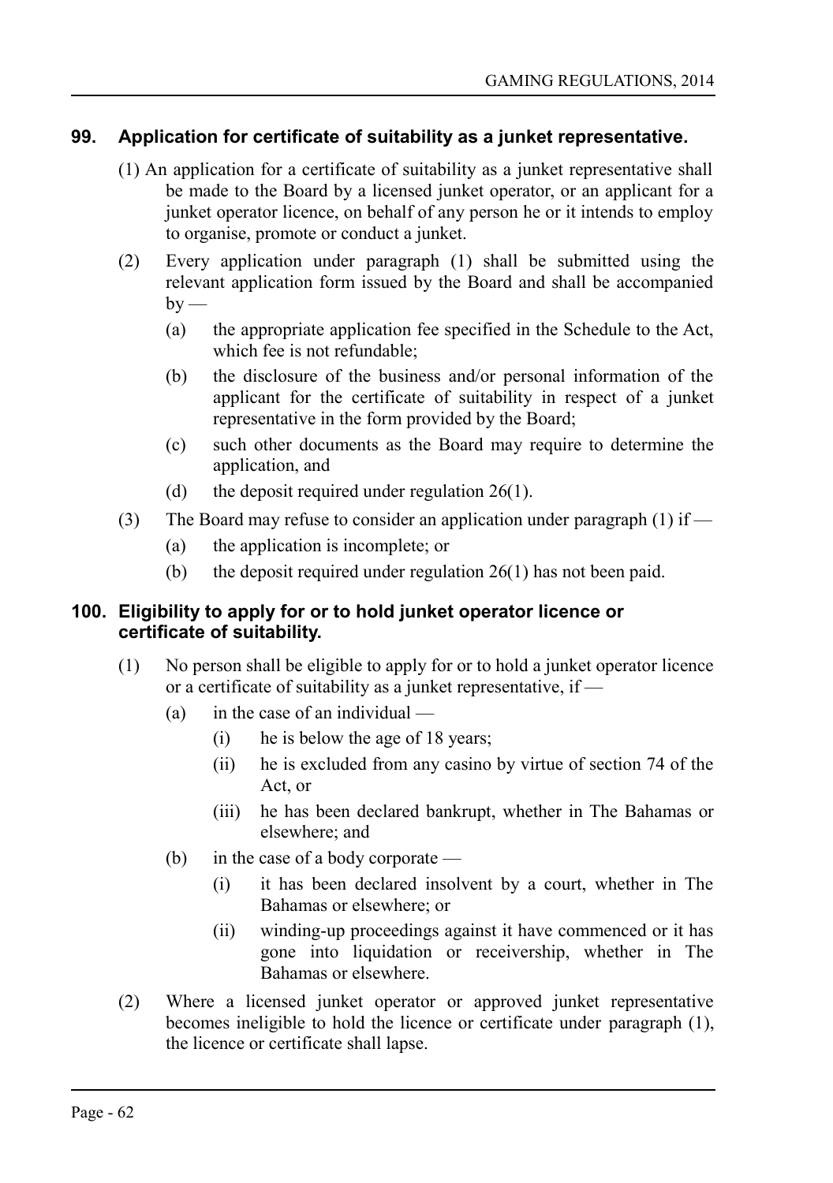## 99. Application for certificate of suitability as a junket representative.

(1) An application for a certificate of suitability as a junket representative shall be made to the Board by a licensed junket operator, or an applicant for a junket operator licence, on behalf of any person he or it intends to employ to organise, promote or conduct a junket.

(2) Every application under paragraph (1) shall be submitted using the relevant application form issued by the Board and shall be accompanied by —

(a) the appropriate application fee specified in the Schedule to the Act, which fee is not refundable;

(b) the disclosure of the business and/or personal information of the applicant for the certificate of suitability in respect of a junket representative in the form provided by the Board;

(c) such other documents as the Board may require to determine the application, and

(d) the deposit required under regulation 26(1).

(3) The Board may refuse to consider an application under paragraph (1) if —

(a) the application is incomplete; or

(b) the deposit required under regulation 26(1) has not been paid.

## 100. Eligibility to apply for or to hold junket operator licence or certificate of suitability.

(1) No person shall be eligible to apply for or to hold a junket operator licence or a certificate of suitability as a junket representative, if —

(a) in the case of an individual —

(i) he is below the age of 18 years;

(ii) he is excluded from any casino by virtue of section 74 of the Act, or

(iii) he has been declared bankrupt, whether in The Bahamas or elsewhere; and

(b) in the case of a body corporate —

(i) it has been declared insolvent by a court, whether in The Bahamas or elsewhere; or

(ii) winding-up proceedings against it have commenced or it has gone into liquidation or receivership, whether in The Bahamas or elsewhere.

(2) Where a licensed junket operator or approved junket representative becomes ineligible to hold the licence or certificate under paragraph (1), the licence or certificate shall lapse.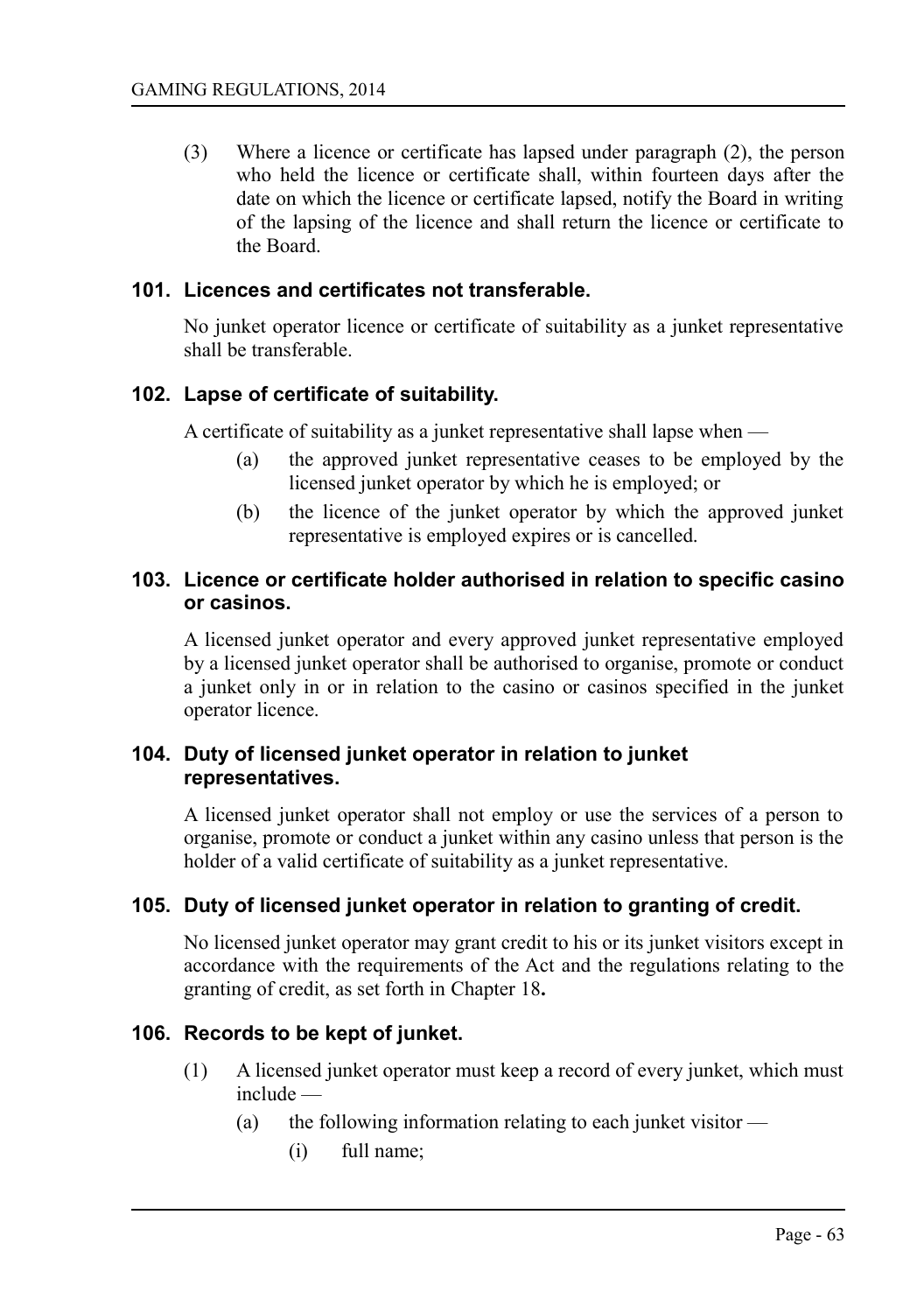(3) Where a licence or certificate has lapsed under paragraph (2), the person who held the licence or certificate shall, within fourteen days after the date on which the licence or certificate lapsed, notify the Board in writing of the lapsing of the licence and shall return the licence or certificate to the Board.

### 101. Licences and certificates not transferable.

No junket operator licence or certificate of suitability as a junket representative shall be transferable.

### 102. Lapse of certificate of suitability.

A certificate of suitability as a junket representative shall lapse when —

(a) the approved junket representative ceases to be employed by the licensed junket operator by which he is employed; or

(b) the licence of the junket operator by which the approved junket representative is employed expires or is cancelled.

### 103. Licence or certificate holder authorised in relation to specific casino or casinos.

A licensed junket operator and every approved junket representative employed by a licensed junket operator shall be authorised to organise, promote or conduct a junket only in or in relation to the casino or casinos specified in the junket operator licence.

### 104. Duty of licensed junket operator in relation to junket representatives.

A licensed junket operator shall not employ or use the services of a person to organise, promote or conduct a junket within any casino unless that person is the holder of a valid certificate of suitability as a junket representative.

### 105. Duty of licensed junket operator in relation to granting of credit.

No licensed junket operator may grant credit to his or its junket visitors except in accordance with the requirements of the Act and the regulations relating to the granting of credit, as set forth in Chapter 18**.**

### 106. Records to be kept of junket.

(1) A licensed junket operator must keep a record of every junket, which must include —

(a) the following information relating to each junket visitor —

(i) full name;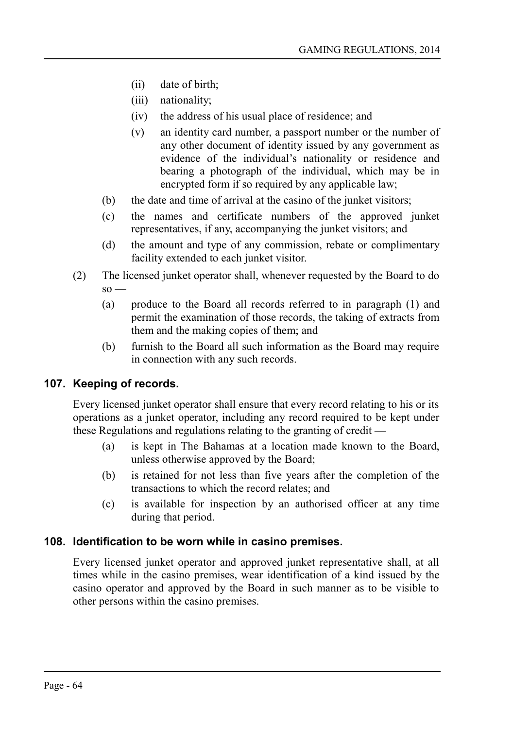(ii) date of birth;

(iii) nationality;

(iv) the address of his usual place of residence; and

(v) an identity card number, a passport number or the number of any other document of identity issued by any government as evidence of the individual's nationality or residence and bearing a photograph of the individual, which may be in encrypted form if so required by any applicable law;

(b) the date and time of arrival at the casino of the junket visitors;

(c) the names and certificate numbers of the approved junket representatives, if any, accompanying the junket visitors; and

(d) the amount and type of any commission, rebate or complimentary facility extended to each junket visitor.

(2) The licensed junket operator shall, whenever requested by the Board to do so —

(a) produce to the Board all records referred to in paragraph (1) and permit the examination of those records, the taking of extracts from them and the making copies of them; and

(b) furnish to the Board all such information as the Board may require in connection with any such records.

## 107. Keeping of records.

Every licensed junket operator shall ensure that every record relating to his or its operations as a junket operator, including any record required to be kept under these Regulations and regulations relating to the granting of credit —

(a) is kept in The Bahamas at a location made known to the Board, unless otherwise approved by the Board;

(b) is retained for not less than five years after the completion of the transactions to which the record relates; and

(c) is available for inspection by an authorised officer at any time during that period.

## 108. Identification to be worn while in casino premises.

Every licensed junket operator and approved junket representative shall, at all times while in the casino premises, wear identification of a kind issued by the casino operator and approved by the Board in such manner as to be visible to other persons within the casino premises.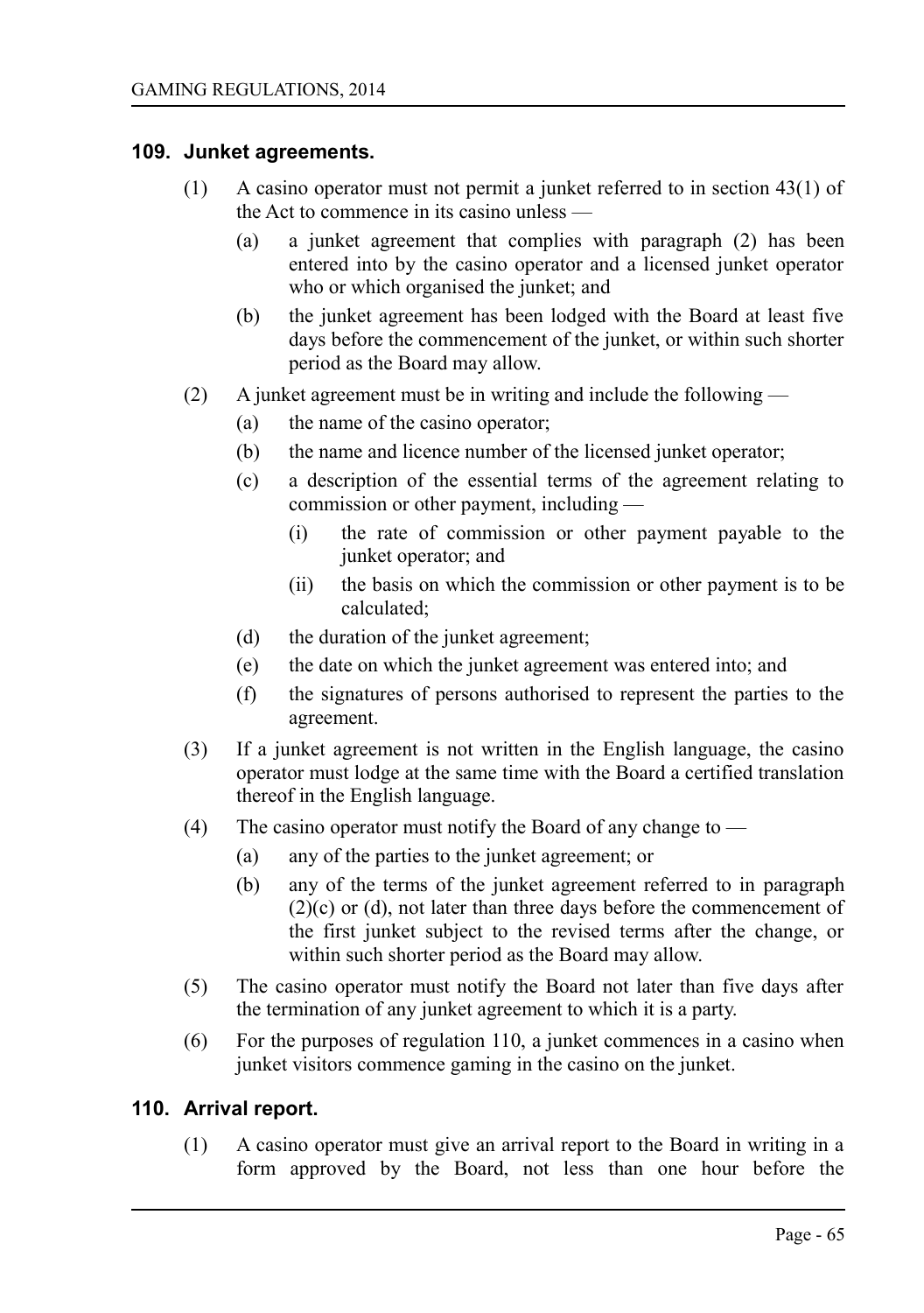## 109. Junket agreements.

(1) A casino operator must not permit a junket referred to in section 43(1) of the Act to commence in its casino unless —

(a) a junket agreement that complies with paragraph (2) has been entered into by the casino operator and a licensed junket operator who or which organised the junket; and

(b) the junket agreement has been lodged with the Board at least five days before the commencement of the junket, or within such shorter period as the Board may allow.

(2) A junket agreement must be in writing and include the following —

(a) the name of the casino operator;

(b) the name and licence number of the licensed junket operator;

(c) a description of the essential terms of the agreement relating to commission or other payment, including —

(i) the rate of commission or other payment payable to the junket operator; and

(ii) the basis on which the commission or other payment is to be calculated;

(d) the duration of the junket agreement;

(e) the date on which the junket agreement was entered into; and

(f) the signatures of persons authorised to represent the parties to the agreement.

(3) If a junket agreement is not written in the English language, the casino operator must lodge at the same time with the Board a certified translation thereof in the English language.

(4) The casino operator must notify the Board of any change to —

(a) any of the parties to the junket agreement; or

(b) any of the terms of the junket agreement referred to in paragraph (2)(c) or (d), not later than three days before the commencement of the first junket subject to the revised terms after the change, or within such shorter period as the Board may allow.

(5) The casino operator must notify the Board not later than five days after the termination of any junket agreement to which it is a party.

(6) For the purposes of regulation 110, a junket commences in a casino when junket visitors commence gaming in the casino on the junket.

## 110. Arrival report.

(1) A casino operator must give an arrival report to the Board in writing in a form approved by the Board, not less than one hour before the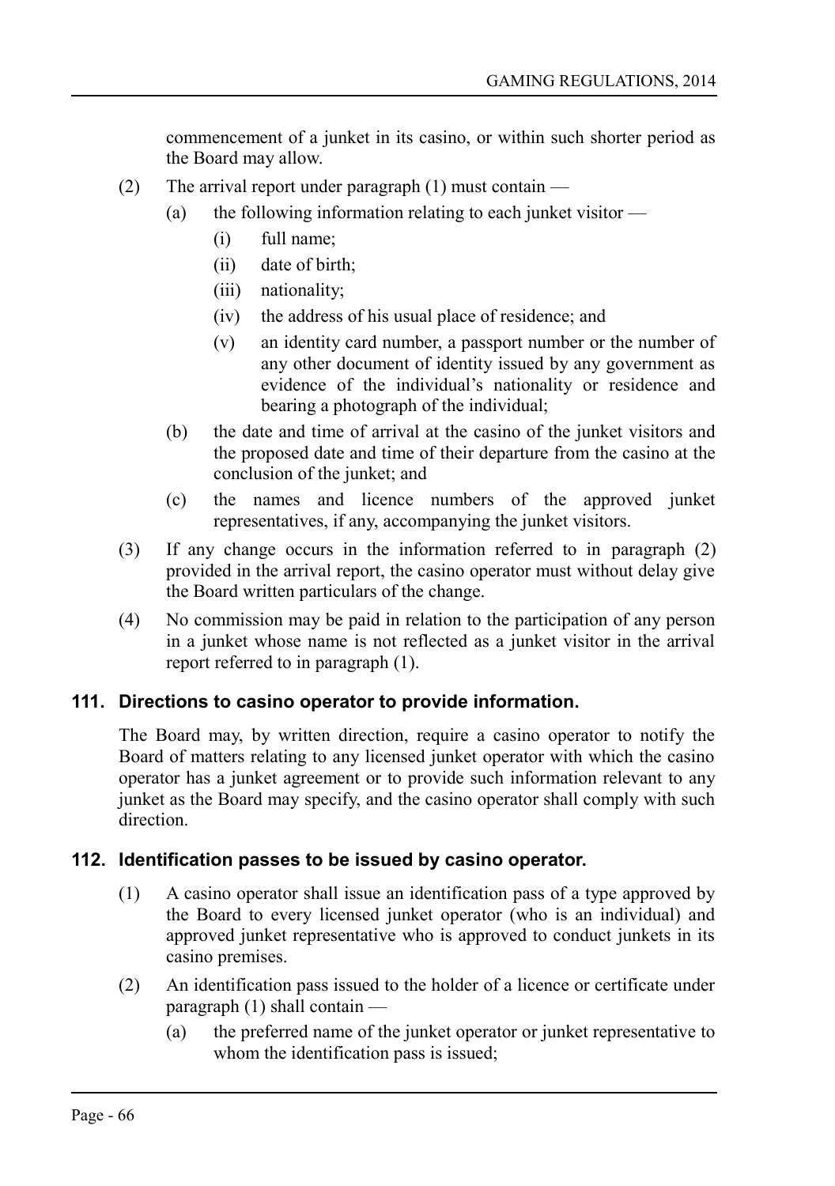commencement of a junket in its casino, or within such shorter period as the Board may allow.

(2) The arrival report under paragraph (1) must contain —

(a) the following information relating to each junket visitor —

(i) full name;

(ii) date of birth;

(iii) nationality;

(iv) the address of his usual place of residence; and

(v) an identity card number, a passport number or the number of any other document of identity issued by any government as evidence of the individual's nationality or residence and bearing a photograph of the individual;

(b) the date and time of arrival at the casino of the junket visitors and the proposed date and time of their departure from the casino at the conclusion of the junket; and

(c) the names and licence numbers of the approved junket representatives, if any, accompanying the junket visitors.

(3) If any change occurs in the information referred to in paragraph (2) provided in the arrival report, the casino operator must without delay give the Board written particulars of the change.

(4) No commission may be paid in relation to the participation of any person in a junket whose name is not reflected as a junket visitor in the arrival report referred to in paragraph (1).

### 111. Directions to casino operator to provide information.

The Board may, by written direction, require a casino operator to notify the Board of matters relating to any licensed junket operator with which the casino operator has a junket agreement or to provide such information relevant to any junket as the Board may specify, and the casino operator shall comply with such direction.

### 112. Identification passes to be issued by casino operator.

(1) A casino operator shall issue an identification pass of a type approved by the Board to every licensed junket operator (who is an individual) and approved junket representative who is approved to conduct junkets in its casino premises.

(2) An identification pass issued to the holder of a licence or certificate under paragraph (1) shall contain —

(a) the preferred name of the junket operator or junket representative to whom the identification pass is issued;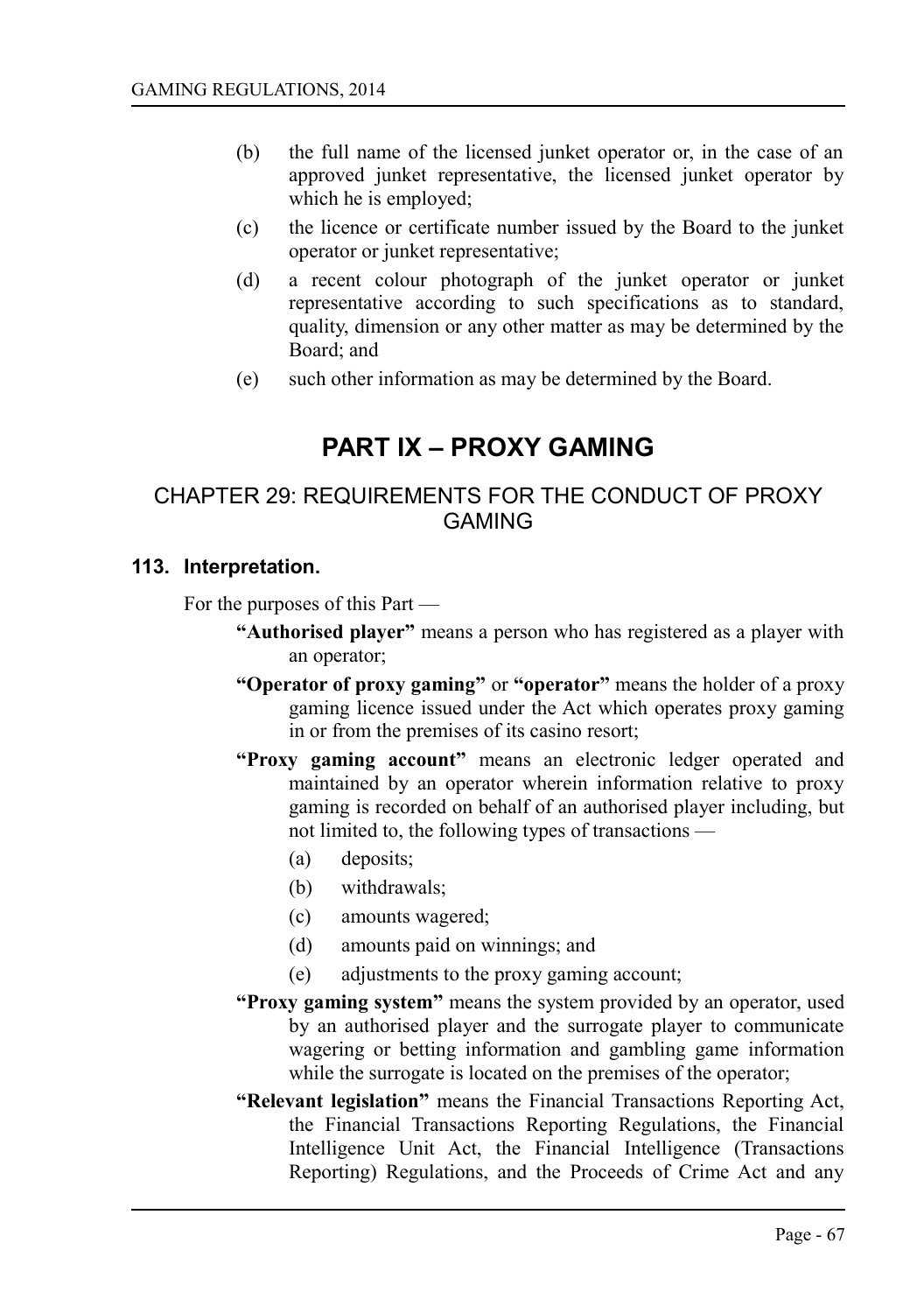(b) the full name of the licensed junket operator or, in the case of an approved junket representative, the licensed junket operator by which he is employed;

(c) the licence or certificate number issued by the Board to the junket operator or junket representative;

(d) a recent colour photograph of the junket operator or junket representative according to such specifications as to standard, quality, dimension or any other matter as may be determined by the Board; and

(e) such other information as may be determined by the Board.

# PART IX – PROXY GAMING

## CHAPTER 29: REQUIREMENTS FOR THE CONDUCT OF PROXY GAMING

### 113. Interpretation.

For the purposes of this Part —

**"Authorised player"** means a person who has registered as a player with an operator;

**"Operator of proxy gaming"** or **"operator"** means the holder of a proxy gaming licence issued under the Act which operates proxy gaming in or from the premises of its casino resort;

**"Proxy gaming account"** means an electronic ledger operated and maintained by an operator wherein information relative to proxy gaming is recorded on behalf of an authorised player including, but not limited to, the following types of transactions —

(a) deposits;

(b) withdrawals;

(c) amounts wagered;

(d) amounts paid on winnings; and

(e) adjustments to the proxy gaming account;

**"Proxy gaming system"** means the system provided by an operator, used by an authorised player and the surrogate player to communicate wagering or betting information and gambling game information while the surrogate is located on the premises of the operator;

**"Relevant legislation"** means the Financial Transactions Reporting Act, the Financial Transactions Reporting Regulations, the Financial Intelligence Unit Act, the Financial Intelligence (Transactions Reporting) Regulations, and the Proceeds of Crime Act and any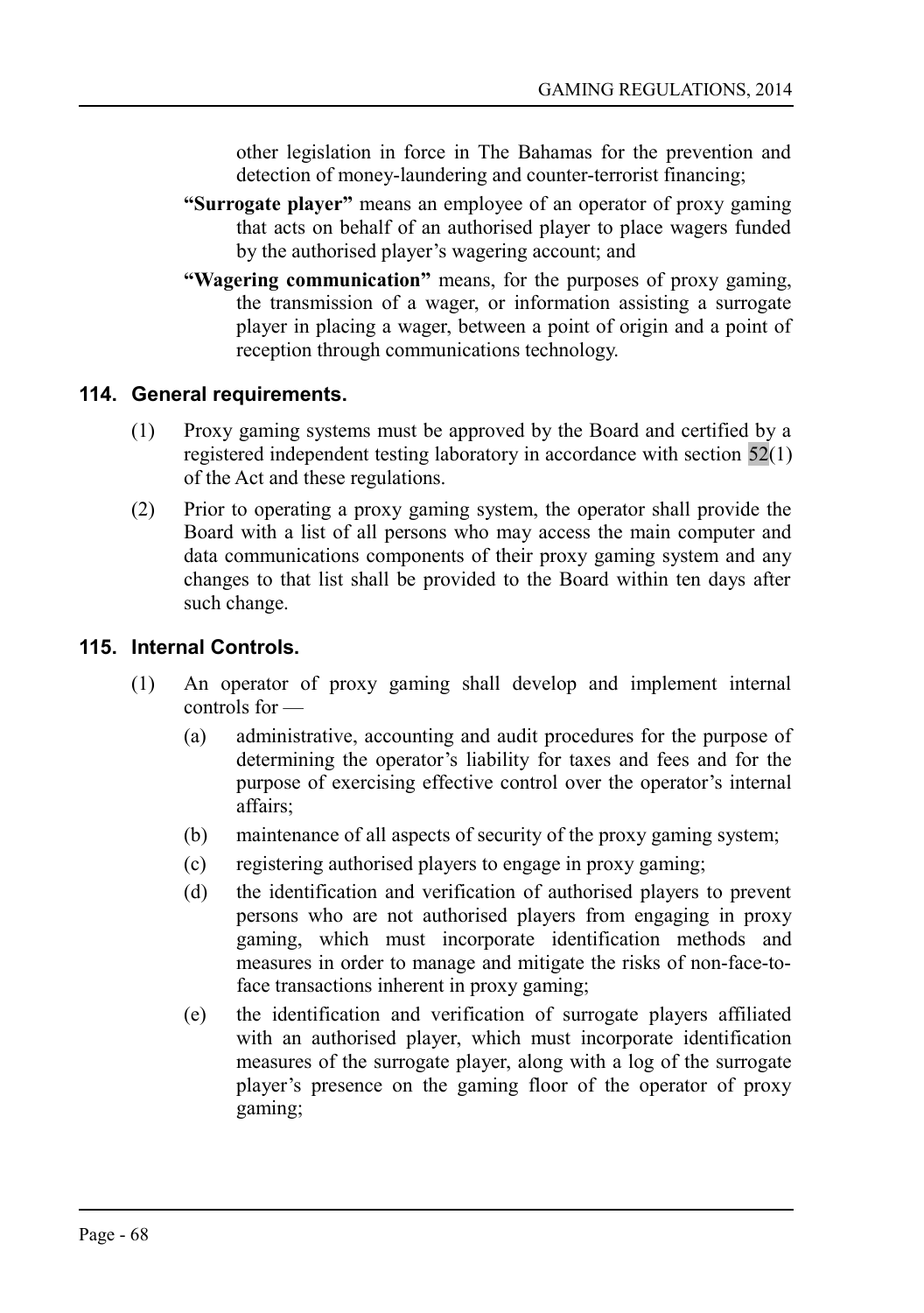other legislation in force in The Bahamas for the prevention and detection of money-laundering and counter-terrorist financing;

**"Surrogate player"** means an employee of an operator of proxy gaming that acts on behalf of an authorised player to place wagers funded by the authorised player's wagering account; and

**"Wagering communication"** means, for the purposes of proxy gaming, the transmission of a wager, or information assisting a surrogate player in placing a wager, between a point of origin and a point of reception through communications technology.

## 114. General requirements.

(1) Proxy gaming systems must be approved by the Board and certified by a registered independent testing laboratory in accordance with section 52(1) of the Act and these regulations.

(2) Prior to operating a proxy gaming system, the operator shall provide the Board with a list of all persons who may access the main computer and data communications components of their proxy gaming system and any changes to that list shall be provided to the Board within ten days after such change.

## 115. Internal Controls.

(1) An operator of proxy gaming shall develop and implement internal controls for —

(a) administrative, accounting and audit procedures for the purpose of determining the operator's liability for taxes and fees and for the purpose of exercising effective control over the operator's internal affairs;

(b) maintenance of all aspects of security of the proxy gaming system;

(c) registering authorised players to engage in proxy gaming;

(d) the identification and verification of authorised players to prevent persons who are not authorised players from engaging in proxy gaming, which must incorporate identification methods and measures in order to manage and mitigate the risks of non-face-to-face transactions inherent in proxy gaming;

(e) the identification and verification of surrogate players affiliated with an authorised player, which must incorporate identification measures of the surrogate player, along with a log of the surrogate player's presence on the gaming floor of the operator of proxy gaming;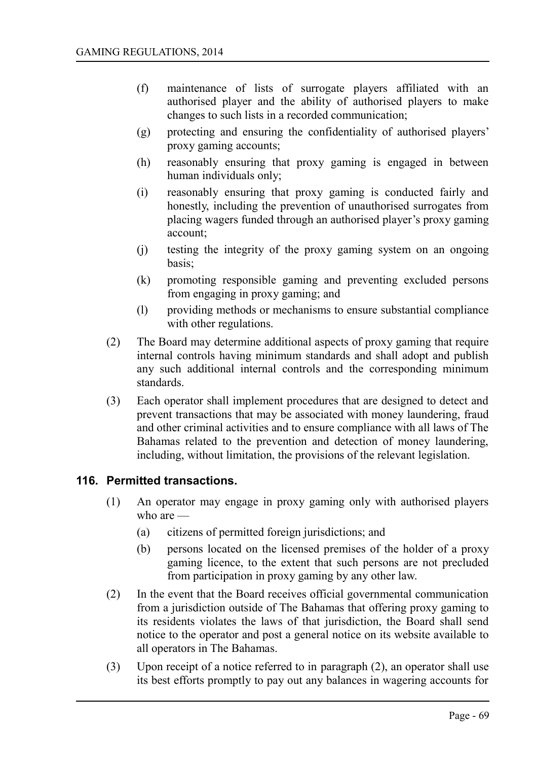(f) maintenance of lists of surrogate players affiliated with an authorised player and the ability of authorised players to make changes to such lists in a recorded communication;

(g) protecting and ensuring the confidentiality of authorised players' proxy gaming accounts;

(h) reasonably ensuring that proxy gaming is engaged in between human individuals only;

(i) reasonably ensuring that proxy gaming is conducted fairly and honestly, including the prevention of unauthorised surrogates from placing wagers funded through an authorised player's proxy gaming account;

(j) testing the integrity of the proxy gaming system on an ongoing basis;

(k) promoting responsible gaming and preventing excluded persons from engaging in proxy gaming; and

(l) providing methods or mechanisms to ensure substantial compliance with other regulations.

(2) The Board may determine additional aspects of proxy gaming that require internal controls having minimum standards and shall adopt and publish any such additional internal controls and the corresponding minimum standards.

(3) Each operator shall implement procedures that are designed to detect and prevent transactions that may be associated with money laundering, fraud and other criminal activities and to ensure compliance with all laws of The Bahamas related to the prevention and detection of money laundering, including, without limitation, the provisions of the relevant legislation.

## 116. Permitted transactions.

(1) An operator may engage in proxy gaming only with authorised players who are —

(a) citizens of permitted foreign jurisdictions; and

(b) persons located on the licensed premises of the holder of a proxy gaming licence, to the extent that such persons are not precluded from participation in proxy gaming by any other law.

(2) In the event that the Board receives official governmental communication from a jurisdiction outside of The Bahamas that offering proxy gaming to its residents violates the laws of that jurisdiction, the Board shall send notice to the operator and post a general notice on its website available to all operators in The Bahamas.

(3) Upon receipt of a notice referred to in paragraph (2), an operator shall use its best efforts promptly to pay out any balances in wagering accounts for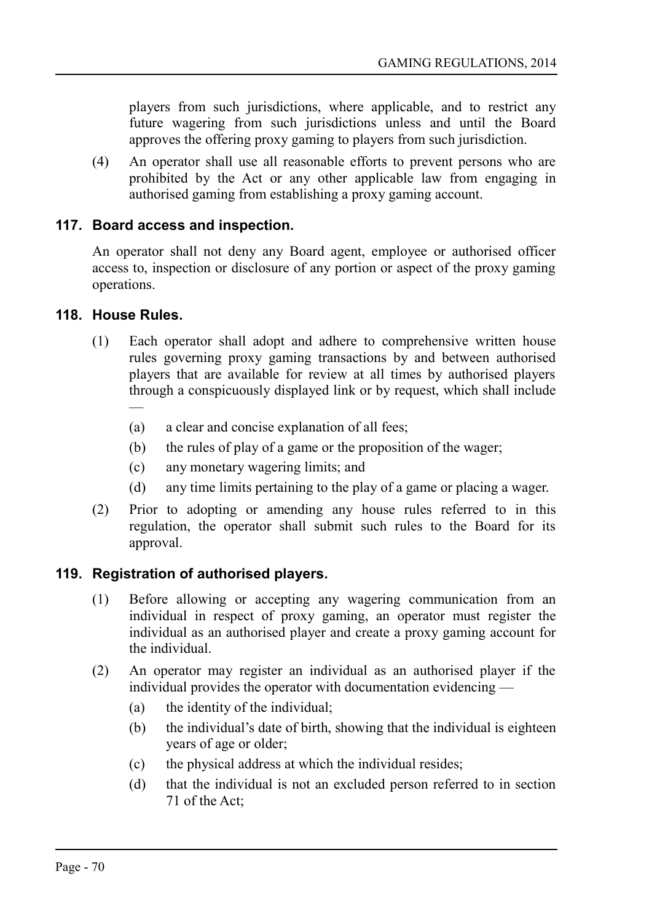players from such jurisdictions, where applicable, and to restrict any future wagering from such jurisdictions unless and until the Board approves the offering proxy gaming to players from such jurisdiction.

(4) An operator shall use all reasonable efforts to prevent persons who are prohibited by the Act or any other applicable law from engaging in authorised gaming from establishing a proxy gaming account.

### 117. Board access and inspection.

An operator shall not deny any Board agent, employee or authorised officer access to, inspection or disclosure of any portion or aspect of the proxy gaming operations.

### 118. House Rules.

(1) Each operator shall adopt and adhere to comprehensive written house rules governing proxy gaming transactions by and between authorised players that are available for review at all times by authorised players through a conspicuously displayed link or by request, which shall include —

(a) a clear and concise explanation of all fees;

(b) the rules of play of a game or the proposition of the wager;

(c) any monetary wagering limits; and

(d) any time limits pertaining to the play of a game or placing a wager.

(2) Prior to adopting or amending any house rules referred to in this regulation, the operator shall submit such rules to the Board for its approval.

### 119. Registration of authorised players.

(1) Before allowing or accepting any wagering communication from an individual in respect of proxy gaming, an operator must register the individual as an authorised player and create a proxy gaming account for the individual.

(2) An operator may register an individual as an authorised player if the individual provides the operator with documentation evidencing —

(a) the identity of the individual;

(b) the individual's date of birth, showing that the individual is eighteen years of age or older;

(c) the physical address at which the individual resides;

(d) that the individual is not an excluded person referred to in section 71 of the Act;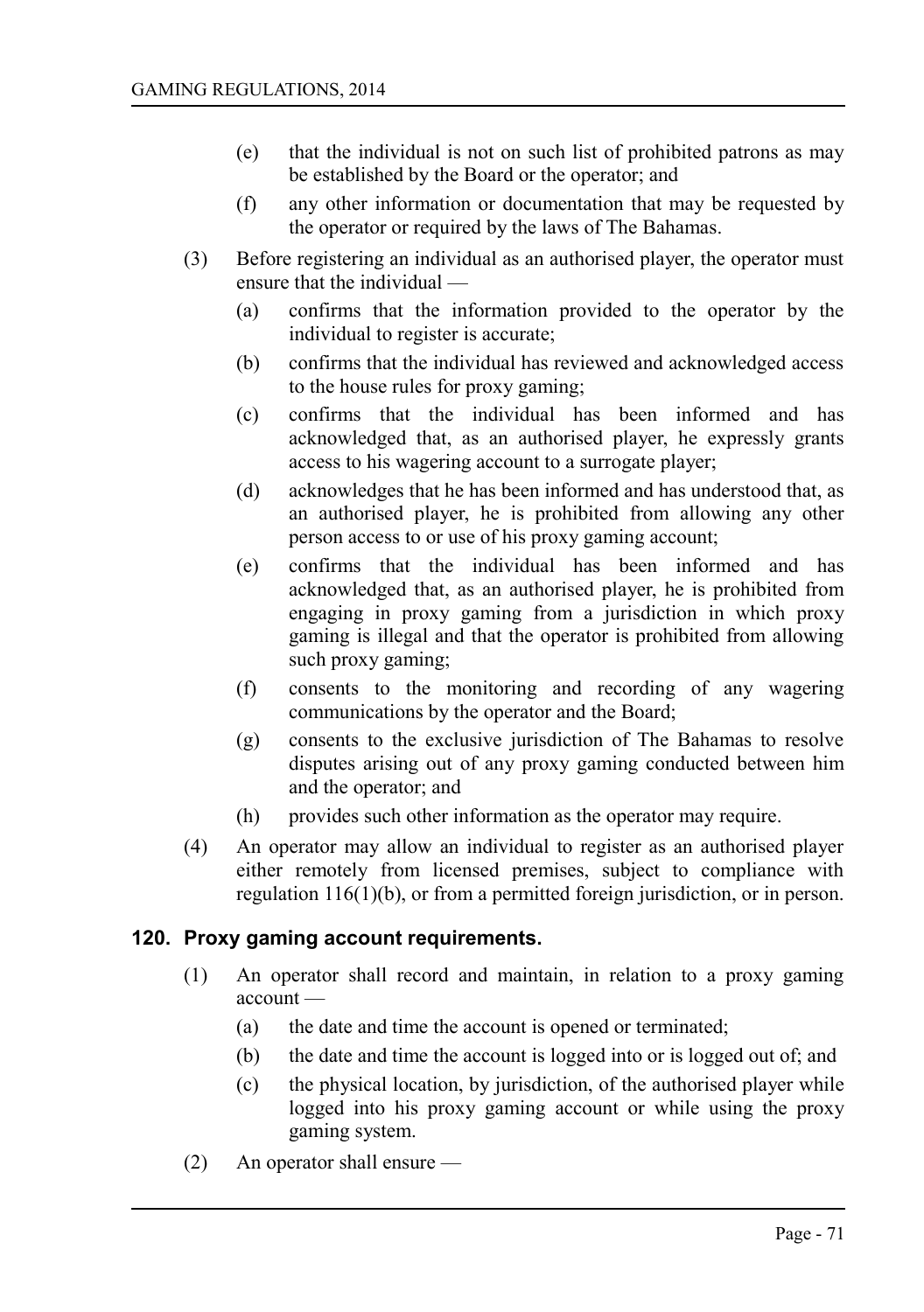(e) that the individual is not on such list of prohibited patrons as may be established by the Board or the operator; and

(f) any other information or documentation that may be requested by the operator or required by the laws of The Bahamas.

(3) Before registering an individual as an authorised player, the operator must ensure that the individual —

(a) confirms that the information provided to the operator by the individual to register is accurate;

(b) confirms that the individual has reviewed and acknowledged access to the house rules for proxy gaming;

(c) confirms that the individual has been informed and has acknowledged that, as an authorised player, he expressly grants access to his wagering account to a surrogate player;

(d) acknowledges that he has been informed and has understood that, as an authorised player, he is prohibited from allowing any other person access to or use of his proxy gaming account;

(e) confirms that the individual has been informed and has acknowledged that, as an authorised player, he is prohibited from engaging in proxy gaming from a jurisdiction in which proxy gaming is illegal and that the operator is prohibited from allowing such proxy gaming;

(f) consents to the monitoring and recording of any wagering communications by the operator and the Board;

(g) consents to the exclusive jurisdiction of The Bahamas to resolve disputes arising out of any proxy gaming conducted between him and the operator; and

(h) provides such other information as the operator may require.

(4) An operator may allow an individual to register as an authorised player either remotely from licensed premises, subject to compliance with regulation 116(1)(b), or from a permitted foreign jurisdiction, or in person.

## 120. Proxy gaming account requirements.

(1) An operator shall record and maintain, in relation to a proxy gaming account —

(a) the date and time the account is opened or terminated;

(b) the date and time the account is logged into or is logged out of; and

(c) the physical location, by jurisdiction, of the authorised player while logged into his proxy gaming account or while using the proxy gaming system.

(2) An operator shall ensure —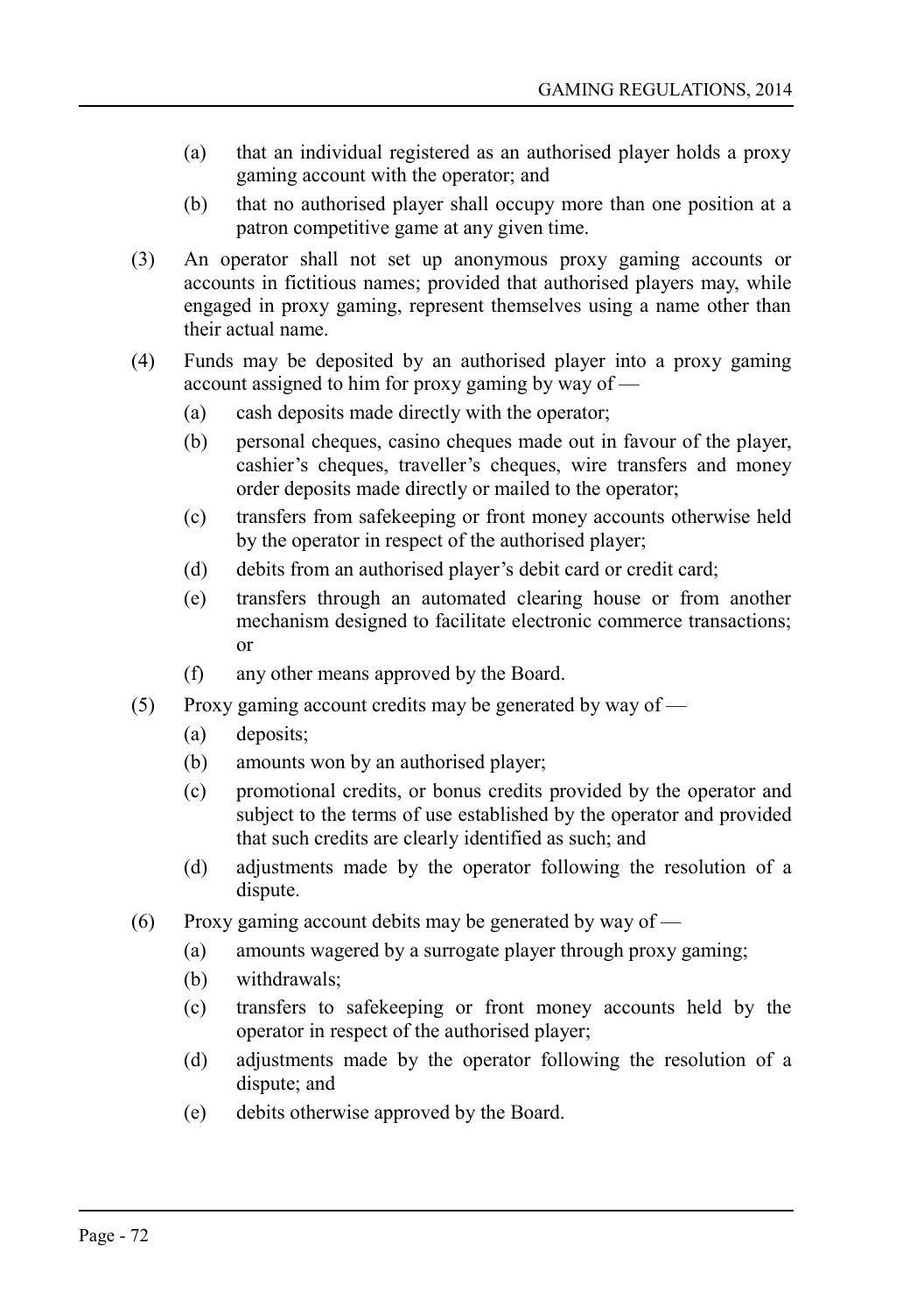(a) that an individual registered as an authorised player holds a proxy gaming account with the operator; and

(b) that no authorised player shall occupy more than one position at a patron competitive game at any given time.

(3) An operator shall not set up anonymous proxy gaming accounts or accounts in fictitious names; provided that authorised players may, while engaged in proxy gaming, represent themselves using a name other than their actual name.

(4) Funds may be deposited by an authorised player into a proxy gaming account assigned to him for proxy gaming by way of —

(a) cash deposits made directly with the operator;

(b) personal cheques, casino cheques made out in favour of the player, cashier's cheques, traveller's cheques, wire transfers and money order deposits made directly or mailed to the operator;

(c) transfers from safekeeping or front money accounts otherwise held by the operator in respect of the authorised player;

(d) debits from an authorised player's debit card or credit card;

(e) transfers through an automated clearing house or from another mechanism designed to facilitate electronic commerce transactions; or

(f) any other means approved by the Board.

(5) Proxy gaming account credits may be generated by way of —

(a) deposits;

(b) amounts won by an authorised player;

(c) promotional credits, or bonus credits provided by the operator and subject to the terms of use established by the operator and provided that such credits are clearly identified as such; and

(d) adjustments made by the operator following the resolution of a dispute.

(6) Proxy gaming account debits may be generated by way of —

(a) amounts wagered by a surrogate player through proxy gaming;

(b) withdrawals;

(c) transfers to safekeeping or front money accounts held by the operator in respect of the authorised player;

(d) adjustments made by the operator following the resolution of a dispute; and

(e) debits otherwise approved by the Board.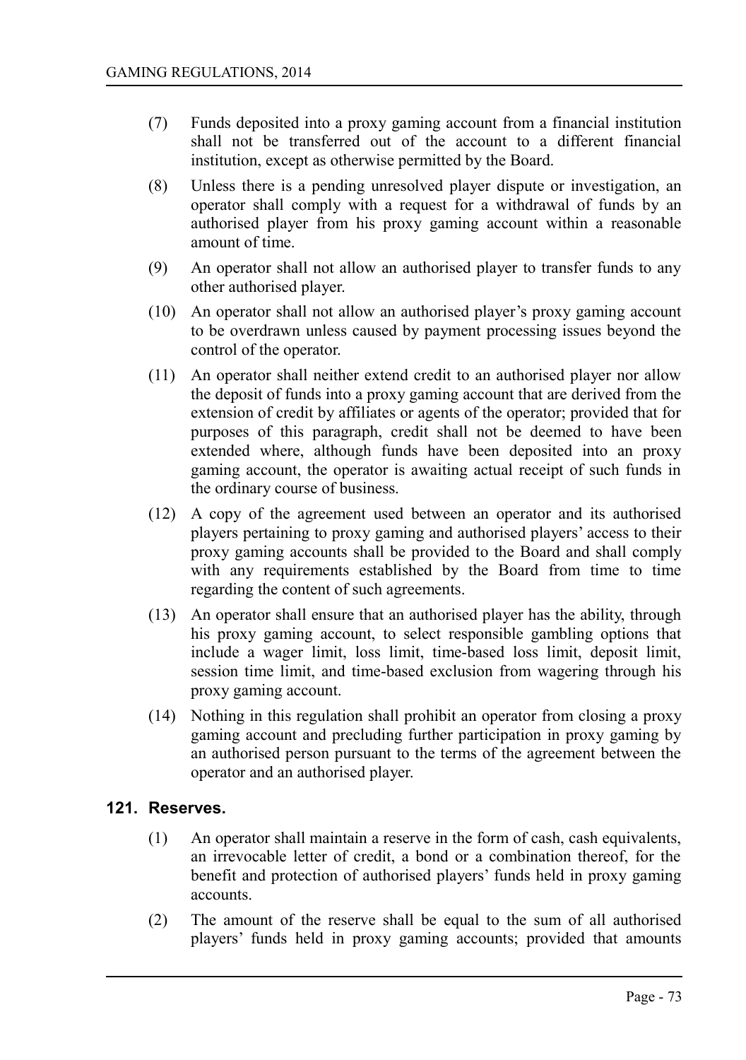(7) Funds deposited into a proxy gaming account from a financial institution shall not be transferred out of the account to a different financial institution, except as otherwise permitted by the Board.

(8) Unless there is a pending unresolved player dispute or investigation, an operator shall comply with a request for a withdrawal of funds by an authorised player from his proxy gaming account within a reasonable amount of time.

(9) An operator shall not allow an authorised player to transfer funds to any other authorised player.

(10) An operator shall not allow an authorised player's proxy gaming account to be overdrawn unless caused by payment processing issues beyond the control of the operator.

(11) An operator shall neither extend credit to an authorised player nor allow the deposit of funds into a proxy gaming account that are derived from the extension of credit by affiliates or agents of the operator; provided that for purposes of this paragraph, credit shall not be deemed to have been extended where, although funds have been deposited into an proxy gaming account, the operator is awaiting actual receipt of such funds in the ordinary course of business.

(12) A copy of the agreement used between an operator and its authorised players pertaining to proxy gaming and authorised players' access to their proxy gaming accounts shall be provided to the Board and shall comply with any requirements established by the Board from time to time regarding the content of such agreements.

(13) An operator shall ensure that an authorised player has the ability, through his proxy gaming account, to select responsible gambling options that include a wager limit, loss limit, time-based loss limit, deposit limit, session time limit, and time-based exclusion from wagering through his proxy gaming account.

(14) Nothing in this regulation shall prohibit an operator from closing a proxy gaming account and precluding further participation in proxy gaming by an authorised person pursuant to the terms of the agreement between the operator and an authorised player.

## 121. Reserves.

(1) An operator shall maintain a reserve in the form of cash, cash equivalents, an irrevocable letter of credit, a bond or a combination thereof, for the benefit and protection of authorised players' funds held in proxy gaming accounts.

(2) The amount of the reserve shall be equal to the sum of all authorised players' funds held in proxy gaming accounts; provided that amounts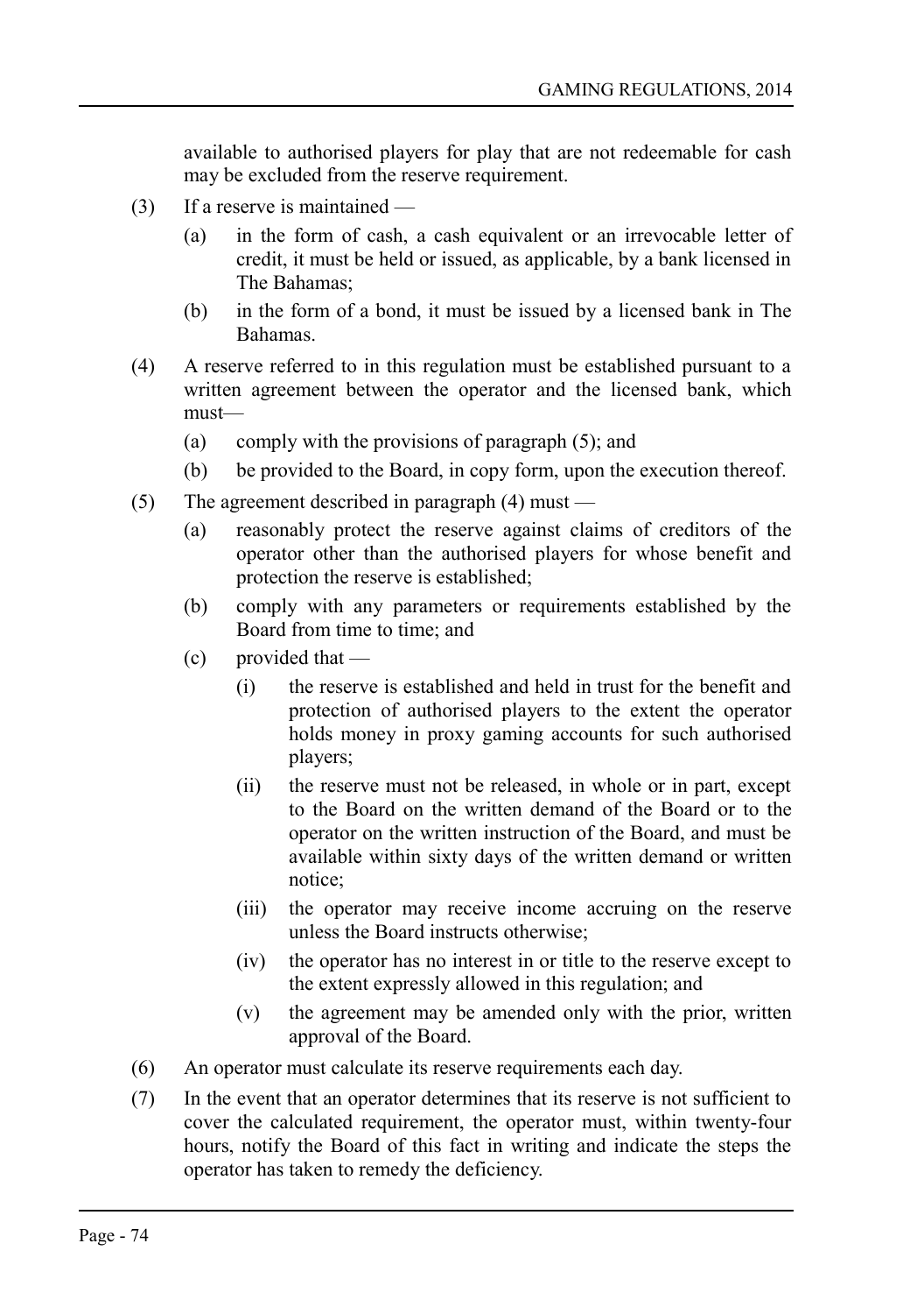available to authorised players for play that are not redeemable for cash may be excluded from the reserve requirement.

(3) If a reserve is maintained —

(a) in the form of cash, a cash equivalent or an irrevocable letter of credit, it must be held or issued, as applicable, by a bank licensed in The Bahamas;

(b) in the form of a bond, it must be issued by a licensed bank in The Bahamas.

(4) A reserve referred to in this regulation must be established pursuant to a written agreement between the operator and the licensed bank, which must—

(a) comply with the provisions of paragraph (5); and

(b) be provided to the Board, in copy form, upon the execution thereof.

(5) The agreement described in paragraph (4) must —

(a) reasonably protect the reserve against claims of creditors of the operator other than the authorised players for whose benefit and protection the reserve is established;

(b) comply with any parameters or requirements established by the Board from time to time; and

(c) provided that —

(i) the reserve is established and held in trust for the benefit and protection of authorised players to the extent the operator holds money in proxy gaming accounts for such authorised players;

(ii) the reserve must not be released, in whole or in part, except to the Board on the written demand of the Board or to the operator on the written instruction of the Board, and must be available within sixty days of the written demand or written notice;

(iii) the operator may receive income accruing on the reserve unless the Board instructs otherwise;

(iv) the operator has no interest in or title to the reserve except to the extent expressly allowed in this regulation; and

(v) the agreement may be amended only with the prior, written approval of the Board.

(6) An operator must calculate its reserve requirements each day.

(7) In the event that an operator determines that its reserve is not sufficient to cover the calculated requirement, the operator must, within twenty-four hours, notify the Board of this fact in writing and indicate the steps the operator has taken to remedy the deficiency.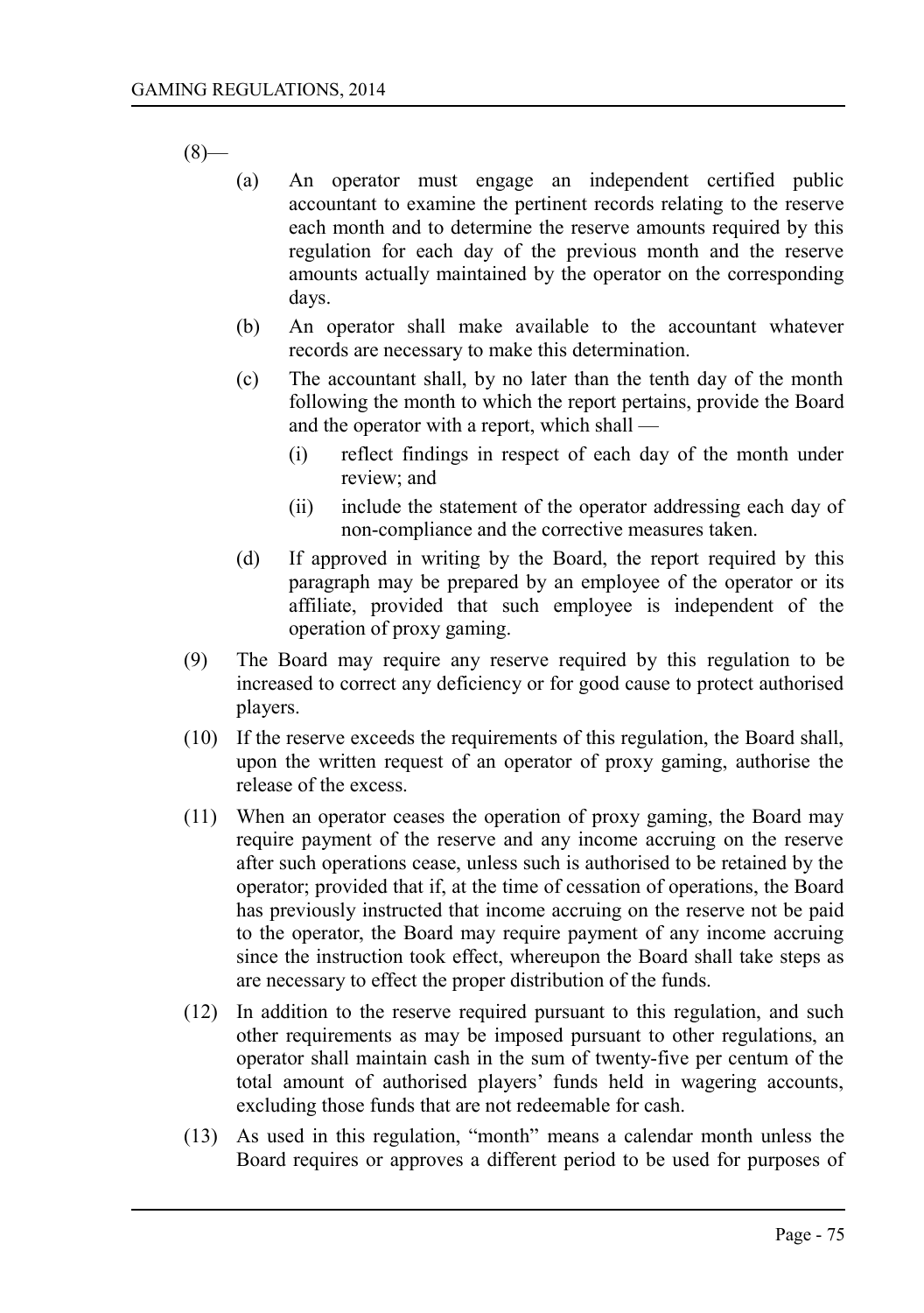(8)—

(a) An operator must engage an independent certified public accountant to examine the pertinent records relating to the reserve each month and to determine the reserve amounts required by this regulation for each day of the previous month and the reserve amounts actually maintained by the operator on the corresponding days.

(b) An operator shall make available to the accountant whatever records are necessary to make this determination.

(c) The accountant shall, by no later than the tenth day of the month following the month to which the report pertains, provide the Board and the operator with a report, which shall —

  (i) reflect findings in respect of each day of the month under review; and

  (ii) include the statement of the operator addressing each day of non-compliance and the corrective measures taken.

(d) If approved in writing by the Board, the report required by this paragraph may be prepared by an employee of the operator or its affiliate, provided that such employee is independent of the operation of proxy gaming.

(9) The Board may require any reserve required by this regulation to be increased to correct any deficiency or for good cause to protect authorised players.

(10) If the reserve exceeds the requirements of this regulation, the Board shall, upon the written request of an operator of proxy gaming, authorise the release of the excess.

(11) When an operator ceases the operation of proxy gaming, the Board may require payment of the reserve and any income accruing on the reserve after such operations cease, unless such is authorised to be retained by the operator; provided that if, at the time of cessation of operations, the Board has previously instructed that income accruing on the reserve not be paid to the operator, the Board may require payment of any income accruing since the instruction took effect, whereupon the Board shall take steps as are necessary to effect the proper distribution of the funds.

(12) In addition to the reserve required pursuant to this regulation, and such other requirements as may be imposed pursuant to other regulations, an operator shall maintain cash in the sum of twenty-five per centum of the total amount of authorised players' funds held in wagering accounts, excluding those funds that are not redeemable for cash.

(13) As used in this regulation, "month" means a calendar month unless the Board requires or approves a different period to be used for purposes of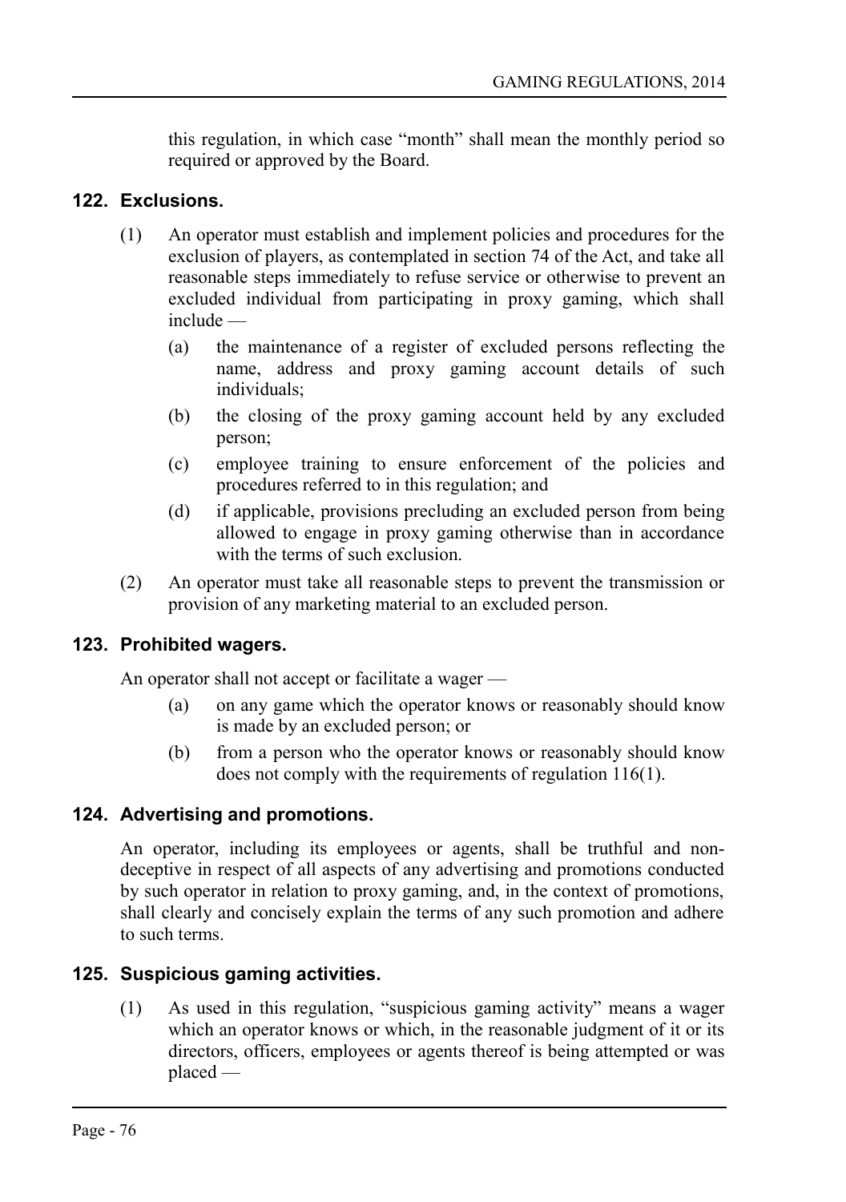this regulation, in which case "month" shall mean the monthly period so required or approved by the Board.

### 122. Exclusions.

(1) An operator must establish and implement policies and procedures for the exclusion of players, as contemplated in section 74 of the Act, and take all reasonable steps immediately to refuse service or otherwise to prevent an excluded individual from participating in proxy gaming, which shall include —

- (a) the maintenance of a register of excluded persons reflecting the name, address and proxy gaming account details of such individuals;
- (b) the closing of the proxy gaming account held by any excluded person;
- (c) employee training to ensure enforcement of the policies and procedures referred to in this regulation; and
- (d) if applicable, provisions precluding an excluded person from being allowed to engage in proxy gaming otherwise than in accordance with the terms of such exclusion.

(2) An operator must take all reasonable steps to prevent the transmission or provision of any marketing material to an excluded person.

### 123. Prohibited wagers.

An operator shall not accept or facilitate a wager —

- (a) on any game which the operator knows or reasonably should know is made by an excluded person; or
- (b) from a person who the operator knows or reasonably should know does not comply with the requirements of regulation 116(1).

### 124. Advertising and promotions.

An operator, including its employees or agents, shall be truthful and non-deceptive in respect of all aspects of any advertising and promotions conducted by such operator in relation to proxy gaming, and, in the context of promotions, shall clearly and concisely explain the terms of any such promotion and adhere to such terms.

### 125. Suspicious gaming activities.

(1) As used in this regulation, "suspicious gaming activity" means a wager which an operator knows or which, in the reasonable judgment of it or its directors, officers, employees or agents thereof is being attempted or was placed —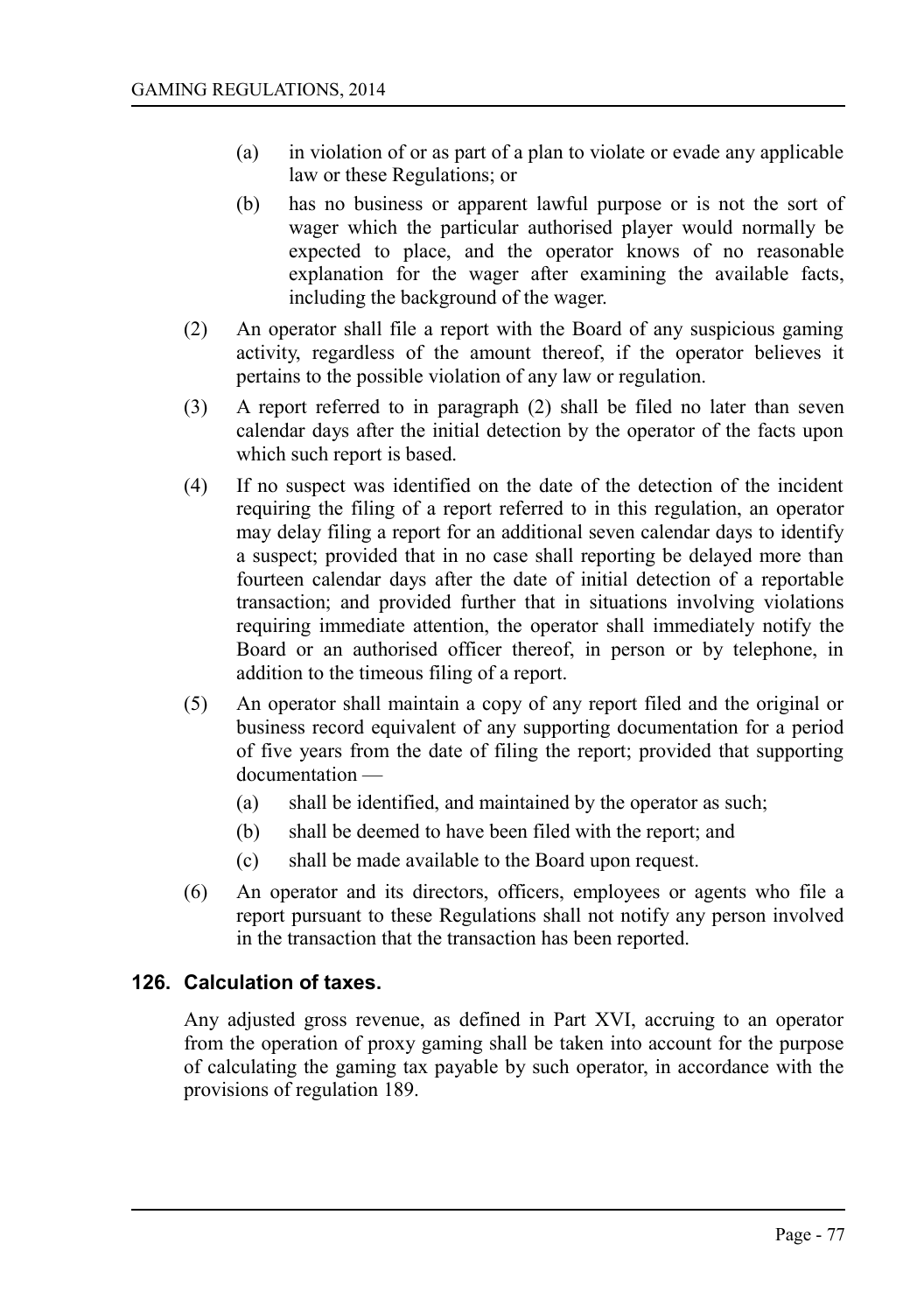(a) in violation of or as part of a plan to violate or evade any applicable law or these Regulations; or

(b) has no business or apparent lawful purpose or is not the sort of wager which the particular authorised player would normally be expected to place, and the operator knows of no reasonable explanation for the wager after examining the available facts, including the background of the wager.

(2) An operator shall file a report with the Board of any suspicious gaming activity, regardless of the amount thereof, if the operator believes it pertains to the possible violation of any law or regulation.

(3) A report referred to in paragraph (2) shall be filed no later than seven calendar days after the initial detection by the operator of the facts upon which such report is based.

(4) If no suspect was identified on the date of the detection of the incident requiring the filing of a report referred to in this regulation, an operator may delay filing a report for an additional seven calendar days to identify a suspect; provided that in no case shall reporting be delayed more than fourteen calendar days after the date of initial detection of a reportable transaction; and provided further that in situations involving violations requiring immediate attention, the operator shall immediately notify the Board or an authorised officer thereof, in person or by telephone, in addition to the timeous filing of a report.

(5) An operator shall maintain a copy of any report filed and the original or business record equivalent of any supporting documentation for a period of five years from the date of filing the report; provided that supporting documentation —

(a) shall be identified, and maintained by the operator as such;

(b) shall be deemed to have been filed with the report; and

(c) shall be made available to the Board upon request.

(6) An operator and its directors, officers, employees or agents who file a report pursuant to these Regulations shall not notify any person involved in the transaction that the transaction has been reported.

## 126. Calculation of taxes.

Any adjusted gross revenue, as defined in Part XVI, accruing to an operator from the operation of proxy gaming shall be taken into account for the purpose of calculating the gaming tax payable by such operator, in accordance with the provisions of regulation 189.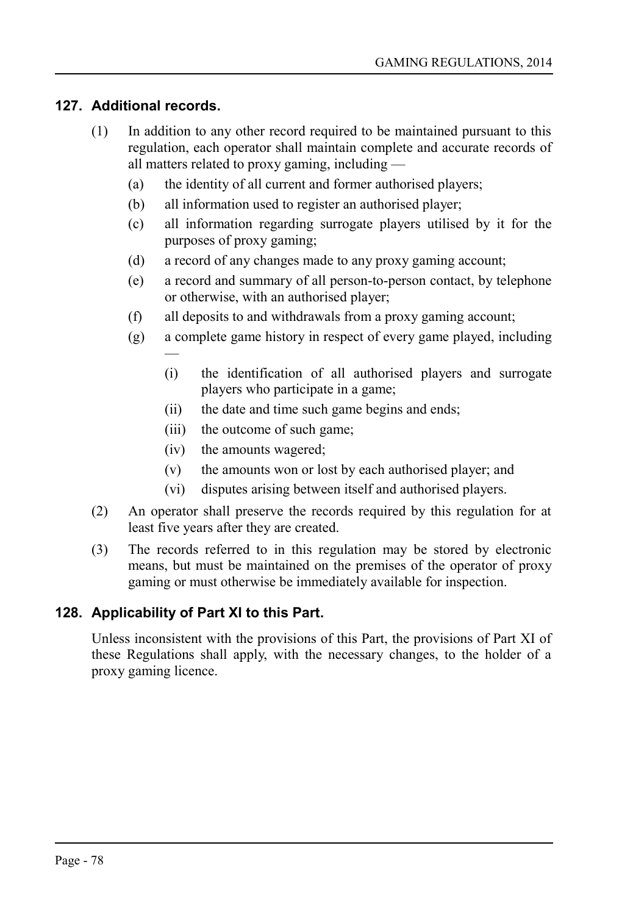### 127. Additional records.

(1) In addition to any other record required to be maintained pursuant to this regulation, each operator shall maintain complete and accurate records of all matters related to proxy gaming, including —

- (a) the identity of all current and former authorised players;
- (b) all information used to register an authorised player;
- (c) all information regarding surrogate players utilised by it for the purposes of proxy gaming;
- (d) a record of any changes made to any proxy gaming account;
- (e) a record and summary of all person-to-person contact, by telephone or otherwise, with an authorised player;
- (f) all deposits to and withdrawals from a proxy gaming account;
- (g) a complete game history in respect of every game played, including —
  - (i) the identification of all authorised players and surrogate players who participate in a game;
  - (ii) the date and time such game begins and ends;
  - (iii) the outcome of such game;
  - (iv) the amounts wagered;
  - (v) the amounts won or lost by each authorised player; and
  - (vi) disputes arising between itself and authorised players.

(2) An operator shall preserve the records required by this regulation for at least five years after they are created.

(3) The records referred to in this regulation may be stored by electronic means, but must be maintained on the premises of the operator of proxy gaming or must otherwise be immediately available for inspection.

### 128. Applicability of Part XI to this Part.

Unless inconsistent with the provisions of this Part, the provisions of Part XI of these Regulations shall apply, with the necessary changes, to the holder of a proxy gaming licence.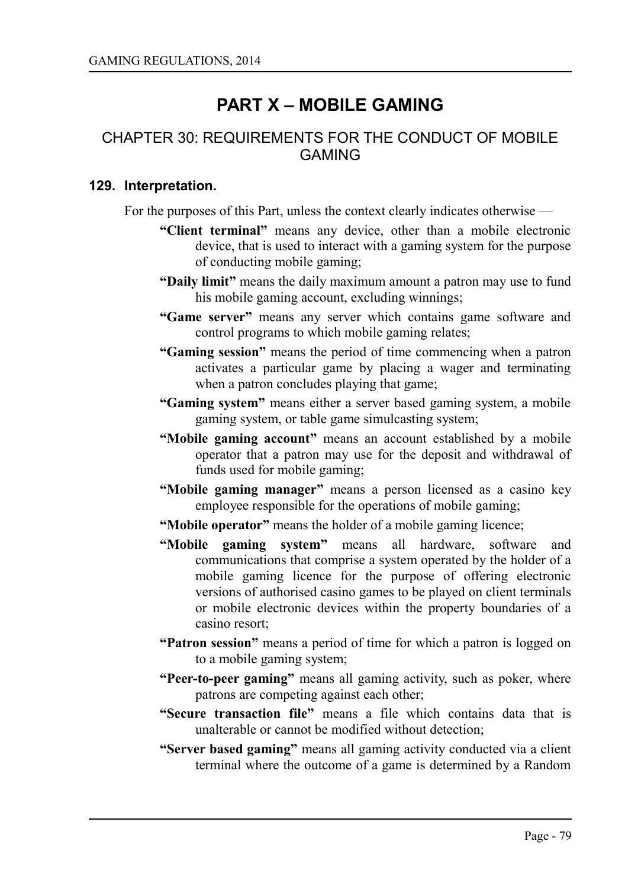# PART X – MOBILE GAMING

## CHAPTER 30: REQUIREMENTS FOR THE CONDUCT OF MOBILE GAMING

### 129. Interpretation.

For the purposes of this Part, unless the context clearly indicates otherwise —

**"Client terminal"** means any device, other than a mobile electronic device, that is used to interact with a gaming system for the purpose of conducting mobile gaming;

**"Daily limit"** means the daily maximum amount a patron may use to fund his mobile gaming account, excluding winnings;

**"Game server"** means any server which contains game software and control programs to which mobile gaming relates;

**"Gaming session"** means the period of time commencing when a patron activates a particular game by placing a wager and terminating when a patron concludes playing that game;

**"Gaming system"** means either a server based gaming system, a mobile gaming system, or table game simulcasting system;

**"Mobile gaming account"** means an account established by a mobile operator that a patron may use for the deposit and withdrawal of funds used for mobile gaming;

**"Mobile gaming manager"** means a person licensed as a casino key employee responsible for the operations of mobile gaming;

**"Mobile operator"** means the holder of a mobile gaming licence;

**"Mobile gaming system"** means all hardware, software and communications that comprise a system operated by the holder of a mobile gaming licence for the purpose of offering electronic versions of authorised casino games to be played on client terminals or mobile electronic devices within the property boundaries of a casino resort;

**"Patron session"** means a period of time for which a patron is logged on to a mobile gaming system;

**"Peer-to-peer gaming"** means all gaming activity, such as poker, where patrons are competing against each other;

**"Secure transaction file"** means a file which contains data that is unalterable or cannot be modified without detection;

**"Server based gaming"** means all gaming activity conducted via a client terminal where the outcome of a game is determined by a Random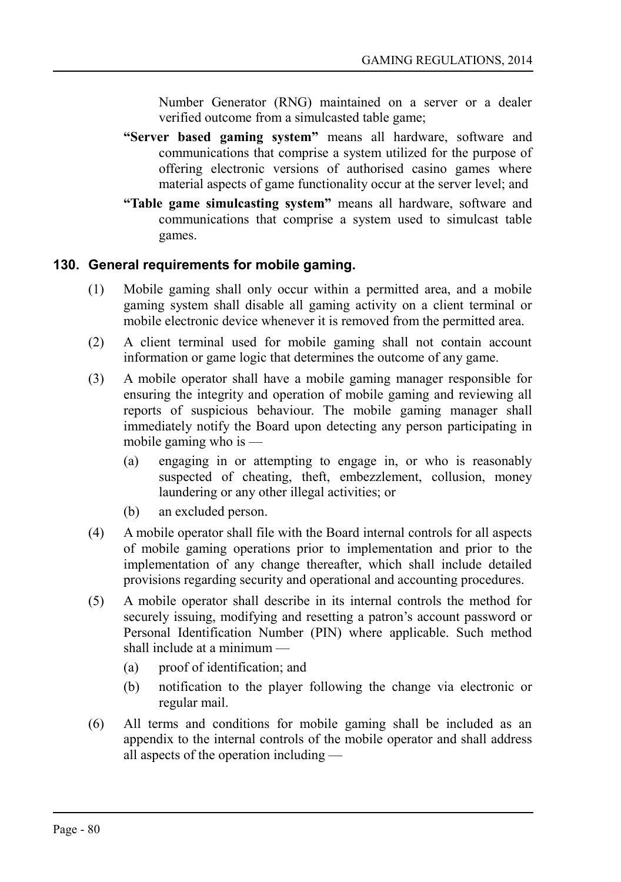Number Generator (RNG) maintained on a server or a dealer verified outcome from a simulcasted table game;

**"Server based gaming system"** means all hardware, software and communications that comprise a system utilized for the purpose of offering electronic versions of authorised casino games where material aspects of game functionality occur at the server level; and

**"Table game simulcasting system"** means all hardware, software and communications that comprise a system used to simulcast table games.

## 130. General requirements for mobile gaming.

(1) Mobile gaming shall only occur within a permitted area, and a mobile gaming system shall disable all gaming activity on a client terminal or mobile electronic device whenever it is removed from the permitted area.

(2) A client terminal used for mobile gaming shall not contain account information or game logic that determines the outcome of any game.

(3) A mobile operator shall have a mobile gaming manager responsible for ensuring the integrity and operation of mobile gaming and reviewing all reports of suspicious behaviour. The mobile gaming manager shall immediately notify the Board upon detecting any person participating in mobile gaming who is —

  (a) engaging in or attempting to engage in, or who is reasonably suspected of cheating, theft, embezzlement, collusion, money laundering or any other illegal activities; or

  (b) an excluded person.

(4) A mobile operator shall file with the Board internal controls for all aspects of mobile gaming operations prior to implementation and prior to the implementation of any change thereafter, which shall include detailed provisions regarding security and operational and accounting procedures.

(5) A mobile operator shall describe in its internal controls the method for securely issuing, modifying and resetting a patron's account password or Personal Identification Number (PIN) where applicable. Such method shall include at a minimum —

  (a) proof of identification; and

  (b) notification to the player following the change via electronic or regular mail.

(6) All terms and conditions for mobile gaming shall be included as an appendix to the internal controls of the mobile operator and shall address all aspects of the operation including —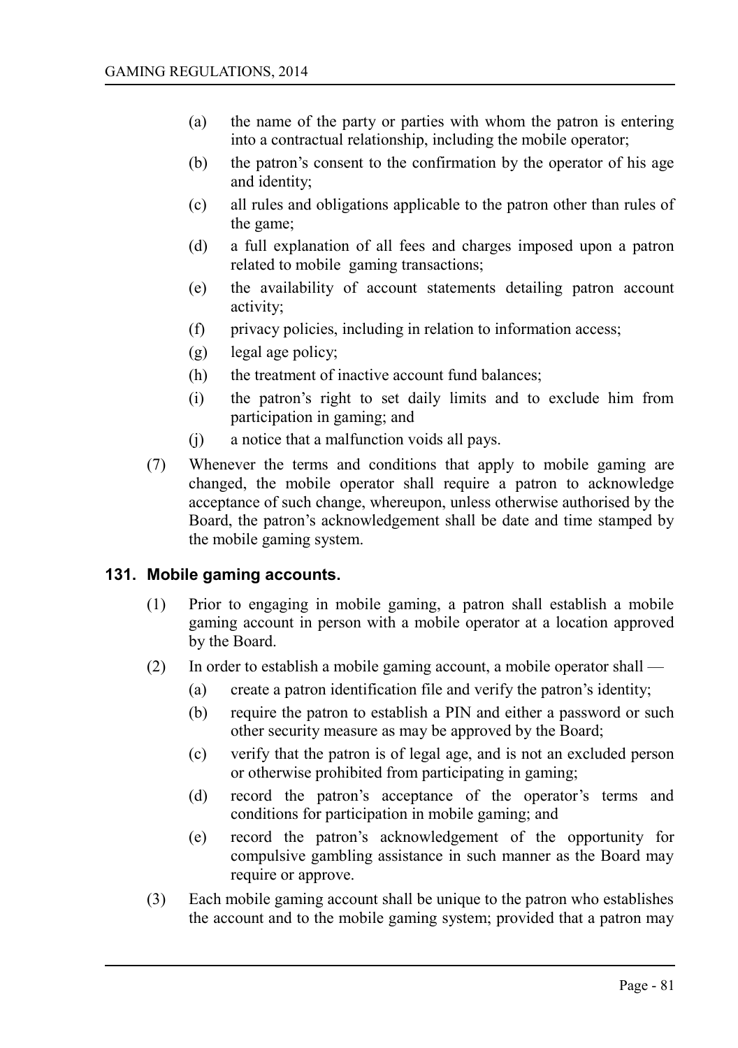(a) the name of the party or parties with whom the patron is entering into a contractual relationship, including the mobile operator;

(b) the patron's consent to the confirmation by the operator of his age and identity;

(c) all rules and obligations applicable to the patron other than rules of the game;

(d) a full explanation of all fees and charges imposed upon a patron related to mobile gaming transactions;

(e) the availability of account statements detailing patron account activity;

(f) privacy policies, including in relation to information access;

(g) legal age policy;

(h) the treatment of inactive account fund balances;

(i) the patron's right to set daily limits and to exclude him from participation in gaming; and

(j) a notice that a malfunction voids all pays.

(7) Whenever the terms and conditions that apply to mobile gaming are changed, the mobile operator shall require a patron to acknowledge acceptance of such change, whereupon, unless otherwise authorised by the Board, the patron's acknowledgement shall be date and time stamped by the mobile gaming system.

## 131. Mobile gaming accounts.

(1) Prior to engaging in mobile gaming, a patron shall establish a mobile gaming account in person with a mobile operator at a location approved by the Board.

(2) In order to establish a mobile gaming account, a mobile operator shall —

(a) create a patron identification file and verify the patron's identity;

(b) require the patron to establish a PIN and either a password or such other security measure as may be approved by the Board;

(c) verify that the patron is of legal age, and is not an excluded person or otherwise prohibited from participating in gaming;

(d) record the patron's acceptance of the operator's terms and conditions for participation in mobile gaming; and

(e) record the patron's acknowledgement of the opportunity for compulsive gambling assistance in such manner as the Board may require or approve.

(3) Each mobile gaming account shall be unique to the patron who establishes the account and to the mobile gaming system; provided that a patron may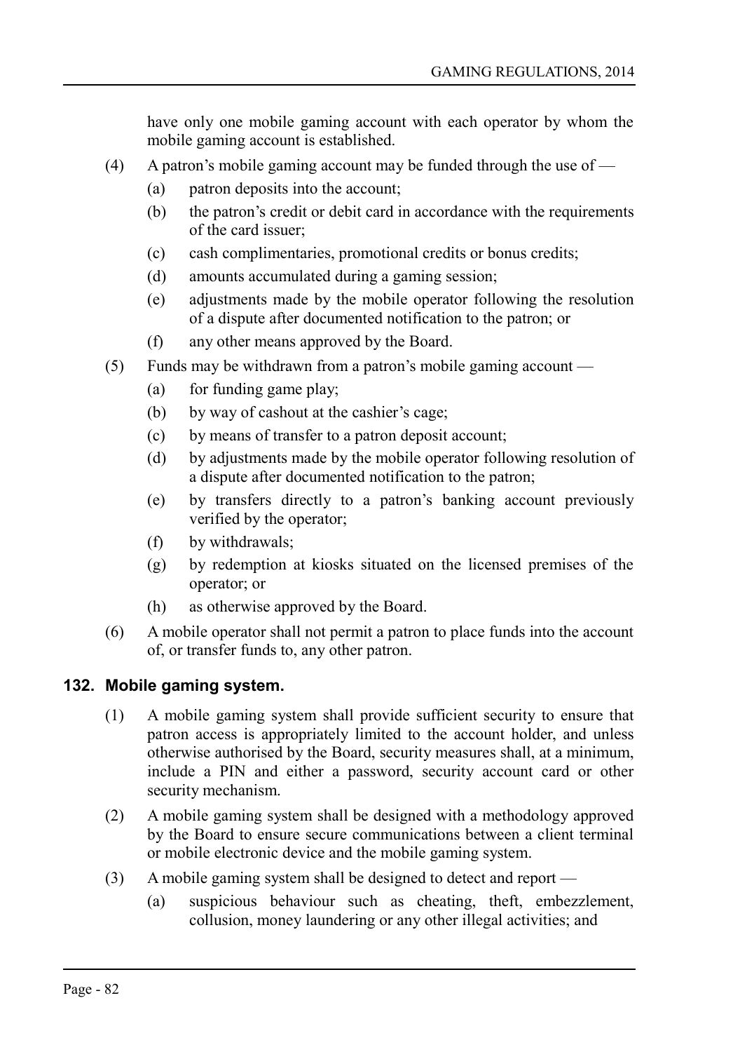have only one mobile gaming account with each operator by whom the mobile gaming account is established.

(4) A patron's mobile gaming account may be funded through the use of —

(a) patron deposits into the account;

(b) the patron's credit or debit card in accordance with the requirements of the card issuer;

(c) cash complimentaries, promotional credits or bonus credits;

(d) amounts accumulated during a gaming session;

(e) adjustments made by the mobile operator following the resolution of a dispute after documented notification to the patron; or

(f) any other means approved by the Board.

(5) Funds may be withdrawn from a patron's mobile gaming account —

(a) for funding game play;

(b) by way of cashout at the cashier's cage;

(c) by means of transfer to a patron deposit account;

(d) by adjustments made by the mobile operator following resolution of a dispute after documented notification to the patron;

(e) by transfers directly to a patron's banking account previously verified by the operator;

(f) by withdrawals;

(g) by redemption at kiosks situated on the licensed premises of the operator; or

(h) as otherwise approved by the Board.

(6) A mobile operator shall not permit a patron to place funds into the account of, or transfer funds to, any other patron.

## 132. Mobile gaming system.

(1) A mobile gaming system shall provide sufficient security to ensure that patron access is appropriately limited to the account holder, and unless otherwise authorised by the Board, security measures shall, at a minimum, include a PIN and either a password, security account card or other security mechanism.

(2) A mobile gaming system shall be designed with a methodology approved by the Board to ensure secure communications between a client terminal or mobile electronic device and the mobile gaming system.

(3) A mobile gaming system shall be designed to detect and report —

(a) suspicious behaviour such as cheating, theft, embezzlement, collusion, money laundering or any other illegal activities; and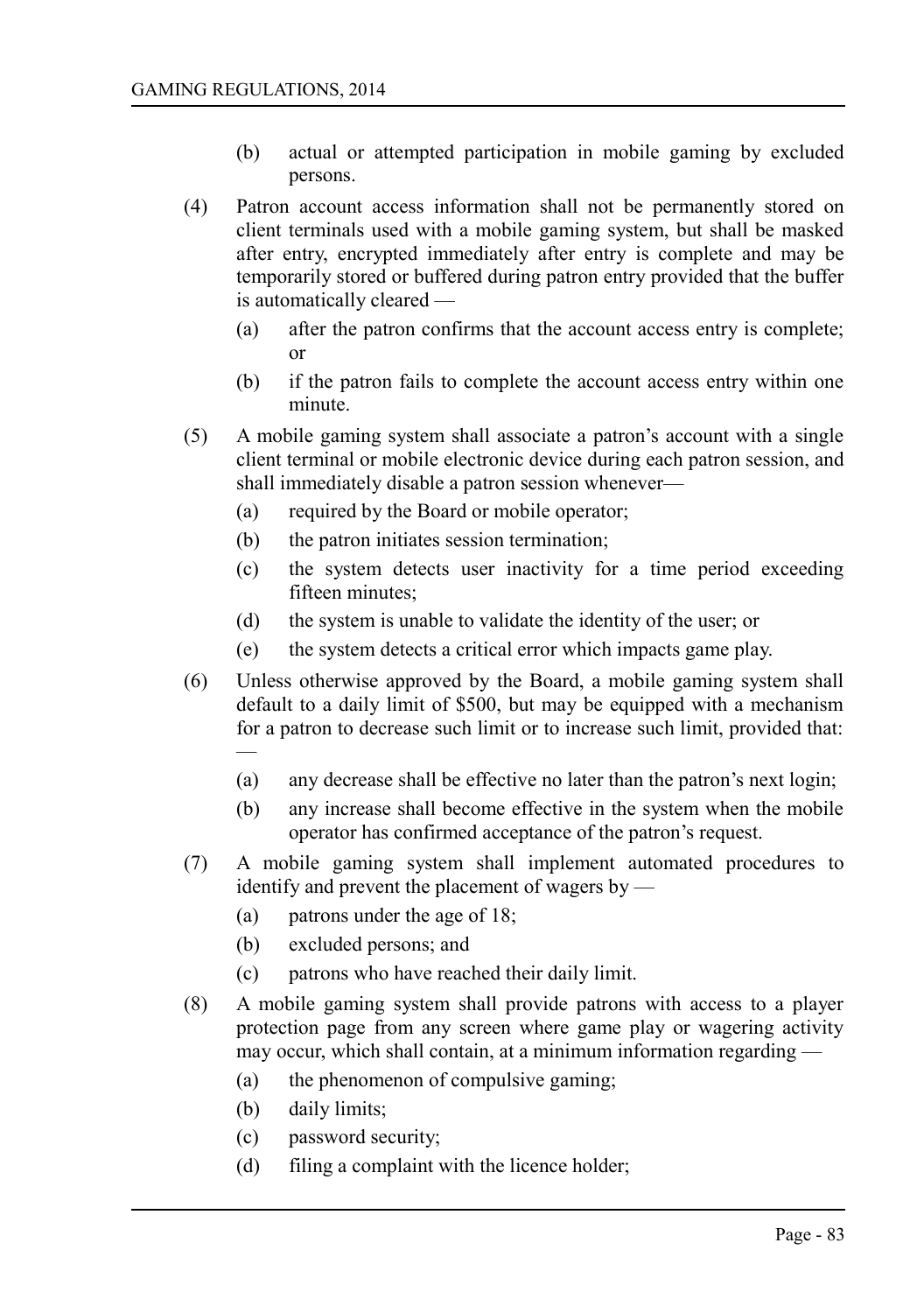(b) actual or attempted participation in mobile gaming by excluded persons.

(4) Patron account access information shall not be permanently stored on client terminals used with a mobile gaming system, but shall be masked after entry, encrypted immediately after entry is complete and may be temporarily stored or buffered during patron entry provided that the buffer is automatically cleared —

(a) after the patron confirms that the account access entry is complete; or

(b) if the patron fails to complete the account access entry within one minute.

(5) A mobile gaming system shall associate a patron's account with a single client terminal or mobile electronic device during each patron session, and shall immediately disable a patron session whenever—

(a) required by the Board or mobile operator;

(b) the patron initiates session termination;

(c) the system detects user inactivity for a time period exceeding fifteen minutes;

(d) the system is unable to validate the identity of the user; or

(e) the system detects a critical error which impacts game play.

(6) Unless otherwise approved by the Board, a mobile gaming system shall default to a daily limit of $500, but may be equipped with a mechanism for a patron to decrease such limit or to increase such limit, provided that: —

(a) any decrease shall be effective no later than the patron's next login;

(b) any increase shall become effective in the system when the mobile operator has confirmed acceptance of the patron's request.

(7) A mobile gaming system shall implement automated procedures to identify and prevent the placement of wagers by —

(a) patrons under the age of 18;

(b) excluded persons; and

(c) patrons who have reached their daily limit.

(8) A mobile gaming system shall provide patrons with access to a player protection page from any screen where game play or wagering activity may occur, which shall contain, at a minimum information regarding —

(a) the phenomenon of compulsive gaming;

(b) daily limits;

(c) password security;

(d) filing a complaint with the licence holder;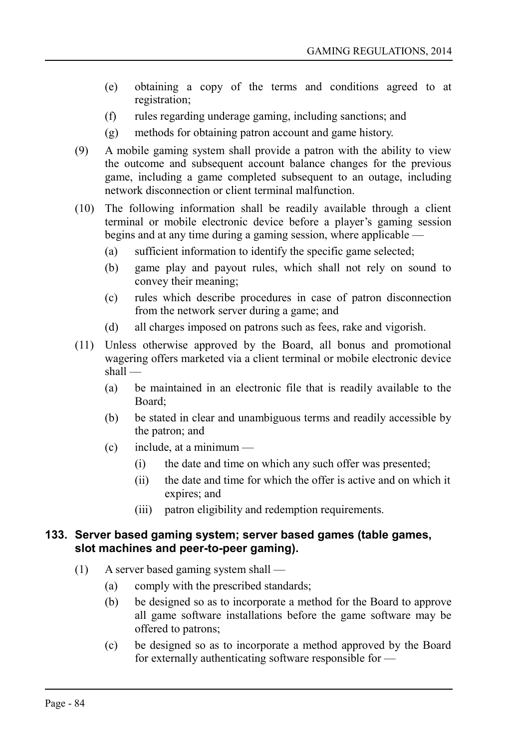(e) obtaining a copy of the terms and conditions agreed to at registration;

(f) rules regarding underage gaming, including sanctions; and

(g) methods for obtaining patron account and game history.

(9) A mobile gaming system shall provide a patron with the ability to view the outcome and subsequent account balance changes for the previous game, including a game completed subsequent to an outage, including network disconnection or client terminal malfunction.

(10) The following information shall be readily available through a client terminal or mobile electronic device before a player's gaming session begins and at any time during a gaming session, where applicable —

(a) sufficient information to identify the specific game selected;

(b) game play and payout rules, which shall not rely on sound to convey their meaning;

(c) rules which describe procedures in case of patron disconnection from the network server during a game; and

(d) all charges imposed on patrons such as fees, rake and vigorish.

(11) Unless otherwise approved by the Board, all bonus and promotional wagering offers marketed via a client terminal or mobile electronic device shall —

(a) be maintained in an electronic file that is readily available to the Board;

(b) be stated in clear and unambiguous terms and readily accessible by the patron; and

(c) include, at a minimum —

(i) the date and time on which any such offer was presented;

(ii) the date and time for which the offer is active and on which it expires; and

(iii) patron eligibility and redemption requirements.

### 133. Server based gaming system; server based games (table games, slot machines and peer-to-peer gaming).

(1) A server based gaming system shall —

(a) comply with the prescribed standards;

(b) be designed so as to incorporate a method for the Board to approve all game software installations before the game software may be offered to patrons;

(c) be designed so as to incorporate a method approved by the Board for externally authenticating software responsible for —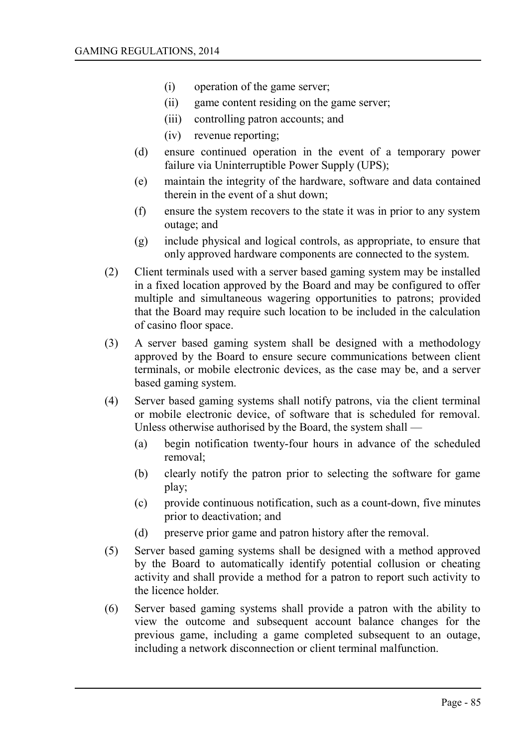- (i) operation of the game server;
- (ii) game content residing on the game server;
- (iii) controlling patron accounts; and
- (iv) revenue reporting;

(d) ensure continued operation in the event of a temporary power failure via Uninterruptible Power Supply (UPS);

(e) maintain the integrity of the hardware, software and data contained therein in the event of a shut down;

(f) ensure the system recovers to the state it was in prior to any system outage; and

(g) include physical and logical controls, as appropriate, to ensure that only approved hardware components are connected to the system.

(2) Client terminals used with a server based gaming system may be installed in a fixed location approved by the Board and may be configured to offer multiple and simultaneous wagering opportunities to patrons; provided that the Board may require such location to be included in the calculation of casino floor space.

(3) A server based gaming system shall be designed with a methodology approved by the Board to ensure secure communications between client terminals, or mobile electronic devices, as the case may be, and a server based gaming system.

(4) Server based gaming systems shall notify patrons, via the client terminal or mobile electronic device, of software that is scheduled for removal. Unless otherwise authorised by the Board, the system shall —

(a) begin notification twenty-four hours in advance of the scheduled removal;

(b) clearly notify the patron prior to selecting the software for game play;

(c) provide continuous notification, such as a count-down, five minutes prior to deactivation; and

(d) preserve prior game and patron history after the removal.

(5) Server based gaming systems shall be designed with a method approved by the Board to automatically identify potential collusion or cheating activity and shall provide a method for a patron to report such activity to the licence holder.

(6) Server based gaming systems shall provide a patron with the ability to view the outcome and subsequent account balance changes for the previous game, including a game completed subsequent to an outage, including a network disconnection or client terminal malfunction.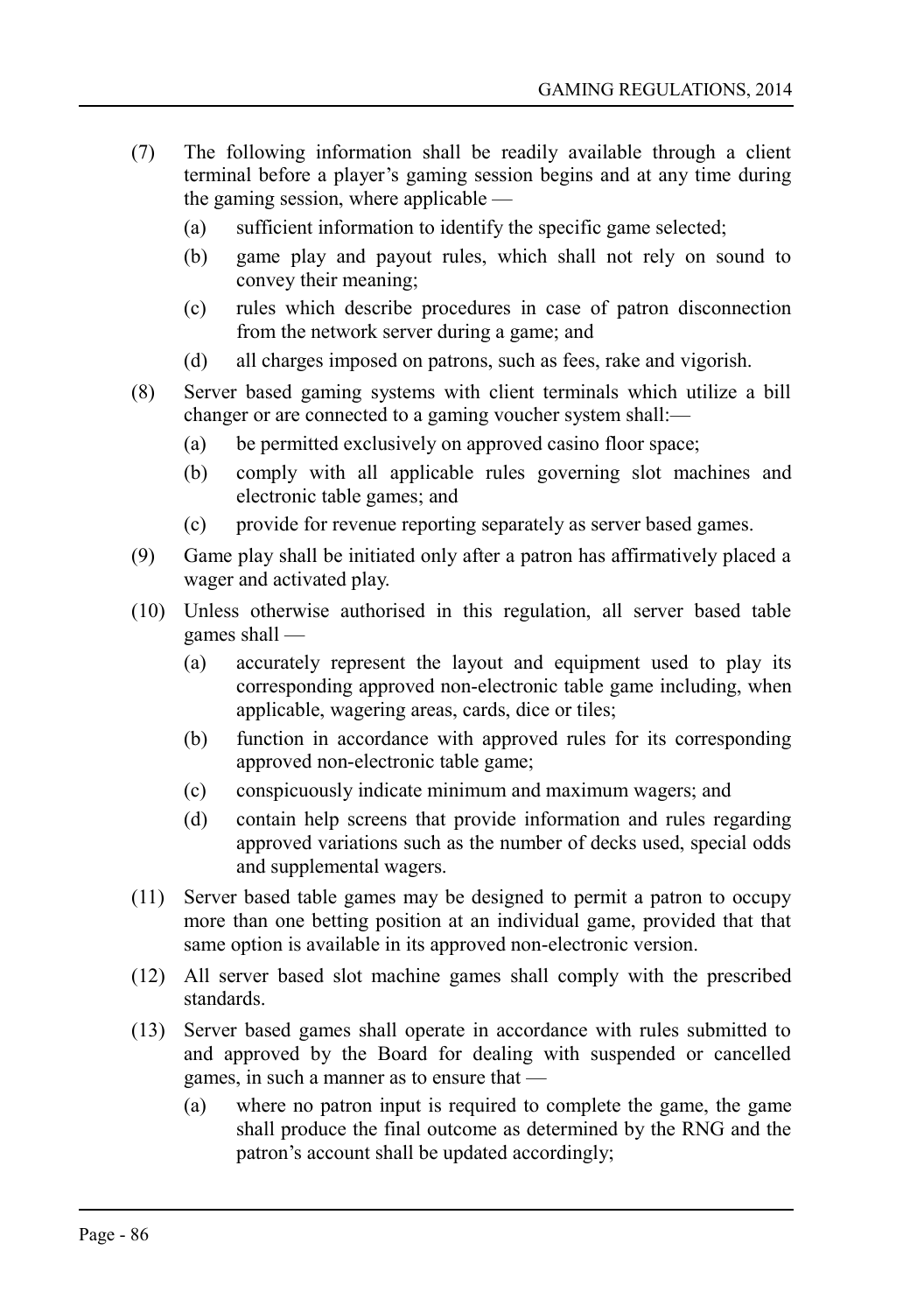(7) The following information shall be readily available through a client terminal before a player's gaming session begins and at any time during the gaming session, where applicable —

  (a) sufficient information to identify the specific game selected;

  (b) game play and payout rules, which shall not rely on sound to convey their meaning;

  (c) rules which describe procedures in case of patron disconnection from the network server during a game; and

  (d) all charges imposed on patrons, such as fees, rake and vigorish.

(8) Server based gaming systems with client terminals which utilize a bill changer or are connected to a gaming voucher system shall:—

  (a) be permitted exclusively on approved casino floor space;

  (b) comply with all applicable rules governing slot machines and electronic table games; and

  (c) provide for revenue reporting separately as server based games.

(9) Game play shall be initiated only after a patron has affirmatively placed a wager and activated play.

(10) Unless otherwise authorised in this regulation, all server based table games shall —

  (a) accurately represent the layout and equipment used to play its corresponding approved non-electronic table game including, when applicable, wagering areas, cards, dice or tiles;

  (b) function in accordance with approved rules for its corresponding approved non-electronic table game;

  (c) conspicuously indicate minimum and maximum wagers; and

  (d) contain help screens that provide information and rules regarding approved variations such as the number of decks used, special odds and supplemental wagers.

(11) Server based table games may be designed to permit a patron to occupy more than one betting position at an individual game, provided that that same option is available in its approved non-electronic version.

(12) All server based slot machine games shall comply with the prescribed standards.

(13) Server based games shall operate in accordance with rules submitted to and approved by the Board for dealing with suspended or cancelled games, in such a manner as to ensure that —

  (a) where no patron input is required to complete the game, the game shall produce the final outcome as determined by the RNG and the patron's account shall be updated accordingly;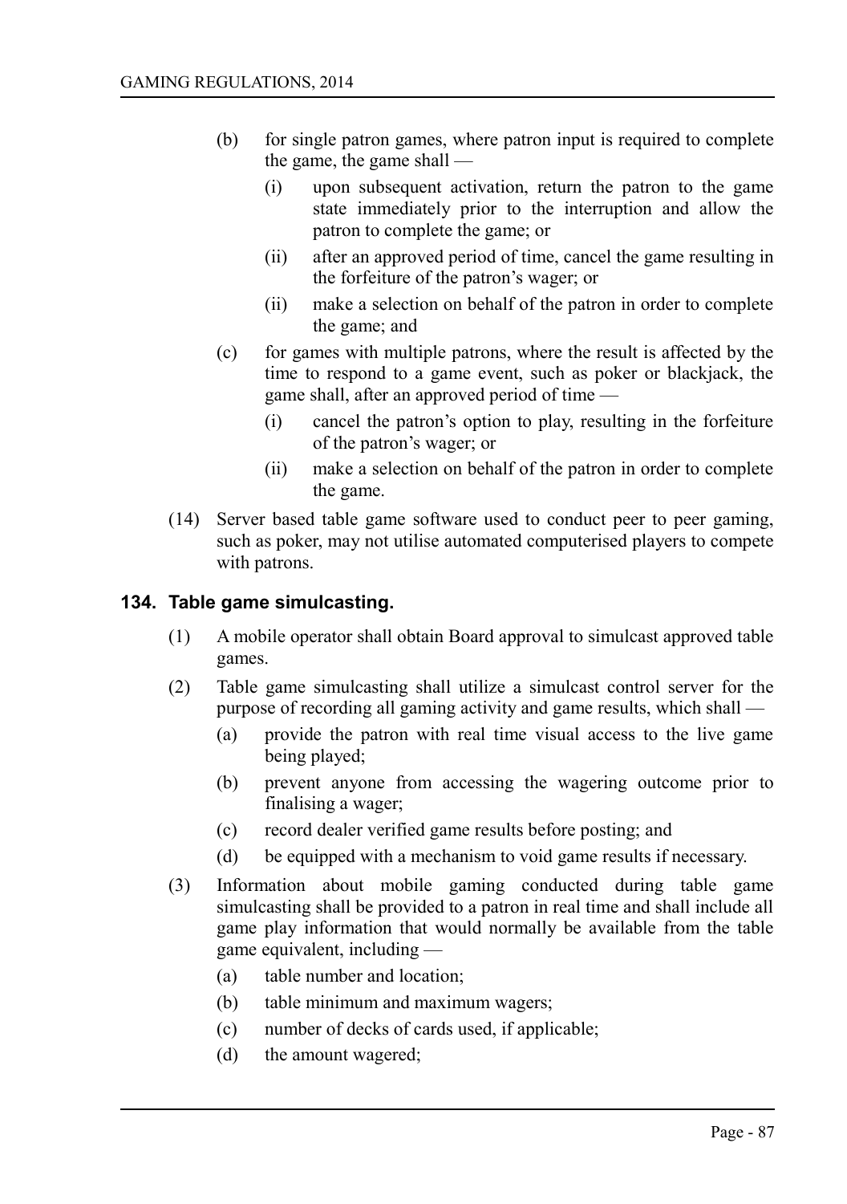(b) for single patron games, where patron input is required to complete the game, the game shall —

   (i) upon subsequent activation, return the patron to the game state immediately prior to the interruption and allow the patron to complete the game; or

   (ii) after an approved period of time, cancel the game resulting in the forfeiture of the patron's wager; or

   (ii) make a selection on behalf of the patron in order to complete the game; and

(c) for games with multiple patrons, where the result is affected by the time to respond to a game event, such as poker or blackjack, the game shall, after an approved period of time —

   (i) cancel the patron's option to play, resulting in the forfeiture of the patron's wager; or

   (ii) make a selection on behalf of the patron in order to complete the game.

(14) Server based table game software used to conduct peer to peer gaming, such as poker, may not utilise automated computerised players to compete with patrons.

## 134. Table game simulcasting.

(1) A mobile operator shall obtain Board approval to simulcast approved table games.

(2) Table game simulcasting shall utilize a simulcast control server for the purpose of recording all gaming activity and game results, which shall —

   (a) provide the patron with real time visual access to the live game being played;

   (b) prevent anyone from accessing the wagering outcome prior to finalising a wager;

   (c) record dealer verified game results before posting; and

   (d) be equipped with a mechanism to void game results if necessary.

(3) Information about mobile gaming conducted during table game simulcasting shall be provided to a patron in real time and shall include all game play information that would normally be available from the table game equivalent, including —

   (a) table number and location;

   (b) table minimum and maximum wagers;

   (c) number of decks of cards used, if applicable;

   (d) the amount wagered;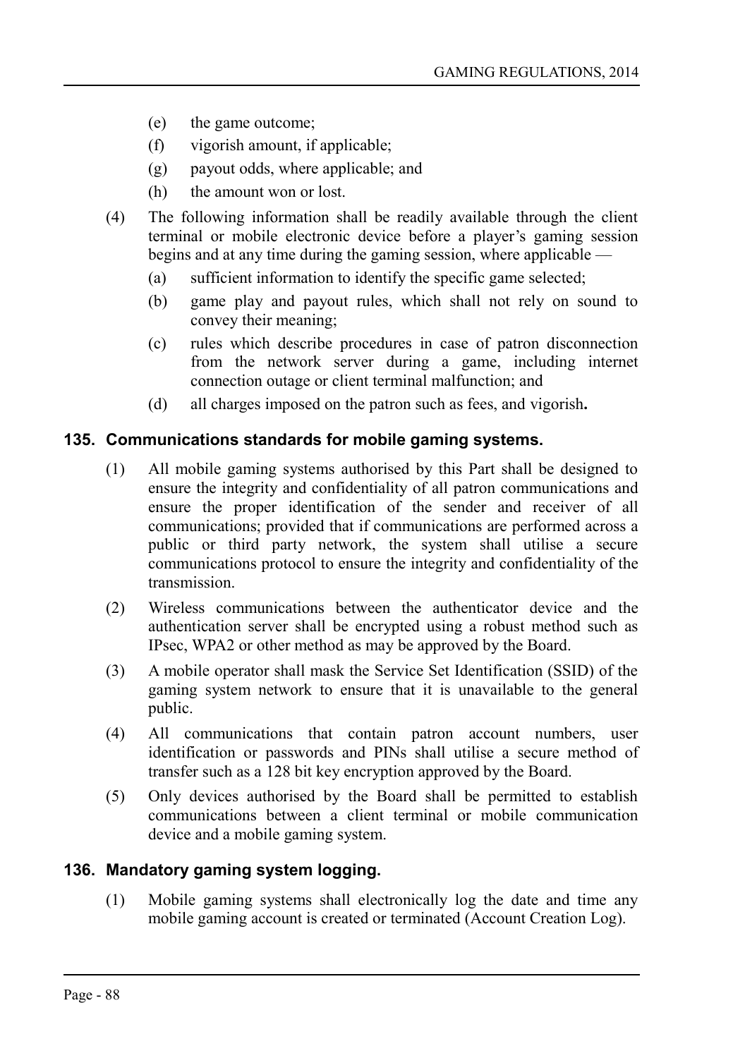- (e) the game outcome;
- (f) vigorish amount, if applicable;
- (g) payout odds, where applicable; and
- (h) the amount won or lost.

(4) The following information shall be readily available through the client terminal or mobile electronic device before a player's gaming session begins and at any time during the gaming session, where applicable —

- (a) sufficient information to identify the specific game selected;
- (b) game play and payout rules, which shall not rely on sound to convey their meaning;
- (c) rules which describe procedures in case of patron disconnection from the network server during a game, including internet connection outage or client terminal malfunction; and
- (d) all charges imposed on the patron such as fees, and vigorish**.**

## 135. Communications standards for mobile gaming systems.

(1) All mobile gaming systems authorised by this Part shall be designed to ensure the integrity and confidentiality of all patron communications and ensure the proper identification of the sender and receiver of all communications; provided that if communications are performed across a public or third party network, the system shall utilise a secure communications protocol to ensure the integrity and confidentiality of the transmission.

(2) Wireless communications between the authenticator device and the authentication server shall be encrypted using a robust method such as IPsec, WPA2 or other method as may be approved by the Board.

(3) A mobile operator shall mask the Service Set Identification (SSID) of the gaming system network to ensure that it is unavailable to the general public.

(4) All communications that contain patron account numbers, user identification or passwords and PINs shall utilise a secure method of transfer such as a 128 bit key encryption approved by the Board.

(5) Only devices authorised by the Board shall be permitted to establish communications between a client terminal or mobile communication device and a mobile gaming system.

## 136. Mandatory gaming system logging.

(1) Mobile gaming systems shall electronically log the date and time any mobile gaming account is created or terminated (Account Creation Log).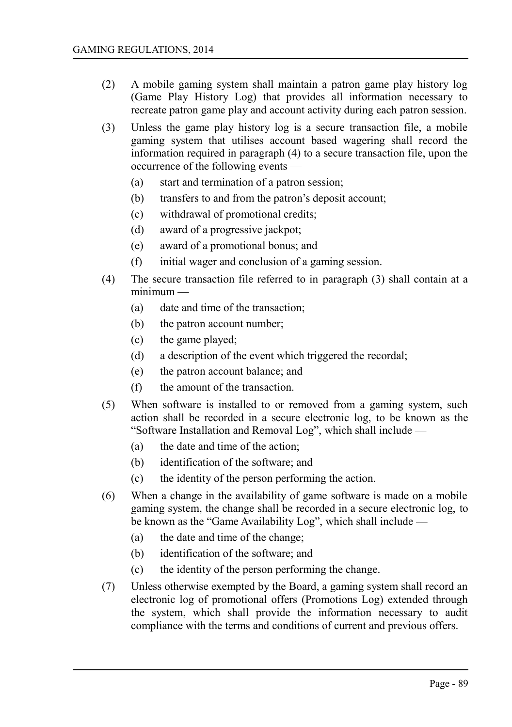(2) A mobile gaming system shall maintain a patron game play history log (Game Play History Log) that provides all information necessary to recreate patron game play and account activity during each patron session.

(3) Unless the game play history log is a secure transaction file, a mobile gaming system that utilises account based wagering shall record the information required in paragraph (4) to a secure transaction file, upon the occurrence of the following events —

- (a) start and termination of a patron session;
- (b) transfers to and from the patron's deposit account;
- (c) withdrawal of promotional credits;
- (d) award of a progressive jackpot;
- (e) award of a promotional bonus; and
- (f) initial wager and conclusion of a gaming session.

(4) The secure transaction file referred to in paragraph (3) shall contain at a minimum —

- (a) date and time of the transaction;
- (b) the patron account number;
- (c) the game played;
- (d) a description of the event which triggered the recordal;
- (e) the patron account balance; and
- (f) the amount of the transaction.

(5) When software is installed to or removed from a gaming system, such action shall be recorded in a secure electronic log, to be known as the "Software Installation and Removal Log", which shall include —

- (a) the date and time of the action;
- (b) identification of the software; and
- (c) the identity of the person performing the action.

(6) When a change in the availability of game software is made on a mobile gaming system, the change shall be recorded in a secure electronic log, to be known as the "Game Availability Log", which shall include —

- (a) the date and time of the change;
- (b) identification of the software; and
- (c) the identity of the person performing the change.

(7) Unless otherwise exempted by the Board, a gaming system shall record an electronic log of promotional offers (Promotions Log) extended through the system, which shall provide the information necessary to audit compliance with the terms and conditions of current and previous offers.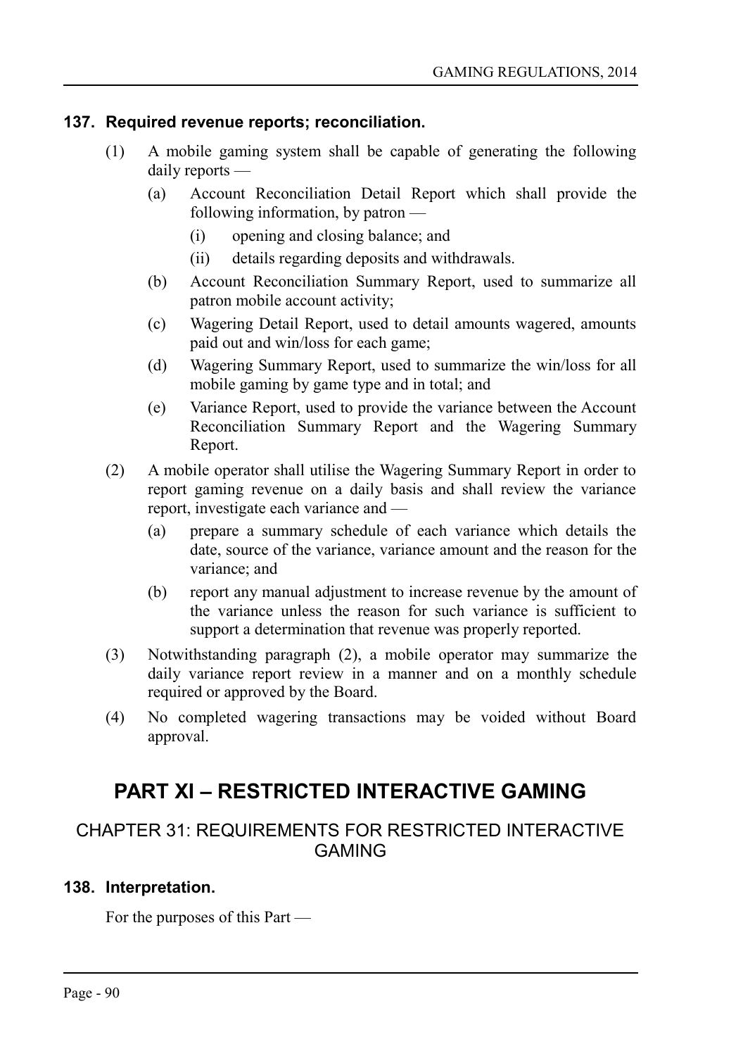### 137. Required revenue reports; reconciliation.

(1) A mobile gaming system shall be capable of generating the following daily reports —

   (a) Account Reconciliation Detail Report which shall provide the following information, by patron —

      (i) opening and closing balance; and

      (ii) details regarding deposits and withdrawals.

   (b) Account Reconciliation Summary Report, used to summarize all patron mobile account activity;

   (c) Wagering Detail Report, used to detail amounts wagered, amounts paid out and win/loss for each game;

   (d) Wagering Summary Report, used to summarize the win/loss for all mobile gaming by game type and in total; and

   (e) Variance Report, used to provide the variance between the Account Reconciliation Summary Report and the Wagering Summary Report.

(2) A mobile operator shall utilise the Wagering Summary Report in order to report gaming revenue on a daily basis and shall review the variance report, investigate each variance and —

   (a) prepare a summary schedule of each variance which details the date, source of the variance, variance amount and the reason for the variance; and

   (b) report any manual adjustment to increase revenue by the amount of the variance unless the reason for such variance is sufficient to support a determination that revenue was properly reported.

(3) Notwithstanding paragraph (2), a mobile operator may summarize the daily variance report review in a manner and on a monthly schedule required or approved by the Board.

(4) No completed wagering transactions may be voided without Board approval.

# PART XI – RESTRICTED INTERACTIVE GAMING

## CHAPTER 31: REQUIREMENTS FOR RESTRICTED INTERACTIVE GAMING

### 138. Interpretation.

For the purposes of this Part —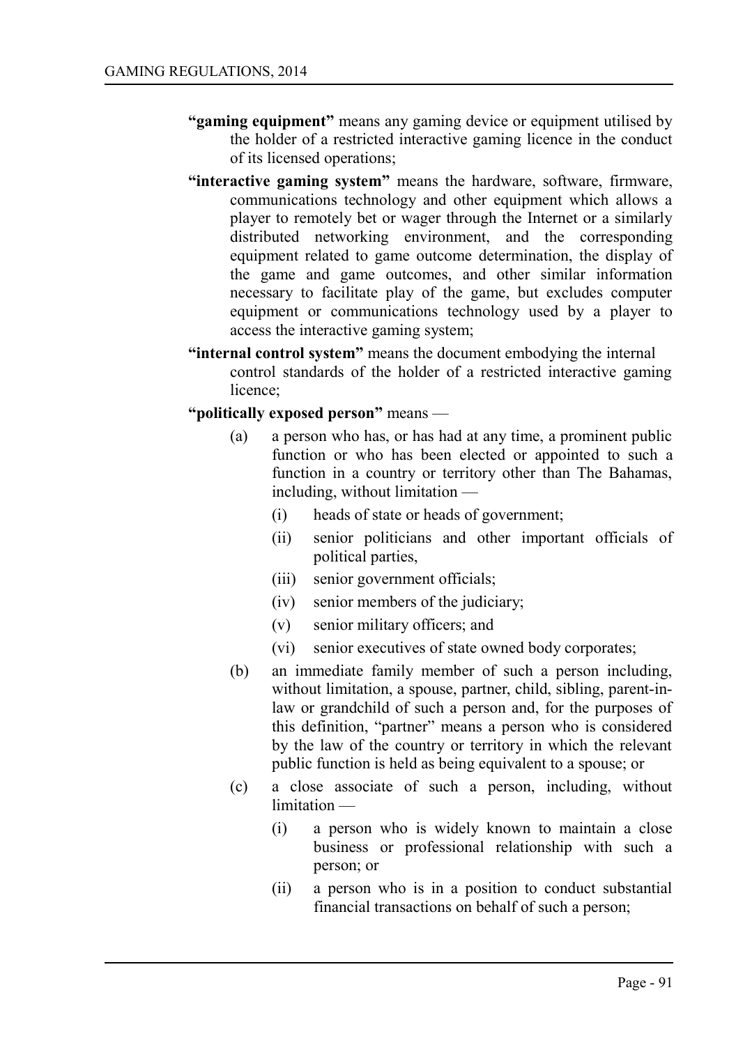**"gaming equipment"** means any gaming device or equipment utilised by the holder of a restricted interactive gaming licence in the conduct of its licensed operations;

**"interactive gaming system"** means the hardware, software, firmware, communications technology and other equipment which allows a player to remotely bet or wager through the Internet or a similarly distributed networking environment, and the corresponding equipment related to game outcome determination, the display of the game and game outcomes, and other similar information necessary to facilitate play of the game, but excludes computer equipment or communications technology used by a player to access the interactive gaming system;

**"internal control system"** means the document embodying the internal control standards of the holder of a restricted interactive gaming licence;

**"politically exposed person"** means —

(a) a person who has, or has had at any time, a prominent public function or who has been elected or appointed to such a function in a country or territory other than The Bahamas, including, without limitation —

  (i) heads of state or heads of government;

  (ii) senior politicians and other important officials of political parties,

  (iii) senior government officials;

  (iv) senior members of the judiciary;

  (v) senior military officers; and

  (vi) senior executives of state owned body corporates;

(b) an immediate family member of such a person including, without limitation, a spouse, partner, child, sibling, parent-in-law or grandchild of such a person and, for the purposes of this definition, "partner" means a person who is considered by the law of the country or territory in which the relevant public function is held as being equivalent to a spouse; or

(c) a close associate of such a person, including, without limitation —

  (i) a person who is widely known to maintain a close business or professional relationship with such a person; or

  (ii) a person who is in a position to conduct substantial financial transactions on behalf of such a person;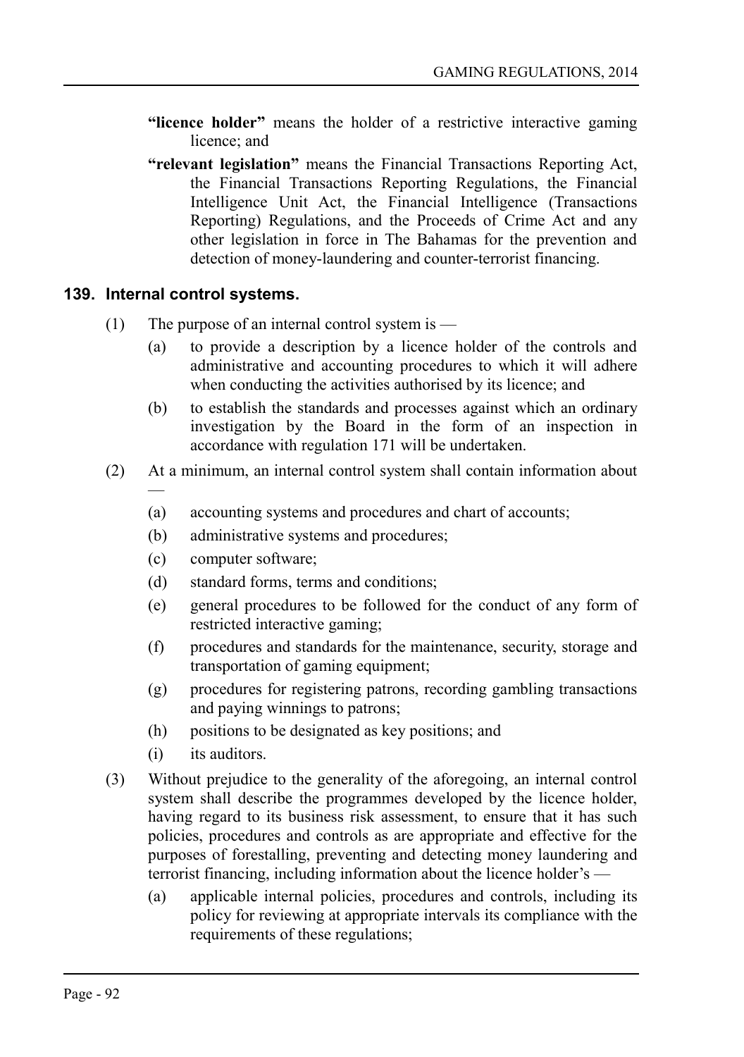**"licence holder"** means the holder of a restrictive interactive gaming licence; and

**"relevant legislation"** means the Financial Transactions Reporting Act, the Financial Transactions Reporting Regulations, the Financial Intelligence Unit Act, the Financial Intelligence (Transactions Reporting) Regulations, and the Proceeds of Crime Act and any other legislation in force in The Bahamas for the prevention and detection of money-laundering and counter-terrorist financing.

### 139. Internal control systems.

(1) The purpose of an internal control system is —

(a) to provide a description by a licence holder of the controls and administrative and accounting procedures to which it will adhere when conducting the activities authorised by its licence; and

(b) to establish the standards and processes against which an ordinary investigation by the Board in the form of an inspection in accordance with regulation 171 will be undertaken.

(2) At a minimum, an internal control system shall contain information about —

(a) accounting systems and procedures and chart of accounts;

(b) administrative systems and procedures;

(c) computer software;

(d) standard forms, terms and conditions;

(e) general procedures to be followed for the conduct of any form of restricted interactive gaming;

(f) procedures and standards for the maintenance, security, storage and transportation of gaming equipment;

(g) procedures for registering patrons, recording gambling transactions and paying winnings to patrons;

(h) positions to be designated as key positions; and

(i) its auditors.

(3) Without prejudice to the generality of the aforegoing, an internal control system shall describe the programmes developed by the licence holder, having regard to its business risk assessment, to ensure that it has such policies, procedures and controls as are appropriate and effective for the purposes of forestalling, preventing and detecting money laundering and terrorist financing, including information about the licence holder's —

(a) applicable internal policies, procedures and controls, including its policy for reviewing at appropriate intervals its compliance with the requirements of these regulations;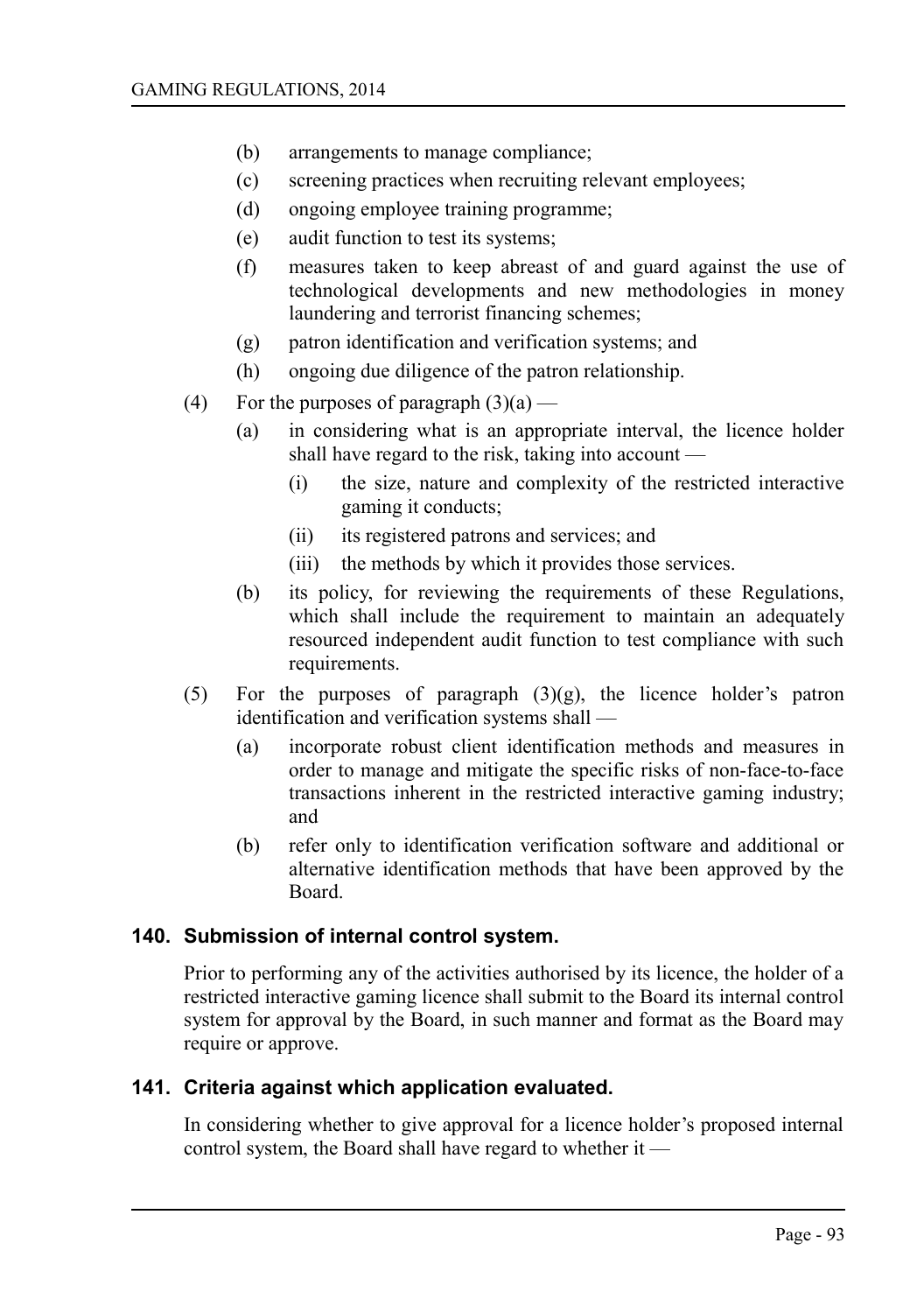(b) arrangements to manage compliance;

(c) screening practices when recruiting relevant employees;

(d) ongoing employee training programme;

(e) audit function to test its systems;

(f) measures taken to keep abreast of and guard against the use of technological developments and new methodologies in money laundering and terrorist financing schemes;

(g) patron identification and verification systems; and

(h) ongoing due diligence of the patron relationship.

(4) For the purposes of paragraph (3)(a) —

(a) in considering what is an appropriate interval, the licence holder shall have regard to the risk, taking into account —

(i) the size, nature and complexity of the restricted interactive gaming it conducts;

(ii) its registered patrons and services; and

(iii) the methods by which it provides those services.

(b) its policy, for reviewing the requirements of these Regulations, which shall include the requirement to maintain an adequately resourced independent audit function to test compliance with such requirements.

(5) For the purposes of paragraph (3)(g), the licence holder's patron identification and verification systems shall —

(a) incorporate robust client identification methods and measures in order to manage and mitigate the specific risks of non-face-to-face transactions inherent in the restricted interactive gaming industry; and

(b) refer only to identification verification software and additional or alternative identification methods that have been approved by the Board.

### 140. Submission of internal control system.

Prior to performing any of the activities authorised by its licence, the holder of a restricted interactive gaming licence shall submit to the Board its internal control system for approval by the Board, in such manner and format as the Board may require or approve.

### 141. Criteria against which application evaluated.

In considering whether to give approval for a licence holder's proposed internal control system, the Board shall have regard to whether it —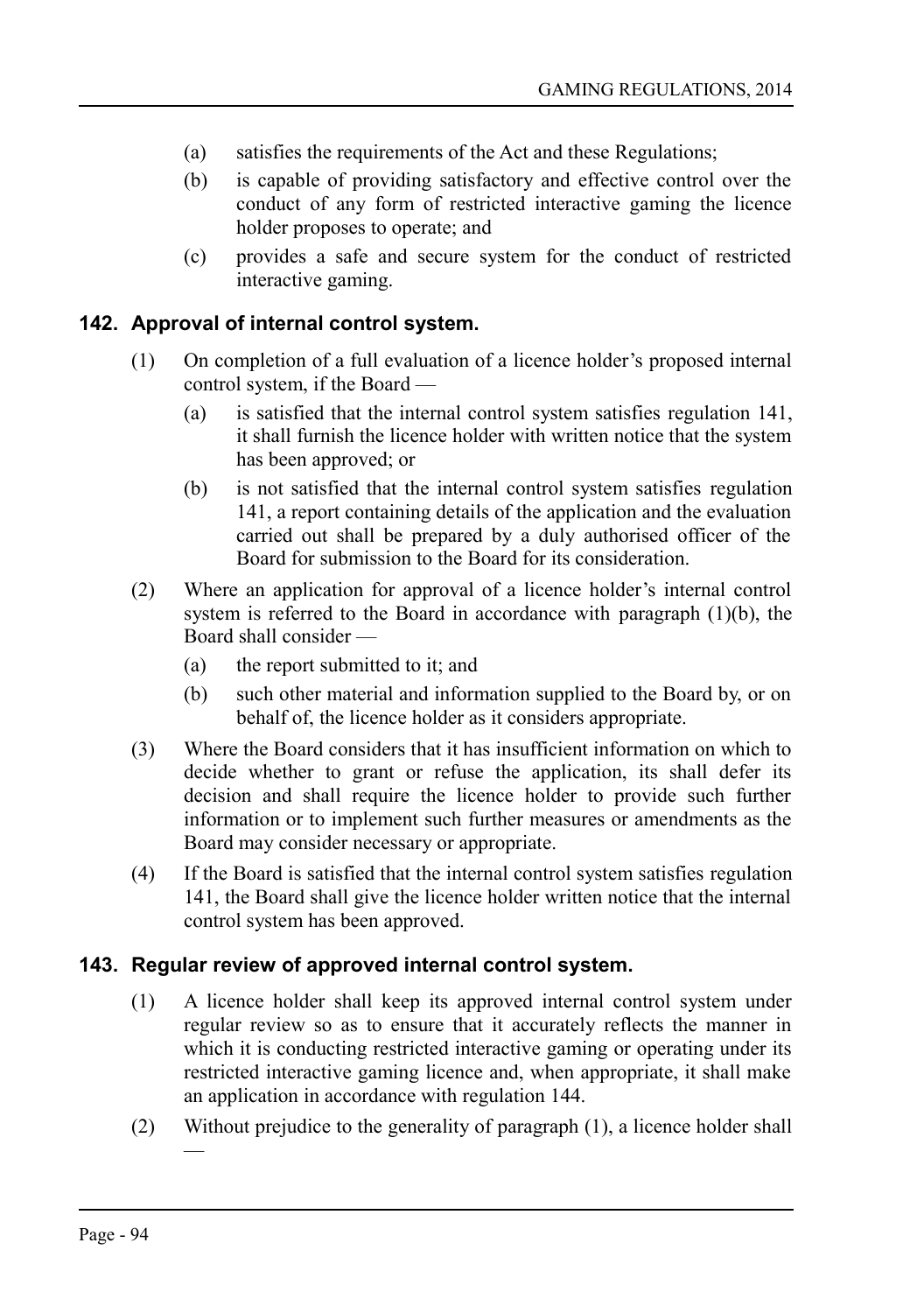(a) satisfies the requirements of the Act and these Regulations;

(b) is capable of providing satisfactory and effective control over the conduct of any form of restricted interactive gaming the licence holder proposes to operate; and

(c) provides a safe and secure system for the conduct of restricted interactive gaming.

## 142. Approval of internal control system.

(1) On completion of a full evaluation of a licence holder's proposed internal control system, if the Board —

(a) is satisfied that the internal control system satisfies regulation 141, it shall furnish the licence holder with written notice that the system has been approved; or

(b) is not satisfied that the internal control system satisfies regulation 141, a report containing details of the application and the evaluation carried out shall be prepared by a duly authorised officer of the Board for submission to the Board for its consideration.

(2) Where an application for approval of a licence holder's internal control system is referred to the Board in accordance with paragraph (1)(b), the Board shall consider —

(a) the report submitted to it; and

(b) such other material and information supplied to the Board by, or on behalf of, the licence holder as it considers appropriate.

(3) Where the Board considers that it has insufficient information on which to decide whether to grant or refuse the application, its shall defer its decision and shall require the licence holder to provide such further information or to implement such further measures or amendments as the Board may consider necessary or appropriate.

(4) If the Board is satisfied that the internal control system satisfies regulation 141, the Board shall give the licence holder written notice that the internal control system has been approved.

## 143. Regular review of approved internal control system.

(1) A licence holder shall keep its approved internal control system under regular review so as to ensure that it accurately reflects the manner in which it is conducting restricted interactive gaming or operating under its restricted interactive gaming licence and, when appropriate, it shall make an application in accordance with regulation 144.

(2) Without prejudice to the generality of paragraph (1), a licence holder shall —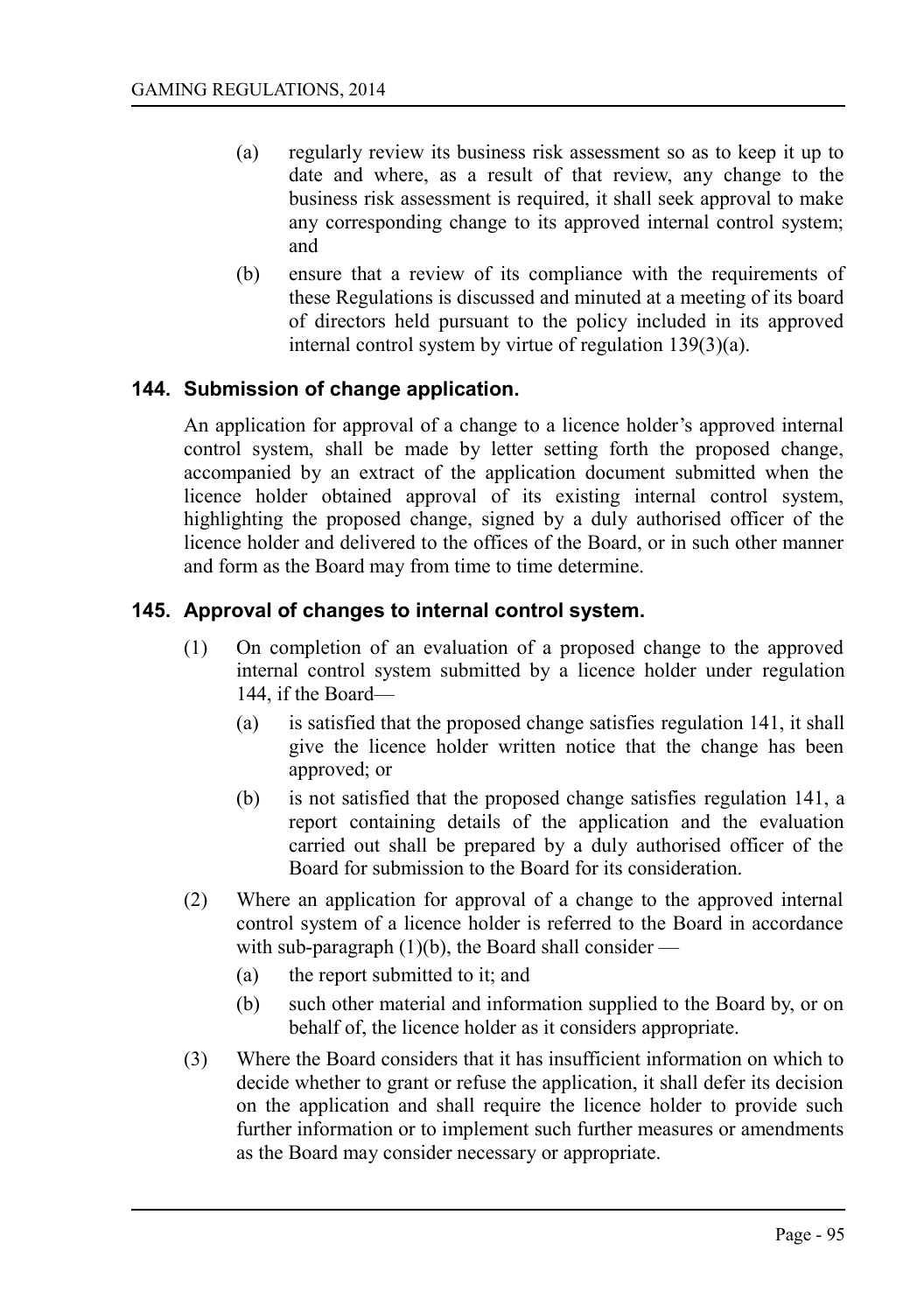(a) regularly review its business risk assessment so as to keep it up to date and where, as a result of that review, any change to the business risk assessment is required, it shall seek approval to make any corresponding change to its approved internal control system; and

(b) ensure that a review of its compliance with the requirements of these Regulations is discussed and minuted at a meeting of its board of directors held pursuant to the policy included in its approved internal control system by virtue of regulation 139(3)(a).

### 144. Submission of change application.

An application for approval of a change to a licence holder's approved internal control system, shall be made by letter setting forth the proposed change, accompanied by an extract of the application document submitted when the licence holder obtained approval of its existing internal control system, highlighting the proposed change, signed by a duly authorised officer of the licence holder and delivered to the offices of the Board, or in such other manner and form as the Board may from time to time determine.

### 145. Approval of changes to internal control system.

(1) On completion of an evaluation of a proposed change to the approved internal control system submitted by a licence holder under regulation 144, if the Board—

(a) is satisfied that the proposed change satisfies regulation 141, it shall give the licence holder written notice that the change has been approved; or

(b) is not satisfied that the proposed change satisfies regulation 141, a report containing details of the application and the evaluation carried out shall be prepared by a duly authorised officer of the Board for submission to the Board for its consideration.

(2) Where an application for approval of a change to the approved internal control system of a licence holder is referred to the Board in accordance with sub-paragraph (1)(b), the Board shall consider —

(a) the report submitted to it; and

(b) such other material and information supplied to the Board by, or on behalf of, the licence holder as it considers appropriate.

(3) Where the Board considers that it has insufficient information on which to decide whether to grant or refuse the application, it shall defer its decision on the application and shall require the licence holder to provide such further information or to implement such further measures or amendments as the Board may consider necessary or appropriate.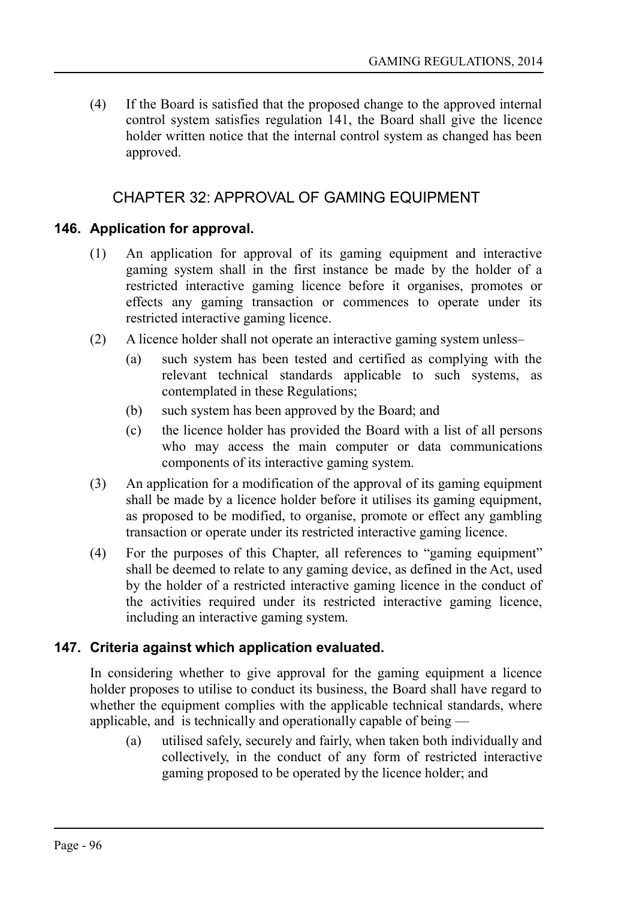(4) If the Board is satisfied that the proposed change to the approved internal control system satisfies regulation 141, the Board shall give the licence holder written notice that the internal control system as changed has been approved.

## CHAPTER 32: APPROVAL OF GAMING EQUIPMENT

### 146. Application for approval.

(1) An application for approval of its gaming equipment and interactive gaming system shall in the first instance be made by the holder of a restricted interactive gaming licence before it organises, promotes or effects any gaming transaction or commences to operate under its restricted interactive gaming licence.

(2) A licence holder shall not operate an interactive gaming system unless–

(a) such system has been tested and certified as complying with the relevant technical standards applicable to such systems, as contemplated in these Regulations;

(b) such system has been approved by the Board; and

(c) the licence holder has provided the Board with a list of all persons who may access the main computer or data communications components of its interactive gaming system.

(3) An application for a modification of the approval of its gaming equipment shall be made by a licence holder before it utilises its gaming equipment, as proposed to be modified, to organise, promote or effect any gambling transaction or operate under its restricted interactive gaming licence.

(4) For the purposes of this Chapter, all references to "gaming equipment" shall be deemed to relate to any gaming device, as defined in the Act, used by the holder of a restricted interactive gaming licence in the conduct of the activities required under its restricted interactive gaming licence, including an interactive gaming system.

### 147. Criteria against which application evaluated.

In considering whether to give approval for the gaming equipment a licence holder proposes to utilise to conduct its business, the Board shall have regard to whether the equipment complies with the applicable technical standards, where applicable, and is technically and operationally capable of being —

(a) utilised safely, securely and fairly, when taken both individually and collectively, in the conduct of any form of restricted interactive gaming proposed to be operated by the licence holder; and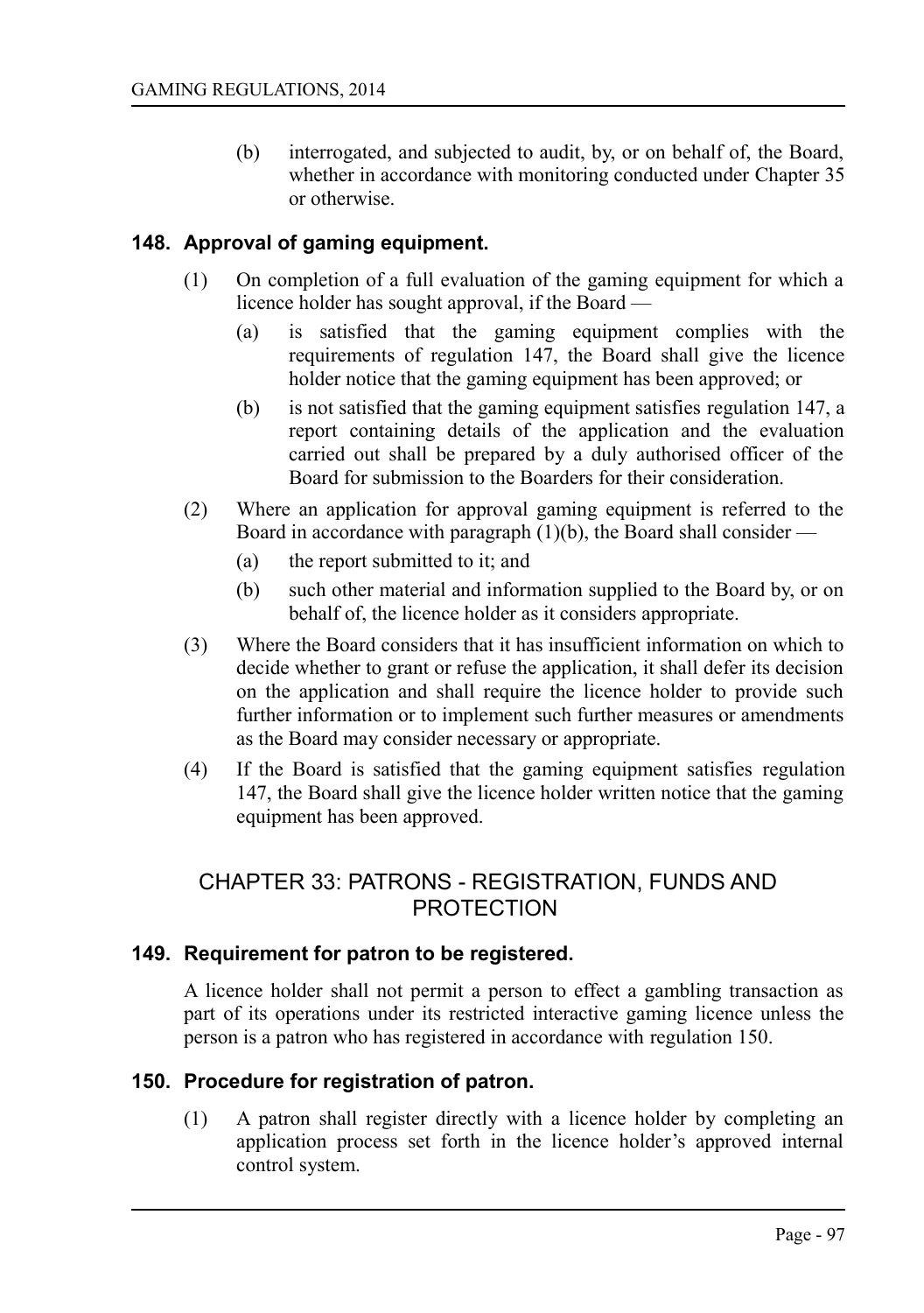(b) interrogated, and subjected to audit, by, or on behalf of, the Board, whether in accordance with monitoring conducted under Chapter 35 or otherwise.

### 148. Approval of gaming equipment.

(1) On completion of a full evaluation of the gaming equipment for which a licence holder has sought approval, if the Board —

(a) is satisfied that the gaming equipment complies with the requirements of regulation 147, the Board shall give the licence holder notice that the gaming equipment has been approved; or

(b) is not satisfied that the gaming equipment satisfies regulation 147, a report containing details of the application and the evaluation carried out shall be prepared by a duly authorised officer of the Board for submission to the Boarders for their consideration.

(2) Where an application for approval gaming equipment is referred to the Board in accordance with paragraph (1)(b), the Board shall consider —

(a) the report submitted to it; and

(b) such other material and information supplied to the Board by, or on behalf of, the licence holder as it considers appropriate.

(3) Where the Board considers that it has insufficient information on which to decide whether to grant or refuse the application, it shall defer its decision on the application and shall require the licence holder to provide such further information or to implement such further measures or amendments as the Board may consider necessary or appropriate.

(4) If the Board is satisfied that the gaming equipment satisfies regulation 147, the Board shall give the licence holder written notice that the gaming equipment has been approved.

## CHAPTER 33: PATRONS - REGISTRATION, FUNDS AND PROTECTION

### 149. Requirement for patron to be registered.

A licence holder shall not permit a person to effect a gambling transaction as part of its operations under its restricted interactive gaming licence unless the person is a patron who has registered in accordance with regulation 150.

### 150. Procedure for registration of patron.

(1) A patron shall register directly with a licence holder by completing an application process set forth in the licence holder's approved internal control system.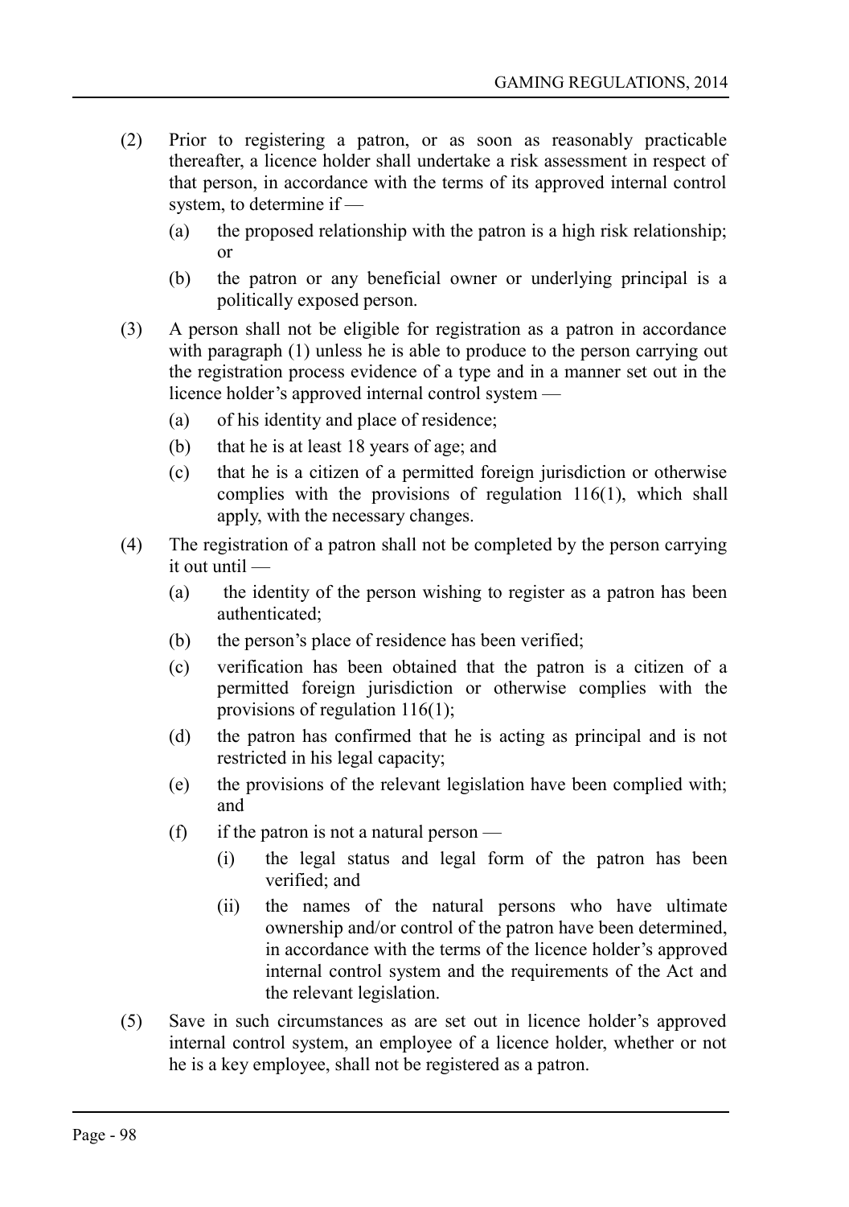(2) Prior to registering a patron, or as soon as reasonably practicable thereafter, a licence holder shall undertake a risk assessment in respect of that person, in accordance with the terms of its approved internal control system, to determine if —

   (a) the proposed relationship with the patron is a high risk relationship; or

   (b) the patron or any beneficial owner or underlying principal is a politically exposed person.

(3) A person shall not be eligible for registration as a patron in accordance with paragraph (1) unless he is able to produce to the person carrying out the registration process evidence of a type and in a manner set out in the licence holder's approved internal control system —

   (a) of his identity and place of residence;

   (b) that he is at least 18 years of age; and

   (c) that he is a citizen of a permitted foreign jurisdiction or otherwise complies with the provisions of regulation 116(1), which shall apply, with the necessary changes.

(4) The registration of a patron shall not be completed by the person carrying it out until —

   (a) the identity of the person wishing to register as a patron has been authenticated;

   (b) the person's place of residence has been verified;

   (c) verification has been obtained that the patron is a citizen of a permitted foreign jurisdiction or otherwise complies with the provisions of regulation 116(1);

   (d) the patron has confirmed that he is acting as principal and is not restricted in his legal capacity;

   (e) the provisions of the relevant legislation have been complied with; and

   (f) if the patron is not a natural person —

      (i) the legal status and legal form of the patron has been verified; and

      (ii) the names of the natural persons who have ultimate ownership and/or control of the patron have been determined, in accordance with the terms of the licence holder's approved internal control system and the requirements of the Act and the relevant legislation.

(5) Save in such circumstances as are set out in licence holder's approved internal control system, an employee of a licence holder, whether or not he is a key employee, shall not be registered as a patron.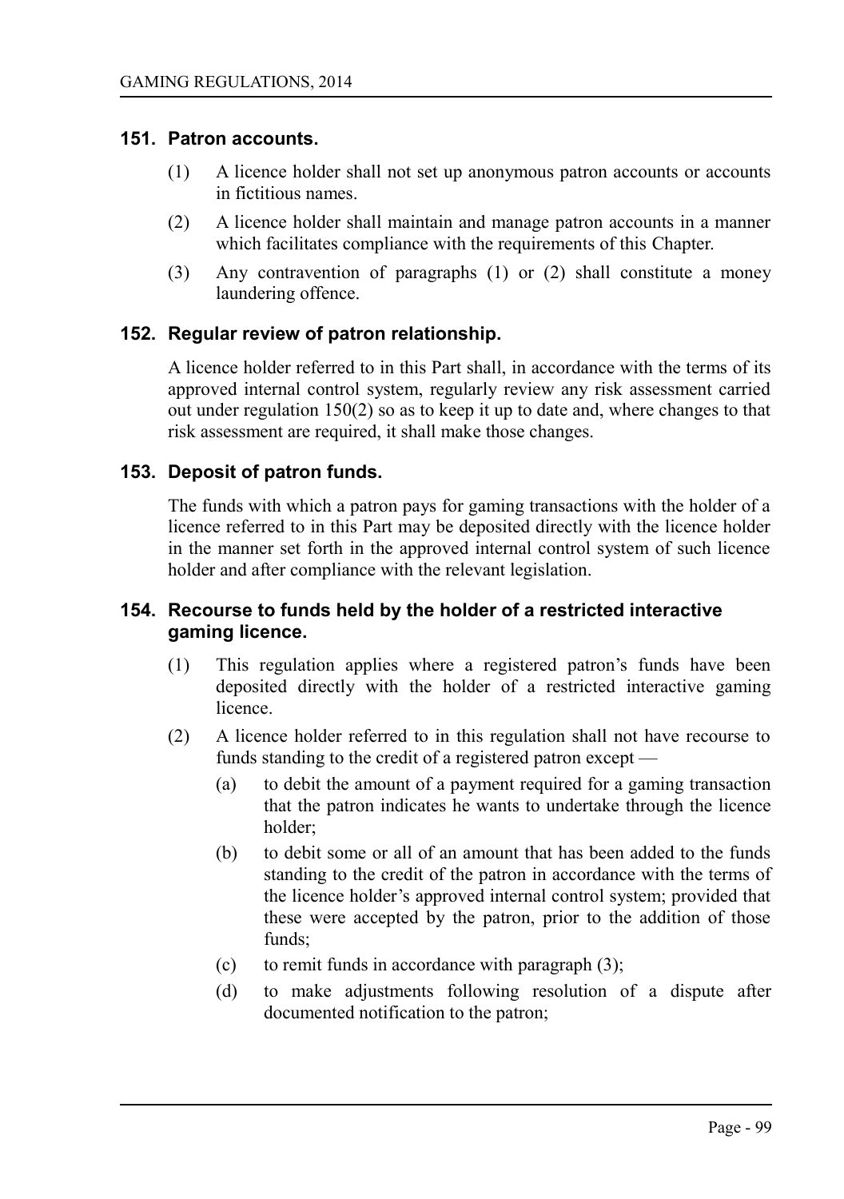### 151. Patron accounts.

(1) A licence holder shall not set up anonymous patron accounts or accounts in fictitious names.

(2) A licence holder shall maintain and manage patron accounts in a manner which facilitates compliance with the requirements of this Chapter.

(3) Any contravention of paragraphs (1) or (2) shall constitute a money laundering offence.

### 152. Regular review of patron relationship.

A licence holder referred to in this Part shall, in accordance with the terms of its approved internal control system, regularly review any risk assessment carried out under regulation 150(2) so as to keep it up to date and, where changes to that risk assessment are required, it shall make those changes.

### 153. Deposit of patron funds.

The funds with which a patron pays for gaming transactions with the holder of a licence referred to in this Part may be deposited directly with the licence holder in the manner set forth in the approved internal control system of such licence holder and after compliance with the relevant legislation.

### 154. Recourse to funds held by the holder of a restricted interactive gaming licence.

(1) This regulation applies where a registered patron's funds have been deposited directly with the holder of a restricted interactive gaming licence.

(2) A licence holder referred to in this regulation shall not have recourse to funds standing to the credit of a registered patron except —

(a) to debit the amount of a payment required for a gaming transaction that the patron indicates he wants to undertake through the licence holder;

(b) to debit some or all of an amount that has been added to the funds standing to the credit of the patron in accordance with the terms of the licence holder's approved internal control system; provided that these were accepted by the patron, prior to the addition of those funds;

(c) to remit funds in accordance with paragraph (3);

(d) to make adjustments following resolution of a dispute after documented notification to the patron;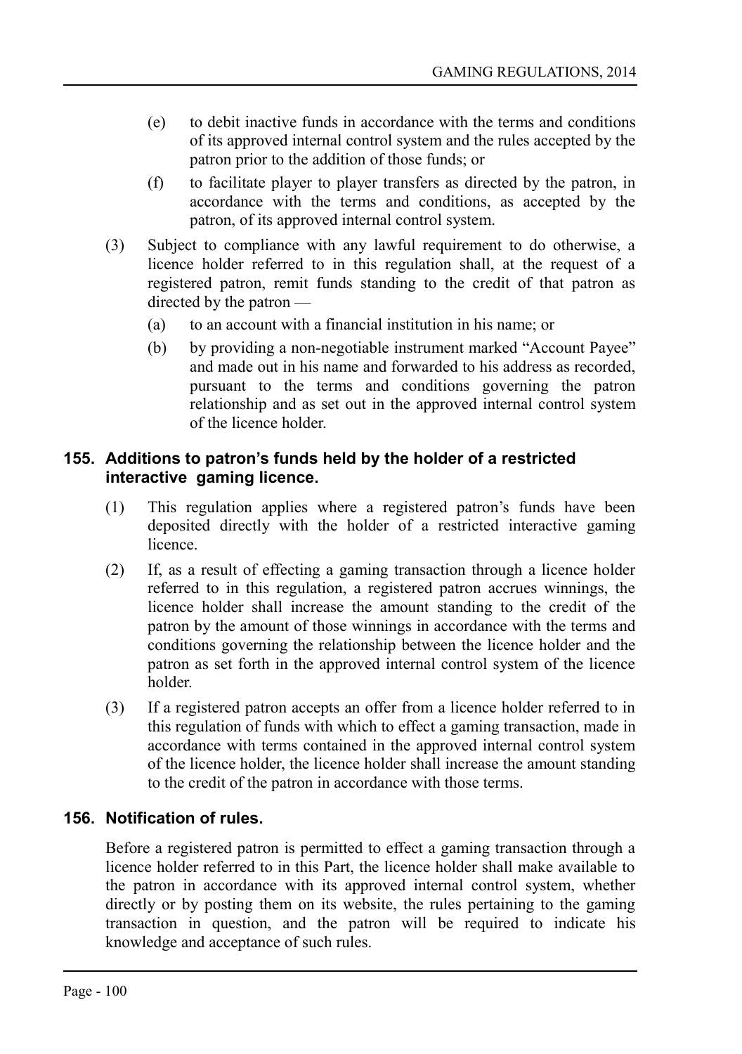(e) to debit inactive funds in accordance with the terms and conditions of its approved internal control system and the rules accepted by the patron prior to the addition of those funds; or

(f) to facilitate player to player transfers as directed by the patron, in accordance with the terms and conditions, as accepted by the patron, of its approved internal control system.

(3) Subject to compliance with any lawful requirement to do otherwise, a licence holder referred to in this regulation shall, at the request of a registered patron, remit funds standing to the credit of that patron as directed by the patron —

(a) to an account with a financial institution in his name; or

(b) by providing a non-negotiable instrument marked "Account Payee" and made out in his name and forwarded to his address as recorded, pursuant to the terms and conditions governing the patron relationship and as set out in the approved internal control system of the licence holder.

## 155. Additions to patron's funds held by the holder of a restricted interactive gaming licence.

(1) This regulation applies where a registered patron's funds have been deposited directly with the holder of a restricted interactive gaming licence.

(2) If, as a result of effecting a gaming transaction through a licence holder referred to in this regulation, a registered patron accrues winnings, the licence holder shall increase the amount standing to the credit of the patron by the amount of those winnings in accordance with the terms and conditions governing the relationship between the licence holder and the patron as set forth in the approved internal control system of the licence holder.

(3) If a registered patron accepts an offer from a licence holder referred to in this regulation of funds with which to effect a gaming transaction, made in accordance with terms contained in the approved internal control system of the licence holder, the licence holder shall increase the amount standing to the credit of the patron in accordance with those terms.

## 156. Notification of rules.

Before a registered patron is permitted to effect a gaming transaction through a licence holder referred to in this Part, the licence holder shall make available to the patron in accordance with its approved internal control system, whether directly or by posting them on its website, the rules pertaining to the gaming transaction in question, and the patron will be required to indicate his knowledge and acceptance of such rules.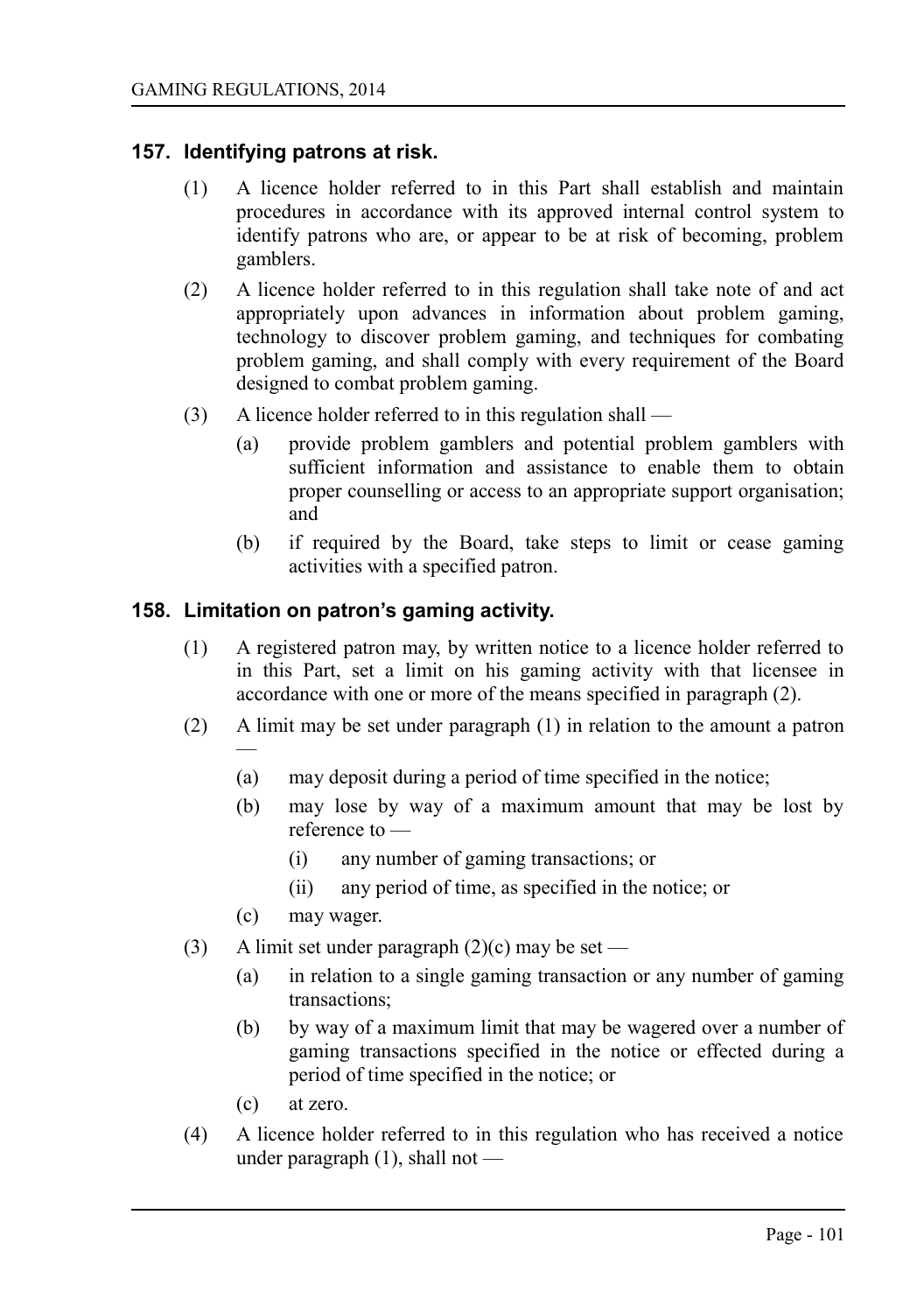## 157. Identifying patrons at risk.

(1) A licence holder referred to in this Part shall establish and maintain procedures in accordance with its approved internal control system to identify patrons who are, or appear to be at risk of becoming, problem gamblers.

(2) A licence holder referred to in this regulation shall take note of and act appropriately upon advances in information about problem gaming, technology to discover problem gaming, and techniques for combating problem gaming, and shall comply with every requirement of the Board designed to combat problem gaming.

(3) A licence holder referred to in this regulation shall —

(a) provide problem gamblers and potential problem gamblers with sufficient information and assistance to enable them to obtain proper counselling or access to an appropriate support organisation; and

(b) if required by the Board, take steps to limit or cease gaming activities with a specified patron.

## 158. Limitation on patron's gaming activity.

(1) A registered patron may, by written notice to a licence holder referred to in this Part, set a limit on his gaming activity with that licensee in accordance with one or more of the means specified in paragraph (2).

(2) A limit may be set under paragraph (1) in relation to the amount a patron —

(a) may deposit during a period of time specified in the notice;

(b) may lose by way of a maximum amount that may be lost by reference to —

(i) any number of gaming transactions; or

(ii) any period of time, as specified in the notice; or

(c) may wager.

(3) A limit set under paragraph (2)(c) may be set —

(a) in relation to a single gaming transaction or any number of gaming transactions;

(b) by way of a maximum limit that may be wagered over a number of gaming transactions specified in the notice or effected during a period of time specified in the notice; or

(c) at zero.

(4) A licence holder referred to in this regulation who has received a notice under paragraph (1), shall not —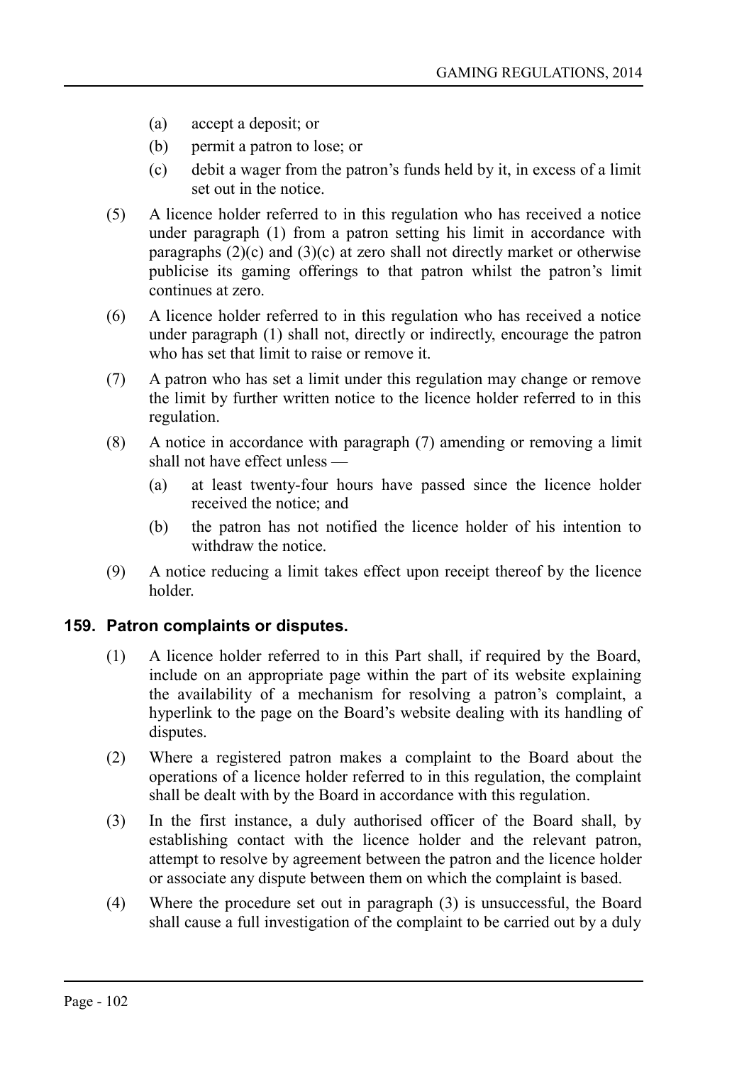(a) accept a deposit; or

(b) permit a patron to lose; or

(c) debit a wager from the patron's funds held by it, in excess of a limit set out in the notice.

(5) A licence holder referred to in this regulation who has received a notice under paragraph (1) from a patron setting his limit in accordance with paragraphs (2)(c) and (3)(c) at zero shall not directly market or otherwise publicise its gaming offerings to that patron whilst the patron's limit continues at zero.

(6) A licence holder referred to in this regulation who has received a notice under paragraph (1) shall not, directly or indirectly, encourage the patron who has set that limit to raise or remove it.

(7) A patron who has set a limit under this regulation may change or remove the limit by further written notice to the licence holder referred to in this regulation.

(8) A notice in accordance with paragraph (7) amending or removing a limit shall not have effect unless —

(a) at least twenty-four hours have passed since the licence holder received the notice; and

(b) the patron has not notified the licence holder of his intention to withdraw the notice.

(9) A notice reducing a limit takes effect upon receipt thereof by the licence holder.

## 159. Patron complaints or disputes.

(1) A licence holder referred to in this Part shall, if required by the Board, include on an appropriate page within the part of its website explaining the availability of a mechanism for resolving a patron's complaint, a hyperlink to the page on the Board's website dealing with its handling of disputes.

(2) Where a registered patron makes a complaint to the Board about the operations of a licence holder referred to in this regulation, the complaint shall be dealt with by the Board in accordance with this regulation.

(3) In the first instance, a duly authorised officer of the Board shall, by establishing contact with the licence holder and the relevant patron, attempt to resolve by agreement between the patron and the licence holder or associate any dispute between them on which the complaint is based.

(4) Where the procedure set out in paragraph (3) is unsuccessful, the Board shall cause a full investigation of the complaint to be carried out by a duly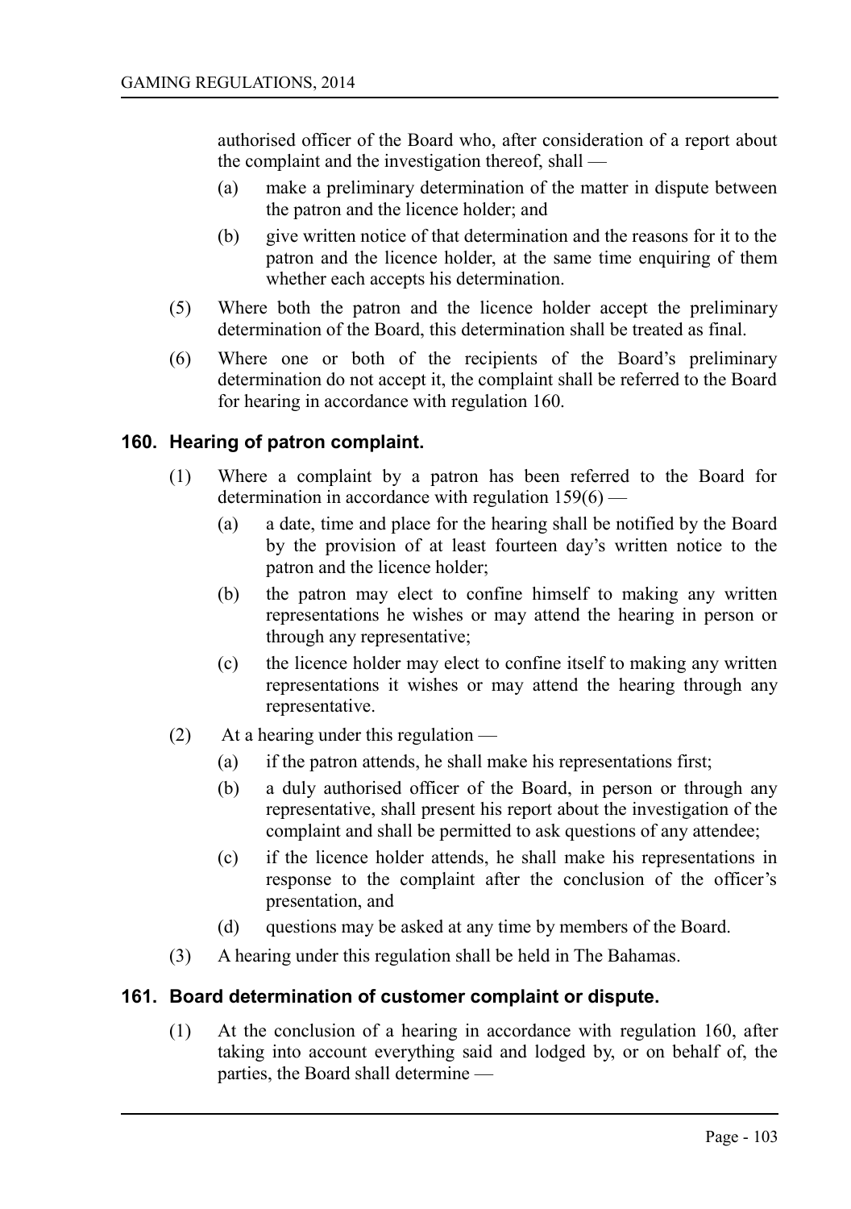authorised officer of the Board who, after consideration of a report about the complaint and the investigation thereof, shall —

(a) make a preliminary determination of the matter in dispute between the patron and the licence holder; and

(b) give written notice of that determination and the reasons for it to the patron and the licence holder, at the same time enquiring of them whether each accepts his determination.

(5) Where both the patron and the licence holder accept the preliminary determination of the Board, this determination shall be treated as final.

(6) Where one or both of the recipients of the Board's preliminary determination do not accept it, the complaint shall be referred to the Board for hearing in accordance with regulation 160.

## 160. Hearing of patron complaint.

(1) Where a complaint by a patron has been referred to the Board for determination in accordance with regulation 159(6) —

(a) a date, time and place for the hearing shall be notified by the Board by the provision of at least fourteen day's written notice to the patron and the licence holder;

(b) the patron may elect to confine himself to making any written representations he wishes or may attend the hearing in person or through any representative;

(c) the licence holder may elect to confine itself to making any written representations it wishes or may attend the hearing through any representative.

(2) At a hearing under this regulation —

(a) if the patron attends, he shall make his representations first;

(b) a duly authorised officer of the Board, in person or through any representative, shall present his report about the investigation of the complaint and shall be permitted to ask questions of any attendee;

(c) if the licence holder attends, he shall make his representations in response to the complaint after the conclusion of the officer's presentation, and

(d) questions may be asked at any time by members of the Board.

(3) A hearing under this regulation shall be held in The Bahamas.

## 161. Board determination of customer complaint or dispute.

(1) At the conclusion of a hearing in accordance with regulation 160, after taking into account everything said and lodged by, or on behalf of, the parties, the Board shall determine —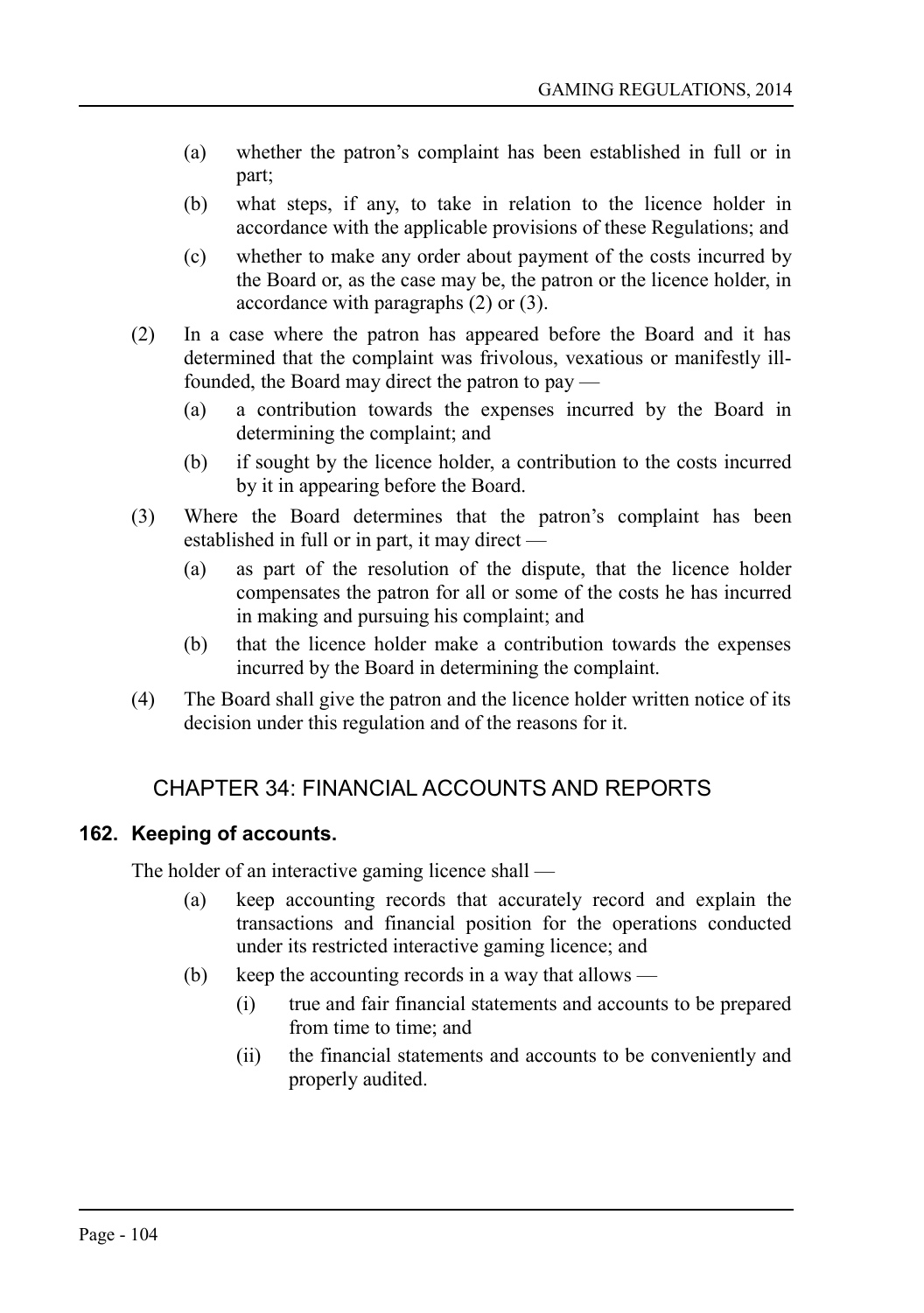(a) whether the patron's complaint has been established in full or in part;

(b) what steps, if any, to take in relation to the licence holder in accordance with the applicable provisions of these Regulations; and

(c) whether to make any order about payment of the costs incurred by the Board or, as the case may be, the patron or the licence holder, in accordance with paragraphs (2) or (3).

(2) In a case where the patron has appeared before the Board and it has determined that the complaint was frivolous, vexatious or manifestly ill-founded, the Board may direct the patron to pay —

(a) a contribution towards the expenses incurred by the Board in determining the complaint; and

(b) if sought by the licence holder, a contribution to the costs incurred by it in appearing before the Board.

(3) Where the Board determines that the patron's complaint has been established in full or in part, it may direct —

(a) as part of the resolution of the dispute, that the licence holder compensates the patron for all or some of the costs he has incurred in making and pursuing his complaint; and

(b) that the licence holder make a contribution towards the expenses incurred by the Board in determining the complaint.

(4) The Board shall give the patron and the licence holder written notice of its decision under this regulation and of the reasons for it.

## CHAPTER 34: FINANCIAL ACCOUNTS AND REPORTS

### 162. Keeping of accounts.

The holder of an interactive gaming licence shall —

(a) keep accounting records that accurately record and explain the transactions and financial position for the operations conducted under its restricted interactive gaming licence; and

(b) keep the accounting records in a way that allows —

(i) true and fair financial statements and accounts to be prepared from time to time; and

(ii) the financial statements and accounts to be conveniently and properly audited.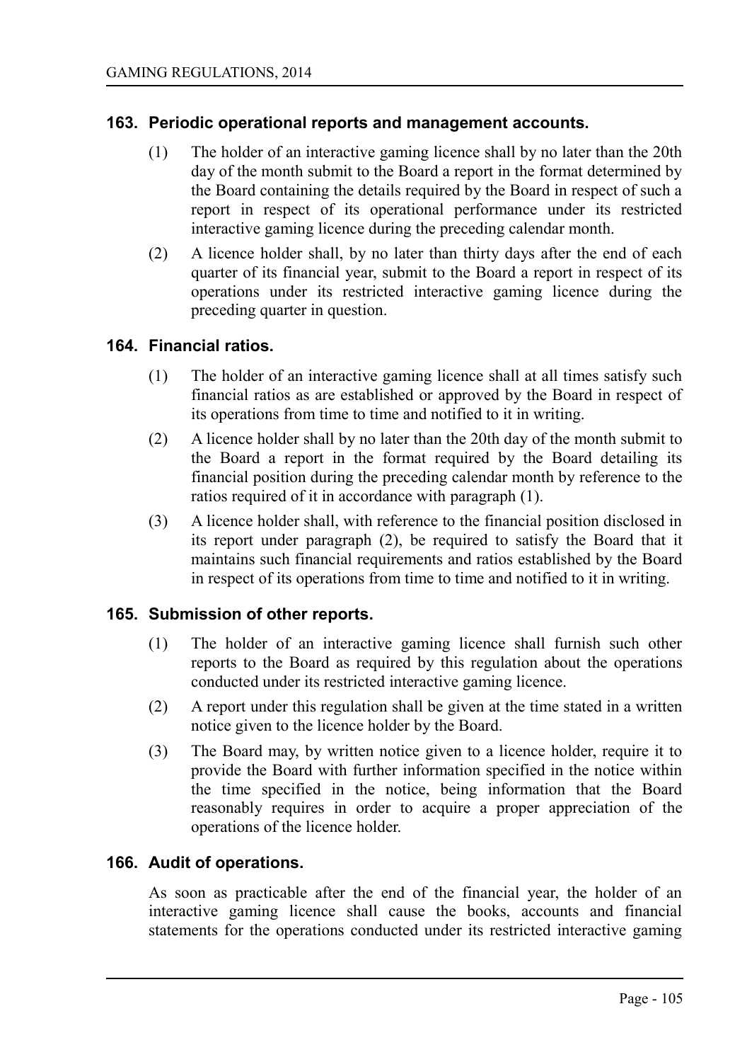## 163. Periodic operational reports and management accounts.

(1) The holder of an interactive gaming licence shall by no later than the 20th day of the month submit to the Board a report in the format determined by the Board containing the details required by the Board in respect of such a report in respect of its operational performance under its restricted interactive gaming licence during the preceding calendar month.

(2) A licence holder shall, by no later than thirty days after the end of each quarter of its financial year, submit to the Board a report in respect of its operations under its restricted interactive gaming licence during the preceding quarter in question.

## 164. Financial ratios.

(1) The holder of an interactive gaming licence shall at all times satisfy such financial ratios as are established or approved by the Board in respect of its operations from time to time and notified to it in writing.

(2) A licence holder shall by no later than the 20th day of the month submit to the Board a report in the format required by the Board detailing its financial position during the preceding calendar month by reference to the ratios required of it in accordance with paragraph (1).

(3) A licence holder shall, with reference to the financial position disclosed in its report under paragraph (2), be required to satisfy the Board that it maintains such financial requirements and ratios established by the Board in respect of its operations from time to time and notified to it in writing.

## 165. Submission of other reports.

(1) The holder of an interactive gaming licence shall furnish such other reports to the Board as required by this regulation about the operations conducted under its restricted interactive gaming licence.

(2) A report under this regulation shall be given at the time stated in a written notice given to the licence holder by the Board.

(3) The Board may, by written notice given to a licence holder, require it to provide the Board with further information specified in the notice within the time specified in the notice, being information that the Board reasonably requires in order to acquire a proper appreciation of the operations of the licence holder.

## 166. Audit of operations.

As soon as practicable after the end of the financial year, the holder of an interactive gaming licence shall cause the books, accounts and financial statements for the operations conducted under its restricted interactive gaming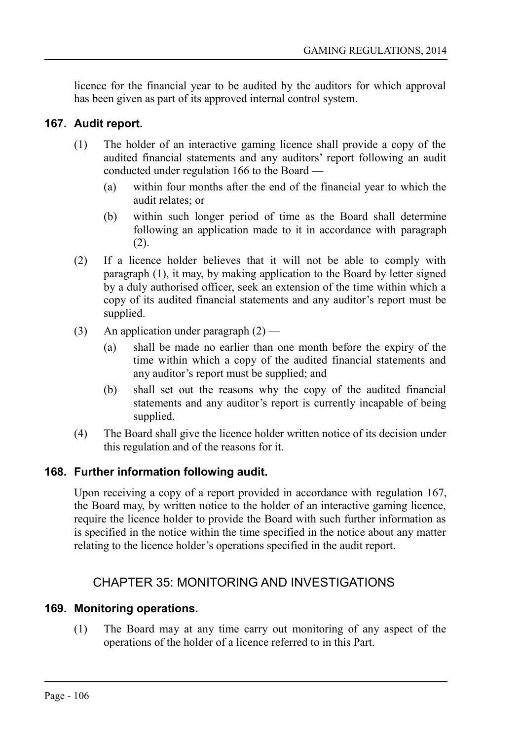licence for the financial year to be audited by the auditors for which approval has been given as part of its approved internal control system.

### 167. Audit report.

(1) The holder of an interactive gaming licence shall provide a copy of the audited financial statements and any auditors' report following an audit conducted under regulation 166 to the Board —

  (a) within four months after the end of the financial year to which the audit relates; or

  (b) within such longer period of time as the Board shall determine following an application made to it in accordance with paragraph (2).

(2) If a licence holder believes that it will not be able to comply with paragraph (1), it may, by making application to the Board by letter signed by a duly authorised officer, seek an extension of the time within which a copy of its audited financial statements and any auditor's report must be supplied.

(3) An application under paragraph (2) —

  (a) shall be made no earlier than one month before the expiry of the time within which a copy of the audited financial statements and any auditor's report must be supplied; and

  (b) shall set out the reasons why the copy of the audited financial statements and any auditor's report is currently incapable of being supplied.

(4) The Board shall give the licence holder written notice of its decision under this regulation and of the reasons for it.

### 168. Further information following audit.

Upon receiving a copy of a report provided in accordance with regulation 167, the Board may, by written notice to the holder of an interactive gaming licence, require the licence holder to provide the Board with such further information as is specified in the notice within the time specified in the notice about any matter relating to the licence holder's operations specified in the audit report.

## CHAPTER 35: MONITORING AND INVESTIGATIONS

### 169. Monitoring operations.

(1) The Board may at any time carry out monitoring of any aspect of the operations of the holder of a licence referred to in this Part.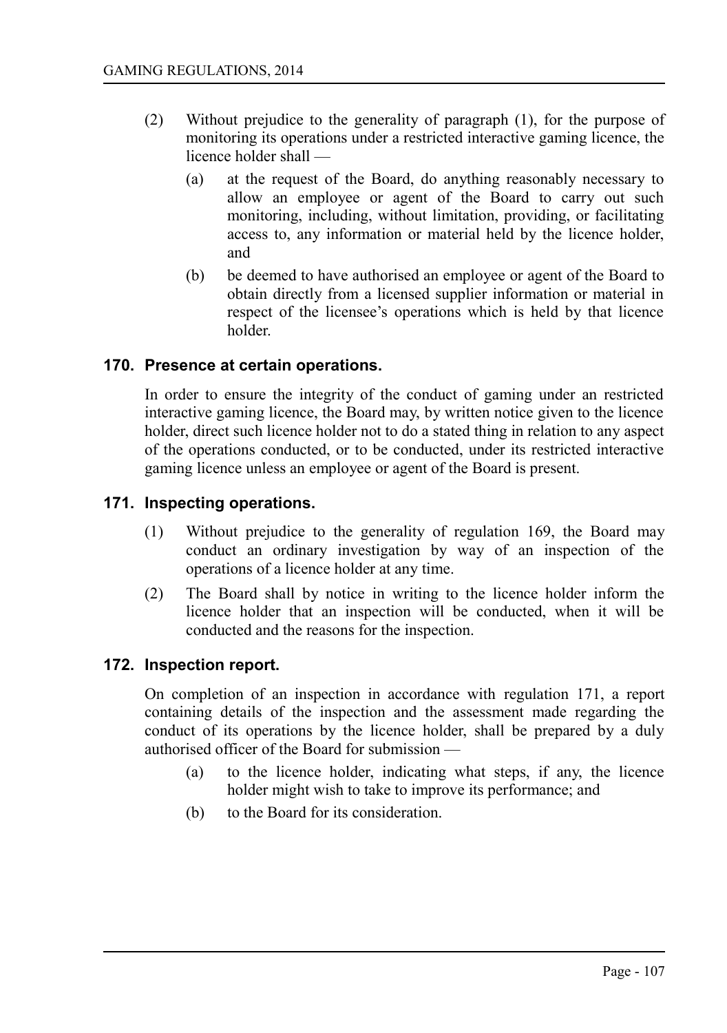(2) Without prejudice to the generality of paragraph (1), for the purpose of monitoring its operations under a restricted interactive gaming licence, the licence holder shall —

   (a) at the request of the Board, do anything reasonably necessary to allow an employee or agent of the Board to carry out such monitoring, including, without limitation, providing, or facilitating access to, any information or material held by the licence holder, and

   (b) be deemed to have authorised an employee or agent of the Board to obtain directly from a licensed supplier information or material in respect of the licensee's operations which is held by that licence holder.

### 170. Presence at certain operations.

In order to ensure the integrity of the conduct of gaming under an restricted interactive gaming licence, the Board may, by written notice given to the licence holder, direct such licence holder not to do a stated thing in relation to any aspect of the operations conducted, or to be conducted, under its restricted interactive gaming licence unless an employee or agent of the Board is present.

### 171. Inspecting operations.

(1) Without prejudice to the generality of regulation 169, the Board may conduct an ordinary investigation by way of an inspection of the operations of a licence holder at any time.

(2) The Board shall by notice in writing to the licence holder inform the licence holder that an inspection will be conducted, when it will be conducted and the reasons for the inspection.

### 172. Inspection report.

On completion of an inspection in accordance with regulation 171, a report containing details of the inspection and the assessment made regarding the conduct of its operations by the licence holder, shall be prepared by a duly authorised officer of the Board for submission —

   (a) to the licence holder, indicating what steps, if any, the licence holder might wish to take to improve its performance; and

   (b) to the Board for its consideration.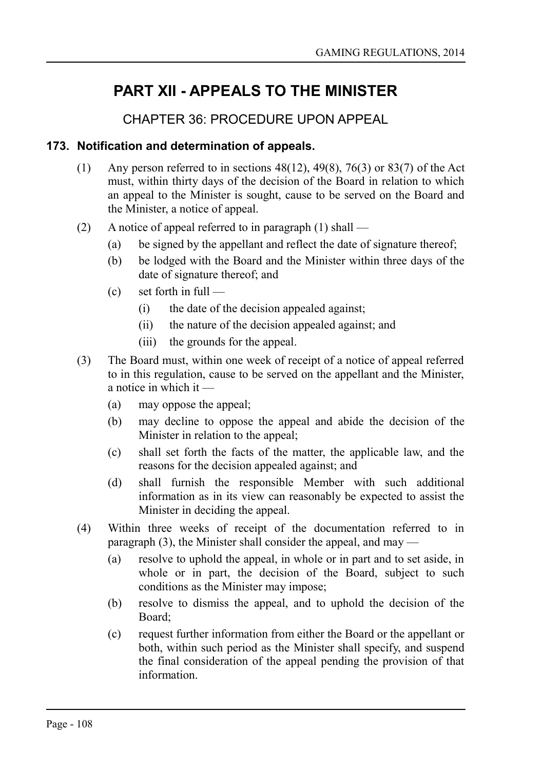# PART XII - APPEALS TO THE MINISTER

## CHAPTER 36: PROCEDURE UPON APPEAL

### 173. Notification and determination of appeals.

(1) Any person referred to in sections 48(12), 49(8), 76(3) or 83(7) of the Act must, within thirty days of the decision of the Board in relation to which an appeal to the Minister is sought, cause to be served on the Board and the Minister, a notice of appeal.

(2) A notice of appeal referred to in paragraph (1) shall —

- (a) be signed by the appellant and reflect the date of signature thereof;
- (b) be lodged with the Board and the Minister within three days of the date of signature thereof; and
- (c) set forth in full —
  - (i) the date of the decision appealed against;
  - (ii) the nature of the decision appealed against; and
  - (iii) the grounds for the appeal.

(3) The Board must, within one week of receipt of a notice of appeal referred to in this regulation, cause to be served on the appellant and the Minister, a notice in which it —

- (a) may oppose the appeal;
- (b) may decline to oppose the appeal and abide the decision of the Minister in relation to the appeal;
- (c) shall set forth the facts of the matter, the applicable law, and the reasons for the decision appealed against; and
- (d) shall furnish the responsible Member with such additional information as in its view can reasonably be expected to assist the Minister in deciding the appeal.

(4) Within three weeks of receipt of the documentation referred to in paragraph (3), the Minister shall consider the appeal, and may —

- (a) resolve to uphold the appeal, in whole or in part and to set aside, in whole or in part, the decision of the Board, subject to such conditions as the Minister may impose;
- (b) resolve to dismiss the appeal, and to uphold the decision of the Board;
- (c) request further information from either the Board or the appellant or both, within such period as the Minister shall specify, and suspend the final consideration of the appeal pending the provision of that information.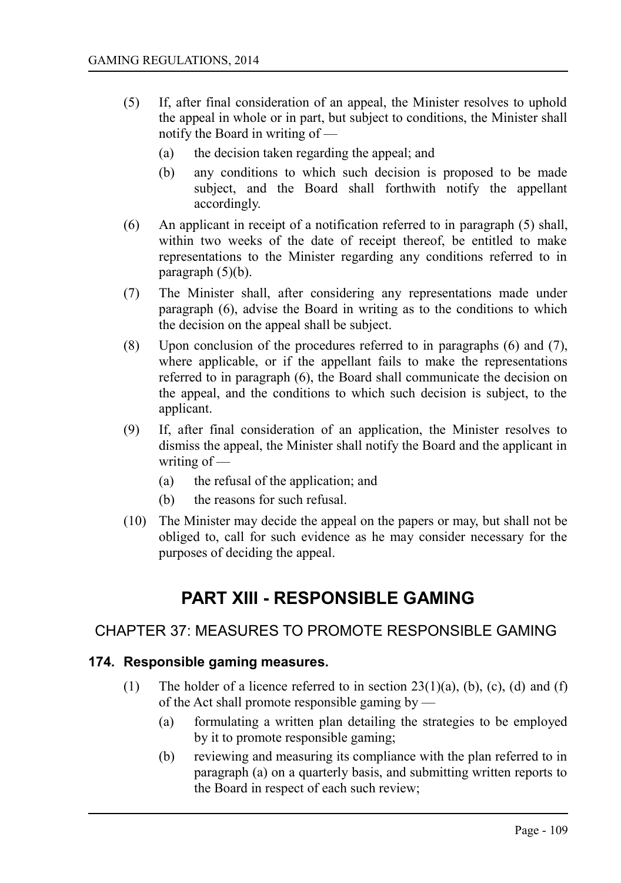(5) If, after final consideration of an appeal, the Minister resolves to uphold the appeal in whole or in part, but subject to conditions, the Minister shall notify the Board in writing of —

  (a) the decision taken regarding the appeal; and

  (b) any conditions to which such decision is proposed to be made subject, and the Board shall forthwith notify the appellant accordingly.

(6) An applicant in receipt of a notification referred to in paragraph (5) shall, within two weeks of the date of receipt thereof, be entitled to make representations to the Minister regarding any conditions referred to in paragraph (5)(b).

(7) The Minister shall, after considering any representations made under paragraph (6), advise the Board in writing as to the conditions to which the decision on the appeal shall be subject.

(8) Upon conclusion of the procedures referred to in paragraphs (6) and (7), where applicable, or if the appellant fails to make the representations referred to in paragraph (6), the Board shall communicate the decision on the appeal, and the conditions to which such decision is subject, to the applicant.

(9) If, after final consideration of an application, the Minister resolves to dismiss the appeal, the Minister shall notify the Board and the applicant in writing of —

  (a) the refusal of the application; and

  (b) the reasons for such refusal.

(10) The Minister may decide the appeal on the papers or may, but shall not be obliged to, call for such evidence as he may consider necessary for the purposes of deciding the appeal.

# PART XIII - RESPONSIBLE GAMING

## CHAPTER 37: MEASURES TO PROMOTE RESPONSIBLE GAMING

### 174. Responsible gaming measures.

(1) The holder of a licence referred to in section 23(1)(a), (b), (c), (d) and (f) of the Act shall promote responsible gaming by —

  (a) formulating a written plan detailing the strategies to be employed by it to promote responsible gaming;

  (b) reviewing and measuring its compliance with the plan referred to in paragraph (a) on a quarterly basis, and submitting written reports to the Board in respect of each such review;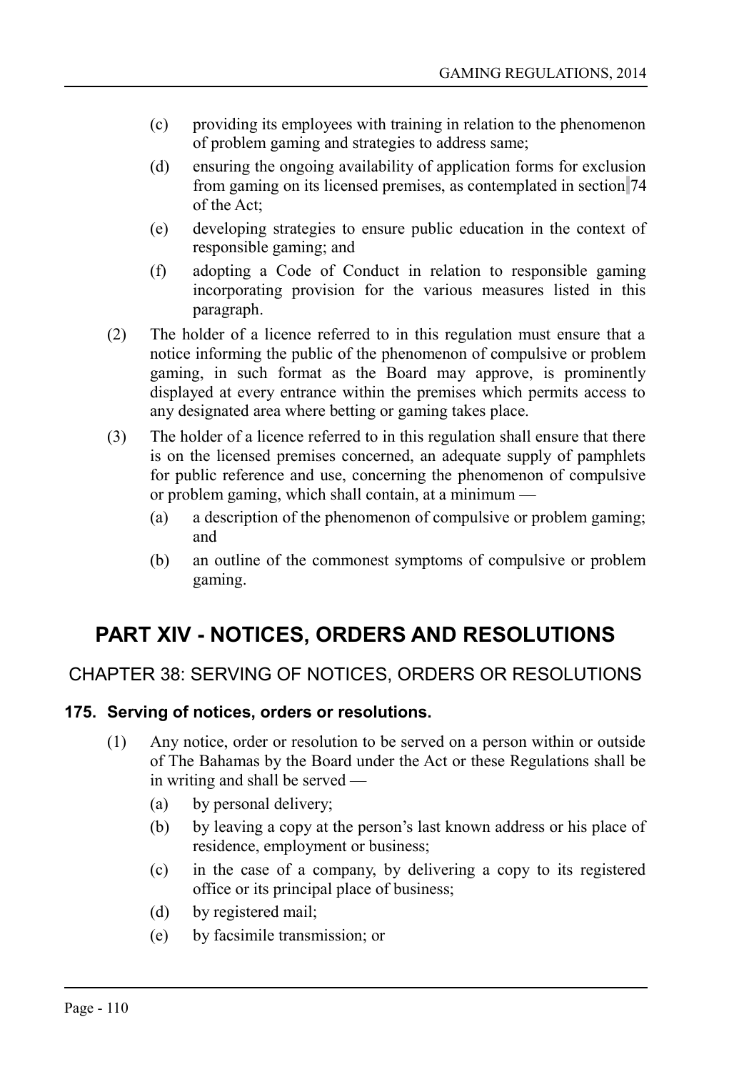(c) providing its employees with training in relation to the phenomenon of problem gaming and strategies to address same;

(d) ensuring the ongoing availability of application forms for exclusion from gaming on its licensed premises, as contemplated in section 74 of the Act;

(e) developing strategies to ensure public education in the context of responsible gaming; and

(f) adopting a Code of Conduct in relation to responsible gaming incorporating provision for the various measures listed in this paragraph.

(2) The holder of a licence referred to in this regulation must ensure that a notice informing the public of the phenomenon of compulsive or problem gaming, in such format as the Board may approve, is prominently displayed at every entrance within the premises which permits access to any designated area where betting or gaming takes place.

(3) The holder of a licence referred to in this regulation shall ensure that there is on the licensed premises concerned, an adequate supply of pamphlets for public reference and use, concerning the phenomenon of compulsive or problem gaming, which shall contain, at a minimum —

(a) a description of the phenomenon of compulsive or problem gaming; and

(b) an outline of the commonest symptoms of compulsive or problem gaming.

# PART XIV - NOTICES, ORDERS AND RESOLUTIONS

## CHAPTER 38: SERVING OF NOTICES, ORDERS OR RESOLUTIONS

### 175. Serving of notices, orders or resolutions.

(1) Any notice, order or resolution to be served on a person within or outside of The Bahamas by the Board under the Act or these Regulations shall be in writing and shall be served —

(a) by personal delivery;

(b) by leaving a copy at the person's last known address or his place of residence, employment or business;

(c) in the case of a company, by delivering a copy to its registered office or its principal place of business;

(d) by registered mail;

(e) by facsimile transmission; or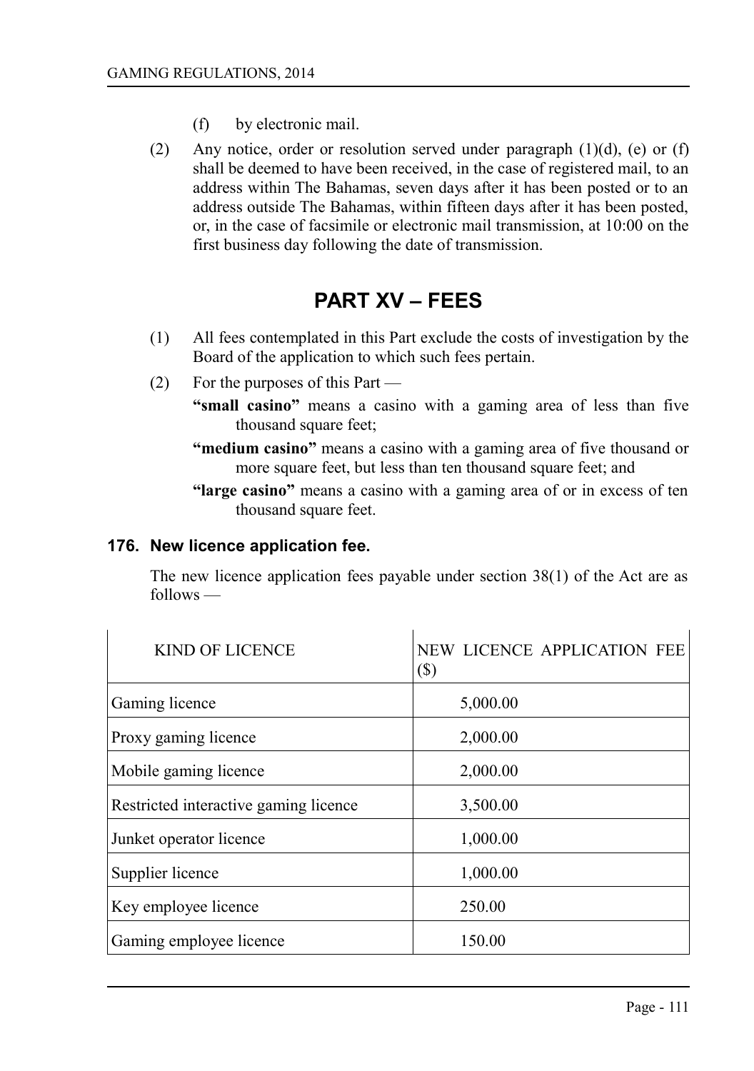(f) by electronic mail.

(2) Any notice, order or resolution served under paragraph (1)(d), (e) or (f) shall be deemed to have been received, in the case of registered mail, to an address within The Bahamas, seven days after it has been posted or to an address outside The Bahamas, within fifteen days after it has been posted, or, in the case of facsimile or electronic mail transmission, at 10:00 on the first business day following the date of transmission.

# PART XV – FEES

(1) All fees contemplated in this Part exclude the costs of investigation by the Board of the application to which such fees pertain.

(2) For the purposes of this Part —

**"small casino"** means a casino with a gaming area of less than five thousand square feet;

**"medium casino"** means a casino with a gaming area of five thousand or more square feet, but less than ten thousand square feet; and

**"large casino"** means a casino with a gaming area of or in excess of ten thousand square feet.

### 176. New licence application fee.

The new licence application fees payable under section 38(1) of the Act are as follows —

| KIND OF LICENCE | NEW LICENCE APPLICATION FEE ($) |
|---|---|
| Gaming licence | 5,000.00 |
| Proxy gaming licence | 2,000.00 |
| Mobile gaming licence | 2,000.00 |
| Restricted interactive gaming licence | 3,500.00 |
| Junket operator licence | 1,000.00 |
| Supplier licence | 1,000.00 |
| Key employee licence | 250.00 |
| Gaming employee licence | 150.00 |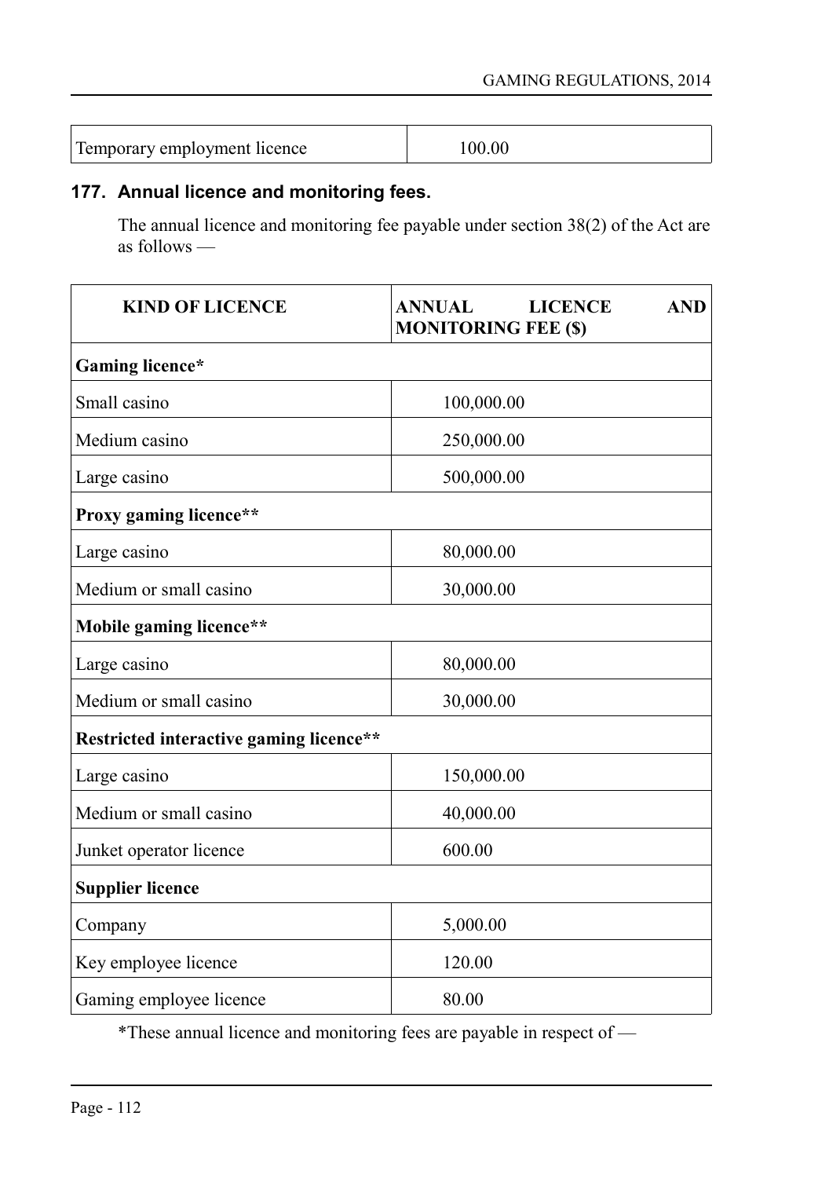| Temporary employment licence | 100.00 |
|---|---|

### 177. Annual licence and monitoring fees.

The annual licence and monitoring fee payable under section 38(2) of the Act are as follows —

| KIND OF LICENCE | ANNUAL LICENCE AND MONITORING FEE ($) |
|---|---|
| **Gaming licence*** | |
| Small casino | 100,000.00 |
| Medium casino | 250,000.00 |
| Large casino | 500,000.00 |
| **Proxy gaming licence**** | |
| Large casino | 80,000.00 |
| Medium or small casino | 30,000.00 |
| **Mobile gaming licence**** | |
| Large casino | 80,000.00 |
| Medium or small casino | 30,000.00 |
| **Restricted interactive gaming licence**** | |
| Large casino | 150,000.00 |
| Medium or small casino | 40,000.00 |
| Junket operator licence | 600.00 |
| **Supplier licence** | |
| Company | 5,000.00 |
| Key employee licence | 120.00 |
| Gaming employee licence | 80.00 |

*These annual licence and monitoring fees are payable in respect of —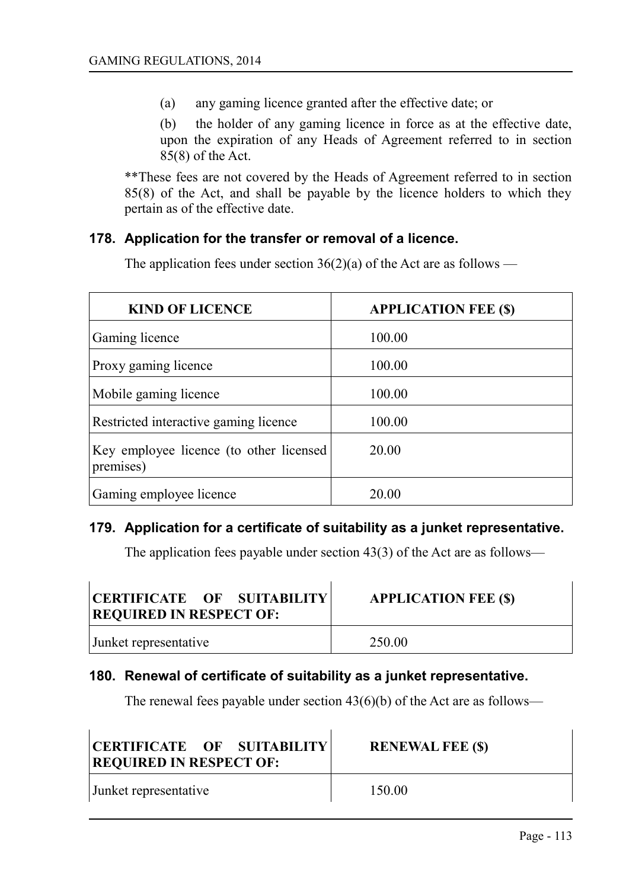(a) any gaming licence granted after the effective date; or

(b) the holder of any gaming licence in force as at the effective date, upon the expiration of any Heads of Agreement referred to in section 85(8) of the Act.

**These fees are not covered by the Heads of Agreement referred to in section 85(8) of the Act, and shall be payable by the licence holders to which they pertain as of the effective date.

### 178. Application for the transfer or removal of a licence.

The application fees under section 36(2)(a) of the Act are as follows —

| KIND OF LICENCE | APPLICATION FEE ($) |
|---|---|
| Gaming licence | 100.00 |
| Proxy gaming licence | 100.00 |
| Mobile gaming licence | 100.00 |
| Restricted interactive gaming licence | 100.00 |
| Key employee licence (to other licensed premises) | 20.00 |
| Gaming employee licence | 20.00 |

### 179. Application for a certificate of suitability as a junket representative.

The application fees payable under section 43(3) of the Act are as follows—

| CERTIFICATE OF SUITABILITY REQUIRED IN RESPECT OF: | APPLICATION FEE ($) |
|---|---|
| Junket representative | 250.00 |

### 180. Renewal of certificate of suitability as a junket representative.

The renewal fees payable under section 43(6)(b) of the Act are as follows—

| CERTIFICATE OF SUITABILITY REQUIRED IN RESPECT OF: | RENEWAL FEE ($) |
|---|---|
| Junket representative | 150.00 |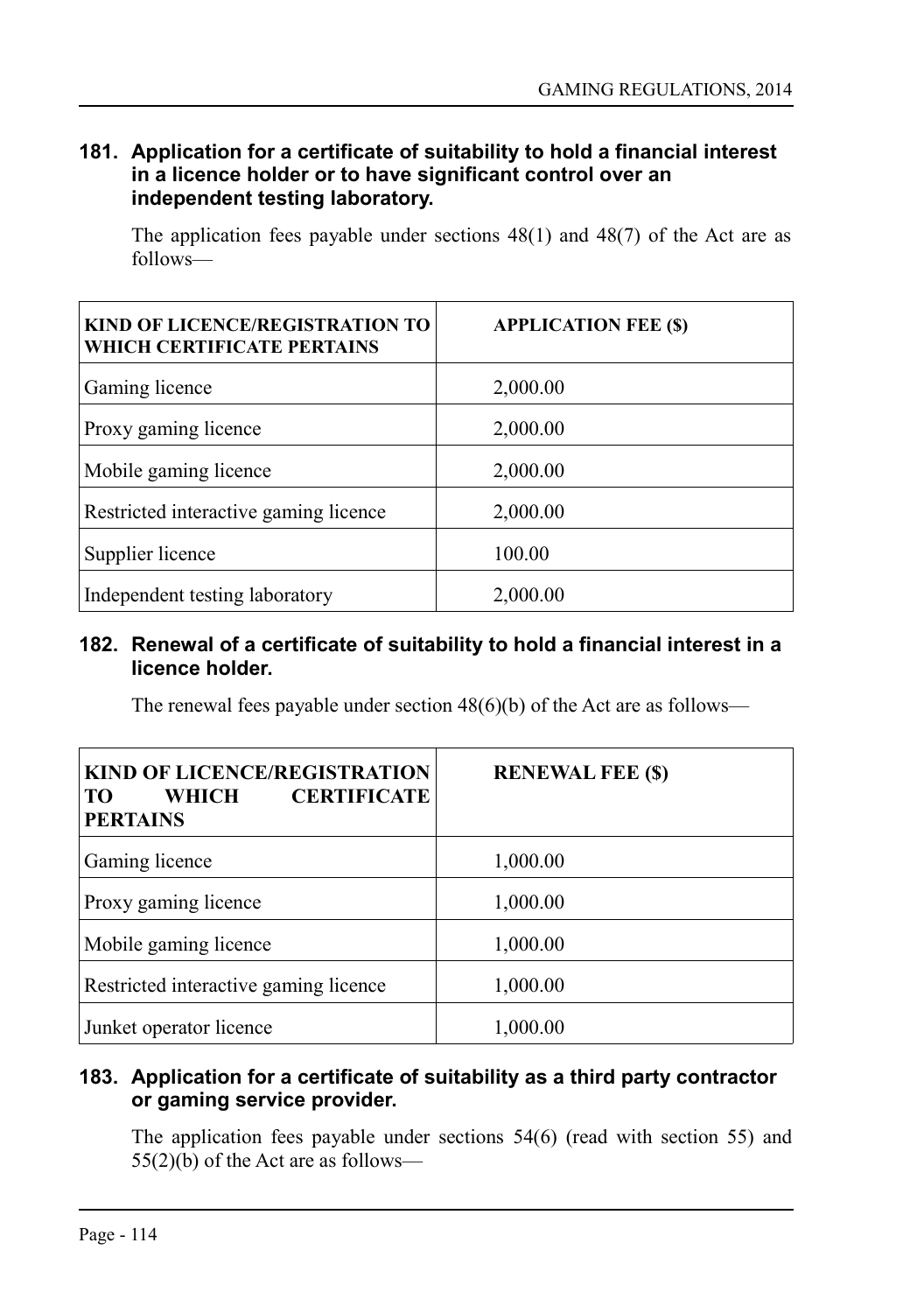### 181. Application for a certificate of suitability to hold a financial interest in a licence holder or to have significant control over an independent testing laboratory.

The application fees payable under sections 48(1) and 48(7) of the Act are as follows—

| KIND OF LICENCE/REGISTRATION TO WHICH CERTIFICATE PERTAINS | APPLICATION FEE ($) |
|---|---|
| Gaming licence | 2,000.00 |
| Proxy gaming licence | 2,000.00 |
| Mobile gaming licence | 2,000.00 |
| Restricted interactive gaming licence | 2,000.00 |
| Supplier licence | 100.00 |
| Independent testing laboratory | 2,000.00 |

### 182. Renewal of a certificate of suitability to hold a financial interest in a licence holder.

The renewal fees payable under section 48(6)(b) of the Act are as follows—

| KIND OF LICENCE/REGISTRATION TO WHICH CERTIFICATE PERTAINS | RENEWAL FEE ($) |
|---|---|
| Gaming licence | 1,000.00 |
| Proxy gaming licence | 1,000.00 |
| Mobile gaming licence | 1,000.00 |
| Restricted interactive gaming licence | 1,000.00 |
| Junket operator licence | 1,000.00 |

### 183. Application for a certificate of suitability as a third party contractor or gaming service provider.

The application fees payable under sections 54(6) (read with section 55) and 55(2)(b) of the Act are as follows—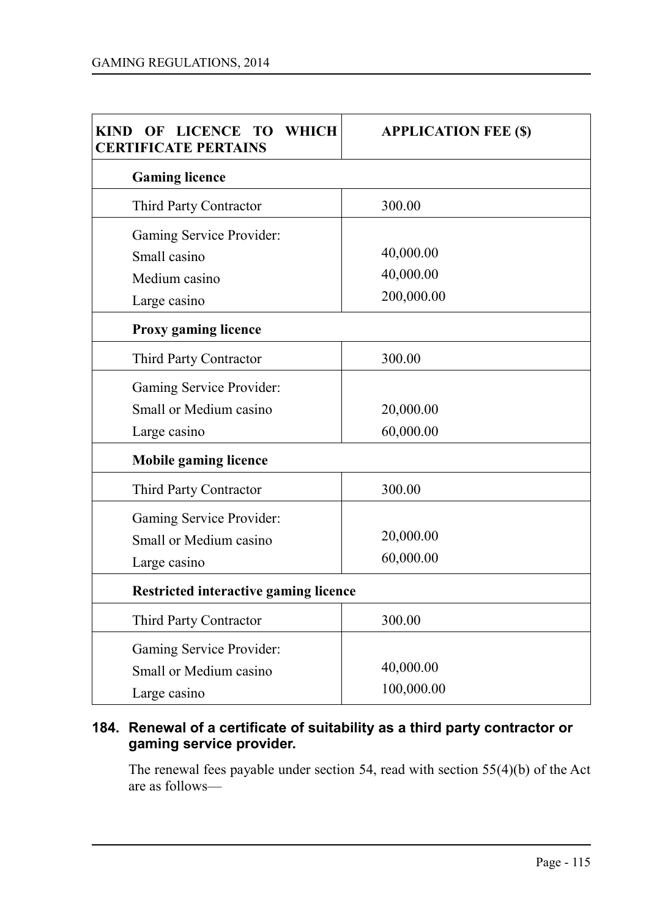| KIND OF LICENCE TO WHICH CERTIFICATE PERTAINS | APPLICATION FEE ($) |
|---|---|
| **Gaming licence** | |
| Third Party Contractor | 300.00 |
| Gaming Service Provider:<br>Small casino<br>Medium casino<br>Large casino | <br>40,000.00<br>40,000.00<br>200,000.00 |
| **Proxy gaming licence** | |
| Third Party Contractor | 300.00 |
| Gaming Service Provider:<br>Small or Medium casino<br>Large casino | <br>20,000.00<br>60,000.00 |
| **Mobile gaming licence** | |
| Third Party Contractor | 300.00 |
| Gaming Service Provider:<br>Small or Medium casino<br>Large casino | <br>20,000.00<br>60,000.00 |
| **Restricted interactive gaming licence** | |
| Third Party Contractor | 300.00 |
| Gaming Service Provider:<br>Small or Medium casino<br>Large casino | <br>40,000.00<br>100,000.00 |

### 184. Renewal of a certificate of suitability as a third party contractor or gaming service provider.

The renewal fees payable under section 54, read with section 55(4)(b) of the Act are as follows—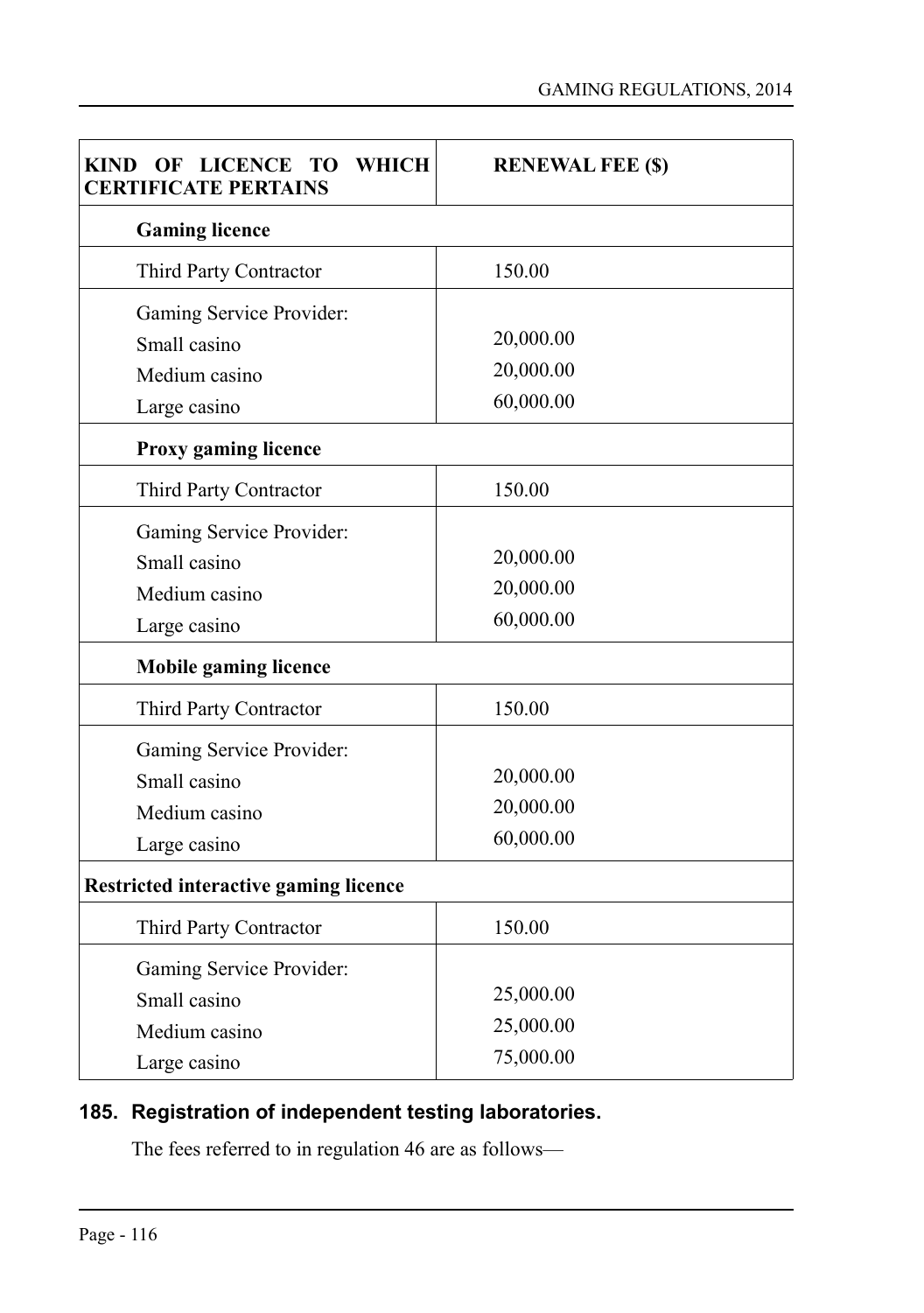| KIND OF LICENCE TO WHICH CERTIFICATE PERTAINS | RENEWAL FEE ($) |
|---|---|
| **Gaming licence** | |
| Third Party Contractor | 150.00 |
| Gaming Service Provider:<br>Small casino<br>Medium casino<br>Large casino | <br>20,000.00<br>20,000.00<br>60,000.00 |
| **Proxy gaming licence** | |
| Third Party Contractor | 150.00 |
| Gaming Service Provider:<br>Small casino<br>Medium casino<br>Large casino | <br>20,000.00<br>20,000.00<br>60,000.00 |
| **Mobile gaming licence** | |
| Third Party Contractor | 150.00 |
| Gaming Service Provider:<br>Small casino<br>Medium casino<br>Large casino | <br>20,000.00<br>20,000.00<br>60,000.00 |
| **Restricted interactive gaming licence** | |
| Third Party Contractor | 150.00 |
| Gaming Service Provider:<br>Small casino<br>Medium casino<br>Large casino | <br>25,000.00<br>25,000.00<br>75,000.00 |

### 185. Registration of independent testing laboratories.

The fees referred to in regulation 46 are as follows—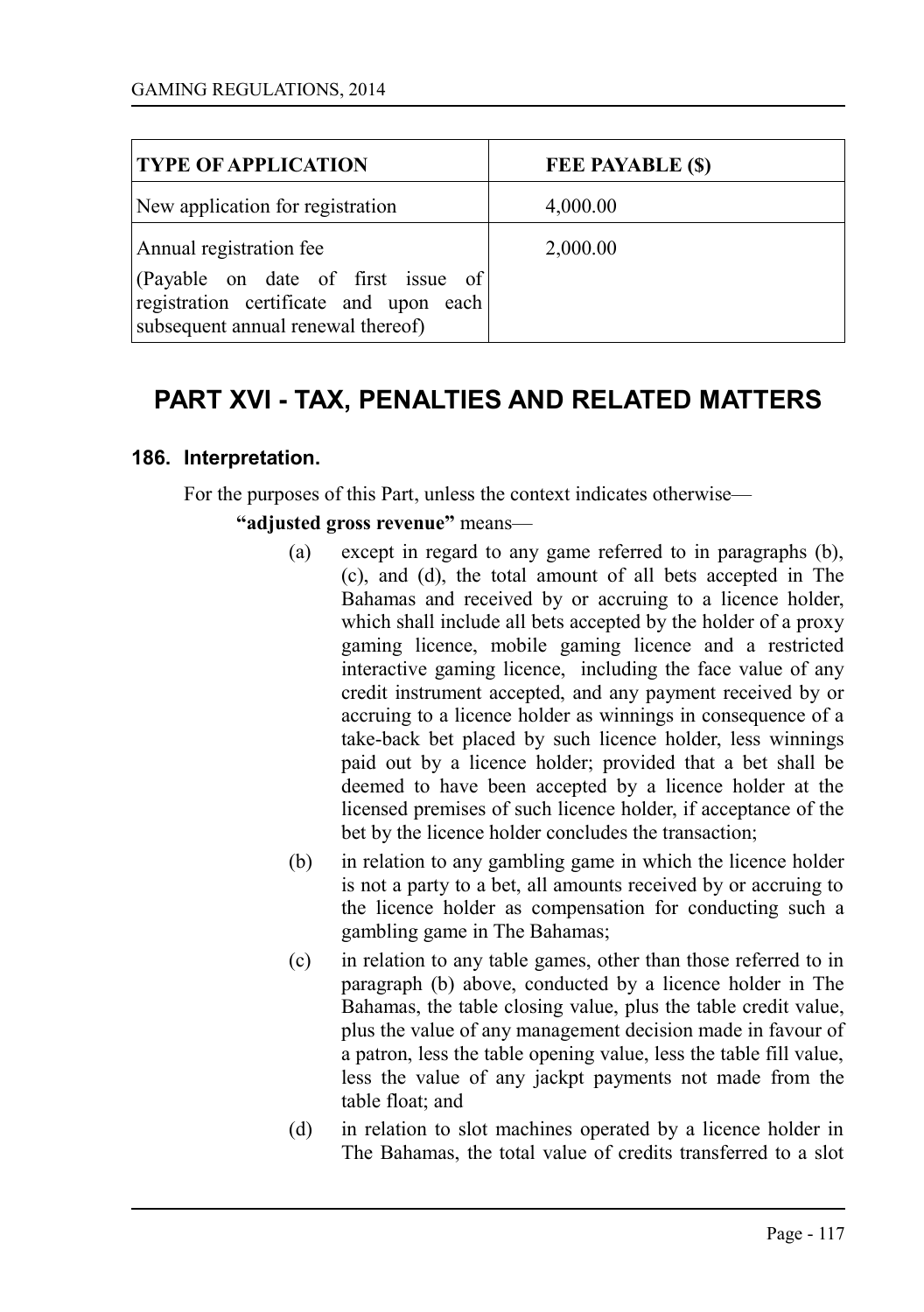| TYPE OF APPLICATION | FEE PAYABLE ($) |
|---|---|
| New application for registration | 4,000.00 |
| Annual registration fee<br>(Payable on date of first issue of registration certificate and upon each subsequent annual renewal thereof) | 2,000.00 |

# PART XVI - TAX, PENALTIES AND RELATED MATTERS

### 186. Interpretation.

For the purposes of this Part, unless the context indicates otherwise—

**"adjusted gross revenue"** means—

(a) except in regard to any game referred to in paragraphs (b), (c), and (d), the total amount of all bets accepted in The Bahamas and received by or accruing to a licence holder, which shall include all bets accepted by the holder of a proxy gaming licence, mobile gaming licence and a restricted interactive gaming licence, including the face value of any credit instrument accepted, and any payment received by or accruing to a licence holder as winnings in consequence of a take-back bet placed by such licence holder, less winnings paid out by a licence holder; provided that a bet shall be deemed to have been accepted by a licence holder at the licensed premises of such licence holder, if acceptance of the bet by the licence holder concludes the transaction;

(b) in relation to any gambling game in which the licence holder is not a party to a bet, all amounts received by or accruing to the licence holder as compensation for conducting such a gambling game in The Bahamas;

(c) in relation to any table games, other than those referred to in paragraph (b) above, conducted by a licence holder in The Bahamas, the table closing value, plus the table credit value, plus the value of any management decision made in favour of a patron, less the table opening value, less the table fill value, less the value of any jackpt payments not made from the table float; and

(d) in relation to slot machines operated by a licence holder in The Bahamas, the total value of credits transferred to a slot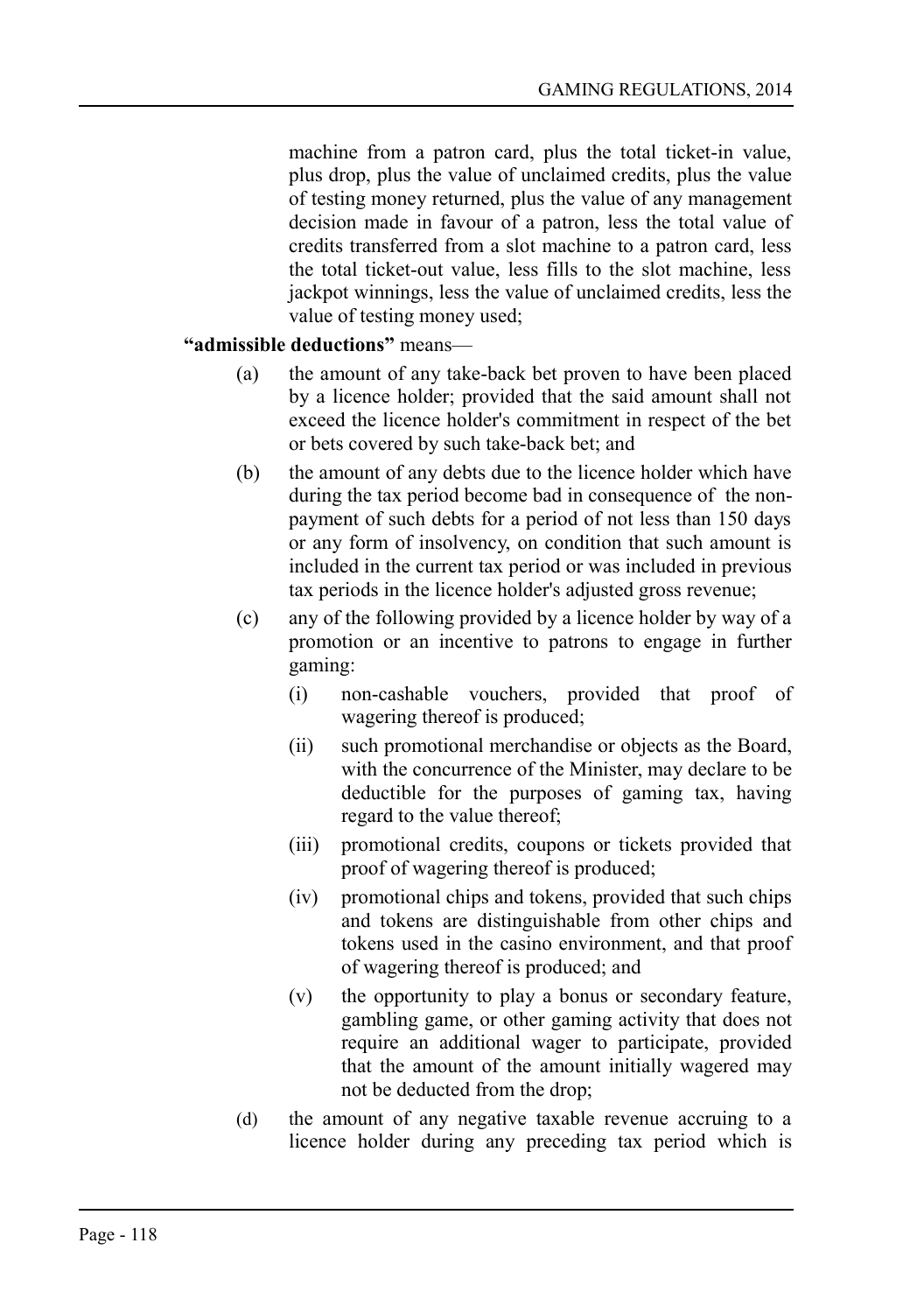machine from a patron card, plus the total ticket-in value, plus drop, plus the value of unclaimed credits, plus the value of testing money returned, plus the value of any management decision made in favour of a patron, less the total value of credits transferred from a slot machine to a patron card, less the total ticket-out value, less fills to the slot machine, less jackpot winnings, less the value of unclaimed credits, less the value of testing money used;

**"admissible deductions"** means—

(a) the amount of any take-back bet proven to have been placed by a licence holder; provided that the said amount shall not exceed the licence holder's commitment in respect of the bet or bets covered by such take-back bet; and

(b) the amount of any debts due to the licence holder which have during the tax period become bad in consequence of the non-payment of such debts for a period of not less than 150 days or any form of insolvency, on condition that such amount is included in the current tax period or was included in previous tax periods in the licence holder's adjusted gross revenue;

(c) any of the following provided by a licence holder by way of a promotion or an incentive to patrons to engage in further gaming:

   (i) non-cashable vouchers, provided that proof of wagering thereof is produced;

   (ii) such promotional merchandise or objects as the Board, with the concurrence of the Minister, may declare to be deductible for the purposes of gaming tax, having regard to the value thereof;

   (iii) promotional credits, coupons or tickets provided that proof of wagering thereof is produced;

   (iv) promotional chips and tokens, provided that such chips and tokens are distinguishable from other chips and tokens used in the casino environment, and that proof of wagering thereof is produced; and

   (v) the opportunity to play a bonus or secondary feature, gambling game, or other gaming activity that does not require an additional wager to participate, provided that the amount of the amount initially wagered may not be deducted from the drop;

(d) the amount of any negative taxable revenue accruing to a licence holder during any preceding tax period which is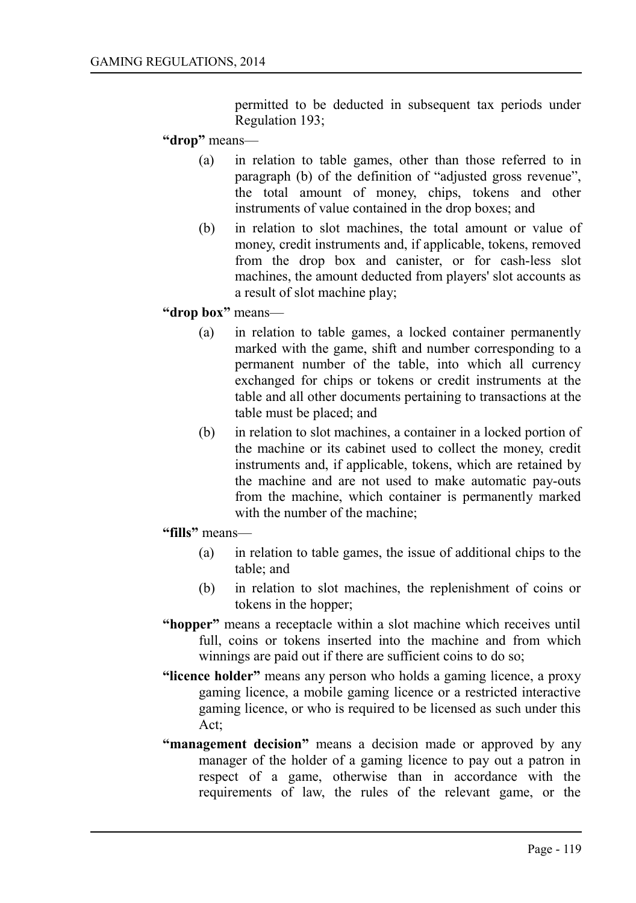permitted to be deducted in subsequent tax periods under Regulation 193;

**"drop"** means—

(a) in relation to table games, other than those referred to in paragraph (b) of the definition of "adjusted gross revenue", the total amount of money, chips, tokens and other instruments of value contained in the drop boxes; and

(b) in relation to slot machines, the total amount or value of money, credit instruments and, if applicable, tokens, removed from the drop box and canister, or for cash-less slot machines, the amount deducted from players' slot accounts as a result of slot machine play;

**"drop box"** means—

(a) in relation to table games, a locked container permanently marked with the game, shift and number corresponding to a permanent number of the table, into which all currency exchanged for chips or tokens or credit instruments at the table and all other documents pertaining to transactions at the table must be placed; and

(b) in relation to slot machines, a container in a locked portion of the machine or its cabinet used to collect the money, credit instruments and, if applicable, tokens, which are retained by the machine and are not used to make automatic pay-outs from the machine, which container is permanently marked with the number of the machine;

**"fills"** means—

(a) in relation to table games, the issue of additional chips to the table; and

(b) in relation to slot machines, the replenishment of coins or tokens in the hopper;

**"hopper"** means a receptacle within a slot machine which receives until full, coins or tokens inserted into the machine and from which winnings are paid out if there are sufficient coins to do so;

**"licence holder"** means any person who holds a gaming licence, a proxy gaming licence, a mobile gaming licence or a restricted interactive gaming licence, or who is required to be licensed as such under this Act;

**"management decision"** means a decision made or approved by any manager of the holder of a gaming licence to pay out a patron in respect of a game, otherwise than in accordance with the requirements of law, the rules of the relevant game, or the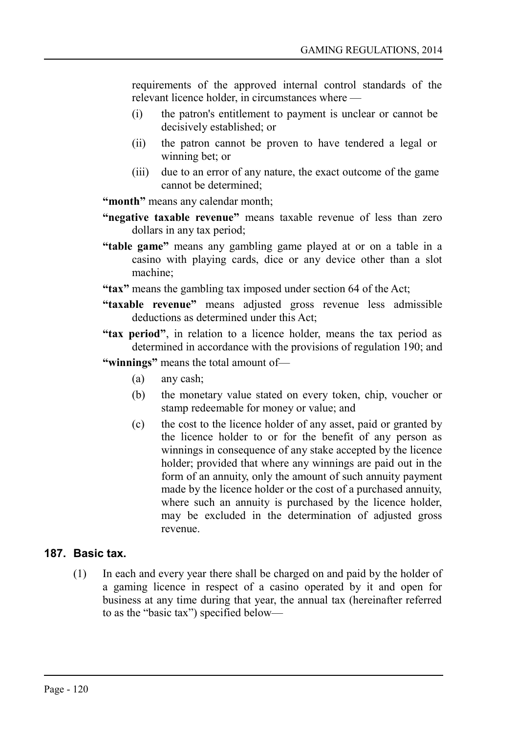requirements of the approved internal control standards of the relevant licence holder, in circumstances where —

(i) the patron's entitlement to payment is unclear or cannot be decisively established; or

(ii) the patron cannot be proven to have tendered a legal or winning bet; or

(iii) due to an error of any nature, the exact outcome of the game cannot be determined;

**"month"** means any calendar month;

**"negative taxable revenue"** means taxable revenue of less than zero dollars in any tax period;

**"table game"** means any gambling game played at or on a table in a casino with playing cards, dice or any device other than a slot machine;

**"tax"** means the gambling tax imposed under section 64 of the Act;

**"taxable revenue"** means adjusted gross revenue less admissible deductions as determined under this Act;

**"tax period"**, in relation to a licence holder, means the tax period as determined in accordance with the provisions of regulation 190; and

**"winnings"** means the total amount of—

(a) any cash;

(b) the monetary value stated on every token, chip, voucher or stamp redeemable for money or value; and

(c) the cost to the licence holder of any asset, paid or granted by the licence holder to or for the benefit of any person as winnings in consequence of any stake accepted by the licence holder; provided that where any winnings are paid out in the form of an annuity, only the amount of such annuity payment made by the licence holder or the cost of a purchased annuity, where such an annuity is purchased by the licence holder, may be excluded in the determination of adjusted gross revenue.

## 187. Basic tax.

(1) In each and every year there shall be charged on and paid by the holder of a gaming licence in respect of a casino operated by it and open for business at any time during that year, the annual tax (hereinafter referred to as the "basic tax") specified below—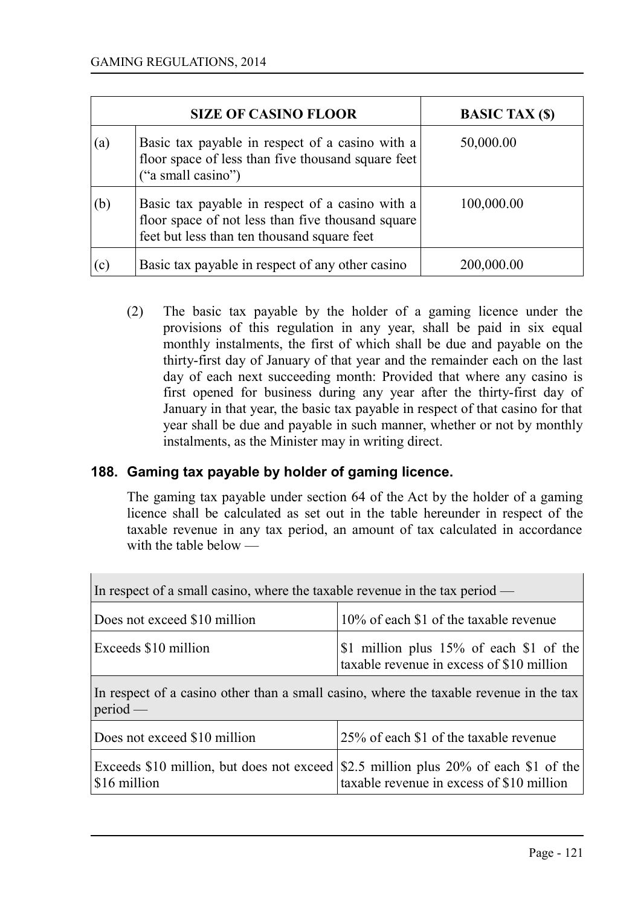| | SIZE OF CASINO FLOOR | BASIC TAX ($) |
|---|---|---|
| (a) | Basic tax payable in respect of a casino with a floor space of less than five thousand square feet ("a small casino") | 50,000.00 |
| (b) | Basic tax payable in respect of a casino with a floor space of not less than five thousand square feet but less than ten thousand square feet | 100,000.00 |
| (c) | Basic tax payable in respect of any other casino | 200,000.00 |

(2) The basic tax payable by the holder of a gaming licence under the provisions of this regulation in any year, shall be paid in six equal monthly instalments, the first of which shall be due and payable on the thirty-first day of January of that year and the remainder each on the last day of each next succeeding month: Provided that where any casino is first opened for business during any year after the thirty-first day of January in that year, the basic tax payable in respect of that casino for that year shall be due and payable in such manner, whether or not by monthly instalments, as the Minister may in writing direct.

### 188. Gaming tax payable by holder of gaming licence.

The gaming tax payable under section 64 of the Act by the holder of a gaming licence shall be calculated as set out in the table hereunder in respect of the taxable revenue in any tax period, an amount of tax calculated in accordance with the table below —

| In respect of a small casino, where the taxable revenue in the tax period — | |
|---|---|
| Does not exceed $10 million | 10% of each $1 of the taxable revenue |
| Exceeds $10 million | $1 million plus 15% of each $1 of the taxable revenue in excess of $10 million |
| In respect of a casino other than a small casino, where the taxable revenue in the tax period — | |
| Does not exceed $10 million | 25% of each $1 of the taxable revenue |
| Exceeds $10 million, but does not exceed $16 million | $2.5 million plus 20% of each $1 of the taxable revenue in excess of $10 million |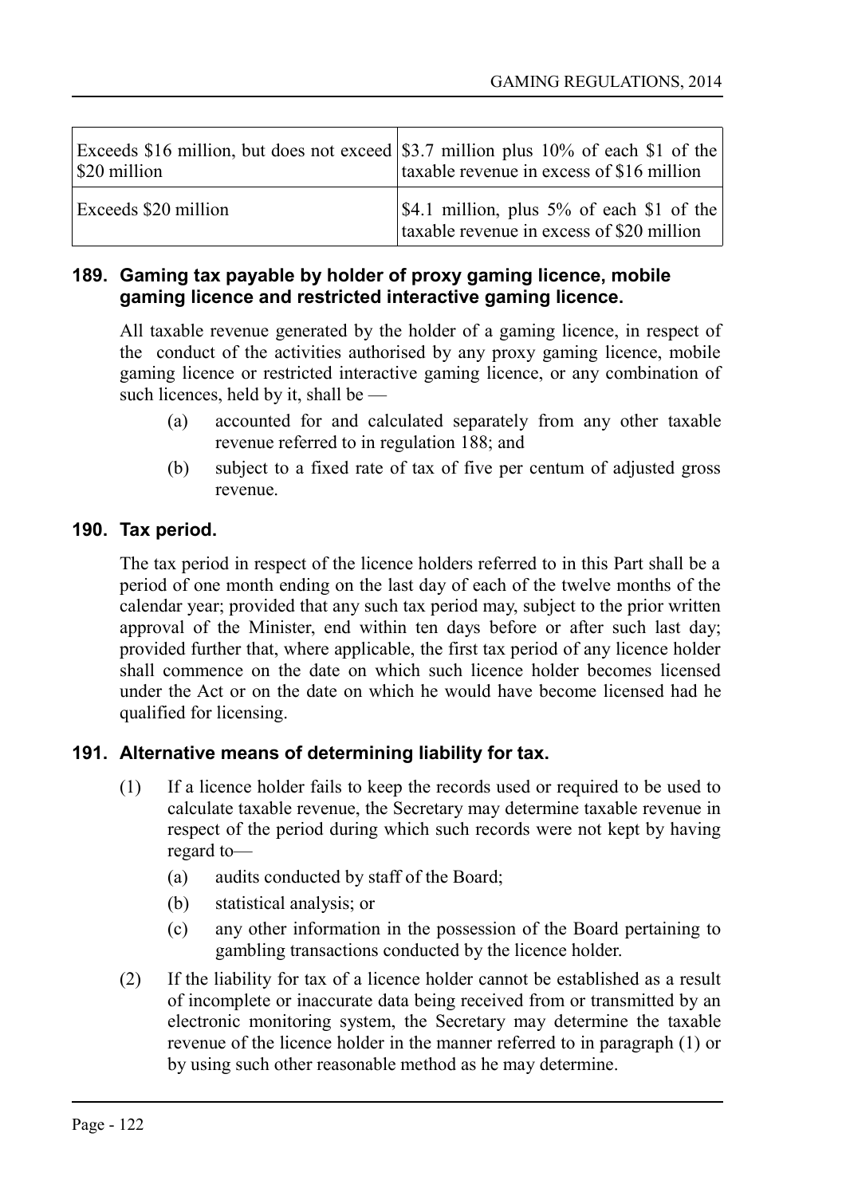| | |
|---|---|
| Exceeds \$16 million, but does not exceed \$20 million | \$3.7 million plus 10% of each \$1 of the taxable revenue in excess of \$16 million |
| Exceeds \$20 million | \$4.1 million, plus 5% of each \$1 of the taxable revenue in excess of \$20 million |

### 189. Gaming tax payable by holder of proxy gaming licence, mobile gaming licence and restricted interactive gaming licence.

All taxable revenue generated by the holder of a gaming licence, in respect of the conduct of the activities authorised by any proxy gaming licence, mobile gaming licence or restricted interactive gaming licence, or any combination of such licences, held by it, shall be —

(a) accounted for and calculated separately from any other taxable revenue referred to in regulation 188; and

(b) subject to a fixed rate of tax of five per centum of adjusted gross revenue.

### 190. Tax period.

The tax period in respect of the licence holders referred to in this Part shall be a period of one month ending on the last day of each of the twelve months of the calendar year; provided that any such tax period may, subject to the prior written approval of the Minister, end within ten days before or after such last day; provided further that, where applicable, the first tax period of any licence holder shall commence on the date on which such licence holder becomes licensed under the Act or on the date on which he would have become licensed had he qualified for licensing.

### 191. Alternative means of determining liability for tax.

(1) If a licence holder fails to keep the records used or required to be used to calculate taxable revenue, the Secretary may determine taxable revenue in respect of the period during which such records were not kept by having regard to—

(a) audits conducted by staff of the Board;

(b) statistical analysis; or

(c) any other information in the possession of the Board pertaining to gambling transactions conducted by the licence holder.

(2) If the liability for tax of a licence holder cannot be established as a result of incomplete or inaccurate data being received from or transmitted by an electronic monitoring system, the Secretary may determine the taxable revenue of the licence holder in the manner referred to in paragraph (1) or by using such other reasonable method as he may determine.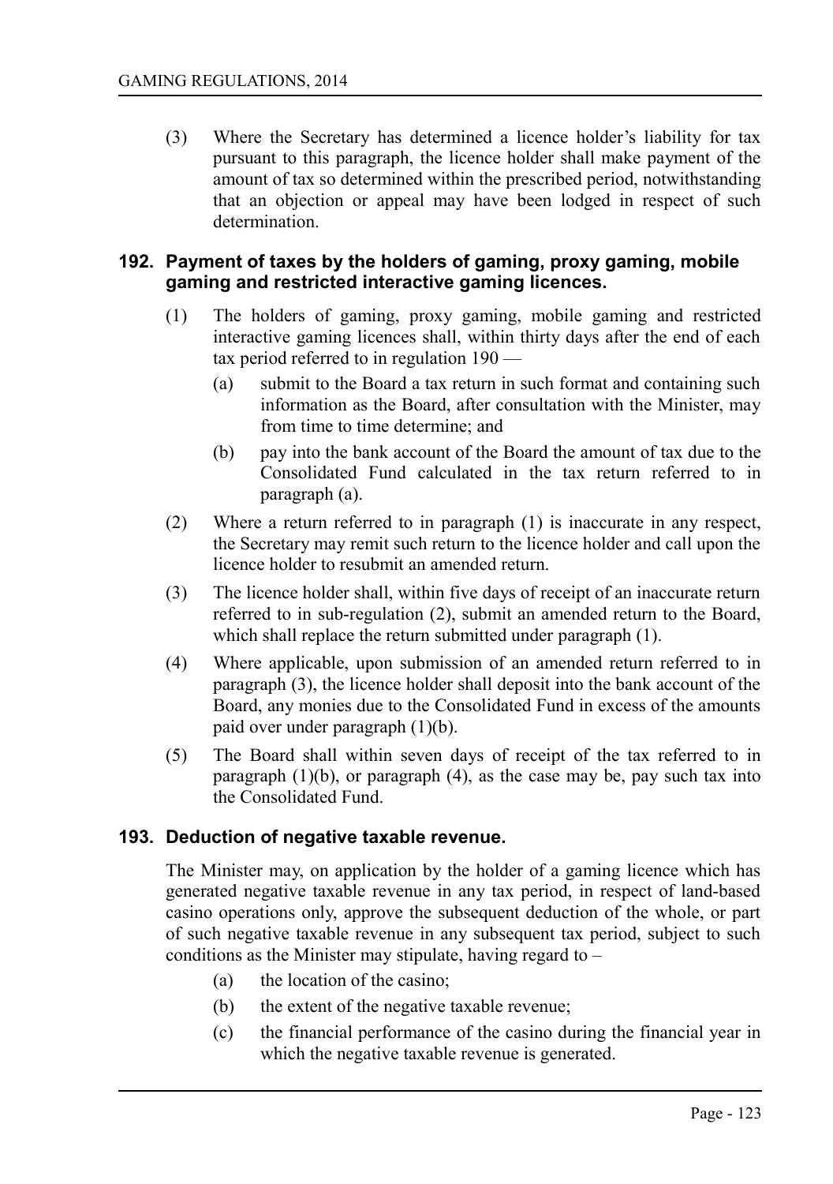(3) Where the Secretary has determined a licence holder's liability for tax pursuant to this paragraph, the licence holder shall make payment of the amount of tax so determined within the prescribed period, notwithstanding that an objection or appeal may have been lodged in respect of such determination.

### 192. Payment of taxes by the holders of gaming, proxy gaming, mobile gaming and restricted interactive gaming licences.

(1) The holders of gaming, proxy gaming, mobile gaming and restricted interactive gaming licences shall, within thirty days after the end of each tax period referred to in regulation 190 —

(a) submit to the Board a tax return in such format and containing such information as the Board, after consultation with the Minister, may from time to time determine; and

(b) pay into the bank account of the Board the amount of tax due to the Consolidated Fund calculated in the tax return referred to in paragraph (a).

(2) Where a return referred to in paragraph (1) is inaccurate in any respect, the Secretary may remit such return to the licence holder and call upon the licence holder to resubmit an amended return.

(3) The licence holder shall, within five days of receipt of an inaccurate return referred to in sub-regulation (2), submit an amended return to the Board, which shall replace the return submitted under paragraph (1).

(4) Where applicable, upon submission of an amended return referred to in paragraph (3), the licence holder shall deposit into the bank account of the Board, any monies due to the Consolidated Fund in excess of the amounts paid over under paragraph (1)(b).

(5) The Board shall within seven days of receipt of the tax referred to in paragraph (1)(b), or paragraph (4), as the case may be, pay such tax into the Consolidated Fund.

### 193. Deduction of negative taxable revenue.

The Minister may, on application by the holder of a gaming licence which has generated negative taxable revenue in any tax period, in respect of land-based casino operations only, approve the subsequent deduction of the whole, or part of such negative taxable revenue in any subsequent tax period, subject to such conditions as the Minister may stipulate, having regard to –

(a) the location of the casino;

(b) the extent of the negative taxable revenue;

(c) the financial performance of the casino during the financial year in which the negative taxable revenue is generated.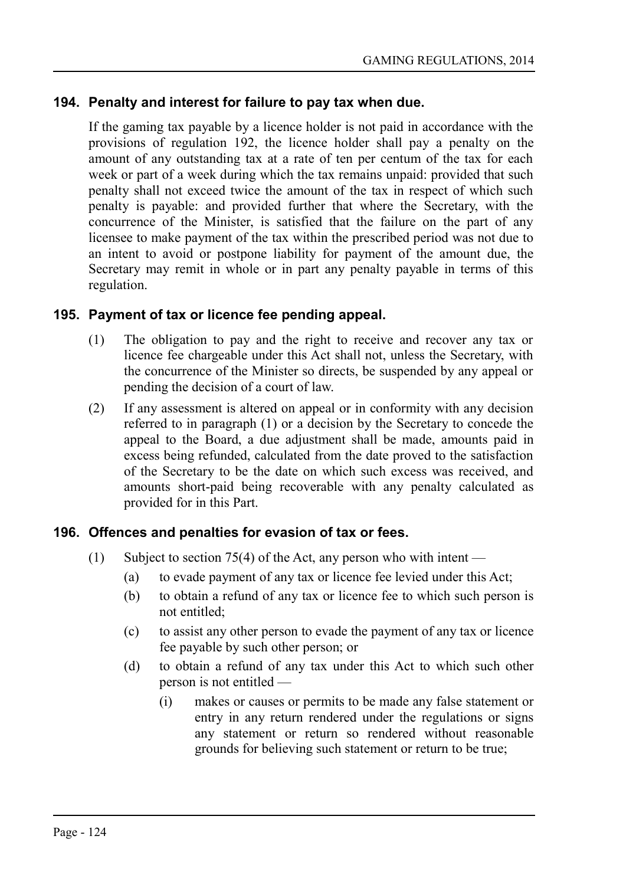### 194. Penalty and interest for failure to pay tax when due.

If the gaming tax payable by a licence holder is not paid in accordance with the provisions of regulation 192, the licence holder shall pay a penalty on the amount of any outstanding tax at a rate of ten per centum of the tax for each week or part of a week during which the tax remains unpaid: provided that such penalty shall not exceed twice the amount of the tax in respect of which such penalty is payable: and provided further that where the Secretary, with the concurrence of the Minister, is satisfied that the failure on the part of any licensee to make payment of the tax within the prescribed period was not due to an intent to avoid or postpone liability for payment of the amount due, the Secretary may remit in whole or in part any penalty payable in terms of this regulation.

### 195. Payment of tax or licence fee pending appeal.

(1) The obligation to pay and the right to receive and recover any tax or licence fee chargeable under this Act shall not, unless the Secretary, with the concurrence of the Minister so directs, be suspended by any appeal or pending the decision of a court of law.

(2) If any assessment is altered on appeal or in conformity with any decision referred to in paragraph (1) or a decision by the Secretary to concede the appeal to the Board, a due adjustment shall be made, amounts paid in excess being refunded, calculated from the date proved to the satisfaction of the Secretary to be the date on which such excess was received, and amounts short-paid being recoverable with any penalty calculated as provided for in this Part.

### 196. Offences and penalties for evasion of tax or fees.

(1) Subject to section 75(4) of the Act, any person who with intent —

- (a) to evade payment of any tax or licence fee levied under this Act;
- (b) to obtain a refund of any tax or licence fee to which such person is not entitled;
- (c) to assist any other person to evade the payment of any tax or licence fee payable by such other person; or
- (d) to obtain a refund of any tax under this Act to which such other person is not entitled —
  - (i) makes or causes or permits to be made any false statement or entry in any return rendered under the regulations or signs any statement or return so rendered without reasonable grounds for believing such statement or return to be true;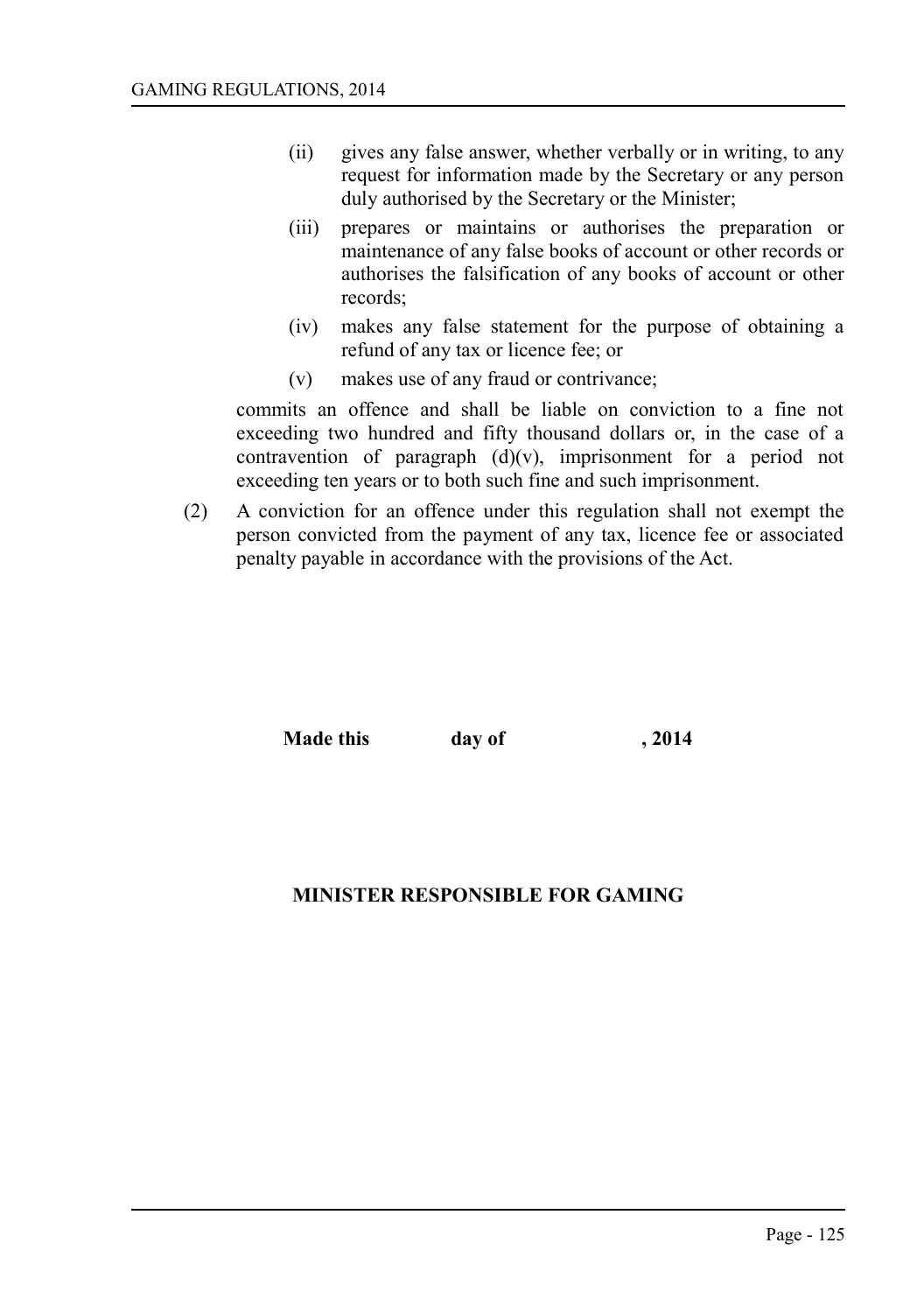(ii) gives any false answer, whether verbally or in writing, to any request for information made by the Secretary or any person duly authorised by the Secretary or the Minister;

(iii) prepares or maintains or authorises the preparation or maintenance of any false books of account or other records or authorises the falsification of any books of account or other records;

(iv) makes any false statement for the purpose of obtaining a refund of any tax or licence fee; or

(v) makes use of any fraud or contrivance;

commits an offence and shall be liable on conviction to a fine not exceeding two hundred and fifty thousand dollars or, in the case of a contravention of paragraph (d)(v), imprisonment for a period not exceeding ten years or to both such fine and such imprisonment.

(2) A conviction for an offence under this regulation shall not exempt the person convicted from the payment of any tax, licence fee or associated penalty payable in accordance with the provisions of the Act.

**Made this day of , 2014**

**MINISTER RESPONSIBLE FOR GAMING**